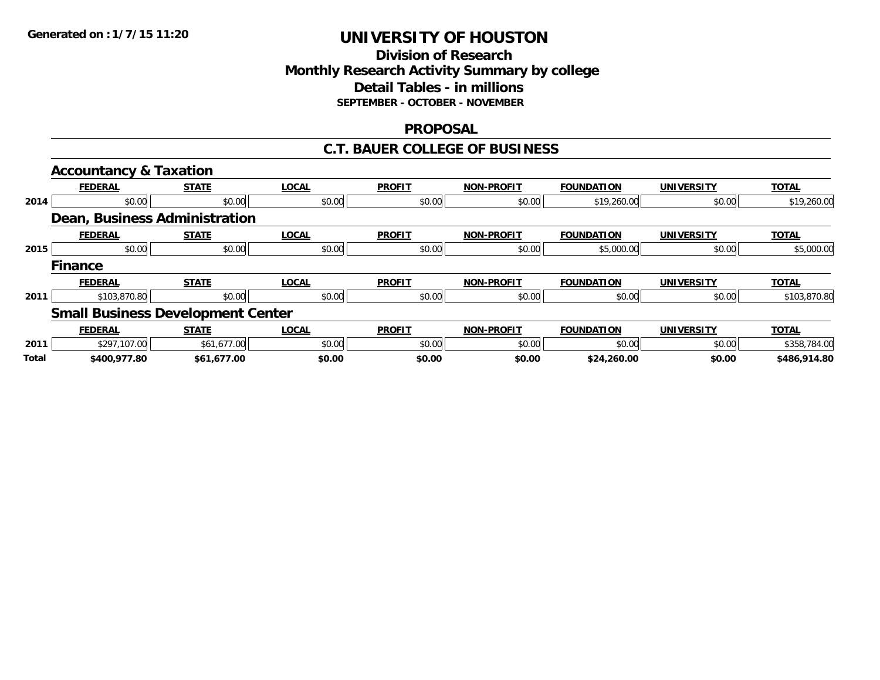Generated on :1/7/15 11:20

# UNIVERSITY OF HOUSTON

## Division of Research
## Monthly Research Activity Summary by college
## Detail Tables - in millions
### SEPTEMBER - OCTOBER - NOVEMBER

## PROPOSAL

## C.T. BAUER COLLEGE OF BUSINESS

### Accountancy & Taxation

| | FEDERAL | STATE | LOCAL | PROFIT | NON-PROFIT | FOUNDATION | UNIVERSITY | TOTAL |
|---|---|---|---|---|---|---|---|---|
| 2014 | $0.00 | $0.00 | $0.00 | $0.00 | $0.00 | $19,260.00 | $0.00 | $19,260.00 |

### Dean, Business Administration

| | FEDERAL | STATE | LOCAL | PROFIT | NON-PROFIT | FOUNDATION | UNIVERSITY | TOTAL |
|---|---|---|---|---|---|---|---|---|
| 2015 | $0.00 | $0.00 | $0.00 | $0.00 | $0.00 | $5,000.00 | $0.00 | $5,000.00 |

### Finance

| | FEDERAL | STATE | LOCAL | PROFIT | NON-PROFIT | FOUNDATION | UNIVERSITY | TOTAL |
|---|---|---|---|---|---|---|---|---|
| 2011 | $103,870.80 | $0.00 | $0.00 | $0.00 | $0.00 | $0.00 | $0.00 | $103,870.80 |

### Small Business Development Center

| | FEDERAL | STATE | LOCAL | PROFIT | NON-PROFIT | FOUNDATION | UNIVERSITY | TOTAL |
|---|---|---|---|---|---|---|---|---|
| 2011 | $297,107.00 | $61,677.00 | $0.00 | $0.00 | $0.00 | $0.00 | $0.00 | $358,784.00 |
| **Total** | **$400,977.80** | **$61,677.00** | **$0.00** | **$0.00** | **$0.00** | **$24,260.00** | **$0.00** | **$486,914.80** |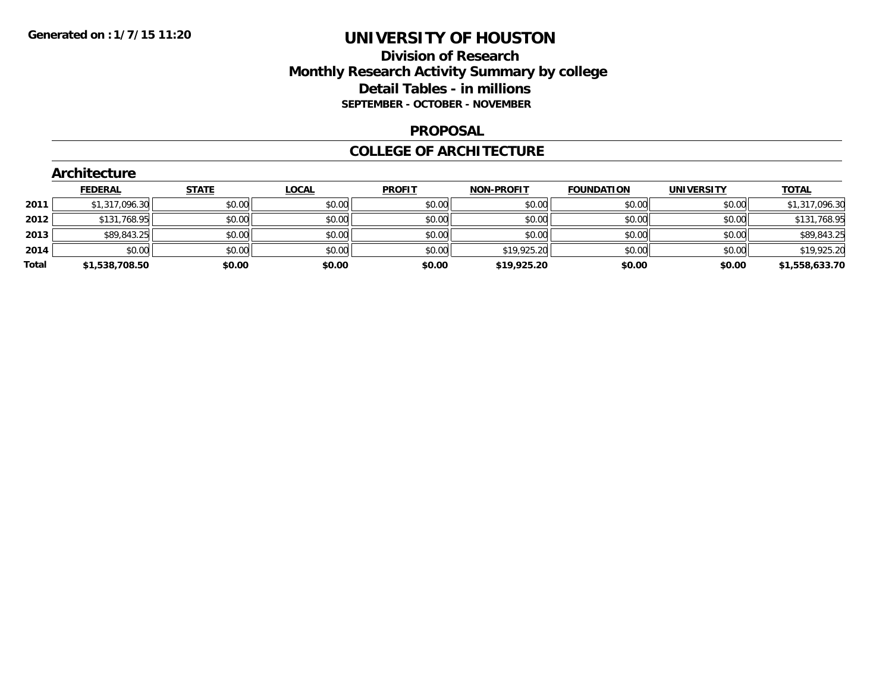Generated on :1/7/15 11:20

# UNIVERSITY OF HOUSTON

## Division of Research
## Monthly Research Activity Summary by college
## Detail Tables - in millions
### SEPTEMBER - OCTOBER - NOVEMBER

## PROPOSAL

## COLLEGE OF ARCHITECTURE

### Architecture

| | FEDERAL | STATE | LOCAL | PROFIT | NON-PROFIT | FOUNDATION | UNIVERSITY | TOTAL |
|---|---|---|---|---|---|---|---|---|
| 2011 | $1,317,096.30 | $0.00 | $0.00 | $0.00 | $0.00 | $0.00 | $0.00 | $1,317,096.30 |
| 2012 | $131,768.95 | $0.00 | $0.00 | $0.00 | $0.00 | $0.00 | $0.00 | $131,768.95 |
| 2013 | $89,843.25 | $0.00 | $0.00 | $0.00 | $0.00 | $0.00 | $0.00 | $89,843.25 |
| 2014 | $0.00 | $0.00 | $0.00 | $0.00 | $19,925.20 | $0.00 | $0.00 | $19,925.20 |
| **Total** | **$1,538,708.50** | **$0.00** | **$0.00** | **$0.00** | **$19,925.20** | **$0.00** | **$0.00** | **$1,558,633.70** |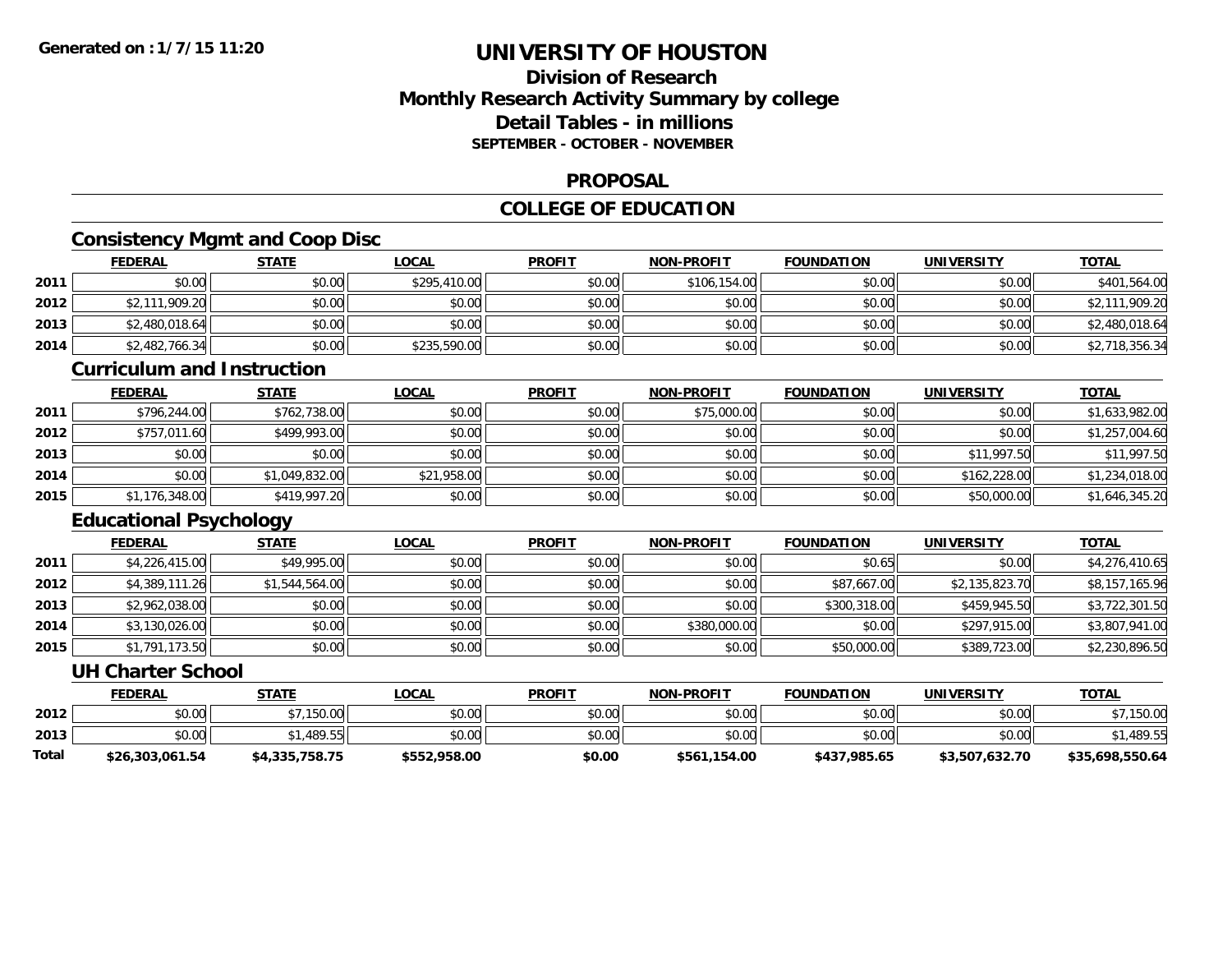# UNIVERSITY OF HOUSTON

## Division of Research
## Monthly Research Activity Summary by college
## Detail Tables - in millions
### SEPTEMBER - OCTOBER - NOVEMBER

## PROPOSAL

## COLLEGE OF EDUCATION

### Consistency Mgmt and Coop Disc

| | FEDERAL | STATE | LOCAL | PROFIT | NON-PROFIT | FOUNDATION | UNIVERSITY | TOTAL |
|---|---|---|---|---|---|---|---|---|
| 2011 | $0.00 | $0.00 | $295,410.00 | $0.00 | $106,154.00 | $0.00 | $0.00 | $401,564.00 |
| 2012 | $2,111,909.20 | $0.00 | $0.00 | $0.00 | $0.00 | $0.00 | $0.00 | $2,111,909.20 |
| 2013 | $2,480,018.64 | $0.00 | $0.00 | $0.00 | $0.00 | $0.00 | $0.00 | $2,480,018.64 |
| 2014 | $2,482,766.34 | $0.00 | $235,590.00 | $0.00 | $0.00 | $0.00 | $0.00 | $2,718,356.34 |

### Curriculum and Instruction

| | FEDERAL | STATE | LOCAL | PROFIT | NON-PROFIT | FOUNDATION | UNIVERSITY | TOTAL |
|---|---|---|---|---|---|---|---|---|
| 2011 | $796,244.00 | $762,738.00 | $0.00 | $0.00 | $75,000.00 | $0.00 | $0.00 | $1,633,982.00 |
| 2012 | $757,011.60 | $499,993.00 | $0.00 | $0.00 | $0.00 | $0.00 | $0.00 | $1,257,004.60 |
| 2013 | $0.00 | $0.00 | $0.00 | $0.00 | $0.00 | $0.00 | $11,997.50 | $11,997.50 |
| 2014 | $0.00 | $1,049,832.00 | $21,958.00 | $0.00 | $0.00 | $0.00 | $162,228.00 | $1,234,018.00 |
| 2015 | $1,176,348.00 | $419,997.20 | $0.00 | $0.00 | $0.00 | $0.00 | $50,000.00 | $1,646,345.20 |

### Educational Psychology

| | FEDERAL | STATE | LOCAL | PROFIT | NON-PROFIT | FOUNDATION | UNIVERSITY | TOTAL |
|---|---|---|---|---|---|---|---|---|
| 2011 | $4,226,415.00 | $49,995.00 | $0.00 | $0.00 | $0.00 | $0.65 | $0.00 | $4,276,410.65 |
| 2012 | $4,389,111.26 | $1,544,564.00 | $0.00 | $0.00 | $0.00 | $87,667.00 | $2,135,823.70 | $8,157,165.96 |
| 2013 | $2,962,038.00 | $0.00 | $0.00 | $0.00 | $0.00 | $300,318.00 | $459,945.50 | $3,722,301.50 |
| 2014 | $3,130,026.00 | $0.00 | $0.00 | $0.00 | $380,000.00 | $0.00 | $297,915.00 | $3,807,941.00 |
| 2015 | $1,791,173.50 | $0.00 | $0.00 | $0.00 | $0.00 | $50,000.00 | $389,723.00 | $2,230,896.50 |

### UH Charter School

| | FEDERAL | STATE | LOCAL | PROFIT | NON-PROFIT | FOUNDATION | UNIVERSITY | TOTAL |
|---|---|---|---|---|---|---|---|---|
| 2012 | $0.00 | $7,150.00 | $0.00 | $0.00 | $0.00 | $0.00 | $0.00 | $7,150.00 |
| 2013 | $0.00 | $1,489.55 | $0.00 | $0.00 | $0.00 | $0.00 | $0.00 | $1,489.55 |
| **Total** | **$26,303,061.54** | **$4,335,758.75** | **$552,958.00** | **$0.00** | **$561,154.00** | **$437,985.65** | **$3,507,632.70** | **$35,698,550.64** |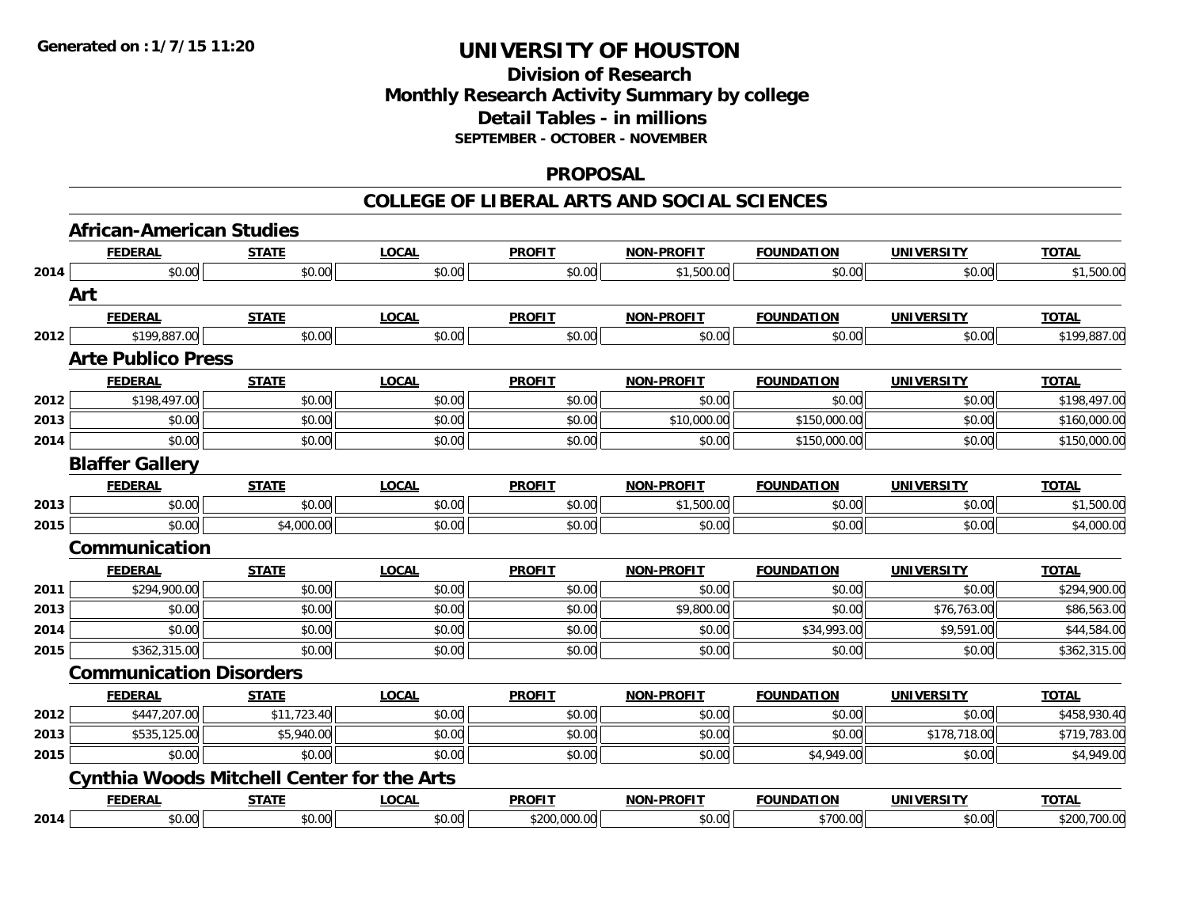Generated on :1/7/15 11:20

# UNIVERSITY OF HOUSTON

## Division of Research
## Monthly Research Activity Summary by college
## Detail Tables - in millions
### SEPTEMBER - OCTOBER - NOVEMBER

## PROPOSAL

## COLLEGE OF LIBERAL ARTS AND SOCIAL SCIENCES

### African-American Studies

| | FEDERAL | STATE | LOCAL | PROFIT | NON-PROFIT | FOUNDATION | UNIVERSITY | TOTAL |
|---|---|---|---|---|---|---|---|---|
| 2014 | $0.00 | $0.00 | $0.00 | $0.00 | $1,500.00 | $0.00 | $0.00 | $1,500.00 |

### Art

| | FEDERAL | STATE | LOCAL | PROFIT | NON-PROFIT | FOUNDATION | UNIVERSITY | TOTAL |
|---|---|---|---|---|---|---|---|---|
| 2012 | $199,887.00 | $0.00 | $0.00 | $0.00 | $0.00 | $0.00 | $0.00 | $199,887.00 |

### Arte Publico Press

| | FEDERAL | STATE | LOCAL | PROFIT | NON-PROFIT | FOUNDATION | UNIVERSITY | TOTAL |
|---|---|---|---|---|---|---|---|---|
| 2012 | $198,497.00 | $0.00 | $0.00 | $0.00 | $0.00 | $0.00 | $0.00 | $198,497.00 |
| 2013 | $0.00 | $0.00 | $0.00 | $0.00 | $10,000.00 | $150,000.00 | $0.00 | $160,000.00 |
| 2014 | $0.00 | $0.00 | $0.00 | $0.00 | $0.00 | $150,000.00 | $0.00 | $150,000.00 |

### Blaffer Gallery

| | FEDERAL | STATE | LOCAL | PROFIT | NON-PROFIT | FOUNDATION | UNIVERSITY | TOTAL |
|---|---|---|---|---|---|---|---|---|
| 2013 | $0.00 | $0.00 | $0.00 | $0.00 | $1,500.00 | $0.00 | $0.00 | $1,500.00 |
| 2015 | $0.00 | $4,000.00 | $0.00 | $0.00 | $0.00 | $0.00 | $0.00 | $4,000.00 |

### Communication

| | FEDERAL | STATE | LOCAL | PROFIT | NON-PROFIT | FOUNDATION | UNIVERSITY | TOTAL |
|---|---|---|---|---|---|---|---|---|
| 2011 | $294,900.00 | $0.00 | $0.00 | $0.00 | $0.00 | $0.00 | $0.00 | $294,900.00 |
| 2013 | $0.00 | $0.00 | $0.00 | $0.00 | $9,800.00 | $0.00 | $76,763.00 | $86,563.00 |
| 2014 | $0.00 | $0.00 | $0.00 | $0.00 | $0.00 | $34,993.00 | $9,591.00 | $44,584.00 |
| 2015 | $362,315.00 | $0.00 | $0.00 | $0.00 | $0.00 | $0.00 | $0.00 | $362,315.00 |

### Communication Disorders

| | FEDERAL | STATE | LOCAL | PROFIT | NON-PROFIT | FOUNDATION | UNIVERSITY | TOTAL |
|---|---|---|---|---|---|---|---|---|
| 2012 | $447,207.00 | $11,723.40 | $0.00 | $0.00 | $0.00 | $0.00 | $0.00 | $458,930.40 |
| 2013 | $535,125.00 | $5,940.00 | $0.00 | $0.00 | $0.00 | $0.00 | $178,718.00 | $719,783.00 |
| 2015 | $0.00 | $0.00 | $0.00 | $0.00 | $0.00 | $4,949.00 | $0.00 | $4,949.00 |

### Cynthia Woods Mitchell Center for the Arts

| | FEDERAL | STATE | LOCAL | PROFIT | NON-PROFIT | FOUNDATION | UNIVERSITY | TOTAL |
|---|---|---|---|---|---|---|---|---|
| 2014 | $0.00 | $0.00 | $0.00 | $200,000.00 | $0.00 | $700.00 | $0.00 | $200,700.00 |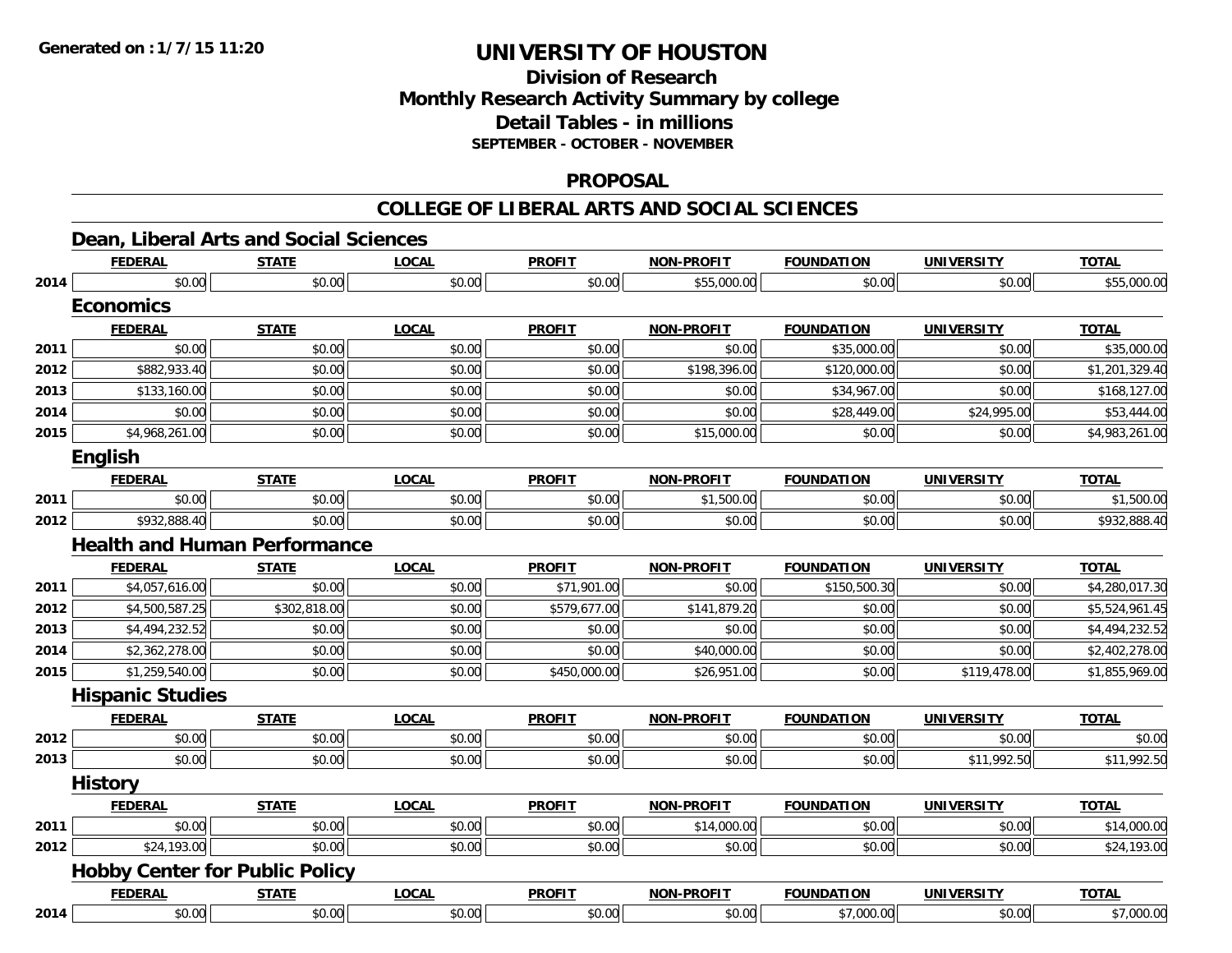**Generated on :1/7/15 11:20**

# UNIVERSITY OF HOUSTON

## Division of Research
## Monthly Research Activity Summary by college
## Detail Tables - in millions
### SEPTEMBER - OCTOBER - NOVEMBER

## PROPOSAL

## COLLEGE OF LIBERAL ARTS AND SOCIAL SCIENCES

### Dean, Liberal Arts and Social Sciences

| | FEDERAL | STATE | LOCAL | PROFIT | NON-PROFIT | FOUNDATION | UNIVERSITY | TOTAL |
|---|---|---|---|---|---|---|---|---|
| 2014 | $0.00 | $0.00 | $0.00 | $0.00 | $55,000.00 | $0.00 | $0.00 | $55,000.00 |

### Economics

| | FEDERAL | STATE | LOCAL | PROFIT | NON-PROFIT | FOUNDATION | UNIVERSITY | TOTAL |
|---|---|---|---|---|---|---|---|---|
| 2011 | $0.00 | $0.00 | $0.00 | $0.00 | $0.00 | $35,000.00 | $0.00 | $35,000.00 |
| 2012 | $882,933.40 | $0.00 | $0.00 | $0.00 | $198,396.00 | $120,000.00 | $0.00 | $1,201,329.40 |
| 2013 | $133,160.00 | $0.00 | $0.00 | $0.00 | $0.00 | $34,967.00 | $0.00 | $168,127.00 |
| 2014 | $0.00 | $0.00 | $0.00 | $0.00 | $0.00 | $28,449.00 | $24,995.00 | $53,444.00 |
| 2015 | $4,968,261.00 | $0.00 | $0.00 | $0.00 | $15,000.00 | $0.00 | $0.00 | $4,983,261.00 |

### English

| | FEDERAL | STATE | LOCAL | PROFIT | NON-PROFIT | FOUNDATION | UNIVERSITY | TOTAL |
|---|---|---|---|---|---|---|---|---|
| 2011 | $0.00 | $0.00 | $0.00 | $0.00 | $1,500.00 | $0.00 | $0.00 | $1,500.00 |
| 2012 | $932,888.40 | $0.00 | $0.00 | $0.00 | $0.00 | $0.00 | $0.00 | $932,888.40 |

### Health and Human Performance

| | FEDERAL | STATE | LOCAL | PROFIT | NON-PROFIT | FOUNDATION | UNIVERSITY | TOTAL |
|---|---|---|---|---|---|---|---|---|
| 2011 | $4,057,616.00 | $0.00 | $0.00 | $71,901.00 | $0.00 | $150,500.30 | $0.00 | $4,280,017.30 |
| 2012 | $4,500,587.25 | $302,818.00 | $0.00 | $579,677.00 | $141,879.20 | $0.00 | $0.00 | $5,524,961.45 |
| 2013 | $4,494,232.52 | $0.00 | $0.00 | $0.00 | $0.00 | $0.00 | $0.00 | $4,494,232.52 |
| 2014 | $2,362,278.00 | $0.00 | $0.00 | $0.00 | $40,000.00 | $0.00 | $0.00 | $2,402,278.00 |
| 2015 | $1,259,540.00 | $0.00 | $0.00 | $450,000.00 | $26,951.00 | $0.00 | $119,478.00 | $1,855,969.00 |

### Hispanic Studies

| | FEDERAL | STATE | LOCAL | PROFIT | NON-PROFIT | FOUNDATION | UNIVERSITY | TOTAL |
|---|---|---|---|---|---|---|---|---|
| 2012 | $0.00 | $0.00 | $0.00 | $0.00 | $0.00 | $0.00 | $0.00 | $0.00 |
| 2013 | $0.00 | $0.00 | $0.00 | $0.00 | $0.00 | $0.00 | $11,992.50 | $11,992.50 |

### History

| | FEDERAL | STATE | LOCAL | PROFIT | NON-PROFIT | FOUNDATION | UNIVERSITY | TOTAL |
|---|---|---|---|---|---|---|---|---|
| 2011 | $0.00 | $0.00 | $0.00 | $0.00 | $14,000.00 | $0.00 | $0.00 | $14,000.00 |
| 2012 | $24,193.00 | $0.00 | $0.00 | $0.00 | $0.00 | $0.00 | $0.00 | $24,193.00 |

### Hobby Center for Public Policy

| | FEDERAL | STATE | LOCAL | PROFIT | NON-PROFIT | FOUNDATION | UNIVERSITY | TOTAL |
|---|---|---|---|---|---|---|---|---|
| 2014 | $0.00 | $0.00 | $0.00 | $0.00 | $0.00 | $7,000.00 | $0.00 | $7,000.00 |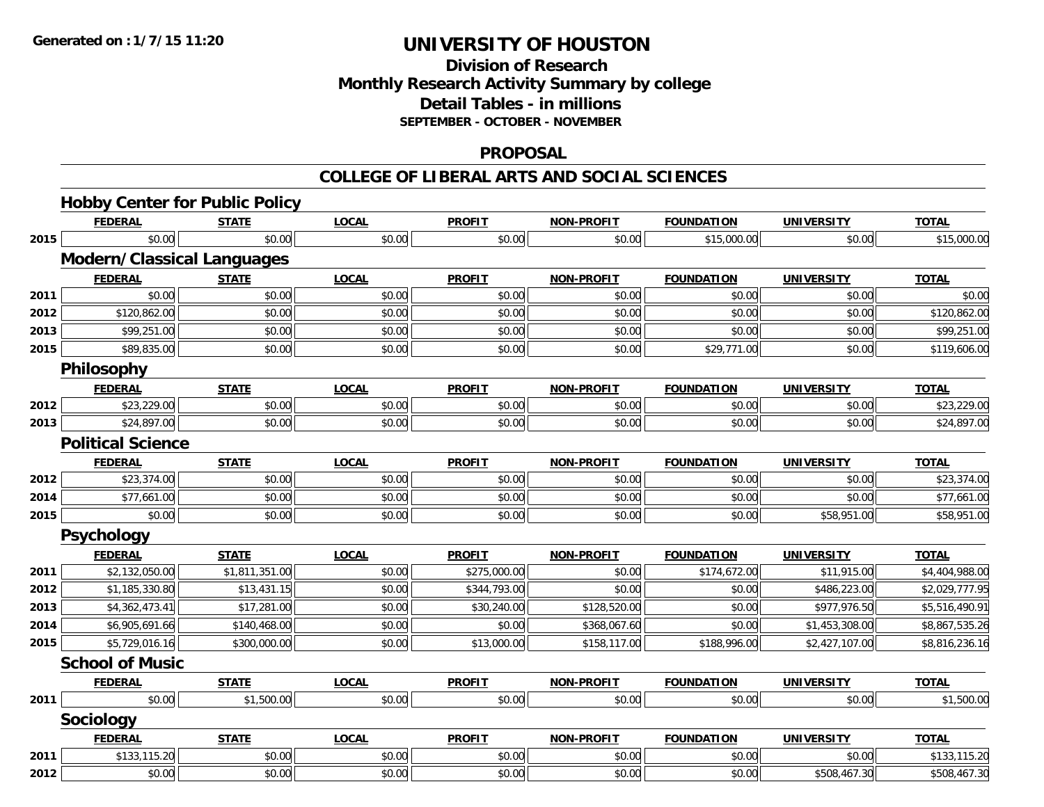**Generated on : 1/7/15 11:20**

# UNIVERSITY OF HOUSTON

## Division of Research
## Monthly Research Activity Summary by college
## Detail Tables - in millions
**SEPTEMBER - OCTOBER - NOVEMBER**

## PROPOSAL

## COLLEGE OF LIBERAL ARTS AND SOCIAL SCIENCES

### Hobby Center for Public Policy

| | FEDERAL | STATE | LOCAL | PROFIT | NON-PROFIT | FOUNDATION | UNIVERSITY | TOTAL |
|---|---|---|---|---|---|---|---|---|
| 2015 | $0.00 | $0.00 | $0.00 | $0.00 | $0.00 | $15,000.00 | $0.00 | $15,000.00 |

### Modern/Classical Languages

| | FEDERAL | STATE | LOCAL | PROFIT | NON-PROFIT | FOUNDATION | UNIVERSITY | TOTAL |
|---|---|---|---|---|---|---|---|---|
| 2011 | $0.00 | $0.00 | $0.00 | $0.00 | $0.00 | $0.00 | $0.00 | $0.00 |
| 2012 | $120,862.00 | $0.00 | $0.00 | $0.00 | $0.00 | $0.00 | $0.00 | $120,862.00 |
| 2013 | $99,251.00 | $0.00 | $0.00 | $0.00 | $0.00 | $0.00 | $0.00 | $99,251.00 |
| 2015 | $89,835.00 | $0.00 | $0.00 | $0.00 | $0.00 | $29,771.00 | $0.00 | $119,606.00 |

### Philosophy

| | FEDERAL | STATE | LOCAL | PROFIT | NON-PROFIT | FOUNDATION | UNIVERSITY | TOTAL |
|---|---|---|---|---|---|---|---|---|
| 2012 | $23,229.00 | $0.00 | $0.00 | $0.00 | $0.00 | $0.00 | $0.00 | $23,229.00 |
| 2013 | $24,897.00 | $0.00 | $0.00 | $0.00 | $0.00 | $0.00 | $0.00 | $24,897.00 |

### Political Science

| | FEDERAL | STATE | LOCAL | PROFIT | NON-PROFIT | FOUNDATION | UNIVERSITY | TOTAL |
|---|---|---|---|---|---|---|---|---|
| 2012 | $23,374.00 | $0.00 | $0.00 | $0.00 | $0.00 | $0.00 | $0.00 | $23,374.00 |
| 2014 | $77,661.00 | $0.00 | $0.00 | $0.00 | $0.00 | $0.00 | $0.00 | $77,661.00 |
| 2015 | $0.00 | $0.00 | $0.00 | $0.00 | $0.00 | $0.00 | $58,951.00 | $58,951.00 |

### Psychology

| | FEDERAL | STATE | LOCAL | PROFIT | NON-PROFIT | FOUNDATION | UNIVERSITY | TOTAL |
|---|---|---|---|---|---|---|---|---|
| 2011 | $2,132,050.00 | $1,811,351.00 | $0.00 | $275,000.00 | $0.00 | $174,672.00 | $11,915.00 | $4,404,988.00 |
| 2012 | $1,185,330.80 | $13,431.15 | $0.00 | $344,793.00 | $0.00 | $0.00 | $486,223.00 | $2,029,777.95 |
| 2013 | $4,362,473.41 | $17,281.00 | $0.00 | $30,240.00 | $128,520.00 | $0.00 | $977,976.50 | $5,516,490.91 |
| 2014 | $6,905,691.66 | $140,468.00 | $0.00 | $0.00 | $368,067.60 | $0.00 | $1,453,308.00 | $8,867,535.26 |
| 2015 | $5,729,016.16 | $300,000.00 | $0.00 | $13,000.00 | $158,117.00 | $188,996.00 | $2,427,107.00 | $8,816,236.16 |

### School of Music

| | FEDERAL | STATE | LOCAL | PROFIT | NON-PROFIT | FOUNDATION | UNIVERSITY | TOTAL |
|---|---|---|---|---|---|---|---|---|
| 2011 | $0.00 | $1,500.00 | $0.00 | $0.00 | $0.00 | $0.00 | $0.00 | $1,500.00 |

### Sociology

| | FEDERAL | STATE | LOCAL | PROFIT | NON-PROFIT | FOUNDATION | UNIVERSITY | TOTAL |
|---|---|---|---|---|---|---|---|---|
| 2011 | $133,115.20 | $0.00 | $0.00 | $0.00 | $0.00 | $0.00 | $0.00 | $133,115.20 |
| 2012 | $0.00 | $0.00 | $0.00 | $0.00 | $0.00 | $0.00 | $508,467.30 | $508,467.30 |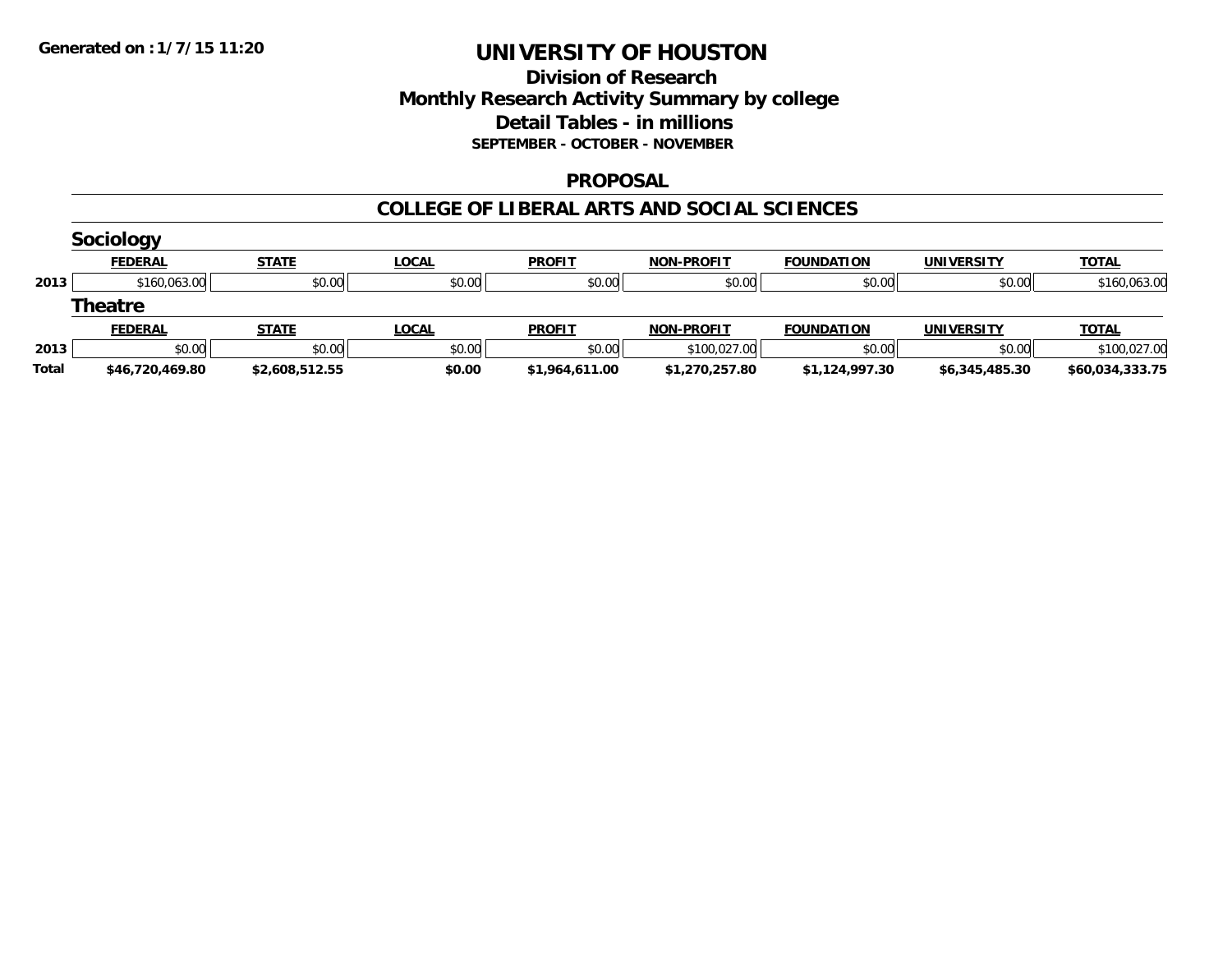**Generated on :1/7/15 11:20**

# UNIVERSITY OF HOUSTON

## Division of Research
## Monthly Research Activity Summary by college
## Detail Tables - in millions
### SEPTEMBER - OCTOBER - NOVEMBER

## PROPOSAL

## COLLEGE OF LIBERAL ARTS AND SOCIAL SCIENCES

### Sociology

| | FEDERAL | STATE | LOCAL | PROFIT | NON-PROFIT | FOUNDATION | UNIVERSITY | TOTAL |
|---|---|---|---|---|---|---|---|---|
| 2013 | $160,063.00 | $0.00 | $0.00 | $0.00 | $0.00 | $0.00 | $0.00 | $160,063.00 |

### Theatre

| | FEDERAL | STATE | LOCAL | PROFIT | NON-PROFIT | FOUNDATION | UNIVERSITY | TOTAL |
|---|---|---|---|---|---|---|---|---|
| 2013 | $0.00 | $0.00 | $0.00 | $0.00 | $100,027.00 | $0.00 | $0.00 | $100,027.00 |
| **Total** | **$46,720,469.80** | **$2,608,512.55** | **$0.00** | **$1,964,611.00** | **$1,270,257.80** | **$1,124,997.30** | **$6,345,485.30** | **$60,034,333.75** |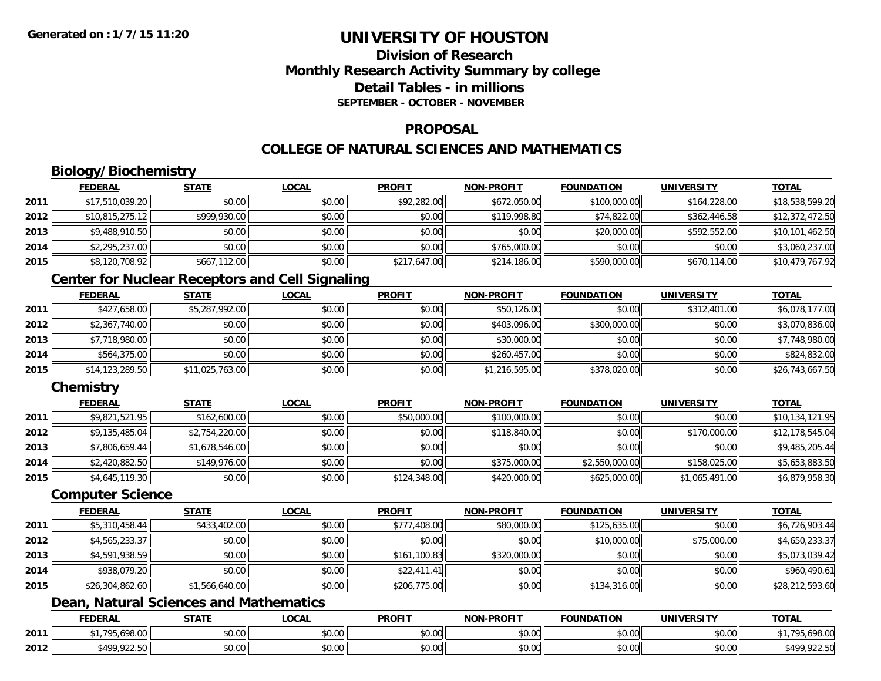# UNIVERSITY OF HOUSTON

## Division of Research
## Monthly Research Activity Summary by college
## Detail Tables - in millions
### SEPTEMBER - OCTOBER - NOVEMBER

Generated on : 1/7/15 11:20

## PROPOSAL

## COLLEGE OF NATURAL SCIENCES AND MATHEMATICS

### Biology/Biochemistry

| | FEDERAL | STATE | LOCAL | PROFIT | NON-PROFIT | FOUNDATION | UNIVERSITY | TOTAL |
|---|---|---|---|---|---|---|---|---|
| 2011 | $17,510,039.20 | $0.00 | $0.00 | $92,282.00 | $672,050.00 | $100,000.00 | $164,228.00 | $18,538,599.20 |
| 2012 | $10,815,275.12 | $999,930.00 | $0.00 | $0.00 | $119,998.80 | $74,822.00 | $362,446.58 | $12,372,472.50 |
| 2013 | $9,488,910.50 | $0.00 | $0.00 | $0.00 | $0.00 | $20,000.00 | $592,552.00 | $10,101,462.50 |
| 2014 | $2,295,237.00 | $0.00 | $0.00 | $0.00 | $765,000.00 | $0.00 | $0.00 | $3,060,237.00 |
| 2015 | $8,120,708.92 | $667,112.00 | $0.00 | $217,647.00 | $214,186.00 | $590,000.00 | $670,114.00 | $10,479,767.92 |

### Center for Nuclear Receptors and Cell Signaling

| | FEDERAL | STATE | LOCAL | PROFIT | NON-PROFIT | FOUNDATION | UNIVERSITY | TOTAL |
|---|---|---|---|---|---|---|---|---|
| 2011 | $427,658.00 | $5,287,992.00 | $0.00 | $0.00 | $50,126.00 | $0.00 | $312,401.00 | $6,078,177.00 |
| 2012 | $2,367,740.00 | $0.00 | $0.00 | $0.00 | $403,096.00 | $300,000.00 | $0.00 | $3,070,836.00 |
| 2013 | $7,718,980.00 | $0.00 | $0.00 | $0.00 | $30,000.00 | $0.00 | $0.00 | $7,748,980.00 |
| 2014 | $564,375.00 | $0.00 | $0.00 | $0.00 | $260,457.00 | $0.00 | $0.00 | $824,832.00 |
| 2015 | $14,123,289.50 | $11,025,763.00 | $0.00 | $0.00 | $1,216,595.00 | $378,020.00 | $0.00 | $26,743,667.50 |

### Chemistry

| | FEDERAL | STATE | LOCAL | PROFIT | NON-PROFIT | FOUNDATION | UNIVERSITY | TOTAL |
|---|---|---|---|---|---|---|---|---|
| 2011 | $9,821,521.95 | $162,600.00 | $0.00 | $50,000.00 | $100,000.00 | $0.00 | $0.00 | $10,134,121.95 |
| 2012 | $9,135,485.04 | $2,754,220.00 | $0.00 | $0.00 | $118,840.00 | $0.00 | $170,000.00 | $12,178,545.04 |
| 2013 | $7,806,659.44 | $1,678,546.00 | $0.00 | $0.00 | $0.00 | $0.00 | $0.00 | $9,485,205.44 |
| 2014 | $2,420,882.50 | $149,976.00 | $0.00 | $0.00 | $375,000.00 | $2,550,000.00 | $158,025.00 | $5,653,883.50 |
| 2015 | $4,645,119.30 | $0.00 | $0.00 | $124,348.00 | $420,000.00 | $625,000.00 | $1,065,491.00 | $6,879,958.30 |

### Computer Science

| | FEDERAL | STATE | LOCAL | PROFIT | NON-PROFIT | FOUNDATION | UNIVERSITY | TOTAL |
|---|---|---|---|---|---|---|---|---|
| 2011 | $5,310,458.44 | $433,402.00 | $0.00 | $777,408.00 | $80,000.00 | $125,635.00 | $0.00 | $6,726,903.44 |
| 2012 | $4,565,233.37 | $0.00 | $0.00 | $0.00 | $0.00 | $10,000.00 | $75,000.00 | $4,650,233.37 |
| 2013 | $4,591,938.59 | $0.00 | $0.00 | $161,100.83 | $320,000.00 | $0.00 | $0.00 | $5,073,039.42 |
| 2014 | $938,079.20 | $0.00 | $0.00 | $22,411.41 | $0.00 | $0.00 | $0.00 | $960,490.61 |
| 2015 | $26,304,862.60 | $1,566,640.00 | $0.00 | $206,775.00 | $0.00 | $134,316.00 | $0.00 | $28,212,593.60 |

### Dean, Natural Sciences and Mathematics

| | FEDERAL | STATE | LOCAL | PROFIT | NON-PROFIT | FOUNDATION | UNIVERSITY | TOTAL |
|---|---|---|---|---|---|---|---|---|
| 2011 | $1,795,698.00 | $0.00 | $0.00 | $0.00 | $0.00 | $0.00 | $0.00 | $1,795,698.00 |
| 2012 | $499,922.50 | $0.00 | $0.00 | $0.00 | $0.00 | $0.00 | $0.00 | $499,922.50 |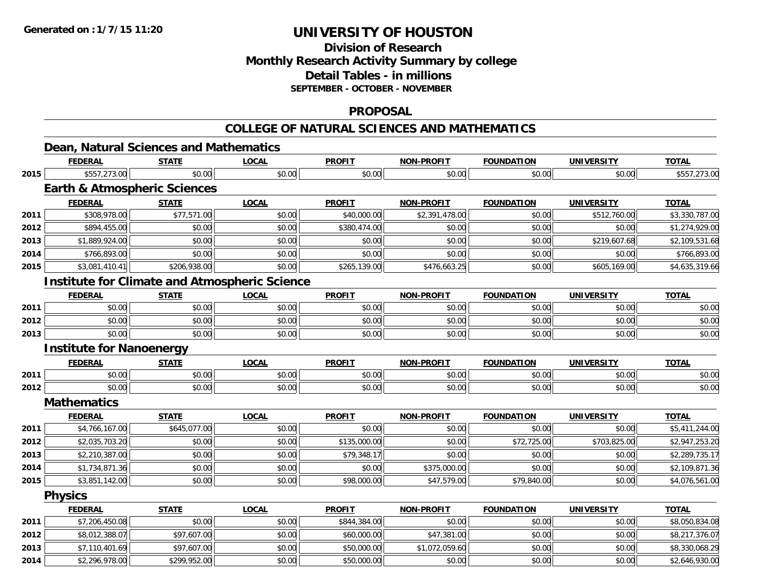**Generated on :1/7/15 11:20**

# UNIVERSITY OF HOUSTON

## Division of Research
## Monthly Research Activity Summary by college
## Detail Tables - in millions
### SEPTEMBER - OCTOBER - NOVEMBER

## PROPOSAL

## COLLEGE OF NATURAL SCIENCES AND MATHEMATICS

### Dean, Natural Sciences and Mathematics

| | FEDERAL | STATE | LOCAL | PROFIT | NON-PROFIT | FOUNDATION | UNIVERSITY | TOTAL |
|---|---|---|---|---|---|---|---|---|
| 2015 | $557,273.00 | $0.00 | $0.00 | $0.00 | $0.00 | $0.00 | $0.00 | $557,273.00 |

### Earth & Atmospheric Sciences

| | FEDERAL | STATE | LOCAL | PROFIT | NON-PROFIT | FOUNDATION | UNIVERSITY | TOTAL |
|---|---|---|---|---|---|---|---|---|
| 2011 | $308,978.00 | $77,571.00 | $0.00 | $40,000.00 | $2,391,478.00 | $0.00 | $512,760.00 | $3,330,787.00 |
| 2012 | $894,455.00 | $0.00 | $0.00 | $380,474.00 | $0.00 | $0.00 | $0.00 | $1,274,929.00 |
| 2013 | $1,889,924.00 | $0.00 | $0.00 | $0.00 | $0.00 | $0.00 | $219,607.68 | $2,109,531.68 |
| 2014 | $766,893.00 | $0.00 | $0.00 | $0.00 | $0.00 | $0.00 | $0.00 | $766,893.00 |
| 2015 | $3,081,410.41 | $206,938.00 | $0.00 | $265,139.00 | $476,663.25 | $0.00 | $605,169.00 | $4,635,319.66 |

### Institute for Climate and Atmospheric Science

| | FEDERAL | STATE | LOCAL | PROFIT | NON-PROFIT | FOUNDATION | UNIVERSITY | TOTAL |
|---|---|---|---|---|---|---|---|---|
| 2011 | $0.00 | $0.00 | $0.00 | $0.00 | $0.00 | $0.00 | $0.00 | $0.00 |
| 2012 | $0.00 | $0.00 | $0.00 | $0.00 | $0.00 | $0.00 | $0.00 | $0.00 |
| 2013 | $0.00 | $0.00 | $0.00 | $0.00 | $0.00 | $0.00 | $0.00 | $0.00 |

### Institute for Nanoenergy

| | FEDERAL | STATE | LOCAL | PROFIT | NON-PROFIT | FOUNDATION | UNIVERSITY | TOTAL |
|---|---|---|---|---|---|---|---|---|
| 2011 | $0.00 | $0.00 | $0.00 | $0.00 | $0.00 | $0.00 | $0.00 | $0.00 |
| 2012 | $0.00 | $0.00 | $0.00 | $0.00 | $0.00 | $0.00 | $0.00 | $0.00 |

### Mathematics

| | FEDERAL | STATE | LOCAL | PROFIT | NON-PROFIT | FOUNDATION | UNIVERSITY | TOTAL |
|---|---|---|---|---|---|---|---|---|
| 2011 | $4,766,167.00 | $645,077.00 | $0.00 | $0.00 | $0.00 | $0.00 | $0.00 | $5,411,244.00 |
| 2012 | $2,035,703.20 | $0.00 | $0.00 | $135,000.00 | $0.00 | $72,725.00 | $703,825.00 | $2,947,253.20 |
| 2013 | $2,210,387.00 | $0.00 | $0.00 | $79,348.17 | $0.00 | $0.00 | $0.00 | $2,289,735.17 |
| 2014 | $1,734,871.36 | $0.00 | $0.00 | $0.00 | $375,000.00 | $0.00 | $0.00 | $2,109,871.36 |
| 2015 | $3,851,142.00 | $0.00 | $0.00 | $98,000.00 | $47,579.00 | $79,840.00 | $0.00 | $4,076,561.00 |

### Physics

| | FEDERAL | STATE | LOCAL | PROFIT | NON-PROFIT | FOUNDATION | UNIVERSITY | TOTAL |
|---|---|---|---|---|---|---|---|---|
| 2011 | $7,206,450.08 | $0.00 | $0.00 | $844,384.00 | $0.00 | $0.00 | $0.00 | $8,050,834.08 |
| 2012 | $8,012,388.07 | $97,607.00 | $0.00 | $60,000.00 | $47,381.00 | $0.00 | $0.00 | $8,217,376.07 |
| 2013 | $7,110,401.69 | $97,607.00 | $0.00 | $50,000.00 | $1,072,059.60 | $0.00 | $0.00 | $8,330,068.29 |
| 2014 | $2,296,978.00 | $299,952.00 | $0.00 | $50,000.00 | $0.00 | $0.00 | $0.00 | $2,646,930.00 |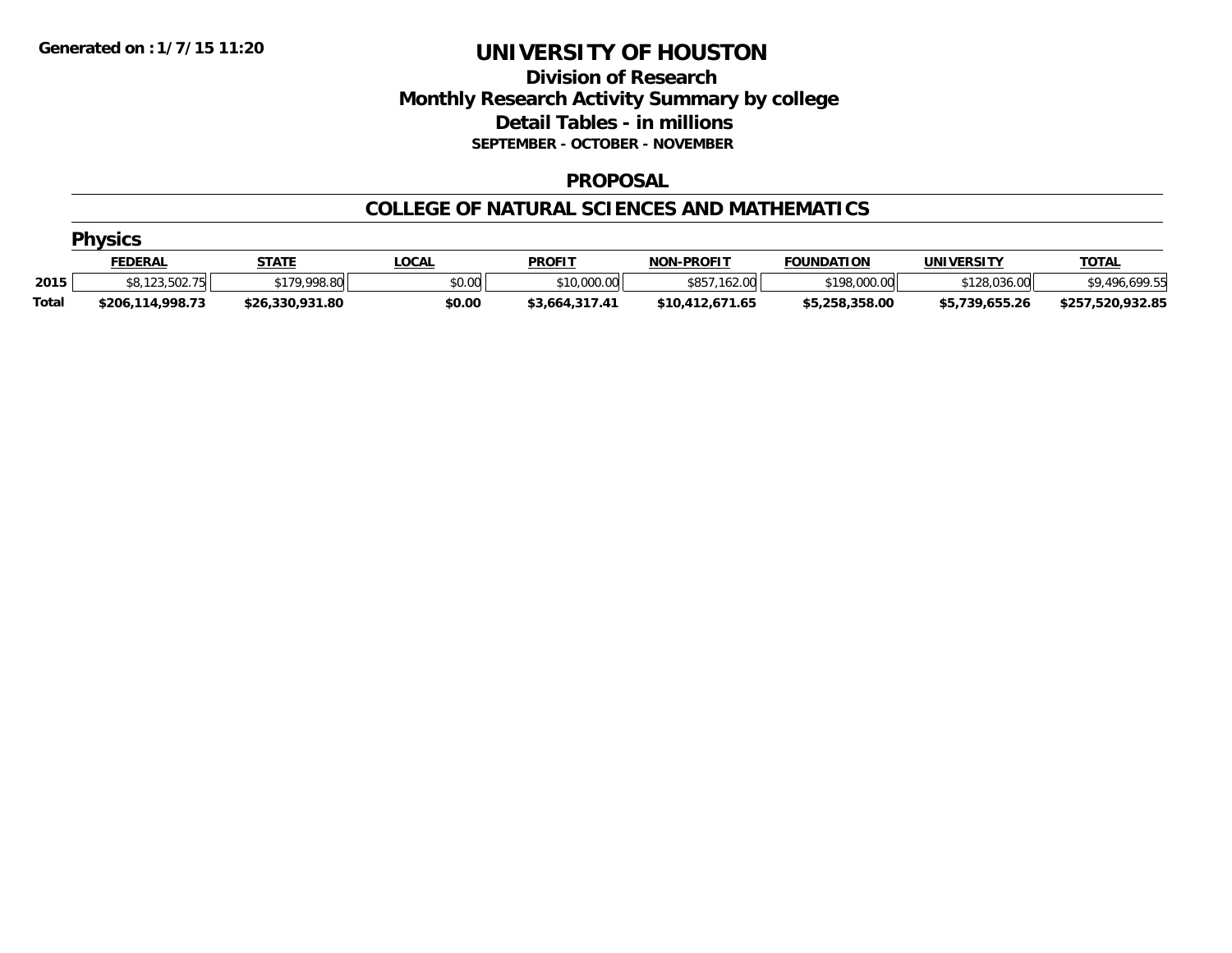**Generated on :1/7/15 11:20**

# UNIVERSITY OF HOUSTON

## Division of Research
## Monthly Research Activity Summary by college
## Detail Tables - in millions
### SEPTEMBER - OCTOBER - NOVEMBER

### PROPOSAL

### COLLEGE OF NATURAL SCIENCES AND MATHEMATICS

#### Physics

| | FEDERAL | STATE | LOCAL | PROFIT | NON-PROFIT | FOUNDATION | UNIVERSITY | TOTAL |
|---|---|---|---|---|---|---|---|---|
| 2015 | $8,123,502.75 | $179,998.80 | $0.00 | $10,000.00 | $857,162.00 | $198,000.00 | $128,036.00 | $9,496,699.55 |
| **Total** | **$206,114,998.73** | **$26,330,931.80** | **$0.00** | **$3,664,317.41** | **$10,412,671.65** | **$5,258,358.00** | **$5,739,655.26** | **$257,520,932.85** |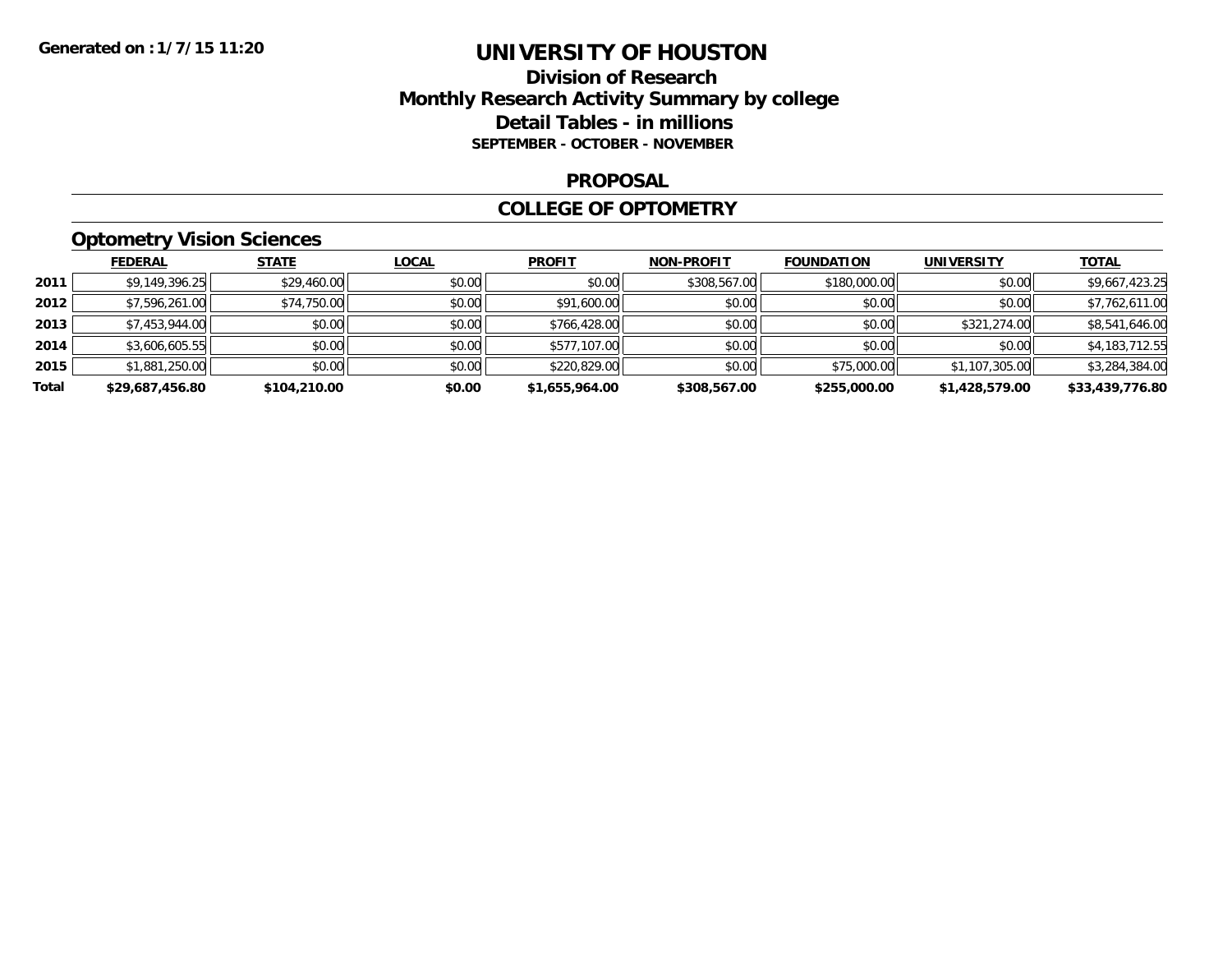Generated on : 1/7/15 11:20

# UNIVERSITY OF HOUSTON

## Division of Research
## Monthly Research Activity Summary by college
## Detail Tables - in millions
### SEPTEMBER - OCTOBER - NOVEMBER

### PROPOSAL

### COLLEGE OF OPTOMETRY

#### Optometry Vision Sciences

| | FEDERAL | STATE | LOCAL | PROFIT | NON-PROFIT | FOUNDATION | UNIVERSITY | TOTAL |
|---|---|---|---|---|---|---|---|---|
| 2011 | $9,149,396.25 | $29,460.00 | $0.00 | $0.00 | $308,567.00 | $180,000.00 | $0.00 | $9,667,423.25 |
| 2012 | $7,596,261.00 | $74,750.00 | $0.00 | $91,600.00 | $0.00 | $0.00 | $0.00 | $7,762,611.00 |
| 2013 | $7,453,944.00 | $0.00 | $0.00 | $766,428.00 | $0.00 | $0.00 | $321,274.00 | $8,541,646.00 |
| 2014 | $3,606,605.55 | $0.00 | $0.00 | $577,107.00 | $0.00 | $0.00 | $0.00 | $4,183,712.55 |
| 2015 | $1,881,250.00 | $0.00 | $0.00 | $220,829.00 | $0.00 | $75,000.00 | $1,107,305.00 | $3,284,384.00 |
| **Total** | **$29,687,456.80** | **$104,210.00** | **$0.00** | **$1,655,964.00** | **$308,567.00** | **$255,000.00** | **$1,428,579.00** | **$33,439,776.80** |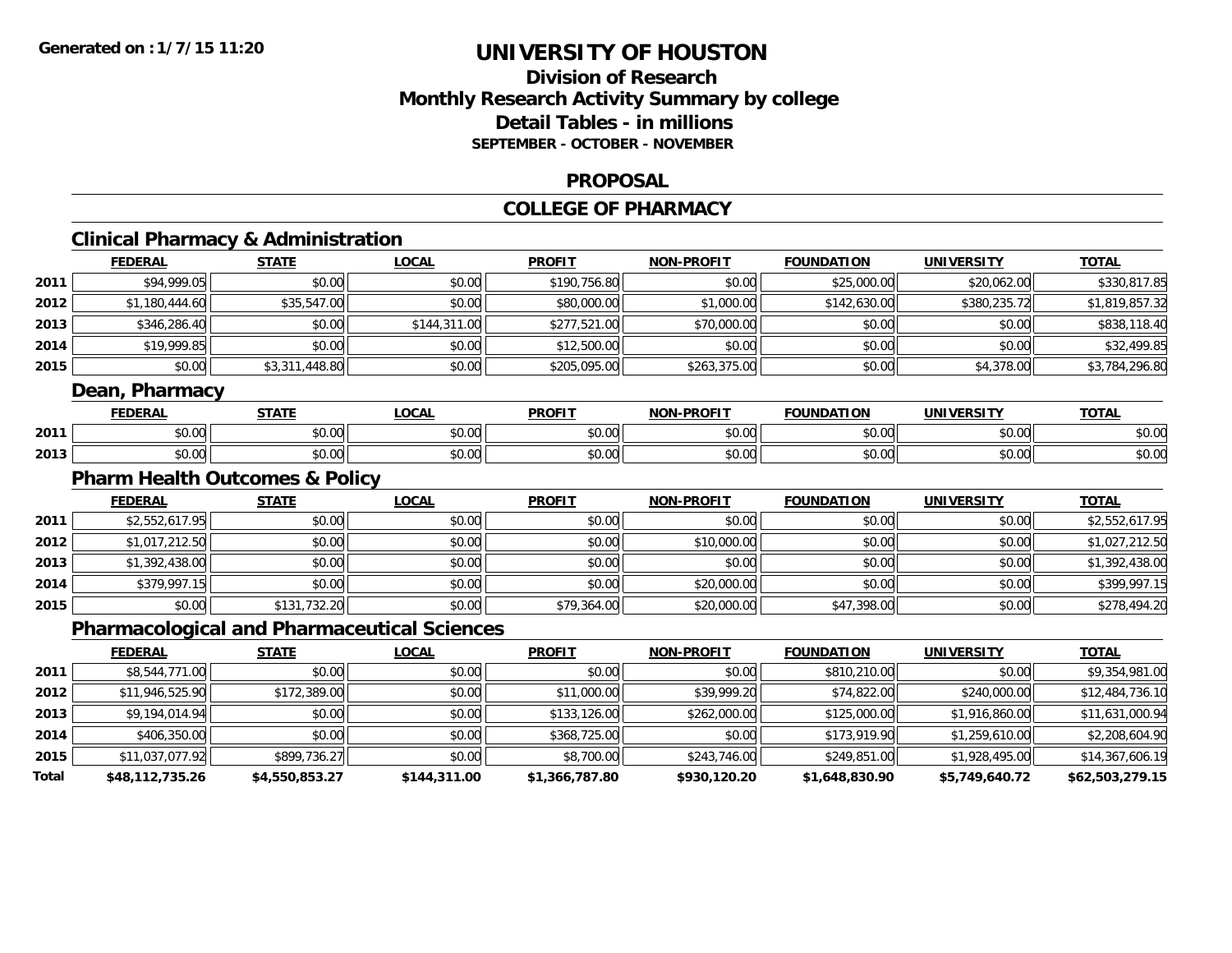Generated on :1/7/15 11:20

# UNIVERSITY OF HOUSTON

## Division of Research
## Monthly Research Activity Summary by college
## Detail Tables - in millions
### SEPTEMBER - OCTOBER - NOVEMBER

## PROPOSAL

## COLLEGE OF PHARMACY

### Clinical Pharmacy & Administration

| | FEDERAL | STATE | LOCAL | PROFIT | NON-PROFIT | FOUNDATION | UNIVERSITY | TOTAL |
|---|---|---|---|---|---|---|---|---|
| 2011 | $94,999.05 | $0.00 | $0.00 | $190,756.80 | $0.00 | $25,000.00 | $20,062.00 | $330,817.85 |
| 2012 | $1,180,444.60 | $35,547.00 | $0.00 | $80,000.00 | $1,000.00 | $142,630.00 | $380,235.72 | $1,819,857.32 |
| 2013 | $346,286.40 | $0.00 | $144,311.00 | $277,521.00 | $70,000.00 | $0.00 | $0.00 | $838,118.40 |
| 2014 | $19,999.85 | $0.00 | $0.00 | $12,500.00 | $0.00 | $0.00 | $0.00 | $32,499.85 |
| 2015 | $0.00 | $3,311,448.80 | $0.00 | $205,095.00 | $263,375.00 | $0.00 | $4,378.00 | $3,784,296.80 |

### Dean, Pharmacy

| | FEDERAL | STATE | LOCAL | PROFIT | NON-PROFIT | FOUNDATION | UNIVERSITY | TOTAL |
|---|---|---|---|---|---|---|---|---|
| 2011 | $0.00 | $0.00 | $0.00 | $0.00 | $0.00 | $0.00 | $0.00 | $0.00 |
| 2013 | $0.00 | $0.00 | $0.00 | $0.00 | $0.00 | $0.00 | $0.00 | $0.00 |

### Pharm Health Outcomes & Policy

| | FEDERAL | STATE | LOCAL | PROFIT | NON-PROFIT | FOUNDATION | UNIVERSITY | TOTAL |
|---|---|---|---|---|---|---|---|---|
| 2011 | $2,552,617.95 | $0.00 | $0.00 | $0.00 | $0.00 | $0.00 | $0.00 | $2,552,617.95 |
| 2012 | $1,017,212.50 | $0.00 | $0.00 | $0.00 | $10,000.00 | $0.00 | $0.00 | $1,027,212.50 |
| 2013 | $1,392,438.00 | $0.00 | $0.00 | $0.00 | $0.00 | $0.00 | $0.00 | $1,392,438.00 |
| 2014 | $379,997.15 | $0.00 | $0.00 | $0.00 | $20,000.00 | $0.00 | $0.00 | $399,997.15 |
| 2015 | $0.00 | $131,732.20 | $0.00 | $79,364.00 | $20,000.00 | $47,398.00 | $0.00 | $278,494.20 |

### Pharmacological and Pharmaceutical Sciences

| | FEDERAL | STATE | LOCAL | PROFIT | NON-PROFIT | FOUNDATION | UNIVERSITY | TOTAL |
|---|---|---|---|---|---|---|---|---|
| 2011 | $8,544,771.00 | $0.00 | $0.00 | $0.00 | $0.00 | $810,210.00 | $0.00 | $9,354,981.00 |
| 2012 | $11,946,525.90 | $172,389.00 | $0.00 | $11,000.00 | $39,999.20 | $74,822.00 | $240,000.00 | $12,484,736.10 |
| 2013 | $9,194,014.94 | $0.00 | $0.00 | $133,126.00 | $262,000.00 | $125,000.00 | $1,916,860.00 | $11,631,000.94 |
| 2014 | $406,350.00 | $0.00 | $0.00 | $368,725.00 | $0.00 | $173,919.90 | $1,259,610.00 | $2,208,604.90 |
| 2015 | $11,037,077.92 | $899,736.27 | $0.00 | $8,700.00 | $243,746.00 | $249,851.00 | $1,928,495.00 | $14,367,606.19 |
| **Total** | **$48,112,735.26** | **$4,550,853.27** | **$144,311.00** | **$1,366,787.80** | **$930,120.20** | **$1,648,830.90** | **$5,749,640.72** | **$62,503,279.15** |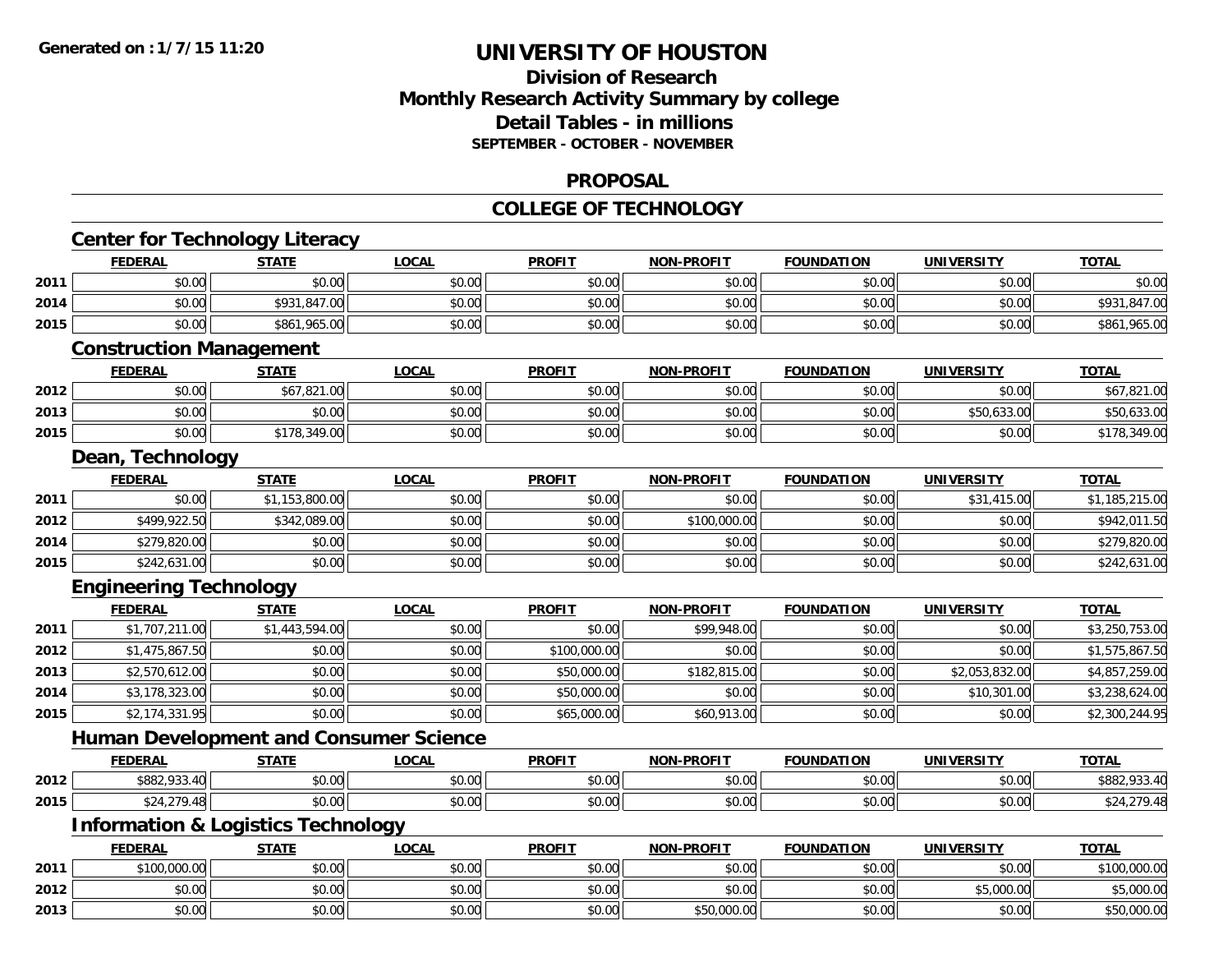**Generated on :1/7/15 11:20**

# UNIVERSITY OF HOUSTON

## Division of Research
## Monthly Research Activity Summary by college
## Detail Tables - in millions
### SEPTEMBER - OCTOBER - NOVEMBER

## PROPOSAL

## COLLEGE OF TECHNOLOGY

### Center for Technology Literacy

| | FEDERAL | STATE | LOCAL | PROFIT | NON-PROFIT | FOUNDATION | UNIVERSITY | TOTAL |
|---|---|---|---|---|---|---|---|---|
| 2011 | $0.00 | $0.00 | $0.00 | $0.00 | $0.00 | $0.00 | $0.00 | $0.00 |
| 2014 | $0.00 | $931,847.00 | $0.00 | $0.00 | $0.00 | $0.00 | $0.00 | $931,847.00 |
| 2015 | $0.00 | $861,965.00 | $0.00 | $0.00 | $0.00 | $0.00 | $0.00 | $861,965.00 |

### Construction Management

| | FEDERAL | STATE | LOCAL | PROFIT | NON-PROFIT | FOUNDATION | UNIVERSITY | TOTAL |
|---|---|---|---|---|---|---|---|---|
| 2012 | $0.00 | $67,821.00 | $0.00 | $0.00 | $0.00 | $0.00 | $0.00 | $67,821.00 |
| 2013 | $0.00 | $0.00 | $0.00 | $0.00 | $0.00 | $0.00 | $50,633.00 | $50,633.00 |
| 2015 | $0.00 | $178,349.00 | $0.00 | $0.00 | $0.00 | $0.00 | $0.00 | $178,349.00 |

### Dean, Technology

| | FEDERAL | STATE | LOCAL | PROFIT | NON-PROFIT | FOUNDATION | UNIVERSITY | TOTAL |
|---|---|---|---|---|---|---|---|---|
| 2011 | $0.00 | $1,153,800.00 | $0.00 | $0.00 | $0.00 | $0.00 | $31,415.00 | $1,185,215.00 |
| 2012 | $499,922.50 | $342,089.00 | $0.00 | $0.00 | $100,000.00 | $0.00 | $0.00 | $942,011.50 |
| 2014 | $279,820.00 | $0.00 | $0.00 | $0.00 | $0.00 | $0.00 | $0.00 | $279,820.00 |
| 2015 | $242,631.00 | $0.00 | $0.00 | $0.00 | $0.00 | $0.00 | $0.00 | $242,631.00 |

### Engineering Technology

| | FEDERAL | STATE | LOCAL | PROFIT | NON-PROFIT | FOUNDATION | UNIVERSITY | TOTAL |
|---|---|---|---|---|---|---|---|---|
| 2011 | $1,707,211.00 | $1,443,594.00 | $0.00 | $0.00 | $99,948.00 | $0.00 | $0.00 | $3,250,753.00 |
| 2012 | $1,475,867.50 | $0.00 | $0.00 | $100,000.00 | $0.00 | $0.00 | $0.00 | $1,575,867.50 |
| 2013 | $2,570,612.00 | $0.00 | $0.00 | $50,000.00 | $182,815.00 | $0.00 | $2,053,832.00 | $4,857,259.00 |
| 2014 | $3,178,323.00 | $0.00 | $0.00 | $50,000.00 | $0.00 | $0.00 | $10,301.00 | $3,238,624.00 |
| 2015 | $2,174,331.95 | $0.00 | $0.00 | $65,000.00 | $60,913.00 | $0.00 | $0.00 | $2,300,244.95 |

### Human Development and Consumer Science

| | FEDERAL | STATE | LOCAL | PROFIT | NON-PROFIT | FOUNDATION | UNIVERSITY | TOTAL |
|---|---|---|---|---|---|---|---|---|
| 2012 | $882,933.40 | $0.00 | $0.00 | $0.00 | $0.00 | $0.00 | $0.00 | $882,933.40 |
| 2015 | $24,279.48 | $0.00 | $0.00 | $0.00 | $0.00 | $0.00 | $0.00 | $24,279.48 |

### Information & Logistics Technology

| | FEDERAL | STATE | LOCAL | PROFIT | NON-PROFIT | FOUNDATION | UNIVERSITY | TOTAL |
|---|---|---|---|---|---|---|---|---|
| 2011 | $100,000.00 | $0.00 | $0.00 | $0.00 | $0.00 | $0.00 | $0.00 | $100,000.00 |
| 2012 | $0.00 | $0.00 | $0.00 | $0.00 | $0.00 | $0.00 | $5,000.00 | $5,000.00 |
| 2013 | $0.00 | $0.00 | $0.00 | $0.00 | $50,000.00 | $0.00 | $0.00 | $50,000.00 |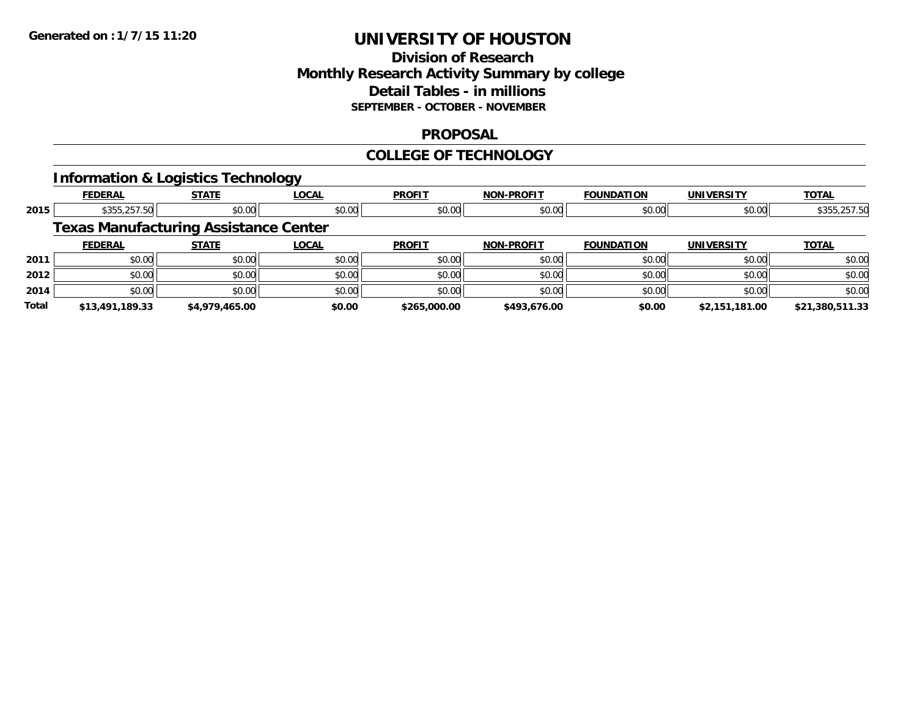# UNIVERSITY OF HOUSTON

## Division of Research
## Monthly Research Activity Summary by college
## Detail Tables - in millions
### SEPTEMBER - OCTOBER - NOVEMBER

## PROPOSAL

## COLLEGE OF TECHNOLOGY

### Information & Logistics Technology

| | FEDERAL | STATE | LOCAL | PROFIT | NON-PROFIT | FOUNDATION | UNIVERSITY | TOTAL |
|---|---|---|---|---|---|---|---|---|
| 2015 | $355,257.50 | $0.00 | $0.00 | $0.00 | $0.00 | $0.00 | $0.00 | $355,257.50 |

### Texas Manufacturing Assistance Center

| | FEDERAL | STATE | LOCAL | PROFIT | NON-PROFIT | FOUNDATION | UNIVERSITY | TOTAL |
|---|---|---|---|---|---|---|---|---|
| 2011 | $0.00 | $0.00 | $0.00 | $0.00 | $0.00 | $0.00 | $0.00 | $0.00 |
| 2012 | $0.00 | $0.00 | $0.00 | $0.00 | $0.00 | $0.00 | $0.00 | $0.00 |
| 2014 | $0.00 | $0.00 | $0.00 | $0.00 | $0.00 | $0.00 | $0.00 | $0.00 |
| **Total** | **$13,491,189.33** | **$4,979,465.00** | **$0.00** | **$265,000.00** | **$493,676.00** | **$0.00** | **$2,151,181.00** | **$21,380,511.33** |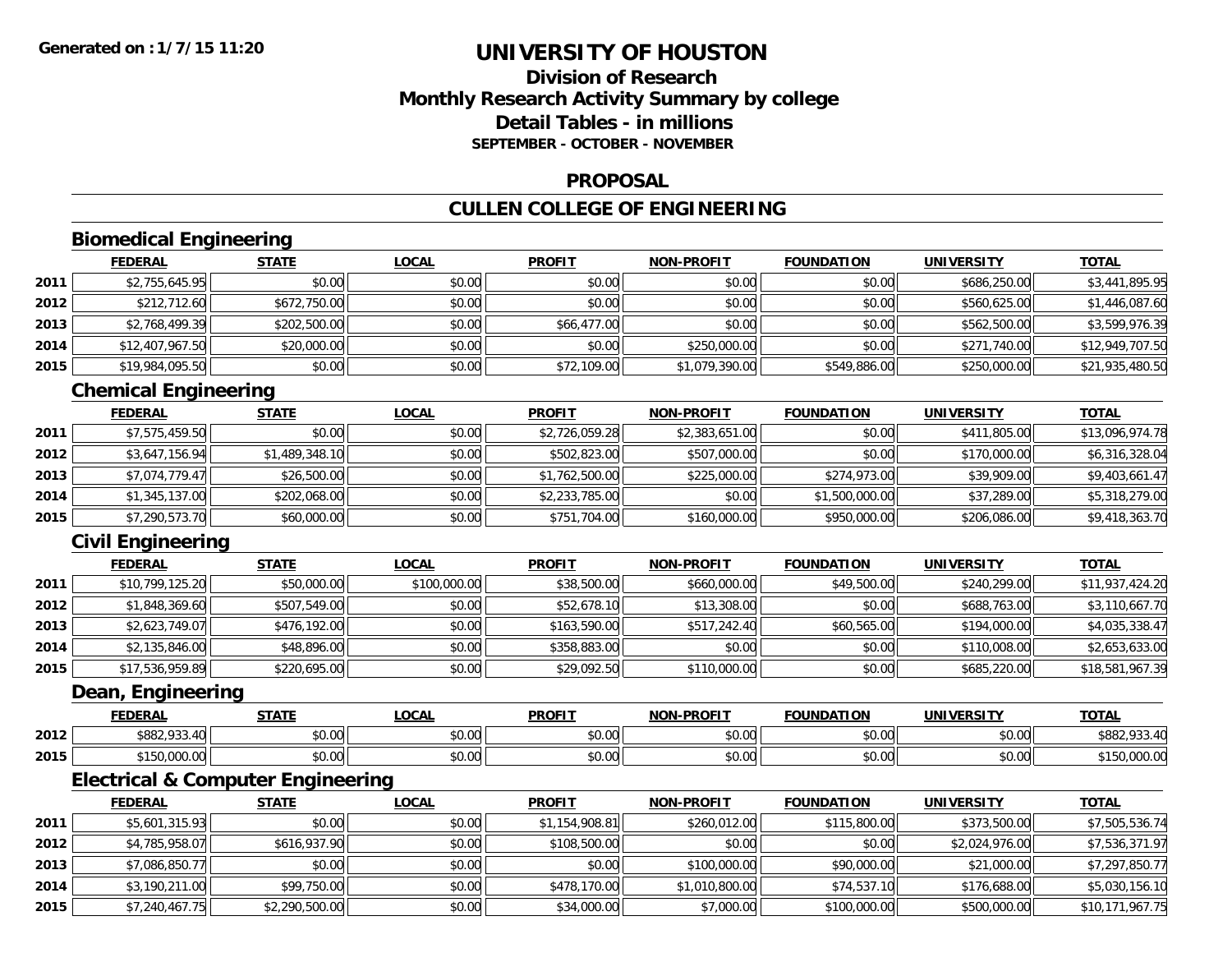**Generated on : 1/7/15 11:20**

# UNIVERSITY OF HOUSTON

## Division of Research
## Monthly Research Activity Summary by college
## Detail Tables - in millions
### SEPTEMBER - OCTOBER - NOVEMBER

## PROPOSAL

## CULLEN COLLEGE OF ENGINEERING

### Biomedical Engineering

| | FEDERAL | STATE | LOCAL | PROFIT | NON-PROFIT | FOUNDATION | UNIVERSITY | TOTAL |
|---|---|---|---|---|---|---|---|---|
| 2011 | $2,755,645.95 | $0.00 | $0.00 | $0.00 | $0.00 | $0.00 | $686,250.00 | $3,441,895.95 |
| 2012 | $212,712.60 | $672,750.00 | $0.00 | $0.00 | $0.00 | $0.00 | $560,625.00 | $1,446,087.60 |
| 2013 | $2,768,499.39 | $202,500.00 | $0.00 | $66,477.00 | $0.00 | $0.00 | $562,500.00 | $3,599,976.39 |
| 2014 | $12,407,967.50 | $20,000.00 | $0.00 | $0.00 | $250,000.00 | $0.00 | $271,740.00 | $12,949,707.50 |
| 2015 | $19,984,095.50 | $0.00 | $0.00 | $72,109.00 | $1,079,390.00 | $549,886.00 | $250,000.00 | $21,935,480.50 |

### Chemical Engineering

| | FEDERAL | STATE | LOCAL | PROFIT | NON-PROFIT | FOUNDATION | UNIVERSITY | TOTAL |
|---|---|---|---|---|---|---|---|---|
| 2011 | $7,575,459.50 | $0.00 | $0.00 | $2,726,059.28 | $2,383,651.00 | $0.00 | $411,805.00 | $13,096,974.78 |
| 2012 | $3,647,156.94 | $1,489,348.10 | $0.00 | $502,823.00 | $507,000.00 | $0.00 | $170,000.00 | $6,316,328.04 |
| 2013 | $7,074,779.47 | $26,500.00 | $0.00 | $1,762,500.00 | $225,000.00 | $274,973.00 | $39,909.00 | $9,403,661.47 |
| 2014 | $1,345,137.00 | $202,068.00 | $0.00 | $2,233,785.00 | $0.00 | $1,500,000.00 | $37,289.00 | $5,318,279.00 |
| 2015 | $7,290,573.70 | $60,000.00 | $0.00 | $751,704.00 | $160,000.00 | $950,000.00 | $206,086.00 | $9,418,363.70 |

### Civil Engineering

| | FEDERAL | STATE | LOCAL | PROFIT | NON-PROFIT | FOUNDATION | UNIVERSITY | TOTAL |
|---|---|---|---|---|---|---|---|---|
| 2011 | $10,799,125.20 | $50,000.00 | $100,000.00 | $38,500.00 | $660,000.00 | $49,500.00 | $240,299.00 | $11,937,424.20 |
| 2012 | $1,848,369.60 | $507,549.00 | $0.00 | $52,678.10 | $13,308.00 | $0.00 | $688,763.00 | $3,110,667.70 |
| 2013 | $2,623,749.07 | $476,192.00 | $0.00 | $163,590.00 | $517,242.40 | $60,565.00 | $194,000.00 | $4,035,338.47 |
| 2014 | $2,135,846.00 | $48,896.00 | $0.00 | $358,883.00 | $0.00 | $0.00 | $110,008.00 | $2,653,633.00 |
| 2015 | $17,536,959.89 | $220,695.00 | $0.00 | $29,092.50 | $110,000.00 | $0.00 | $685,220.00 | $18,581,967.39 |

### Dean, Engineering

| | FEDERAL | STATE | LOCAL | PROFIT | NON-PROFIT | FOUNDATION | UNIVERSITY | TOTAL |
|---|---|---|---|---|---|---|---|---|
| 2012 | $882,933.40 | $0.00 | $0.00 | $0.00 | $0.00 | $0.00 | $0.00 | $882,933.40 |
| 2015 | $150,000.00 | $0.00 | $0.00 | $0.00 | $0.00 | $0.00 | $0.00 | $150,000.00 |

### Electrical & Computer Engineering

| | FEDERAL | STATE | LOCAL | PROFIT | NON-PROFIT | FOUNDATION | UNIVERSITY | TOTAL |
|---|---|---|---|---|---|---|---|---|
| 2011 | $5,601,315.93 | $0.00 | $0.00 | $1,154,908.81 | $260,012.00 | $115,800.00 | $373,500.00 | $7,505,536.74 |
| 2012 | $4,785,958.07 | $616,937.90 | $0.00 | $108,500.00 | $0.00 | $0.00 | $2,024,976.00 | $7,536,371.97 |
| 2013 | $7,086,850.77 | $0.00 | $0.00 | $0.00 | $100,000.00 | $90,000.00 | $21,000.00 | $7,297,850.77 |
| 2014 | $3,190,211.00 | $99,750.00 | $0.00 | $478,170.00 | $1,010,800.00 | $74,537.10 | $176,688.00 | $5,030,156.10 |
| 2015 | $7,240,467.75 | $2,290,500.00 | $0.00 | $34,000.00 | $7,000.00 | $100,000.00 | $500,000.00 | $10,171,967.75 |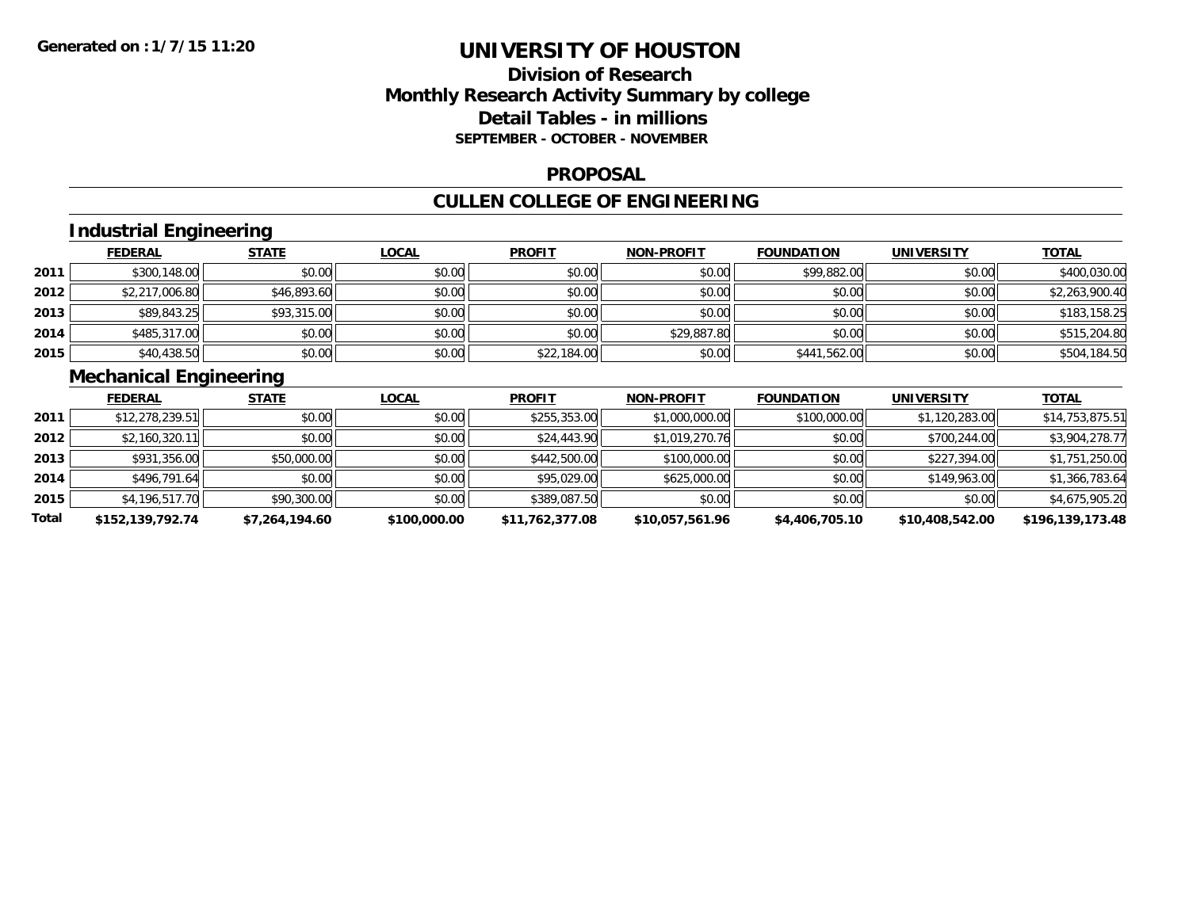# UNIVERSITY OF HOUSTON

## Division of Research
## Monthly Research Activity Summary by college
## Detail Tables - in millions
### SEPTEMBER - OCTOBER - NOVEMBER

## PROPOSAL

## CULLEN COLLEGE OF ENGINEERING

### Industrial Engineering

| | FEDERAL | STATE | LOCAL | PROFIT | NON-PROFIT | FOUNDATION | UNIVERSITY | TOTAL |
|---|---|---|---|---|---|---|---|---|
| 2011 | $300,148.00 | $0.00 | $0.00 | $0.00 | $0.00 | $99,882.00 | $0.00 | $400,030.00 |
| 2012 | $2,217,006.80 | $46,893.60 | $0.00 | $0.00 | $0.00 | $0.00 | $0.00 | $2,263,900.40 |
| 2013 | $89,843.25 | $93,315.00 | $0.00 | $0.00 | $0.00 | $0.00 | $0.00 | $183,158.25 |
| 2014 | $485,317.00 | $0.00 | $0.00 | $0.00 | $29,887.80 | $0.00 | $0.00 | $515,204.80 |
| 2015 | $40,438.50 | $0.00 | $0.00 | $22,184.00 | $0.00 | $441,562.00 | $0.00 | $504,184.50 |

### Mechanical Engineering

| | FEDERAL | STATE | LOCAL | PROFIT | NON-PROFIT | FOUNDATION | UNIVERSITY | TOTAL |
|---|---|---|---|---|---|---|---|---|
| 2011 | $12,278,239.51 | $0.00 | $0.00 | $255,353.00 | $1,000,000.00 | $100,000.00 | $1,120,283.00 | $14,753,875.51 |
| 2012 | $2,160,320.11 | $0.00 | $0.00 | $24,443.90 | $1,019,270.76 | $0.00 | $700,244.00 | $3,904,278.77 |
| 2013 | $931,356.00 | $50,000.00 | $0.00 | $442,500.00 | $100,000.00 | $0.00 | $227,394.00 | $1,751,250.00 |
| 2014 | $496,791.64 | $0.00 | $0.00 | $95,029.00 | $625,000.00 | $0.00 | $149,963.00 | $1,366,783.64 |
| 2015 | $4,196,517.70 | $90,300.00 | $0.00 | $389,087.50 | $0.00 | $0.00 | $0.00 | $4,675,905.20 |
| **Total** | **$152,139,792.74** | **$7,264,194.60** | **$100,000.00** | **$11,762,377.08** | **$10,057,561.96** | **$4,406,705.10** | **$10,408,542.00** | **$196,139,173.48** |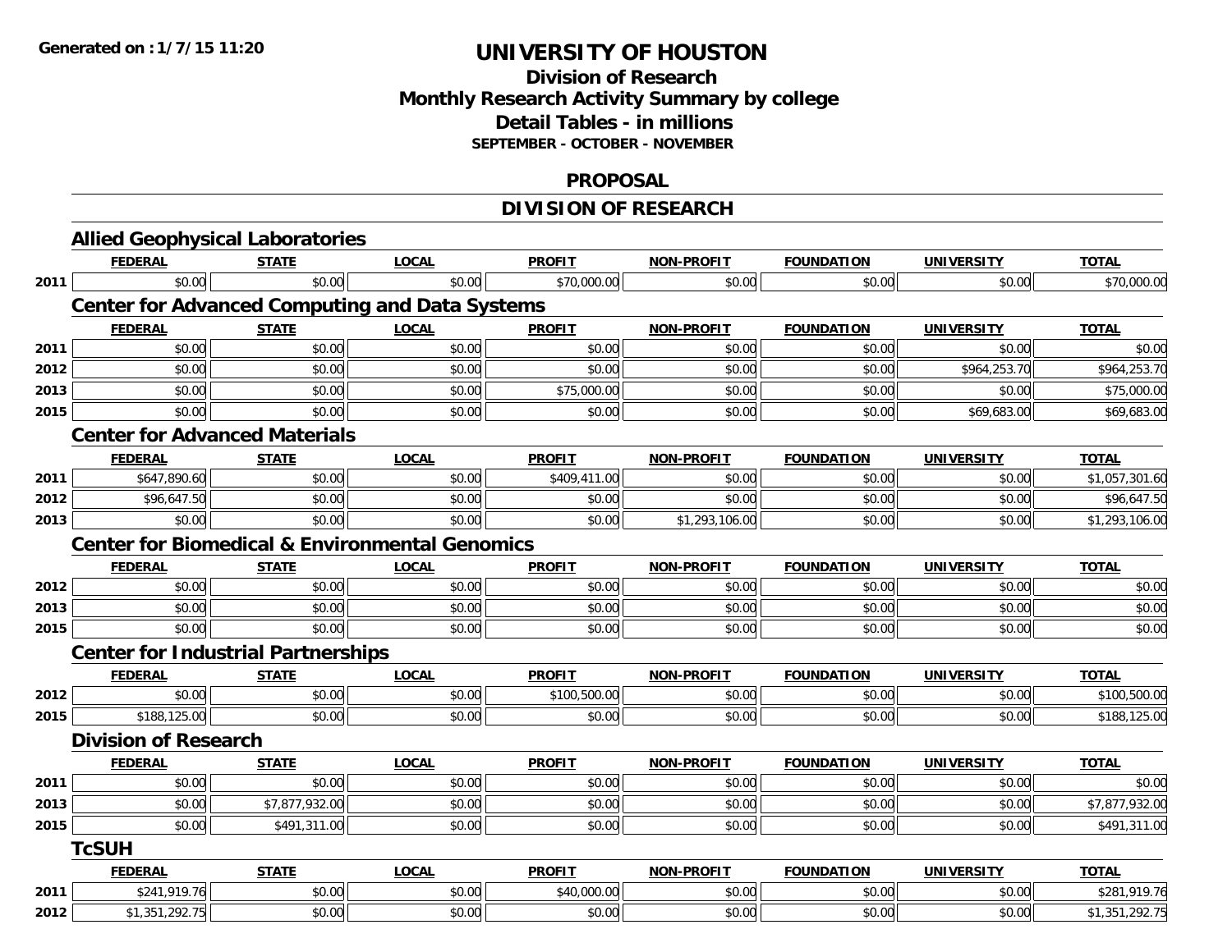**Generated on :1/7/15 11:20**

# UNIVERSITY OF HOUSTON

## Division of Research
## Monthly Research Activity Summary by college
## Detail Tables - in millions
### SEPTEMBER - OCTOBER - NOVEMBER

## PROPOSAL

## DIVISION OF RESEARCH

### Allied Geophysical Laboratories

| | FEDERAL | STATE | LOCAL | PROFIT | NON-PROFIT | FOUNDATION | UNIVERSITY | TOTAL |
|---|---|---|---|---|---|---|---|---|
| 2011 | $0.00 | $0.00 | $0.00 | $70,000.00 | $0.00 | $0.00 | $0.00 | $70,000.00 |

### Center for Advanced Computing and Data Systems

| | FEDERAL | STATE | LOCAL | PROFIT | NON-PROFIT | FOUNDATION | UNIVERSITY | TOTAL |
|---|---|---|---|---|---|---|---|---|
| 2011 | $0.00 | $0.00 | $0.00 | $0.00 | $0.00 | $0.00 | $0.00 | $0.00 |
| 2012 | $0.00 | $0.00 | $0.00 | $0.00 | $0.00 | $0.00 | $964,253.70 | $964,253.70 |
| 2013 | $0.00 | $0.00 | $0.00 | $75,000.00 | $0.00 | $0.00 | $0.00 | $75,000.00 |
| 2015 | $0.00 | $0.00 | $0.00 | $0.00 | $0.00 | $0.00 | $69,683.00 | $69,683.00 |

### Center for Advanced Materials

| | FEDERAL | STATE | LOCAL | PROFIT | NON-PROFIT | FOUNDATION | UNIVERSITY | TOTAL |
|---|---|---|---|---|---|---|---|---|
| 2011 | $647,890.60 | $0.00 | $0.00 | $409,411.00 | $0.00 | $0.00 | $0.00 | $1,057,301.60 |
| 2012 | $96,647.50 | $0.00 | $0.00 | $0.00 | $0.00 | $0.00 | $0.00 | $96,647.50 |
| 2013 | $0.00 | $0.00 | $0.00 | $0.00 | $1,293,106.00 | $0.00 | $0.00 | $1,293,106.00 |

### Center for Biomedical & Environmental Genomics

| | FEDERAL | STATE | LOCAL | PROFIT | NON-PROFIT | FOUNDATION | UNIVERSITY | TOTAL |
|---|---|---|---|---|---|---|---|---|
| 2012 | $0.00 | $0.00 | $0.00 | $0.00 | $0.00 | $0.00 | $0.00 | $0.00 |
| 2013 | $0.00 | $0.00 | $0.00 | $0.00 | $0.00 | $0.00 | $0.00 | $0.00 |
| 2015 | $0.00 | $0.00 | $0.00 | $0.00 | $0.00 | $0.00 | $0.00 | $0.00 |

### Center for Industrial Partnerships

| | FEDERAL | STATE | LOCAL | PROFIT | NON-PROFIT | FOUNDATION | UNIVERSITY | TOTAL |
|---|---|---|---|---|---|---|---|---|
| 2012 | $0.00 | $0.00 | $0.00 | $100,500.00 | $0.00 | $0.00 | $0.00 | $100,500.00 |
| 2015 | $188,125.00 | $0.00 | $0.00 | $0.00 | $0.00 | $0.00 | $0.00 | $188,125.00 |

### Division of Research

| | FEDERAL | STATE | LOCAL | PROFIT | NON-PROFIT | FOUNDATION | UNIVERSITY | TOTAL |
|---|---|---|---|---|---|---|---|---|
| 2011 | $0.00 | $0.00 | $0.00 | $0.00 | $0.00 | $0.00 | $0.00 | $0.00 |
| 2013 | $0.00 | $7,877,932.00 | $0.00 | $0.00 | $0.00 | $0.00 | $0.00 | $7,877,932.00 |
| 2015 | $0.00 | $491,311.00 | $0.00 | $0.00 | $0.00 | $0.00 | $0.00 | $491,311.00 |

### TcSUH

| | FEDERAL | STATE | LOCAL | PROFIT | NON-PROFIT | FOUNDATION | UNIVERSITY | TOTAL |
|---|---|---|---|---|---|---|---|---|
| 2011 | $241,919.76 | $0.00 | $0.00 | $40,000.00 | $0.00 | $0.00 | $0.00 | $281,919.76 |
| 2012 | $1,351,292.75 | $0.00 | $0.00 | $0.00 | $0.00 | $0.00 | $0.00 | $1,351,292.75 |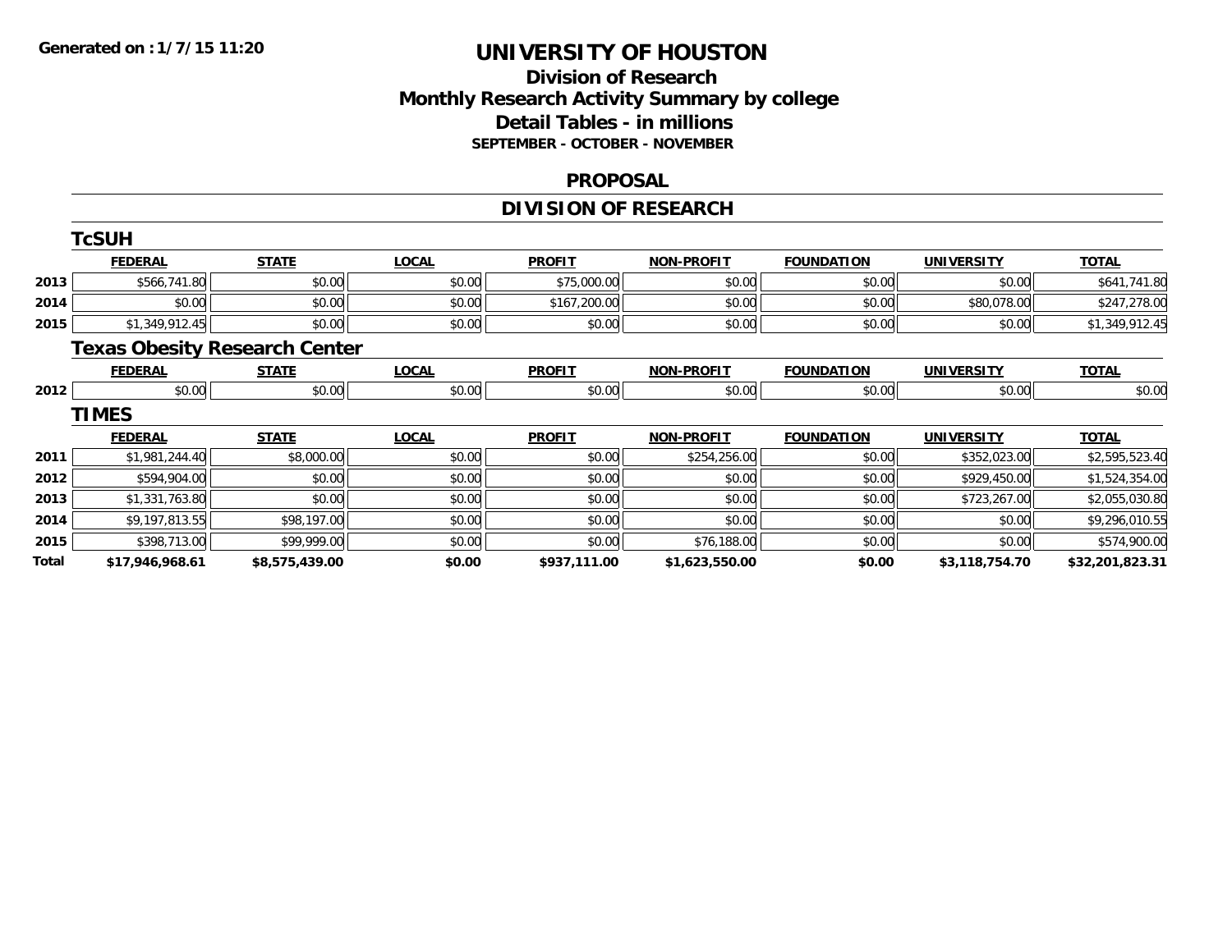Generated on : 1/7/15 11:20

# UNIVERSITY OF HOUSTON

## Division of Research
## Monthly Research Activity Summary by college
## Detail Tables - in millions
### SEPTEMBER - OCTOBER - NOVEMBER

## PROPOSAL

## DIVISION OF RESEARCH

### TcSUH

| | FEDERAL | STATE | LOCAL | PROFIT | NON-PROFIT | FOUNDATION | UNIVERSITY | TOTAL |
|---|---|---|---|---|---|---|---|---|
| 2013 | $566,741.80 | $0.00 | $0.00 | $75,000.00 | $0.00 | $0.00 | $0.00 | $641,741.80 |
| 2014 | $0.00 | $0.00 | $0.00 | $167,200.00 | $0.00 | $0.00 | $80,078.00 | $247,278.00 |
| 2015 | $1,349,912.45 | $0.00 | $0.00 | $0.00 | $0.00 | $0.00 | $0.00 | $1,349,912.45 |

### Texas Obesity Research Center

| | FEDERAL | STATE | LOCAL | PROFIT | NON-PROFIT | FOUNDATION | UNIVERSITY | TOTAL |
|---|---|---|---|---|---|---|---|---|
| 2012 | $0.00 | $0.00 | $0.00 | $0.00 | $0.00 | $0.00 | $0.00 | $0.00 |

### TIMES

| | FEDERAL | STATE | LOCAL | PROFIT | NON-PROFIT | FOUNDATION | UNIVERSITY | TOTAL |
|---|---|---|---|---|---|---|---|---|
| 2011 | $1,981,244.40 | $8,000.00 | $0.00 | $0.00 | $254,256.00 | $0.00 | $352,023.00 | $2,595,523.40 |
| 2012 | $594,904.00 | $0.00 | $0.00 | $0.00 | $0.00 | $0.00 | $929,450.00 | $1,524,354.00 |
| 2013 | $1,331,763.80 | $0.00 | $0.00 | $0.00 | $0.00 | $0.00 | $723,267.00 | $2,055,030.80 |
| 2014 | $9,197,813.55 | $98,197.00 | $0.00 | $0.00 | $0.00 | $0.00 | $0.00 | $9,296,010.55 |
| 2015 | $398,713.00 | $99,999.00 | $0.00 | $0.00 | $76,188.00 | $0.00 | $0.00 | $574,900.00 |
| **Total** | **$17,946,968.61** | **$8,575,439.00** | **$0.00** | **$937,111.00** | **$1,623,550.00** | **$0.00** | **$3,118,754.70** | **$32,201,823.31** |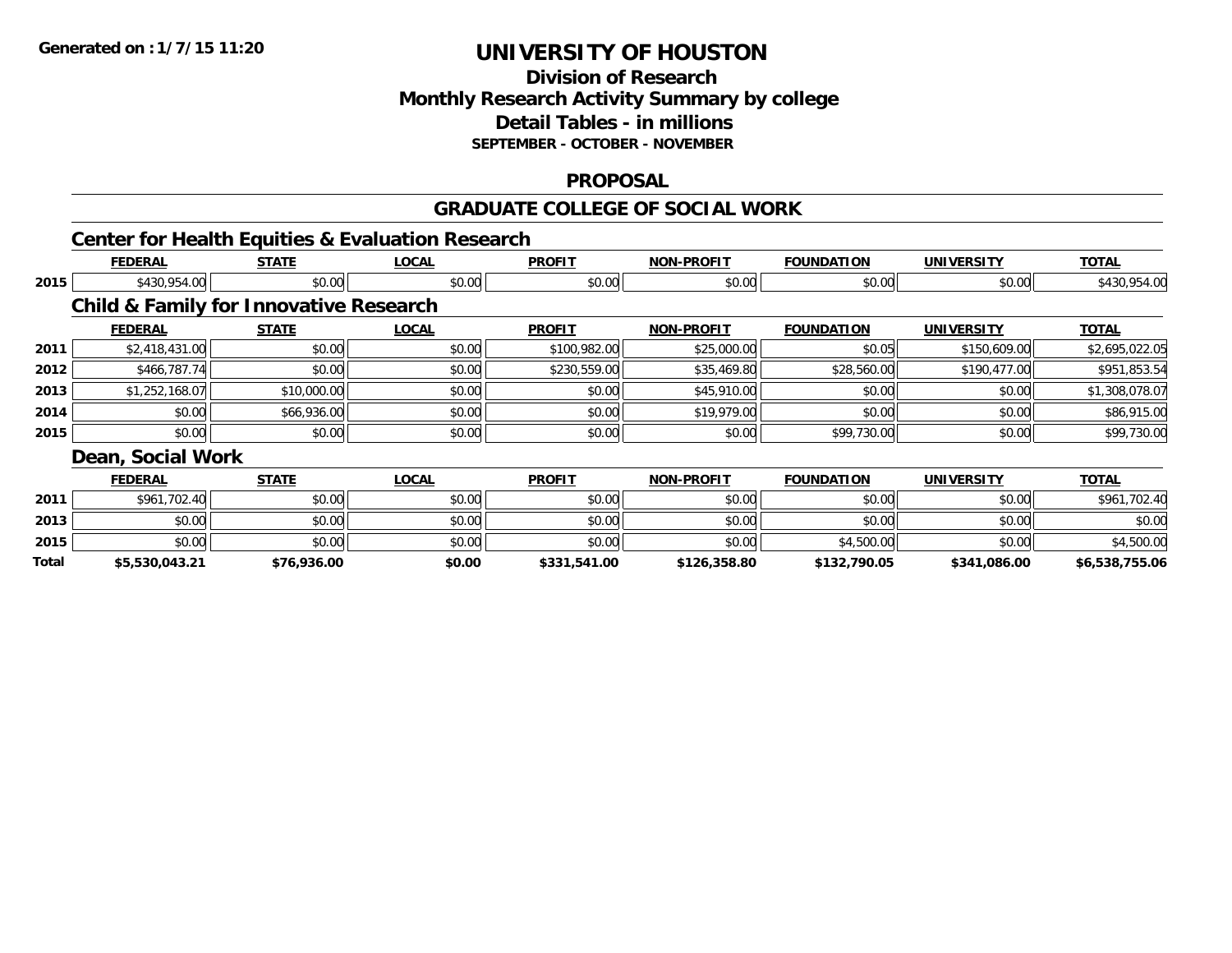**Generated on :1/7/15 11:20**

# UNIVERSITY OF HOUSTON

## Division of Research
## Monthly Research Activity Summary by college
## Detail Tables - in millions
### SEPTEMBER - OCTOBER - NOVEMBER

## PROPOSAL

## GRADUATE COLLEGE OF SOCIAL WORK

### Center for Health Equities & Evaluation Research

| | FEDERAL | STATE | LOCAL | PROFIT | NON-PROFIT | FOUNDATION | UNIVERSITY | TOTAL |
|---|---|---|---|---|---|---|---|---|
| 2015 | $430,954.00 | $0.00 | $0.00 | $0.00 | $0.00 | $0.00 | $0.00 | $430,954.00 |

### Child & Family for Innovative Research

| | FEDERAL | STATE | LOCAL | PROFIT | NON-PROFIT | FOUNDATION | UNIVERSITY | TOTAL |
|---|---|---|---|---|---|---|---|---|
| 2011 | $2,418,431.00 | $0.00 | $0.00 | $100,982.00 | $25,000.00 | $0.05 | $150,609.00 | $2,695,022.05 |
| 2012 | $466,787.74 | $0.00 | $0.00 | $230,559.00 | $35,469.80 | $28,560.00 | $190,477.00 | $951,853.54 |
| 2013 | $1,252,168.07 | $10,000.00 | $0.00 | $0.00 | $45,910.00 | $0.00 | $0.00 | $1,308,078.07 |
| 2014 | $0.00 | $66,936.00 | $0.00 | $0.00 | $19,979.00 | $0.00 | $0.00 | $86,915.00 |
| 2015 | $0.00 | $0.00 | $0.00 | $0.00 | $0.00 | $99,730.00 | $0.00 | $99,730.00 |

### Dean, Social Work

| | FEDERAL | STATE | LOCAL | PROFIT | NON-PROFIT | FOUNDATION | UNIVERSITY | TOTAL |
|---|---|---|---|---|---|---|---|---|
| 2011 | $961,702.40 | $0.00 | $0.00 | $0.00 | $0.00 | $0.00 | $0.00 | $961,702.40 |
| 2013 | $0.00 | $0.00 | $0.00 | $0.00 | $0.00 | $0.00 | $0.00 | $0.00 |
| 2015 | $0.00 | $0.00 | $0.00 | $0.00 | $0.00 | $4,500.00 | $0.00 | $4,500.00 |
| **Total** | **$5,530,043.21** | **$76,936.00** | **$0.00** | **$331,541.00** | **$126,358.80** | **$132,790.05** | **$341,086.00** | **$6,538,755.06** |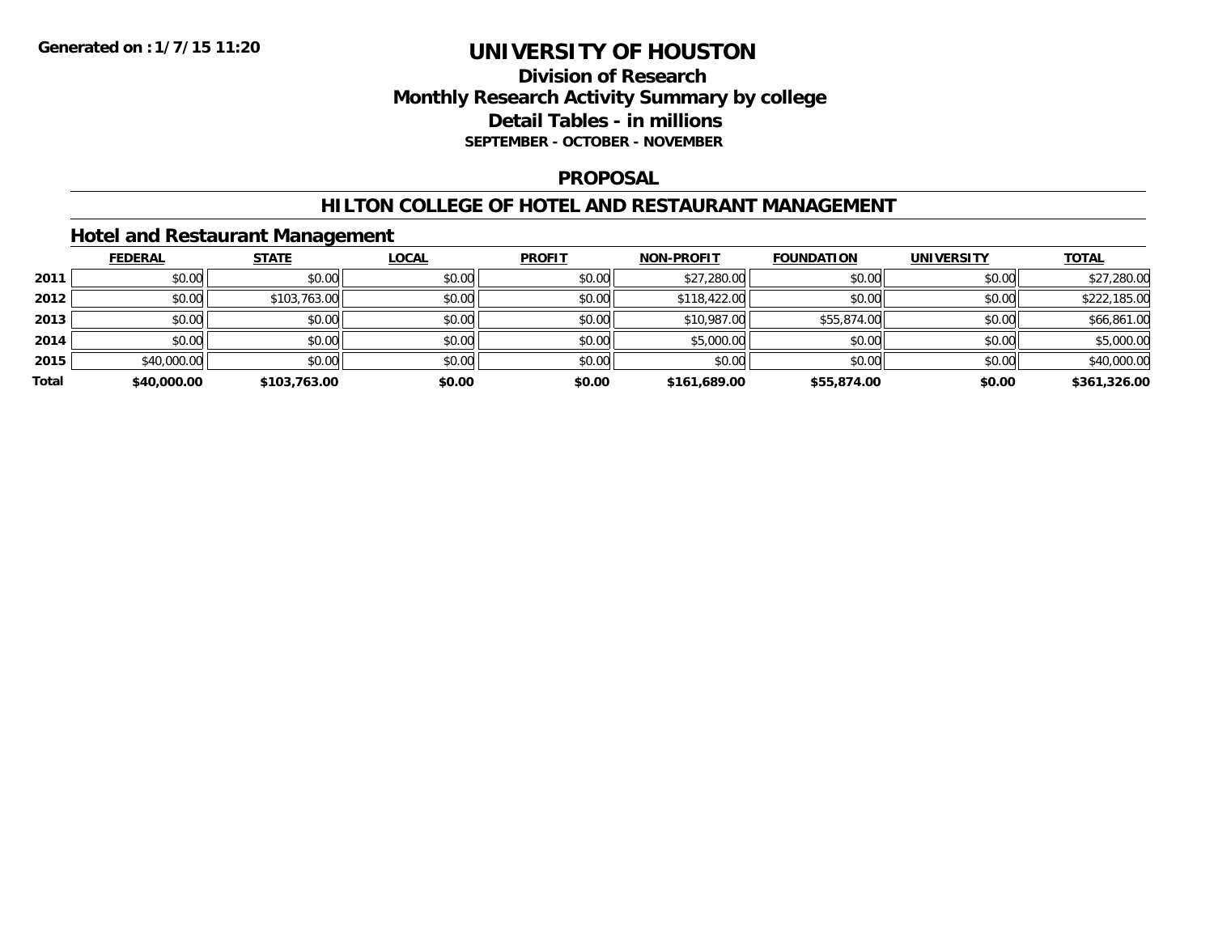# UNIVERSITY OF HOUSTON

## Division of Research
## Monthly Research Activity Summary by college
## Detail Tables - in millions
### SEPTEMBER - OCTOBER - NOVEMBER

**Generated on : 1/7/15 11:20**

## PROPOSAL

## HILTON COLLEGE OF HOTEL AND RESTAURANT MANAGEMENT

### Hotel and Restaurant Management

| | FEDERAL | STATE | LOCAL | PROFIT | NON-PROFIT | FOUNDATION | UNIVERSITY | TOTAL |
|---|---|---|---|---|---|---|---|---|
| 2011 | $0.00 | $0.00 | $0.00 | $0.00 | $27,280.00 | $0.00 | $0.00 | $27,280.00 |
| 2012 | $0.00 | $103,763.00 | $0.00 | $0.00 | $118,422.00 | $0.00 | $0.00 | $222,185.00 |
| 2013 | $0.00 | $0.00 | $0.00 | $0.00 | $10,987.00 | $55,874.00 | $0.00 | $66,861.00 |
| 2014 | $0.00 | $0.00 | $0.00 | $0.00 | $5,000.00 | $0.00 | $0.00 | $5,000.00 |
| 2015 | $40,000.00 | $0.00 | $0.00 | $0.00 | $0.00 | $0.00 | $0.00 | $40,000.00 |
| **Total** | **$40,000.00** | **$103,763.00** | **$0.00** | **$0.00** | **$161,689.00** | **$55,874.00** | **$0.00** | **$361,326.00** |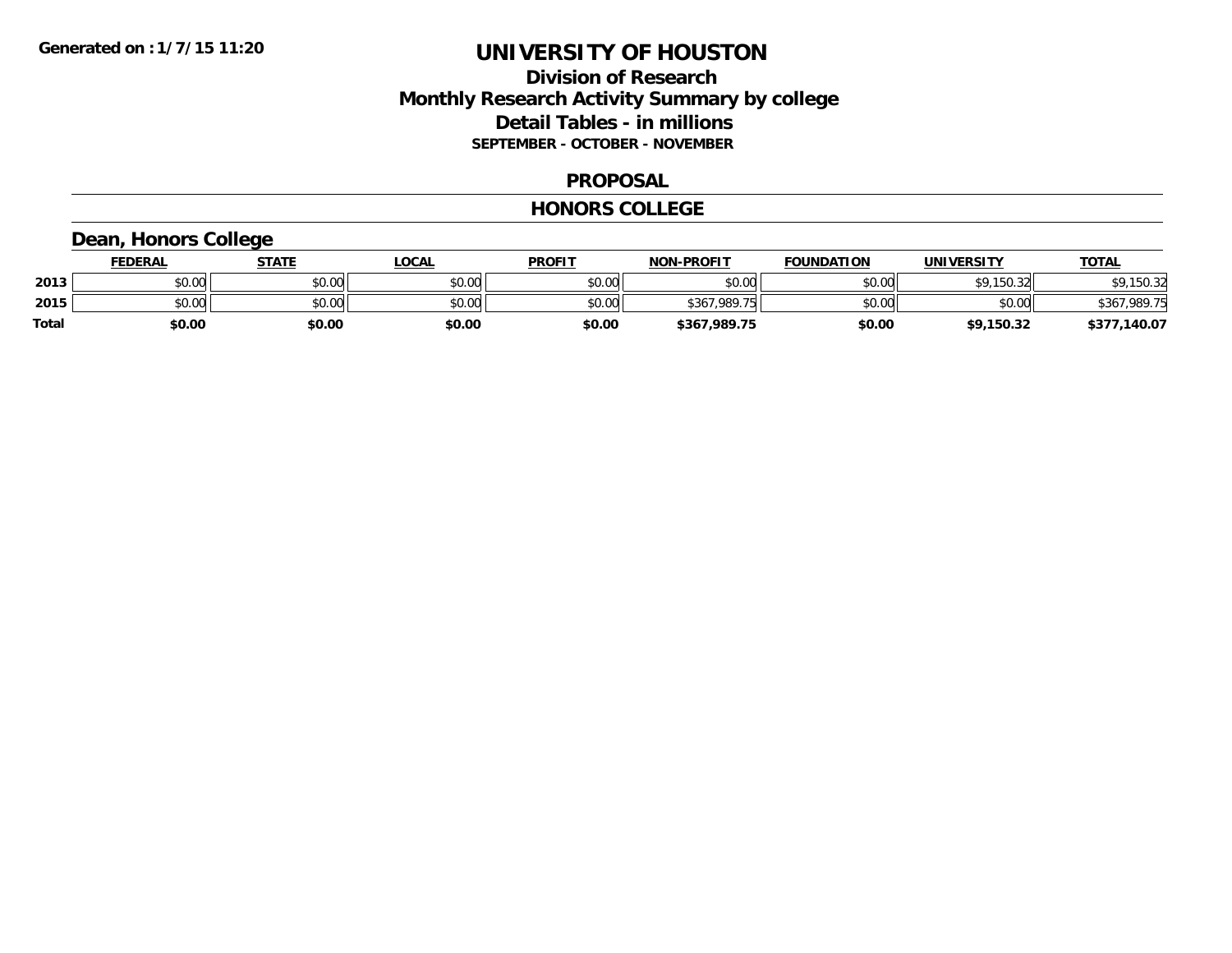**Generated on :1/7/15 11:20**

# UNIVERSITY OF HOUSTON

## Division of Research
## Monthly Research Activity Summary by college
## Detail Tables - in millions
### SEPTEMBER - OCTOBER - NOVEMBER

## PROPOSAL

## HONORS COLLEGE

### Dean, Honors College

| | FEDERAL | STATE | LOCAL | PROFIT | NON-PROFIT | FOUNDATION | UNIVERSITY | TOTAL |
|---|---|---|---|---|---|---|---|---|
| 2013 | $0.00 | $0.00 | $0.00 | $0.00 | $0.00 | $0.00 | $9,150.32 | $9,150.32 |
| 2015 | $0.00 | $0.00 | $0.00 | $0.00 | $367,989.75 | $0.00 | $0.00 | $367,989.75 |
| **Total** | **$0.00** | **$0.00** | **$0.00** | **$0.00** | **$367,989.75** | **$0.00** | **$9,150.32** | **$377,140.07** |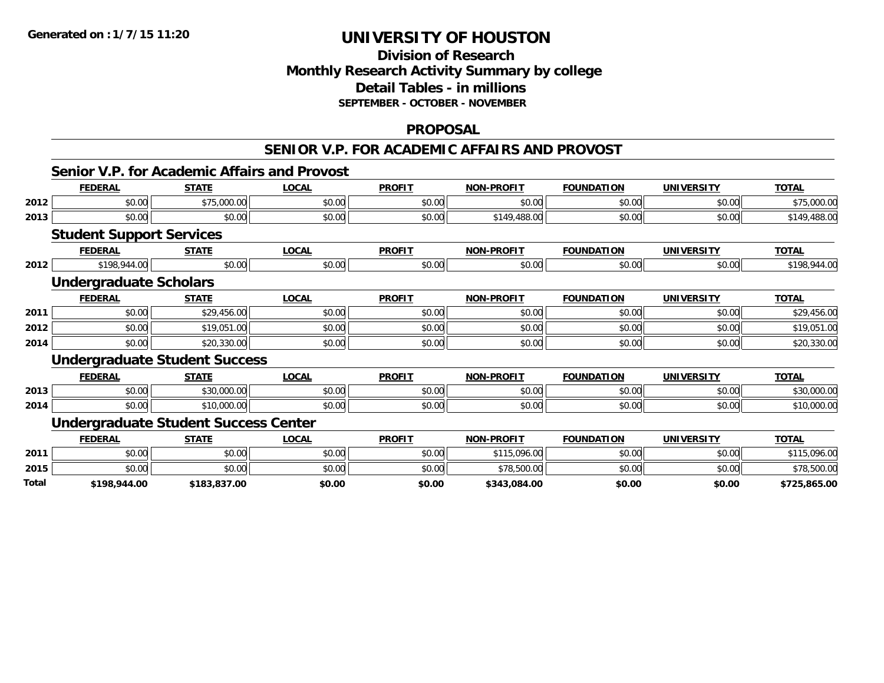**Generated on :1/7/15 11:20**

# UNIVERSITY OF HOUSTON

## Division of Research
## Monthly Research Activity Summary by college
## Detail Tables - in millions
### SEPTEMBER - OCTOBER - NOVEMBER

## PROPOSAL

## SENIOR V.P. FOR ACADEMIC AFFAIRS AND PROVOST

### Senior V.P. for Academic Affairs and Provost

| | FEDERAL | STATE | LOCAL | PROFIT | NON-PROFIT | FOUNDATION | UNIVERSITY | TOTAL |
|---|---|---|---|---|---|---|---|---|
| 2012 | $0.00 | $75,000.00 | $0.00 | $0.00 | $0.00 | $0.00 | $0.00 | $75,000.00 |
| 2013 | $0.00 | $0.00 | $0.00 | $0.00 | $149,488.00 | $0.00 | $0.00 | $149,488.00 |

### Student Support Services

| | FEDERAL | STATE | LOCAL | PROFIT | NON-PROFIT | FOUNDATION | UNIVERSITY | TOTAL |
|---|---|---|---|---|---|---|---|---|
| 2012 | $198,944.00 | $0.00 | $0.00 | $0.00 | $0.00 | $0.00 | $0.00 | $198,944.00 |

### Undergraduate Scholars

| | FEDERAL | STATE | LOCAL | PROFIT | NON-PROFIT | FOUNDATION | UNIVERSITY | TOTAL |
|---|---|---|---|---|---|---|---|---|
| 2011 | $0.00 | $29,456.00 | $0.00 | $0.00 | $0.00 | $0.00 | $0.00 | $29,456.00 |
| 2012 | $0.00 | $19,051.00 | $0.00 | $0.00 | $0.00 | $0.00 | $0.00 | $19,051.00 |
| 2014 | $0.00 | $20,330.00 | $0.00 | $0.00 | $0.00 | $0.00 | $0.00 | $20,330.00 |

### Undergraduate Student Success

| | FEDERAL | STATE | LOCAL | PROFIT | NON-PROFIT | FOUNDATION | UNIVERSITY | TOTAL |
|---|---|---|---|---|---|---|---|---|
| 2013 | $0.00 | $30,000.00 | $0.00 | $0.00 | $0.00 | $0.00 | $0.00 | $30,000.00 |
| 2014 | $0.00 | $10,000.00 | $0.00 | $0.00 | $0.00 | $0.00 | $0.00 | $10,000.00 |

### Undergraduate Student Success Center

| | FEDERAL | STATE | LOCAL | PROFIT | NON-PROFIT | FOUNDATION | UNIVERSITY | TOTAL |
|---|---|---|---|---|---|---|---|---|
| 2011 | $0.00 | $0.00 | $0.00 | $0.00 | $115,096.00 | $0.00 | $0.00 | $115,096.00 |
| 2015 | $0.00 | $0.00 | $0.00 | $0.00 | $78,500.00 | $0.00 | $0.00 | $78,500.00 |
| **Total** | **$198,944.00** | **$183,837.00** | **$0.00** | **$0.00** | **$343,084.00** | **$0.00** | **$0.00** | **$725,865.00** |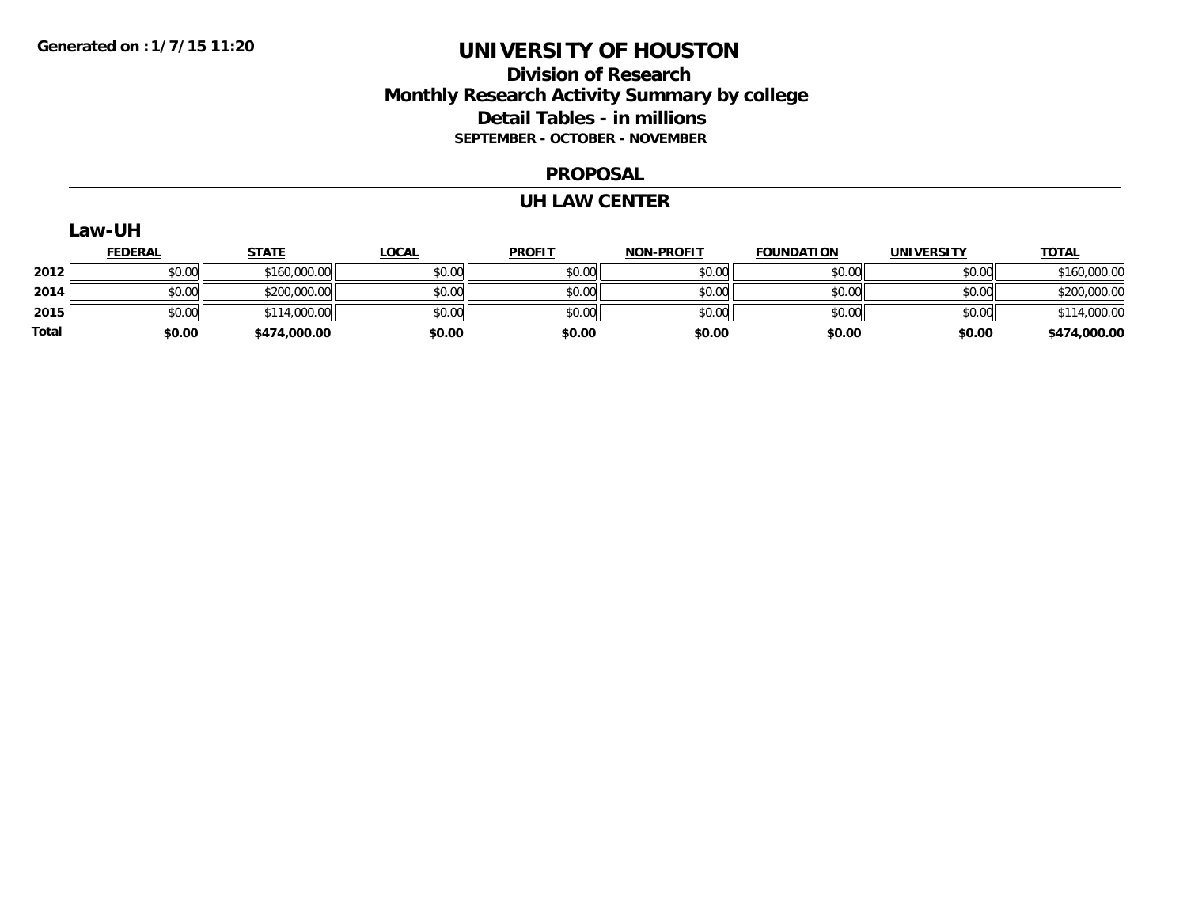Generated on :1/7/15 11:20

# UNIVERSITY OF HOUSTON

## Division of Research
## Monthly Research Activity Summary by college
## Detail Tables - in millions
### SEPTEMBER - OCTOBER - NOVEMBER

## PROPOSAL

## UH LAW CENTER

### Law-UH

| | FEDERAL | STATE | LOCAL | PROFIT | NON-PROFIT | FOUNDATION | UNIVERSITY | TOTAL |
|---|---|---|---|---|---|---|---|---|
| 2012 | $0.00 | $160,000.00 | $0.00 | $0.00 | $0.00 | $0.00 | $0.00 | $160,000.00 |
| 2014 | $0.00 | $200,000.00 | $0.00 | $0.00 | $0.00 | $0.00 | $0.00 | $200,000.00 |
| 2015 | $0.00 | $114,000.00 | $0.00 | $0.00 | $0.00 | $0.00 | $0.00 | $114,000.00 |
| **Total** | **$0.00** | **$474,000.00** | **$0.00** | **$0.00** | **$0.00** | **$0.00** | **$0.00** | **$474,000.00** |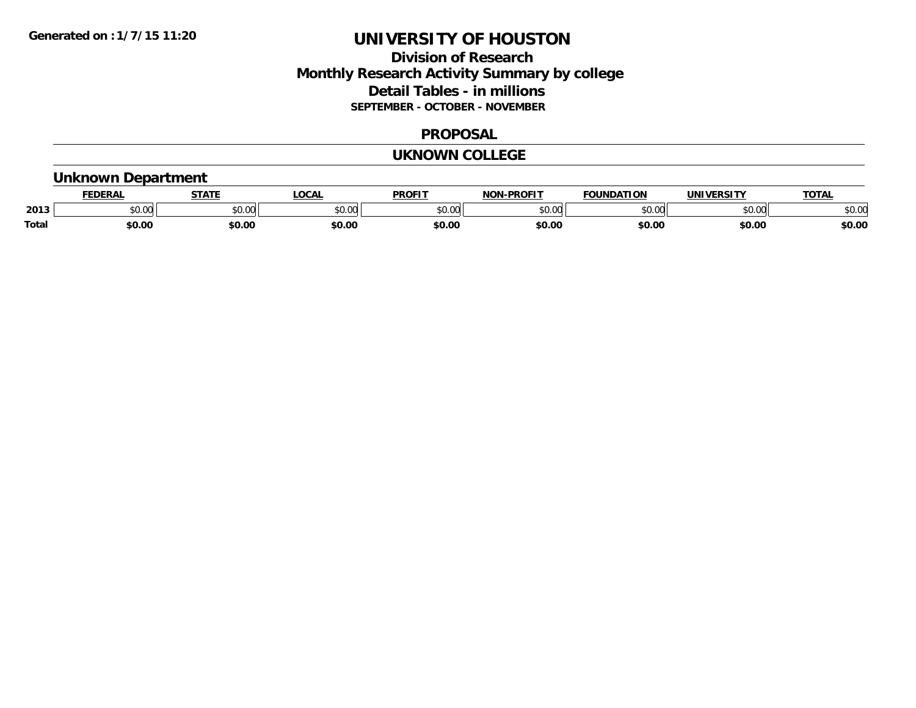Generated on :1/7/15 11:20

# UNIVERSITY OF HOUSTON

## Division of Research
## Monthly Research Activity Summary by college
## Detail Tables - in millions
### SEPTEMBER - OCTOBER - NOVEMBER

### PROPOSAL

### UKNOWN COLLEGE

### Unknown Department

| | FEDERAL | STATE | LOCAL | PROFIT | NON-PROFIT | FOUNDATION | UNIVERSITY | TOTAL |
|---|---|---|---|---|---|---|---|---|
| 2013 | $0.00 | $0.00 | $0.00 | $0.00 | $0.00 | $0.00 | $0.00 | $0.00 |
| **Total** | **$0.00** | **$0.00** | **$0.00** | **$0.00** | **$0.00** | **$0.00** | **$0.00** | **$0.00** |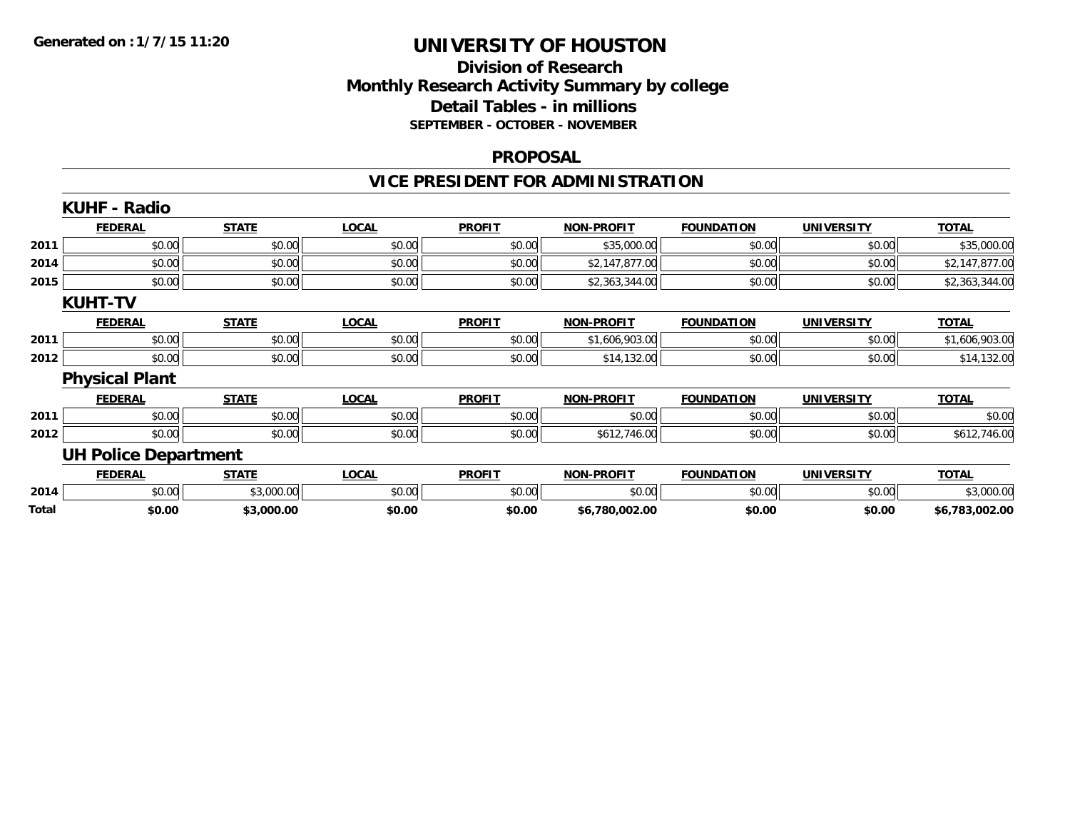**Generated on :1/7/15 11:20**

# UNIVERSITY OF HOUSTON

## Division of Research
## Monthly Research Activity Summary by college
## Detail Tables - in millions
### SEPTEMBER - OCTOBER - NOVEMBER

## PROPOSAL

## VICE PRESIDENT FOR ADMINISTRATION

### KUHF - Radio

| | FEDERAL | STATE | LOCAL | PROFIT | NON-PROFIT | FOUNDATION | UNIVERSITY | TOTAL |
|---|---|---|---|---|---|---|---|---|
| 2011 | $0.00 | $0.00 | $0.00 | $0.00 | $35,000.00 | $0.00 | $0.00 | $35,000.00 |
| 2014 | $0.00 | $0.00 | $0.00 | $0.00 | $2,147,877.00 | $0.00 | $0.00 | $2,147,877.00 |
| 2015 | $0.00 | $0.00 | $0.00 | $0.00 | $2,363,344.00 | $0.00 | $0.00 | $2,363,344.00 |

### KUHT-TV

| | FEDERAL | STATE | LOCAL | PROFIT | NON-PROFIT | FOUNDATION | UNIVERSITY | TOTAL |
|---|---|---|---|---|---|---|---|---|
| 2011 | $0.00 | $0.00 | $0.00 | $0.00 | $1,606,903.00 | $0.00 | $0.00 | $1,606,903.00 |
| 2012 | $0.00 | $0.00 | $0.00 | $0.00 | $14,132.00 | $0.00 | $0.00 | $14,132.00 |

### Physical Plant

| | FEDERAL | STATE | LOCAL | PROFIT | NON-PROFIT | FOUNDATION | UNIVERSITY | TOTAL |
|---|---|---|---|---|---|---|---|---|
| 2011 | $0.00 | $0.00 | $0.00 | $0.00 | $0.00 | $0.00 | $0.00 | $0.00 |
| 2012 | $0.00 | $0.00 | $0.00 | $0.00 | $612,746.00 | $0.00 | $0.00 | $612,746.00 |

### UH Police Department

| | FEDERAL | STATE | LOCAL | PROFIT | NON-PROFIT | FOUNDATION | UNIVERSITY | TOTAL |
|---|---|---|---|---|---|---|---|---|
| 2014 | $0.00 | $3,000.00 | $0.00 | $0.00 | $0.00 | $0.00 | $0.00 | $3,000.00 |
| **Total** | **$0.00** | **$3,000.00** | **$0.00** | **$0.00** | **$6,780,002.00** | **$0.00** | **$0.00** | **$6,783,002.00** |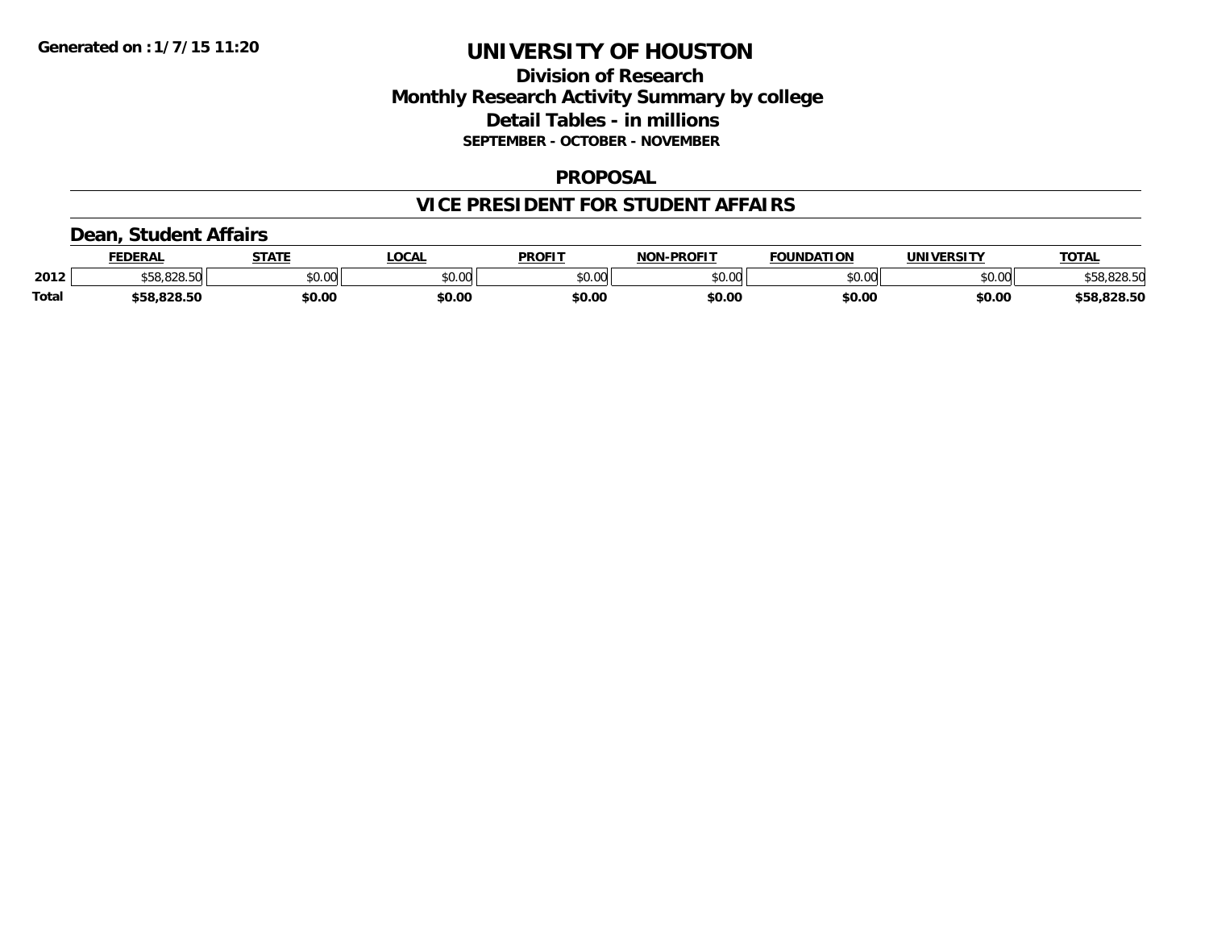Generated on :1/7/15 11:20

# UNIVERSITY OF HOUSTON

## Division of Research
## Monthly Research Activity Summary by college
## Detail Tables - in millions
### SEPTEMBER - OCTOBER - NOVEMBER

### PROPOSAL

### VICE PRESIDENT FOR STUDENT AFFAIRS

#### Dean, Student Affairs

| | FEDERAL | STATE | LOCAL | PROFIT | NON-PROFIT | FOUNDATION | UNIVERSITY | TOTAL |
|---|---|---|---|---|---|---|---|---|
| 2012 | $58,828.50 | $0.00 | $0.00 | $0.00 | $0.00 | $0.00 | $0.00 | $58,828.50 |
| **Total** | **$58,828.50** | **$0.00** | **$0.00** | **$0.00** | **$0.00** | **$0.00** | **$0.00** | **$58,828.50** |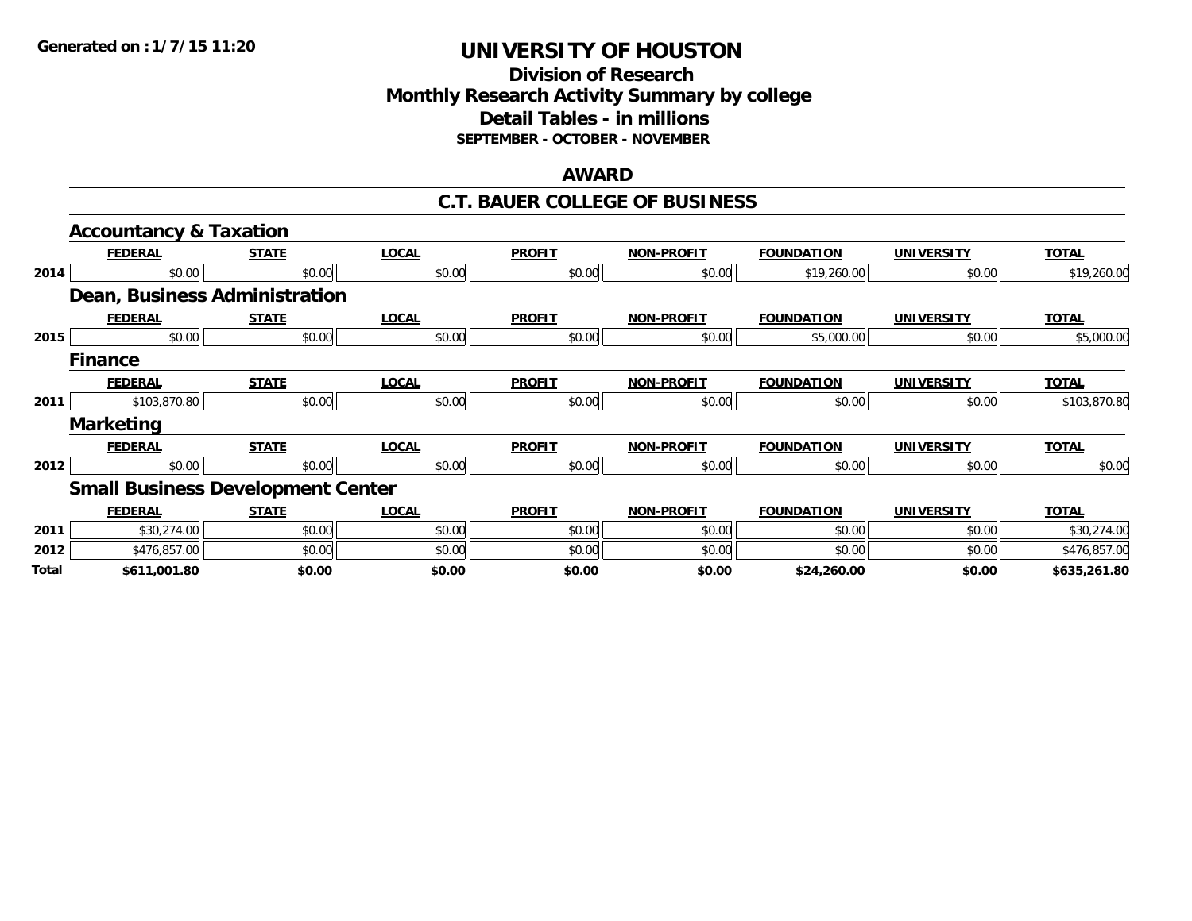**Generated on :1/7/15 11:20**

# UNIVERSITY OF HOUSTON

## Division of Research
## Monthly Research Activity Summary by college
## Detail Tables - in millions
### SEPTEMBER - OCTOBER - NOVEMBER

## AWARD

## C.T. BAUER COLLEGE OF BUSINESS

### Accountancy & Taxation

| | FEDERAL | STATE | LOCAL | PROFIT | NON-PROFIT | FOUNDATION | UNIVERSITY | TOTAL |
|---|---|---|---|---|---|---|---|---|
| 2014 | $0.00 | $0.00 | $0.00 | $0.00 | $0.00 | $19,260.00 | $0.00 | $19,260.00 |

### Dean, Business Administration

| | FEDERAL | STATE | LOCAL | PROFIT | NON-PROFIT | FOUNDATION | UNIVERSITY | TOTAL |
|---|---|---|---|---|---|---|---|---|
| 2015 | $0.00 | $0.00 | $0.00 | $0.00 | $0.00 | $5,000.00 | $0.00 | $5,000.00 |

### Finance

| | FEDERAL | STATE | LOCAL | PROFIT | NON-PROFIT | FOUNDATION | UNIVERSITY | TOTAL |
|---|---|---|---|---|---|---|---|---|
| 2011 | $103,870.80 | $0.00 | $0.00 | $0.00 | $0.00 | $0.00 | $0.00 | $103,870.80 |

### Marketing

| | FEDERAL | STATE | LOCAL | PROFIT | NON-PROFIT | FOUNDATION | UNIVERSITY | TOTAL |
|---|---|---|---|---|---|---|---|---|
| 2012 | $0.00 | $0.00 | $0.00 | $0.00 | $0.00 | $0.00 | $0.00 | $0.00 |

### Small Business Development Center

| | FEDERAL | STATE | LOCAL | PROFIT | NON-PROFIT | FOUNDATION | UNIVERSITY | TOTAL |
|---|---|---|---|---|---|---|---|---|
| 2011 | $30,274.00 | $0.00 | $0.00 | $0.00 | $0.00 | $0.00 | $0.00 | $30,274.00 |
| 2012 | $476,857.00 | $0.00 | $0.00 | $0.00 | $0.00 | $0.00 | $0.00 | $476,857.00 |
| **Total** | **$611,001.80** | **$0.00** | **$0.00** | **$0.00** | **$0.00** | **$24,260.00** | **$0.00** | **$635,261.80** |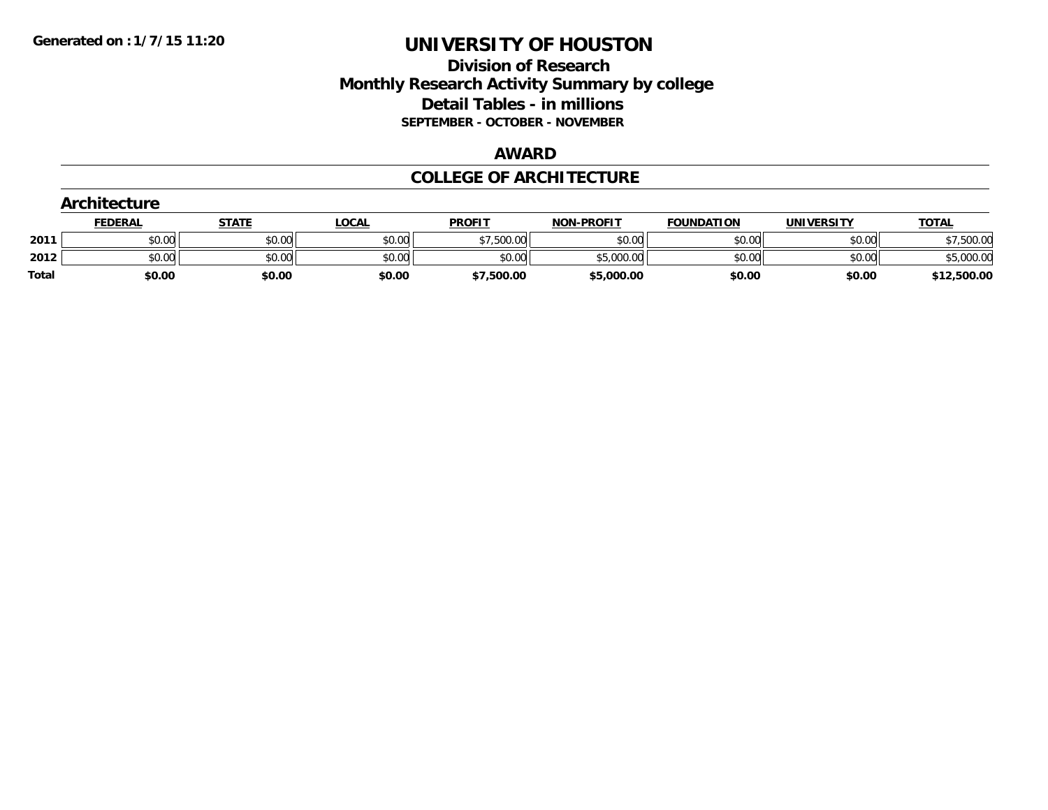Generated on :1/7/15 11:20

# UNIVERSITY OF HOUSTON

## Division of Research
## Monthly Research Activity Summary by college
## Detail Tables - in millions
### SEPTEMBER - OCTOBER - NOVEMBER

## AWARD

## COLLEGE OF ARCHITECTURE

### Architecture

| | FEDERAL | STATE | LOCAL | PROFIT | NON-PROFIT | FOUNDATION | UNIVERSITY | TOTAL |
|---|---|---|---|---|---|---|---|---|
| 2011 | $0.00 | $0.00 | $0.00 | $7,500.00 | $0.00 | $0.00 | $0.00 | $7,500.00 |
| 2012 | $0.00 | $0.00 | $0.00 | $0.00 | $5,000.00 | $0.00 | $0.00 | $5,000.00 |
| **Total** | **$0.00** | **$0.00** | **$0.00** | **$7,500.00** | **$5,000.00** | **$0.00** | **$0.00** | **$12,500.00** |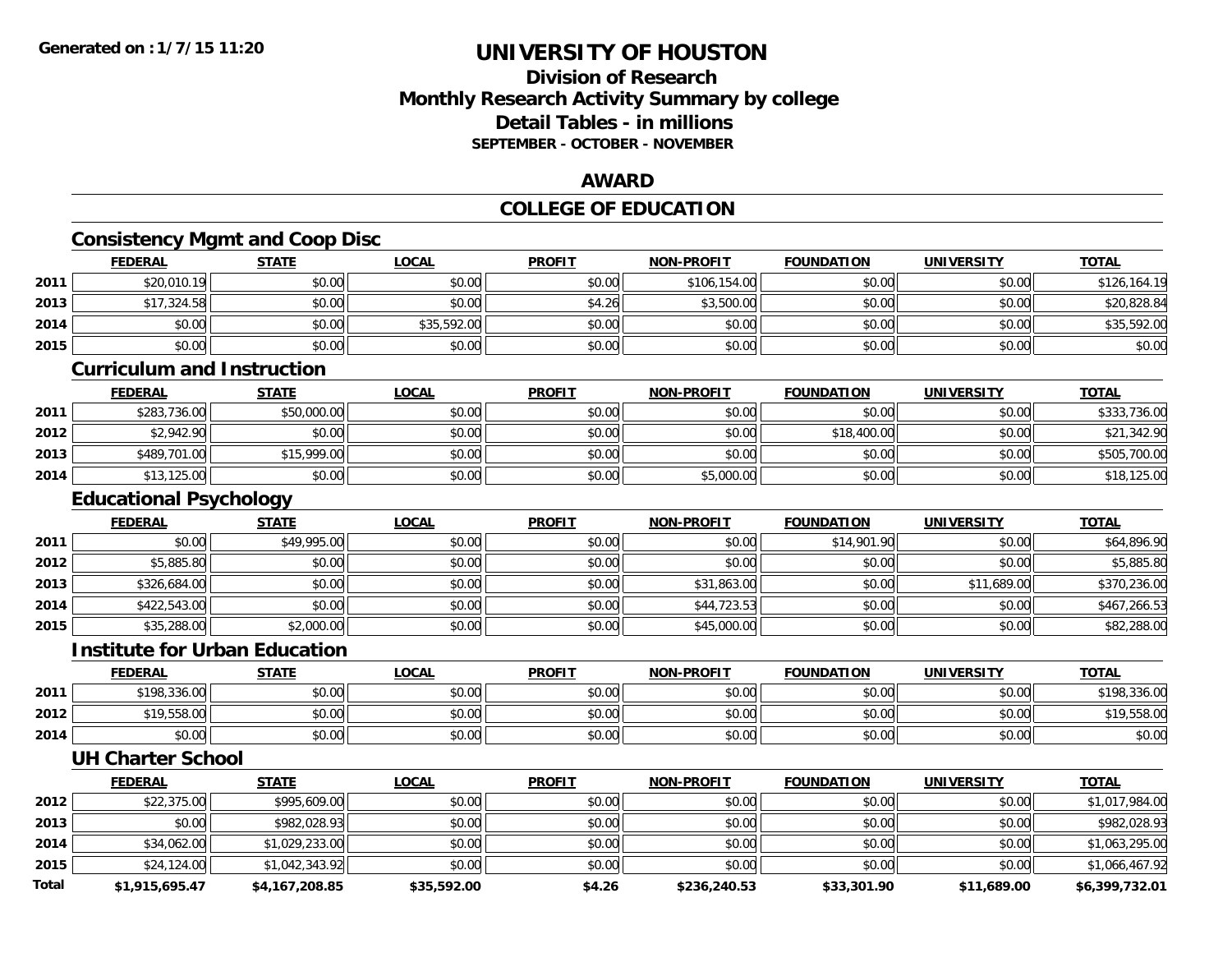**Generated on :1/7/15 11:20**

# UNIVERSITY OF HOUSTON

## Division of Research
## Monthly Research Activity Summary by college
## Detail Tables - in millions
### SEPTEMBER - OCTOBER - NOVEMBER

## AWARD

## COLLEGE OF EDUCATION

### Consistency Mgmt and Coop Disc

| | FEDERAL | STATE | LOCAL | PROFIT | NON-PROFIT | FOUNDATION | UNIVERSITY | TOTAL |
|---|---|---|---|---|---|---|---|---|
| 2011 | $20,010.19 | $0.00 | $0.00 | $0.00 | $106,154.00 | $0.00 | $0.00 | $126,164.19 |
| 2013 | $17,324.58 | $0.00 | $0.00 | $4.26 | $3,500.00 | $0.00 | $0.00 | $20,828.84 |
| 2014 | $0.00 | $0.00 | $35,592.00 | $0.00 | $0.00 | $0.00 | $0.00 | $35,592.00 |
| 2015 | $0.00 | $0.00 | $0.00 | $0.00 | $0.00 | $0.00 | $0.00 | $0.00 |

### Curriculum and Instruction

| | FEDERAL | STATE | LOCAL | PROFIT | NON-PROFIT | FOUNDATION | UNIVERSITY | TOTAL |
|---|---|---|---|---|---|---|---|---|
| 2011 | $283,736.00 | $50,000.00 | $0.00 | $0.00 | $0.00 | $0.00 | $0.00 | $333,736.00 |
| 2012 | $2,942.90 | $0.00 | $0.00 | $0.00 | $0.00 | $18,400.00 | $0.00 | $21,342.90 |
| 2013 | $489,701.00 | $15,999.00 | $0.00 | $0.00 | $0.00 | $0.00 | $0.00 | $505,700.00 |
| 2014 | $13,125.00 | $0.00 | $0.00 | $0.00 | $5,000.00 | $0.00 | $0.00 | $18,125.00 |

### Educational Psychology

| | FEDERAL | STATE | LOCAL | PROFIT | NON-PROFIT | FOUNDATION | UNIVERSITY | TOTAL |
|---|---|---|---|---|---|---|---|---|
| 2011 | $0.00 | $49,995.00 | $0.00 | $0.00 | $0.00 | $14,901.90 | $0.00 | $64,896.90 |
| 2012 | $5,885.80 | $0.00 | $0.00 | $0.00 | $0.00 | $0.00 | $0.00 | $5,885.80 |
| 2013 | $326,684.00 | $0.00 | $0.00 | $0.00 | $31,863.00 | $0.00 | $11,689.00 | $370,236.00 |
| 2014 | $422,543.00 | $0.00 | $0.00 | $0.00 | $44,723.53 | $0.00 | $0.00 | $467,266.53 |
| 2015 | $35,288.00 | $2,000.00 | $0.00 | $0.00 | $45,000.00 | $0.00 | $0.00 | $82,288.00 |

### Institute for Urban Education

| | FEDERAL | STATE | LOCAL | PROFIT | NON-PROFIT | FOUNDATION | UNIVERSITY | TOTAL |
|---|---|---|---|---|---|---|---|---|
| 2011 | $198,336.00 | $0.00 | $0.00 | $0.00 | $0.00 | $0.00 | $0.00 | $198,336.00 |
| 2012 | $19,558.00 | $0.00 | $0.00 | $0.00 | $0.00 | $0.00 | $0.00 | $19,558.00 |
| 2014 | $0.00 | $0.00 | $0.00 | $0.00 | $0.00 | $0.00 | $0.00 | $0.00 |

### UH Charter School

| | FEDERAL | STATE | LOCAL | PROFIT | NON-PROFIT | FOUNDATION | UNIVERSITY | TOTAL |
|---|---|---|---|---|---|---|---|---|
| 2012 | $22,375.00 | $995,609.00 | $0.00 | $0.00 | $0.00 | $0.00 | $0.00 | $1,017,984.00 |
| 2013 | $0.00 | $982,028.93 | $0.00 | $0.00 | $0.00 | $0.00 | $0.00 | $982,028.93 |
| 2014 | $34,062.00 | $1,029,233.00 | $0.00 | $0.00 | $0.00 | $0.00 | $0.00 | $1,063,295.00 |
| 2015 | $24,124.00 | $1,042,343.92 | $0.00 | $0.00 | $0.00 | $0.00 | $0.00 | $1,066,467.92 |
| **Total** | **$1,915,695.47** | **$4,167,208.85** | **$35,592.00** | **$4.26** | **$236,240.53** | **$33,301.90** | **$11,689.00** | **$6,399,732.01** |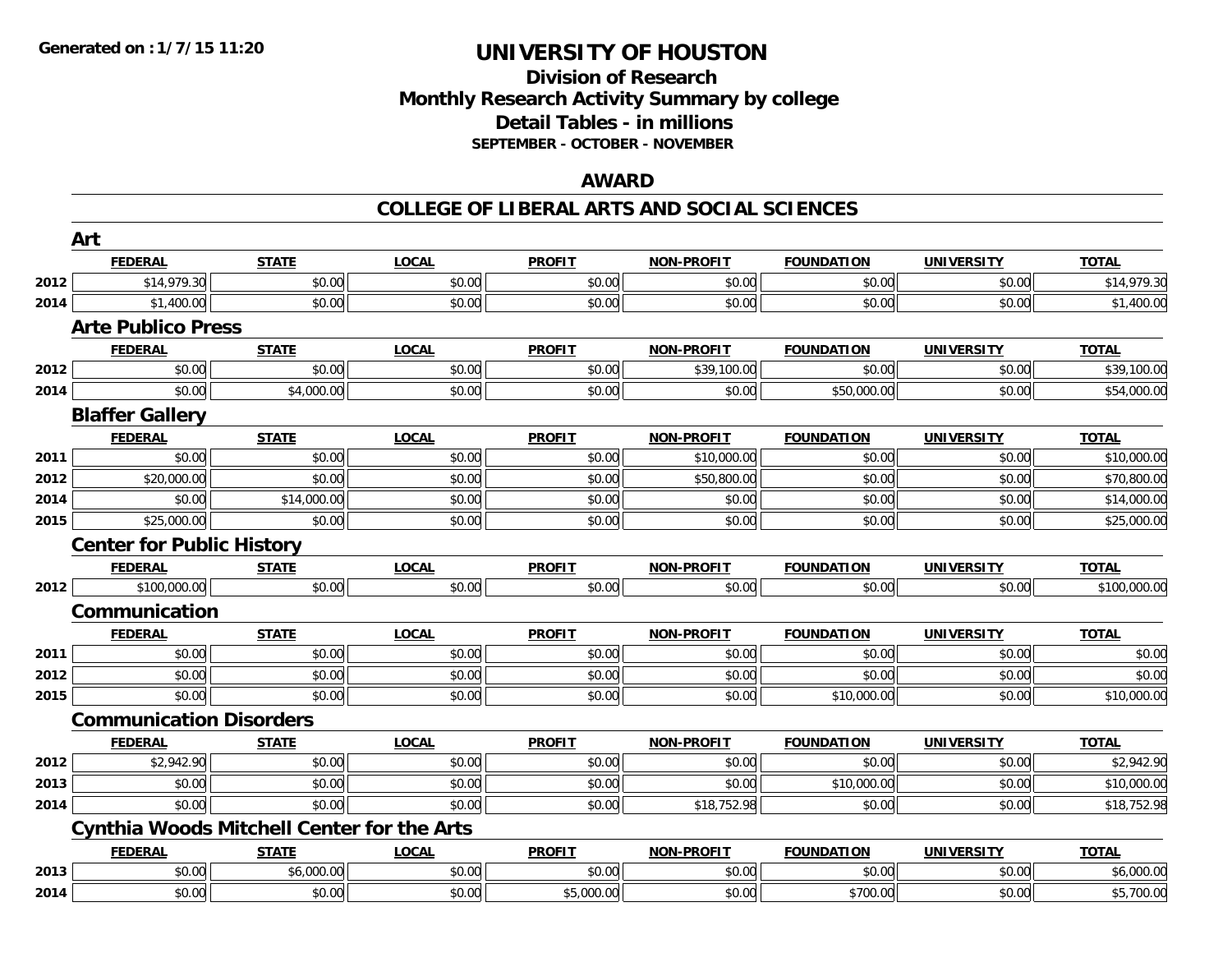# UNIVERSITY OF HOUSTON

## Division of Research
## Monthly Research Activity Summary by college
## Detail Tables - in millions
### SEPTEMBER - OCTOBER - NOVEMBER

## AWARD

## COLLEGE OF LIBERAL ARTS AND SOCIAL SCIENCES

### Art

| | FEDERAL | STATE | LOCAL | PROFIT | NON-PROFIT | FOUNDATION | UNIVERSITY | TOTAL |
|---|---|---|---|---|---|---|---|---|
| 2012 | $14,979.30 | $0.00 | $0.00 | $0.00 | $0.00 | $0.00 | $0.00 | $14,979.30 |
| 2014 | $1,400.00 | $0.00 | $0.00 | $0.00 | $0.00 | $0.00 | $0.00 | $1,400.00 |

### Arte Publico Press

| | FEDERAL | STATE | LOCAL | PROFIT | NON-PROFIT | FOUNDATION | UNIVERSITY | TOTAL |
|---|---|---|---|---|---|---|---|---|
| 2012 | $0.00 | $0.00 | $0.00 | $0.00 | $39,100.00 | $0.00 | $0.00 | $39,100.00 |
| 2014 | $0.00 | $4,000.00 | $0.00 | $0.00 | $0.00 | $50,000.00 | $0.00 | $54,000.00 |

### Blaffer Gallery

| | FEDERAL | STATE | LOCAL | PROFIT | NON-PROFIT | FOUNDATION | UNIVERSITY | TOTAL |
|---|---|---|---|---|---|---|---|---|
| 2011 | $0.00 | $0.00 | $0.00 | $0.00 | $10,000.00 | $0.00 | $0.00 | $10,000.00 |
| 2012 | $20,000.00 | $0.00 | $0.00 | $0.00 | $50,800.00 | $0.00 | $0.00 | $70,800.00 |
| 2014 | $0.00 | $14,000.00 | $0.00 | $0.00 | $0.00 | $0.00 | $0.00 | $14,000.00 |
| 2015 | $25,000.00 | $0.00 | $0.00 | $0.00 | $0.00 | $0.00 | $0.00 | $25,000.00 |

### Center for Public History

| | FEDERAL | STATE | LOCAL | PROFIT | NON-PROFIT | FOUNDATION | UNIVERSITY | TOTAL |
|---|---|---|---|---|---|---|---|---|
| 2012 | $100,000.00 | $0.00 | $0.00 | $0.00 | $0.00 | $0.00 | $0.00 | $100,000.00 |

### Communication

| | FEDERAL | STATE | LOCAL | PROFIT | NON-PROFIT | FOUNDATION | UNIVERSITY | TOTAL |
|---|---|---|---|---|---|---|---|---|
| 2011 | $0.00 | $0.00 | $0.00 | $0.00 | $0.00 | $0.00 | $0.00 | $0.00 |
| 2012 | $0.00 | $0.00 | $0.00 | $0.00 | $0.00 | $0.00 | $0.00 | $0.00 |
| 2015 | $0.00 | $0.00 | $0.00 | $0.00 | $0.00 | $10,000.00 | $0.00 | $10,000.00 |

### Communication Disorders

| | FEDERAL | STATE | LOCAL | PROFIT | NON-PROFIT | FOUNDATION | UNIVERSITY | TOTAL |
|---|---|---|---|---|---|---|---|---|
| 2012 | $2,942.90 | $0.00 | $0.00 | $0.00 | $0.00 | $0.00 | $0.00 | $2,942.90 |
| 2013 | $0.00 | $0.00 | $0.00 | $0.00 | $0.00 | $10,000.00 | $0.00 | $10,000.00 |
| 2014 | $0.00 | $0.00 | $0.00 | $0.00 | $18,752.98 | $0.00 | $0.00 | $18,752.98 |

### Cynthia Woods Mitchell Center for the Arts

| | FEDERAL | STATE | LOCAL | PROFIT | NON-PROFIT | FOUNDATION | UNIVERSITY | TOTAL |
|---|---|---|---|---|---|---|---|---|
| 2013 | $0.00 | $6,000.00 | $0.00 | $0.00 | $0.00 | $0.00 | $0.00 | $6,000.00 |
| 2014 | $0.00 | $0.00 | $0.00 | $5,000.00 | $0.00 | $700.00 | $0.00 | $5,700.00 |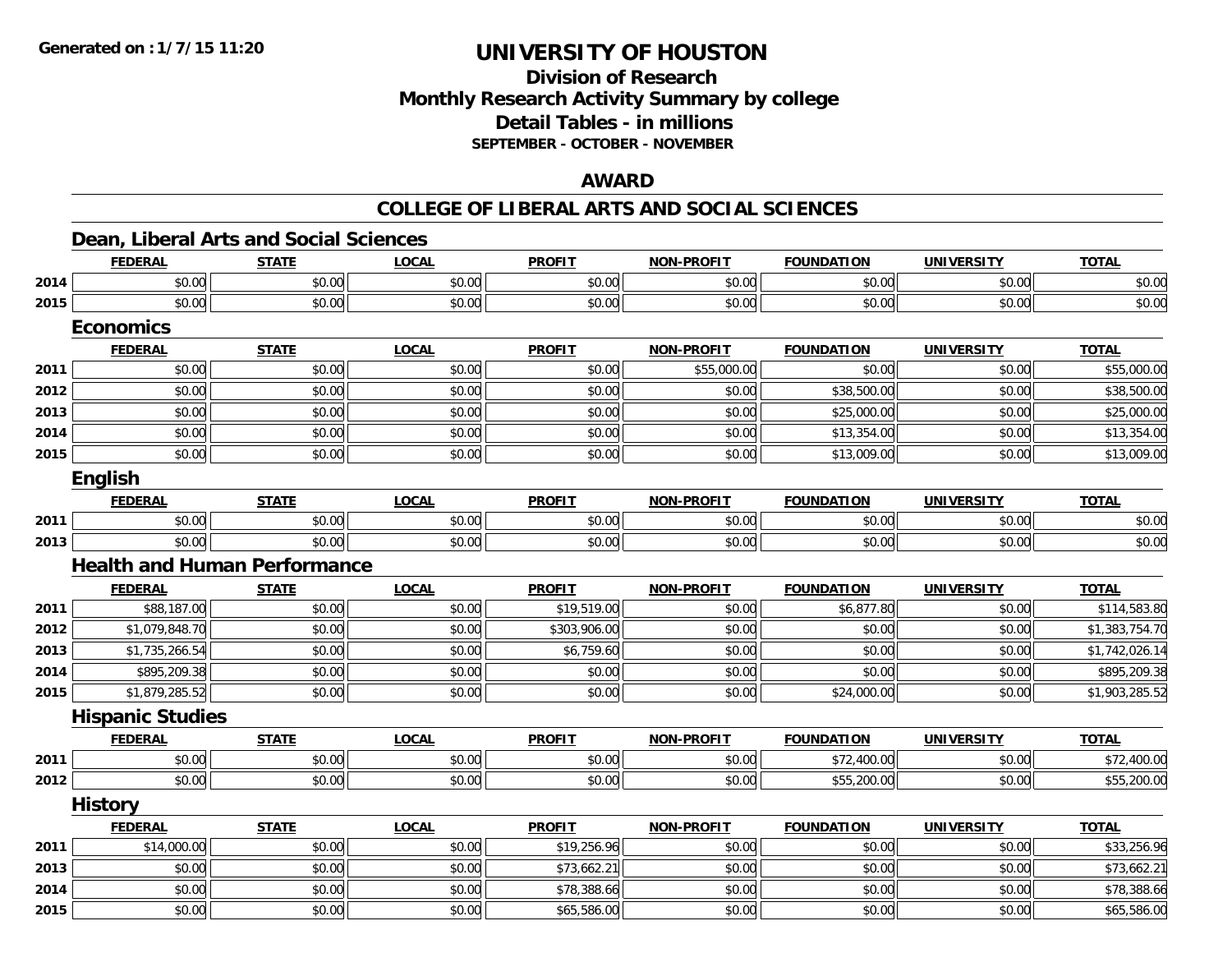# UNIVERSITY OF HOUSTON

## Division of Research
## Monthly Research Activity Summary by college
## Detail Tables - in millions
### SEPTEMBER - OCTOBER - NOVEMBER

## AWARD

## COLLEGE OF LIBERAL ARTS AND SOCIAL SCIENCES

### Dean, Liberal Arts and Social Sciences

| | FEDERAL | STATE | LOCAL | PROFIT | NON-PROFIT | FOUNDATION | UNIVERSITY | TOTAL |
|---|---|---|---|---|---|---|---|---|
| 2014 | $0.00 | $0.00 | $0.00 | $0.00 | $0.00 | $0.00 | $0.00 | $0.00 |
| 2015 | $0.00 | $0.00 | $0.00 | $0.00 | $0.00 | $0.00 | $0.00 | $0.00 |

### Economics

| | FEDERAL | STATE | LOCAL | PROFIT | NON-PROFIT | FOUNDATION | UNIVERSITY | TOTAL |
|---|---|---|---|---|---|---|---|---|
| 2011 | $0.00 | $0.00 | $0.00 | $0.00 | $55,000.00 | $0.00 | $0.00 | $55,000.00 |
| 2012 | $0.00 | $0.00 | $0.00 | $0.00 | $0.00 | $38,500.00 | $0.00 | $38,500.00 |
| 2013 | $0.00 | $0.00 | $0.00 | $0.00 | $0.00 | $25,000.00 | $0.00 | $25,000.00 |
| 2014 | $0.00 | $0.00 | $0.00 | $0.00 | $0.00 | $13,354.00 | $0.00 | $13,354.00 |
| 2015 | $0.00 | $0.00 | $0.00 | $0.00 | $0.00 | $13,009.00 | $0.00 | $13,009.00 |

### English

| | FEDERAL | STATE | LOCAL | PROFIT | NON-PROFIT | FOUNDATION | UNIVERSITY | TOTAL |
|---|---|---|---|---|---|---|---|---|
| 2011 | $0.00 | $0.00 | $0.00 | $0.00 | $0.00 | $0.00 | $0.00 | $0.00 |
| 2013 | $0.00 | $0.00 | $0.00 | $0.00 | $0.00 | $0.00 | $0.00 | $0.00 |

### Health and Human Performance

| | FEDERAL | STATE | LOCAL | PROFIT | NON-PROFIT | FOUNDATION | UNIVERSITY | TOTAL |
|---|---|---|---|---|---|---|---|---|
| 2011 | $88,187.00 | $0.00 | $0.00 | $19,519.00 | $0.00 | $6,877.80 | $0.00 | $114,583.80 |
| 2012 | $1,079,848.70 | $0.00 | $0.00 | $303,906.00 | $0.00 | $0.00 | $0.00 | $1,383,754.70 |
| 2013 | $1,735,266.54 | $0.00 | $0.00 | $6,759.60 | $0.00 | $0.00 | $0.00 | $1,742,026.14 |
| 2014 | $895,209.38 | $0.00 | $0.00 | $0.00 | $0.00 | $0.00 | $0.00 | $895,209.38 |
| 2015 | $1,879,285.52 | $0.00 | $0.00 | $0.00 | $0.00 | $24,000.00 | $0.00 | $1,903,285.52 |

### Hispanic Studies

| | FEDERAL | STATE | LOCAL | PROFIT | NON-PROFIT | FOUNDATION | UNIVERSITY | TOTAL |
|---|---|---|---|---|---|---|---|---|
| 2011 | $0.00 | $0.00 | $0.00 | $0.00 | $0.00 | $72,400.00 | $0.00 | $72,400.00 |
| 2012 | $0.00 | $0.00 | $0.00 | $0.00 | $0.00 | $55,200.00 | $0.00 | $55,200.00 |

### History

| | FEDERAL | STATE | LOCAL | PROFIT | NON-PROFIT | FOUNDATION | UNIVERSITY | TOTAL |
|---|---|---|---|---|---|---|---|---|
| 2011 | $14,000.00 | $0.00 | $0.00 | $19,256.96 | $0.00 | $0.00 | $0.00 | $33,256.96 |
| 2013 | $0.00 | $0.00 | $0.00 | $73,662.21 | $0.00 | $0.00 | $0.00 | $73,662.21 |
| 2014 | $0.00 | $0.00 | $0.00 | $78,388.66 | $0.00 | $0.00 | $0.00 | $78,388.66 |
| 2015 | $0.00 | $0.00 | $0.00 | $65,586.00 | $0.00 | $0.00 | $0.00 | $65,586.00 |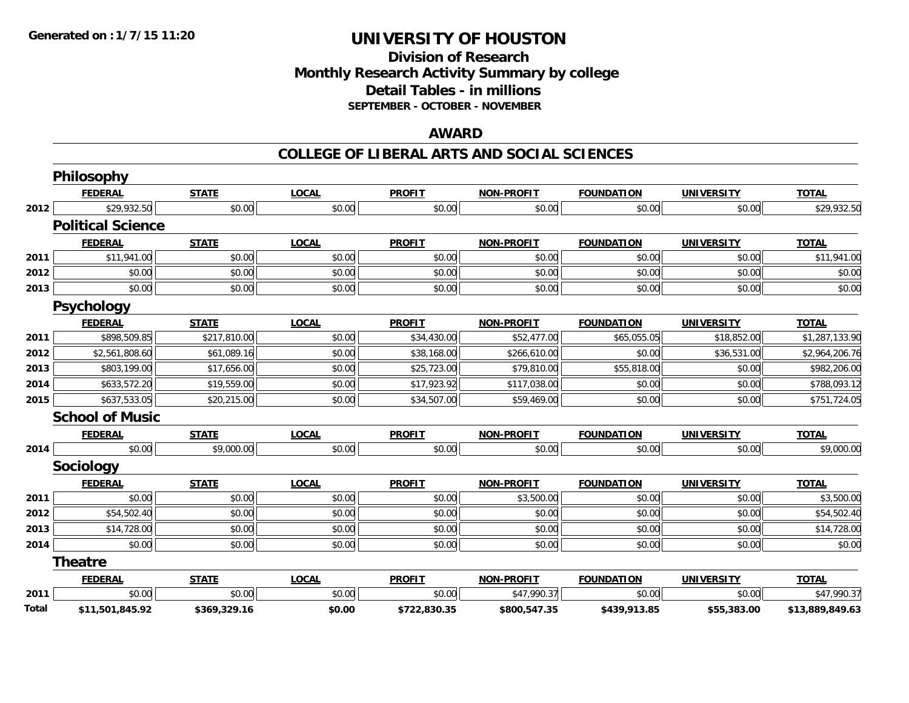**Generated on :1/7/15 11:20**

# UNIVERSITY OF HOUSTON

## Division of Research
## Monthly Research Activity Summary by college
## Detail Tables - in millions
### SEPTEMBER - OCTOBER - NOVEMBER

## AWARD

## COLLEGE OF LIBERAL ARTS AND SOCIAL SCIENCES

### Philosophy

| | FEDERAL | STATE | LOCAL | PROFIT | NON-PROFIT | FOUNDATION | UNIVERSITY | TOTAL |
|---|---|---|---|---|---|---|---|---|
| 2012 | $29,932.50 | $0.00 | $0.00 | $0.00 | $0.00 | $0.00 | $0.00 | $29,932.50 |

### Political Science

| | FEDERAL | STATE | LOCAL | PROFIT | NON-PROFIT | FOUNDATION | UNIVERSITY | TOTAL |
|---|---|---|---|---|---|---|---|---|
| 2011 | $11,941.00 | $0.00 | $0.00 | $0.00 | $0.00 | $0.00 | $0.00 | $11,941.00 |
| 2012 | $0.00 | $0.00 | $0.00 | $0.00 | $0.00 | $0.00 | $0.00 | $0.00 |
| 2013 | $0.00 | $0.00 | $0.00 | $0.00 | $0.00 | $0.00 | $0.00 | $0.00 |

### Psychology

| | FEDERAL | STATE | LOCAL | PROFIT | NON-PROFIT | FOUNDATION | UNIVERSITY | TOTAL |
|---|---|---|---|---|---|---|---|---|
| 2011 | $898,509.85 | $217,810.00 | $0.00 | $34,430.00 | $52,477.00 | $65,055.05 | $18,852.00 | $1,287,133.90 |
| 2012 | $2,561,808.60 | $61,089.16 | $0.00 | $38,168.00 | $266,610.00 | $0.00 | $36,531.00 | $2,964,206.76 |
| 2013 | $803,199.00 | $17,656.00 | $0.00 | $25,723.00 | $79,810.00 | $55,818.00 | $0.00 | $982,206.00 |
| 2014 | $633,572.20 | $19,559.00 | $0.00 | $17,923.92 | $117,038.00 | $0.00 | $0.00 | $788,093.12 |
| 2015 | $637,533.05 | $20,215.00 | $0.00 | $34,507.00 | $59,469.00 | $0.00 | $0.00 | $751,724.05 |

### School of Music

| | FEDERAL | STATE | LOCAL | PROFIT | NON-PROFIT | FOUNDATION | UNIVERSITY | TOTAL |
|---|---|---|---|---|---|---|---|---|
| 2014 | $0.00 | $9,000.00 | $0.00 | $0.00 | $0.00 | $0.00 | $0.00 | $9,000.00 |

### Sociology

| | FEDERAL | STATE | LOCAL | PROFIT | NON-PROFIT | FOUNDATION | UNIVERSITY | TOTAL |
|---|---|---|---|---|---|---|---|---|
| 2011 | $0.00 | $0.00 | $0.00 | $0.00 | $3,500.00 | $0.00 | $0.00 | $3,500.00 |
| 2012 | $54,502.40 | $0.00 | $0.00 | $0.00 | $0.00 | $0.00 | $0.00 | $54,502.40 |
| 2013 | $14,728.00 | $0.00 | $0.00 | $0.00 | $0.00 | $0.00 | $0.00 | $14,728.00 |
| 2014 | $0.00 | $0.00 | $0.00 | $0.00 | $0.00 | $0.00 | $0.00 | $0.00 |

### Theatre

| | FEDERAL | STATE | LOCAL | PROFIT | NON-PROFIT | FOUNDATION | UNIVERSITY | TOTAL |
|---|---|---|---|---|---|---|---|---|
| 2011 | $0.00 | $0.00 | $0.00 | $0.00 | $47,990.37 | $0.00 | $0.00 | $47,990.37 |
| **Total** | **$11,501,845.92** | **$369,329.16** | **$0.00** | **$722,830.35** | **$800,547.35** | **$439,913.85** | **$55,383.00** | **$13,889,849.63** |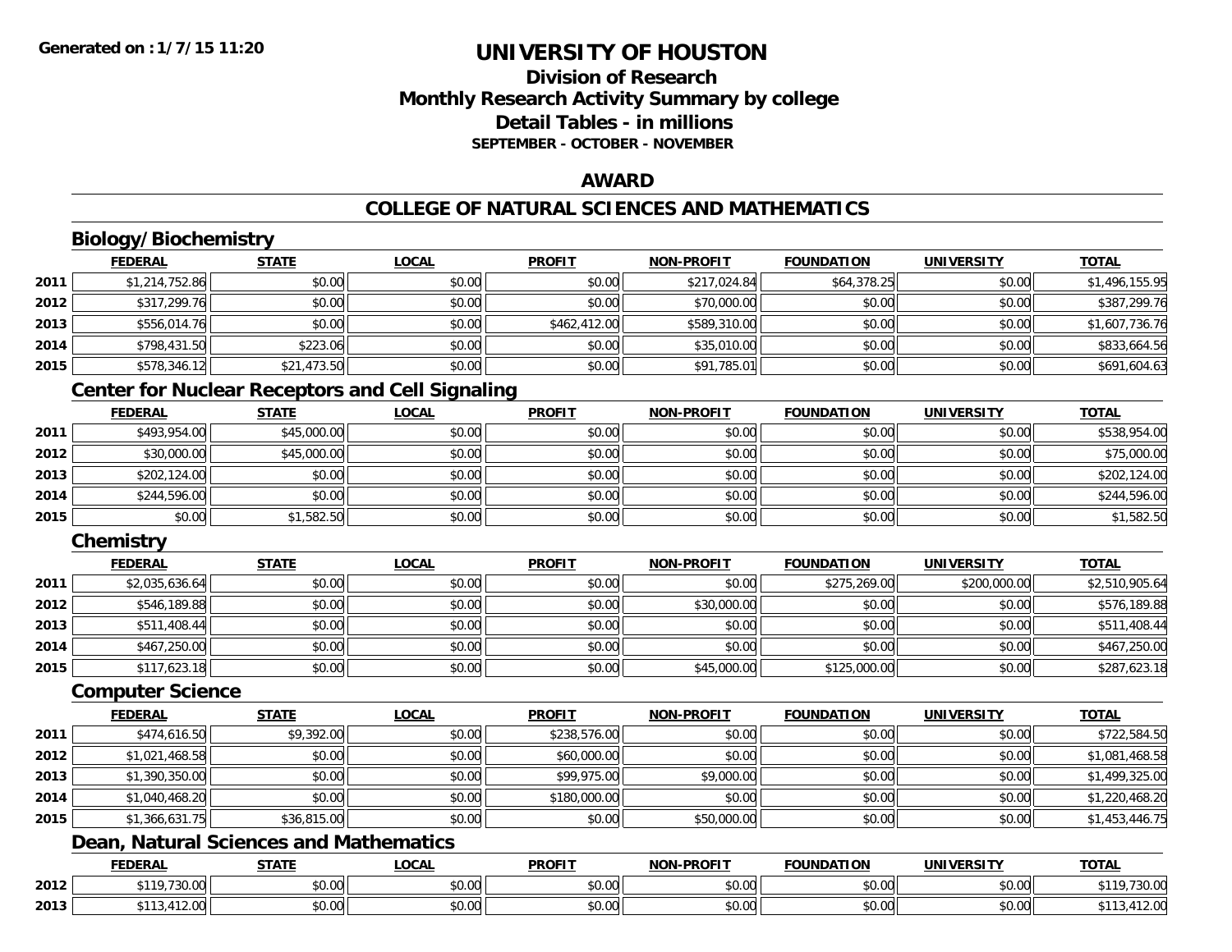**Generated on : 1/7/15 11:20**

# UNIVERSITY OF HOUSTON

## Division of Research
## Monthly Research Activity Summary by college
## Detail Tables - in millions
### SEPTEMBER - OCTOBER - NOVEMBER

## AWARD

## COLLEGE OF NATURAL SCIENCES AND MATHEMATICS

### Biology/Biochemistry

| | FEDERAL | STATE | LOCAL | PROFIT | NON-PROFIT | FOUNDATION | UNIVERSITY | TOTAL |
|---|---|---|---|---|---|---|---|---|
| 2011 | $1,214,752.86 | $0.00 | $0.00 | $0.00 | $217,024.84 | $64,378.25 | $0.00 | $1,496,155.95 |
| 2012 | $317,299.76 | $0.00 | $0.00 | $0.00 | $70,000.00 | $0.00 | $0.00 | $387,299.76 |
| 2013 | $556,014.76 | $0.00 | $0.00 | $462,412.00 | $589,310.00 | $0.00 | $0.00 | $1,607,736.76 |
| 2014 | $798,431.50 | $223.06 | $0.00 | $0.00 | $35,010.00 | $0.00 | $0.00 | $833,664.56 |
| 2015 | $578,346.12 | $21,473.50 | $0.00 | $0.00 | $91,785.01 | $0.00 | $0.00 | $691,604.63 |

### Center for Nuclear Receptors and Cell Signaling

| | FEDERAL | STATE | LOCAL | PROFIT | NON-PROFIT | FOUNDATION | UNIVERSITY | TOTAL |
|---|---|---|---|---|---|---|---|---|
| 2011 | $493,954.00 | $45,000.00 | $0.00 | $0.00 | $0.00 | $0.00 | $0.00 | $538,954.00 |
| 2012 | $30,000.00 | $45,000.00 | $0.00 | $0.00 | $0.00 | $0.00 | $0.00 | $75,000.00 |
| 2013 | $202,124.00 | $0.00 | $0.00 | $0.00 | $0.00 | $0.00 | $0.00 | $202,124.00 |
| 2014 | $244,596.00 | $0.00 | $0.00 | $0.00 | $0.00 | $0.00 | $0.00 | $244,596.00 |
| 2015 | $0.00 | $1,582.50 | $0.00 | $0.00 | $0.00 | $0.00 | $0.00 | $1,582.50 |

### Chemistry

| | FEDERAL | STATE | LOCAL | PROFIT | NON-PROFIT | FOUNDATION | UNIVERSITY | TOTAL |
|---|---|---|---|---|---|---|---|---|
| 2011 | $2,035,636.64 | $0.00 | $0.00 | $0.00 | $0.00 | $275,269.00 | $200,000.00 | $2,510,905.64 |
| 2012 | $546,189.88 | $0.00 | $0.00 | $0.00 | $30,000.00 | $0.00 | $0.00 | $576,189.88 |
| 2013 | $511,408.44 | $0.00 | $0.00 | $0.00 | $0.00 | $0.00 | $0.00 | $511,408.44 |
| 2014 | $467,250.00 | $0.00 | $0.00 | $0.00 | $0.00 | $0.00 | $0.00 | $467,250.00 |
| 2015 | $117,623.18 | $0.00 | $0.00 | $0.00 | $45,000.00 | $125,000.00 | $0.00 | $287,623.18 |

### Computer Science

| | FEDERAL | STATE | LOCAL | PROFIT | NON-PROFIT | FOUNDATION | UNIVERSITY | TOTAL |
|---|---|---|---|---|---|---|---|---|
| 2011 | $474,616.50 | $9,392.00 | $0.00 | $238,576.00 | $0.00 | $0.00 | $0.00 | $722,584.50 |
| 2012 | $1,021,468.58 | $0.00 | $0.00 | $60,000.00 | $0.00 | $0.00 | $0.00 | $1,081,468.58 |
| 2013 | $1,390,350.00 | $0.00 | $0.00 | $99,975.00 | $9,000.00 | $0.00 | $0.00 | $1,499,325.00 |
| 2014 | $1,040,468.20 | $0.00 | $0.00 | $180,000.00 | $0.00 | $0.00 | $0.00 | $1,220,468.20 |
| 2015 | $1,366,631.75 | $36,815.00 | $0.00 | $0.00 | $50,000.00 | $0.00 | $0.00 | $1,453,446.75 |

### Dean, Natural Sciences and Mathematics

| | FEDERAL | STATE | LOCAL | PROFIT | NON-PROFIT | FOUNDATION | UNIVERSITY | TOTAL |
|---|---|---|---|---|---|---|---|---|
| 2012 | $119,730.00 | $0.00 | $0.00 | $0.00 | $0.00 | $0.00 | $0.00 | $119,730.00 |
| 2013 | $113,412.00 | $0.00 | $0.00 | $0.00 | $0.00 | $0.00 | $0.00 | $113,412.00 |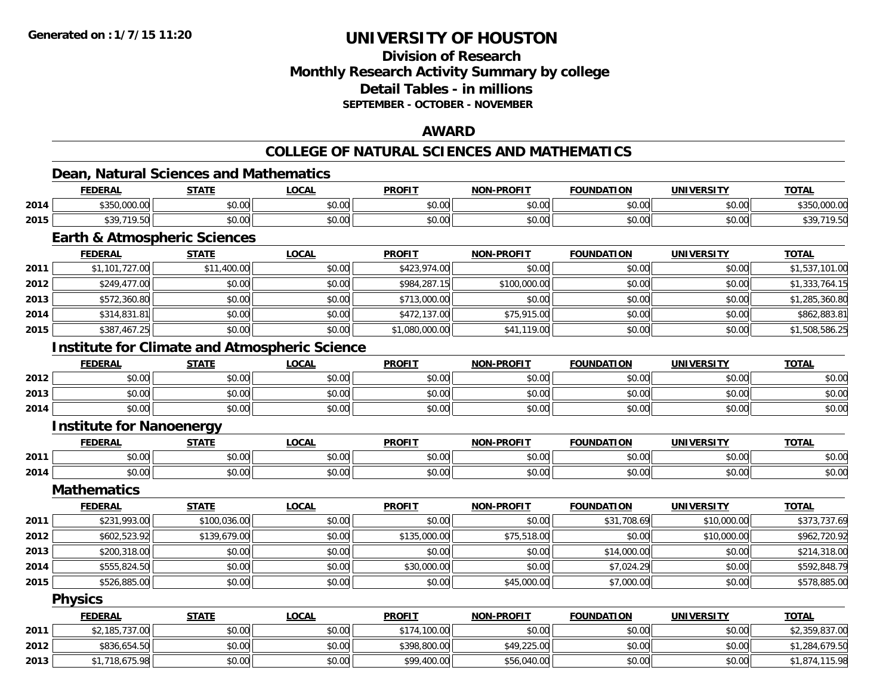# UNIVERSITY OF HOUSTON

## Division of Research
## Monthly Research Activity Summary by college
## Detail Tables - in millions
### SEPTEMBER - OCTOBER - NOVEMBER

## AWARD

## COLLEGE OF NATURAL SCIENCES AND MATHEMATICS

### Dean, Natural Sciences and Mathematics

| | FEDERAL | STATE | LOCAL | PROFIT | NON-PROFIT | FOUNDATION | UNIVERSITY | TOTAL |
|---|---|---|---|---|---|---|---|---|
| 2014 | $350,000.00 | $0.00 | $0.00 | $0.00 | $0.00 | $0.00 | $0.00 | $350,000.00 |
| 2015 | $39,719.50 | $0.00 | $0.00 | $0.00 | $0.00 | $0.00 | $0.00 | $39,719.50 |

### Earth & Atmospheric Sciences

| | FEDERAL | STATE | LOCAL | PROFIT | NON-PROFIT | FOUNDATION | UNIVERSITY | TOTAL |
|---|---|---|---|---|---|---|---|---|
| 2011 | $1,101,727.00 | $11,400.00 | $0.00 | $423,974.00 | $0.00 | $0.00 | $0.00 | $1,537,101.00 |
| 2012 | $249,477.00 | $0.00 | $0.00 | $984,287.15 | $100,000.00 | $0.00 | $0.00 | $1,333,764.15 |
| 2013 | $572,360.80 | $0.00 | $0.00 | $713,000.00 | $0.00 | $0.00 | $0.00 | $1,285,360.80 |
| 2014 | $314,831.81 | $0.00 | $0.00 | $472,137.00 | $75,915.00 | $0.00 | $0.00 | $862,883.81 |
| 2015 | $387,467.25 | $0.00 | $0.00 | $1,080,000.00 | $41,119.00 | $0.00 | $0.00 | $1,508,586.25 |

### Institute for Climate and Atmospheric Science

| | FEDERAL | STATE | LOCAL | PROFIT | NON-PROFIT | FOUNDATION | UNIVERSITY | TOTAL |
|---|---|---|---|---|---|---|---|---|
| 2012 | $0.00 | $0.00 | $0.00 | $0.00 | $0.00 | $0.00 | $0.00 | $0.00 |
| 2013 | $0.00 | $0.00 | $0.00 | $0.00 | $0.00 | $0.00 | $0.00 | $0.00 |
| 2014 | $0.00 | $0.00 | $0.00 | $0.00 | $0.00 | $0.00 | $0.00 | $0.00 |

### Institute for Nanoenergy

| | FEDERAL | STATE | LOCAL | PROFIT | NON-PROFIT | FOUNDATION | UNIVERSITY | TOTAL |
|---|---|---|---|---|---|---|---|---|
| 2011 | $0.00 | $0.00 | $0.00 | $0.00 | $0.00 | $0.00 | $0.00 | $0.00 |
| 2014 | $0.00 | $0.00 | $0.00 | $0.00 | $0.00 | $0.00 | $0.00 | $0.00 |

### Mathematics

| | FEDERAL | STATE | LOCAL | PROFIT | NON-PROFIT | FOUNDATION | UNIVERSITY | TOTAL |
|---|---|---|---|---|---|---|---|---|
| 2011 | $231,993.00 | $100,036.00 | $0.00 | $0.00 | $0.00 | $31,708.69 | $10,000.00 | $373,737.69 |
| 2012 | $602,523.92 | $139,679.00 | $0.00 | $135,000.00 | $75,518.00 | $0.00 | $10,000.00 | $962,720.92 |
| 2013 | $200,318.00 | $0.00 | $0.00 | $0.00 | $0.00 | $14,000.00 | $0.00 | $214,318.00 |
| 2014 | $555,824.50 | $0.00 | $0.00 | $30,000.00 | $0.00 | $7,024.29 | $0.00 | $592,848.79 |
| 2015 | $526,885.00 | $0.00 | $0.00 | $0.00 | $45,000.00 | $7,000.00 | $0.00 | $578,885.00 |

### Physics

| | FEDERAL | STATE | LOCAL | PROFIT | NON-PROFIT | FOUNDATION | UNIVERSITY | TOTAL |
|---|---|---|---|---|---|---|---|---|
| 2011 | $2,185,737.00 | $0.00 | $0.00 | $174,100.00 | $0.00 | $0.00 | $0.00 | $2,359,837.00 |
| 2012 | $836,654.50 | $0.00 | $0.00 | $398,800.00 | $49,225.00 | $0.00 | $0.00 | $1,284,679.50 |
| 2013 | $1,718,675.98 | $0.00 | $0.00 | $99,400.00 | $56,040.00 | $0.00 | $0.00 | $1,874,115.98 |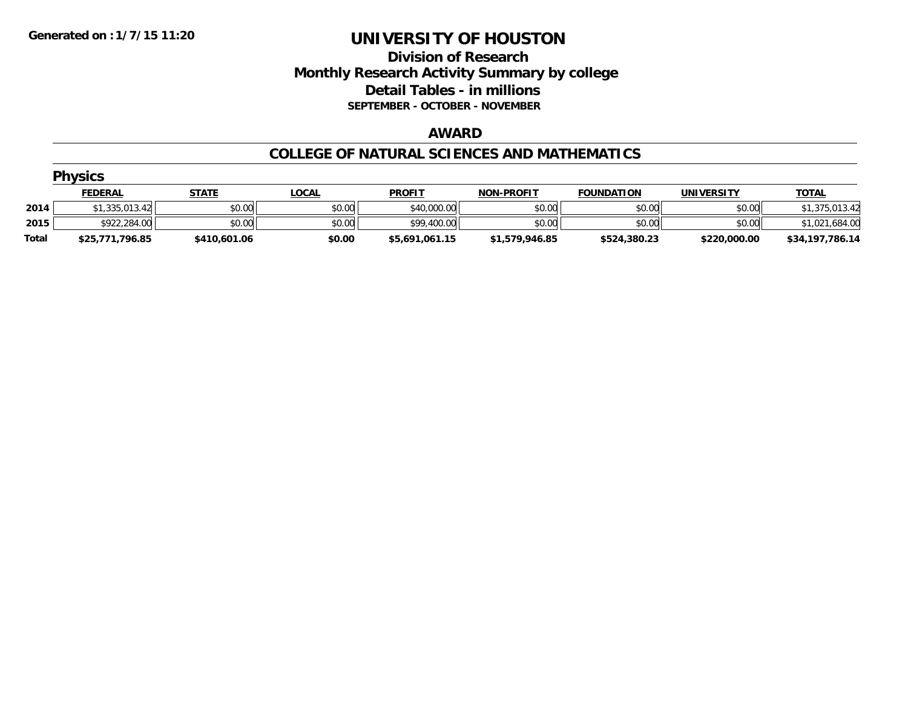**Generated on : 1/7/15 11:20**

# UNIVERSITY OF HOUSTON

## Division of Research
## Monthly Research Activity Summary by college
## Detail Tables - in millions
### SEPTEMBER - OCTOBER - NOVEMBER

### AWARD

### COLLEGE OF NATURAL SCIENCES AND MATHEMATICS

#### Physics

| | FEDERAL | STATE | LOCAL | PROFIT | NON-PROFIT | FOUNDATION | UNIVERSITY | TOTAL |
|---|---|---|---|---|---|---|---|---|
| **2014** | $1,335,013.42 | $0.00 | $0.00 | $40,000.00 | $0.00 | $0.00 | $0.00 | $1,375,013.42 |
| **2015** | $922,284.00 | $0.00 | $0.00 | $99,400.00 | $0.00 | $0.00 | $0.00 | $1,021,684.00 |
| **Total** | **$25,771,796.85** | **$410,601.06** | **$0.00** | **$5,691,061.15** | **$1,579,946.85** | **$524,380.23** | **$220,000.00** | **$34,197,786.14** |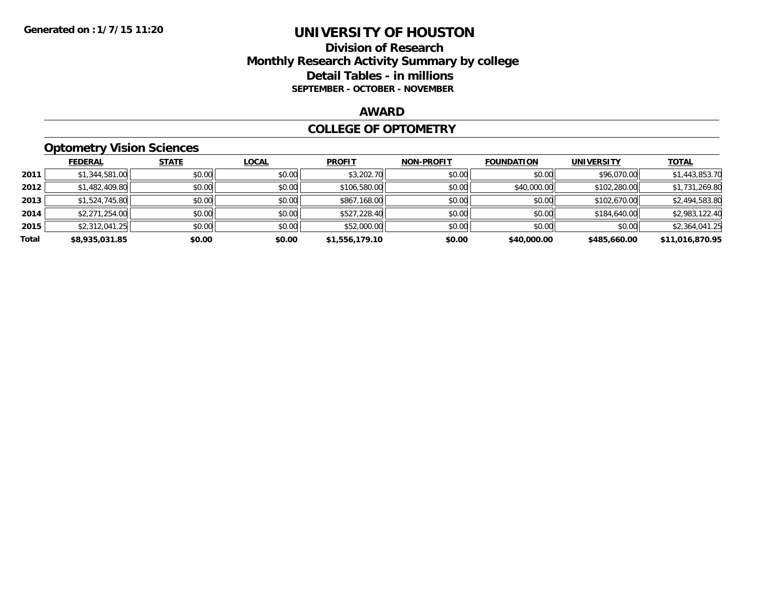# UNIVERSITY OF HOUSTON

## Division of Research
## Monthly Research Activity Summary by college
## Detail Tables - in millions
### SEPTEMBER - OCTOBER - NOVEMBER

Generated on : 1/7/15 11:20

## AWARD

## COLLEGE OF OPTOMETRY

### Optometry Vision Sciences

| | FEDERAL | STATE | LOCAL | PROFIT | NON-PROFIT | FOUNDATION | UNIVERSITY | TOTAL |
|---|---|---|---|---|---|---|---|---|
| 2011 | $1,344,581.00 | $0.00 | $0.00 | $3,202.70 | $0.00 | $0.00 | $96,070.00 | $1,443,853.70 |
| 2012 | $1,482,409.80 | $0.00 | $0.00 | $106,580.00 | $0.00 | $40,000.00 | $102,280.00 | $1,731,269.80 |
| 2013 | $1,524,745.80 | $0.00 | $0.00 | $867,168.00 | $0.00 | $0.00 | $102,670.00 | $2,494,583.80 |
| 2014 | $2,271,254.00 | $0.00 | $0.00 | $527,228.40 | $0.00 | $0.00 | $184,640.00 | $2,983,122.40 |
| 2015 | $2,312,041.25 | $0.00 | $0.00 | $52,000.00 | $0.00 | $0.00 | $0.00 | $2,364,041.25 |
| **Total** | **$8,935,031.85** | **$0.00** | **$0.00** | **$1,556,179.10** | **$0.00** | **$40,000.00** | **$485,660.00** | **$11,016,870.95** |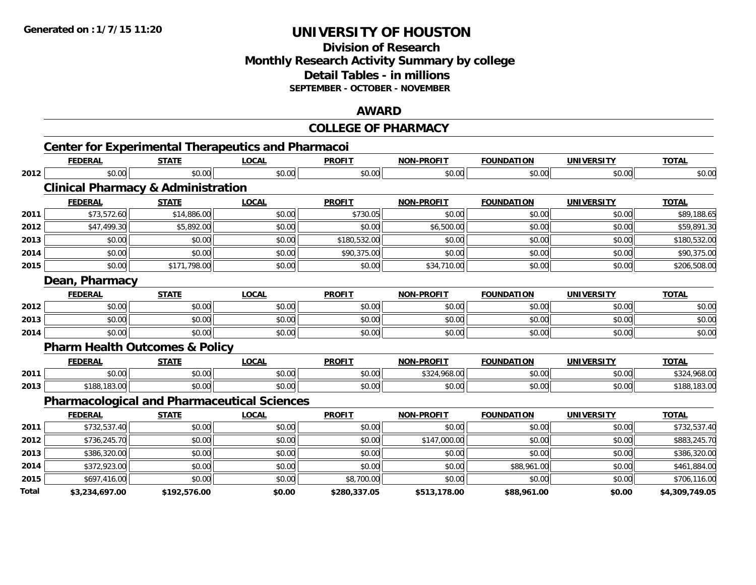**Generated on :1/7/15 11:20**

# UNIVERSITY OF HOUSTON

## Division of Research
## Monthly Research Activity Summary by college
## Detail Tables - in millions
### SEPTEMBER - OCTOBER - NOVEMBER

## AWARD

## COLLEGE OF PHARMACY

### Center for Experimental Therapeutics and Pharmacoi

| | FEDERAL | STATE | LOCAL | PROFIT | NON-PROFIT | FOUNDATION | UNIVERSITY | TOTAL |
|---|---|---|---|---|---|---|---|---|
| 2012 | $0.00 | $0.00 | $0.00 | $0.00 | $0.00 | $0.00 | $0.00 | $0.00 |

### Clinical Pharmacy & Administration

| | FEDERAL | STATE | LOCAL | PROFIT | NON-PROFIT | FOUNDATION | UNIVERSITY | TOTAL |
|---|---|---|---|---|---|---|---|---|
| 2011 | $73,572.60 | $14,886.00 | $0.00 | $730.05 | $0.00 | $0.00 | $0.00 | $89,188.65 |
| 2012 | $47,499.30 | $5,892.00 | $0.00 | $0.00 | $6,500.00 | $0.00 | $0.00 | $59,891.30 |
| 2013 | $0.00 | $0.00 | $0.00 | $180,532.00 | $0.00 | $0.00 | $0.00 | $180,532.00 |
| 2014 | $0.00 | $0.00 | $0.00 | $90,375.00 | $0.00 | $0.00 | $0.00 | $90,375.00 |
| 2015 | $0.00 | $171,798.00 | $0.00 | $0.00 | $34,710.00 | $0.00 | $0.00 | $206,508.00 |

### Dean, Pharmacy

| | FEDERAL | STATE | LOCAL | PROFIT | NON-PROFIT | FOUNDATION | UNIVERSITY | TOTAL |
|---|---|---|---|---|---|---|---|---|
| 2012 | $0.00 | $0.00 | $0.00 | $0.00 | $0.00 | $0.00 | $0.00 | $0.00 |
| 2013 | $0.00 | $0.00 | $0.00 | $0.00 | $0.00 | $0.00 | $0.00 | $0.00 |
| 2014 | $0.00 | $0.00 | $0.00 | $0.00 | $0.00 | $0.00 | $0.00 | $0.00 |

### Pharm Health Outcomes & Policy

| | FEDERAL | STATE | LOCAL | PROFIT | NON-PROFIT | FOUNDATION | UNIVERSITY | TOTAL |
|---|---|---|---|---|---|---|---|---|
| 2011 | $0.00 | $0.00 | $0.00 | $0.00 | $324,968.00 | $0.00 | $0.00 | $324,968.00 |
| 2013 | $188,183.00 | $0.00 | $0.00 | $0.00 | $0.00 | $0.00 | $0.00 | $188,183.00 |

### Pharmacological and Pharmaceutical Sciences

| | FEDERAL | STATE | LOCAL | PROFIT | NON-PROFIT | FOUNDATION | UNIVERSITY | TOTAL |
|---|---|---|---|---|---|---|---|---|
| 2011 | $732,537.40 | $0.00 | $0.00 | $0.00 | $0.00 | $0.00 | $0.00 | $732,537.40 |
| 2012 | $736,245.70 | $0.00 | $0.00 | $0.00 | $147,000.00 | $0.00 | $0.00 | $883,245.70 |
| 2013 | $386,320.00 | $0.00 | $0.00 | $0.00 | $0.00 | $0.00 | $0.00 | $386,320.00 |
| 2014 | $372,923.00 | $0.00 | $0.00 | $0.00 | $0.00 | $88,961.00 | $0.00 | $461,884.00 |
| 2015 | $697,416.00 | $0.00 | $0.00 | $8,700.00 | $0.00 | $0.00 | $0.00 | $706,116.00 |
| **Total** | **$3,234,697.00** | **$192,576.00** | **$0.00** | **$280,337.05** | **$513,178.00** | **$88,961.00** | **$0.00** | **$4,309,749.05** |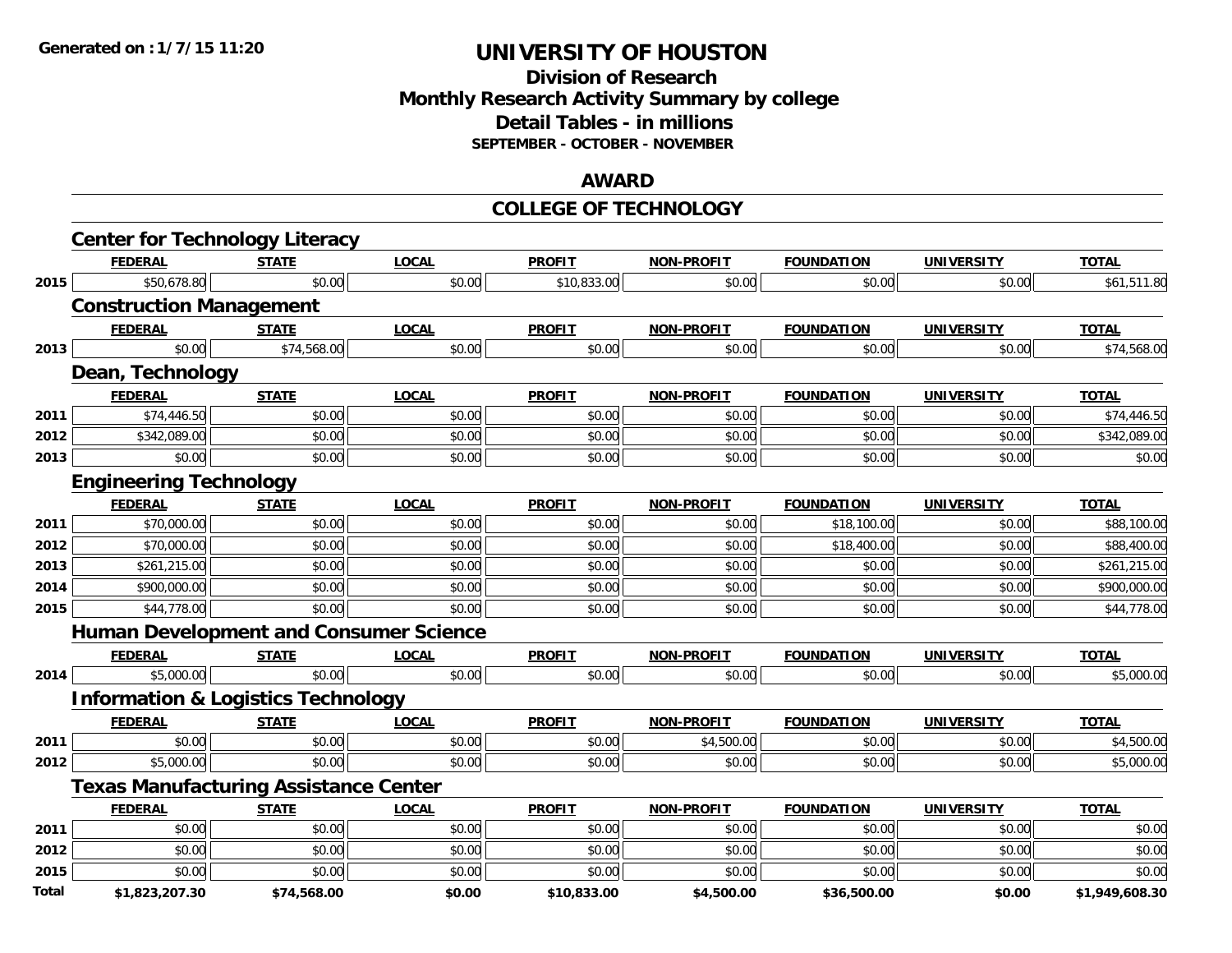# UNIVERSITY OF HOUSTON

## Division of Research
## Monthly Research Activity Summary by college
## Detail Tables - in millions
### SEPTEMBER - OCTOBER - NOVEMBER

## AWARD

## COLLEGE OF TECHNOLOGY

### Center for Technology Literacy

| | FEDERAL | STATE | LOCAL | PROFIT | NON-PROFIT | FOUNDATION | UNIVERSITY | TOTAL |
|---|---|---|---|---|---|---|---|---|
| 2015 | $50,678.80 | $0.00 | $0.00 | $10,833.00 | $0.00 | $0.00 | $0.00 | $61,511.80 |

### Construction Management

| | FEDERAL | STATE | LOCAL | PROFIT | NON-PROFIT | FOUNDATION | UNIVERSITY | TOTAL |
|---|---|---|---|---|---|---|---|---|
| 2013 | $0.00 | $74,568.00 | $0.00 | $0.00 | $0.00 | $0.00 | $0.00 | $74,568.00 |

### Dean, Technology

| | FEDERAL | STATE | LOCAL | PROFIT | NON-PROFIT | FOUNDATION | UNIVERSITY | TOTAL |
|---|---|---|---|---|---|---|---|---|
| 2011 | $74,446.50 | $0.00 | $0.00 | $0.00 | $0.00 | $0.00 | $0.00 | $74,446.50 |
| 2012 | $342,089.00 | $0.00 | $0.00 | $0.00 | $0.00 | $0.00 | $0.00 | $342,089.00 |
| 2013 | $0.00 | $0.00 | $0.00 | $0.00 | $0.00 | $0.00 | $0.00 | $0.00 |

### Engineering Technology

| | FEDERAL | STATE | LOCAL | PROFIT | NON-PROFIT | FOUNDATION | UNIVERSITY | TOTAL |
|---|---|---|---|---|---|---|---|---|
| 2011 | $70,000.00 | $0.00 | $0.00 | $0.00 | $0.00 | $18,100.00 | $0.00 | $88,100.00 |
| 2012 | $70,000.00 | $0.00 | $0.00 | $0.00 | $0.00 | $18,400.00 | $0.00 | $88,400.00 |
| 2013 | $261,215.00 | $0.00 | $0.00 | $0.00 | $0.00 | $0.00 | $0.00 | $261,215.00 |
| 2014 | $900,000.00 | $0.00 | $0.00 | $0.00 | $0.00 | $0.00 | $0.00 | $900,000.00 |
| 2015 | $44,778.00 | $0.00 | $0.00 | $0.00 | $0.00 | $0.00 | $0.00 | $44,778.00 |

### Human Development and Consumer Science

| | FEDERAL | STATE | LOCAL | PROFIT | NON-PROFIT | FOUNDATION | UNIVERSITY | TOTAL |
|---|---|---|---|---|---|---|---|---|
| 2014 | $5,000.00 | $0.00 | $0.00 | $0.00 | $0.00 | $0.00 | $0.00 | $5,000.00 |

### Information & Logistics Technology

| | FEDERAL | STATE | LOCAL | PROFIT | NON-PROFIT | FOUNDATION | UNIVERSITY | TOTAL |
|---|---|---|---|---|---|---|---|---|
| 2011 | $0.00 | $0.00 | $0.00 | $0.00 | $4,500.00 | $0.00 | $0.00 | $4,500.00 |
| 2012 | $5,000.00 | $0.00 | $0.00 | $0.00 | $0.00 | $0.00 | $0.00 | $5,000.00 |

### Texas Manufacturing Assistance Center

| | FEDERAL | STATE | LOCAL | PROFIT | NON-PROFIT | FOUNDATION | UNIVERSITY | TOTAL |
|---|---|---|---|---|---|---|---|---|
| 2011 | $0.00 | $0.00 | $0.00 | $0.00 | $0.00 | $0.00 | $0.00 | $0.00 |
| 2012 | $0.00 | $0.00 | $0.00 | $0.00 | $0.00 | $0.00 | $0.00 | $0.00 |
| 2015 | $0.00 | $0.00 | $0.00 | $0.00 | $0.00 | $0.00 | $0.00 | $0.00 |
| **Total** | **$1,823,207.30** | **$74,568.00** | **$0.00** | **$10,833.00** | **$4,500.00** | **$36,500.00** | **$0.00** | **$1,949,608.30** |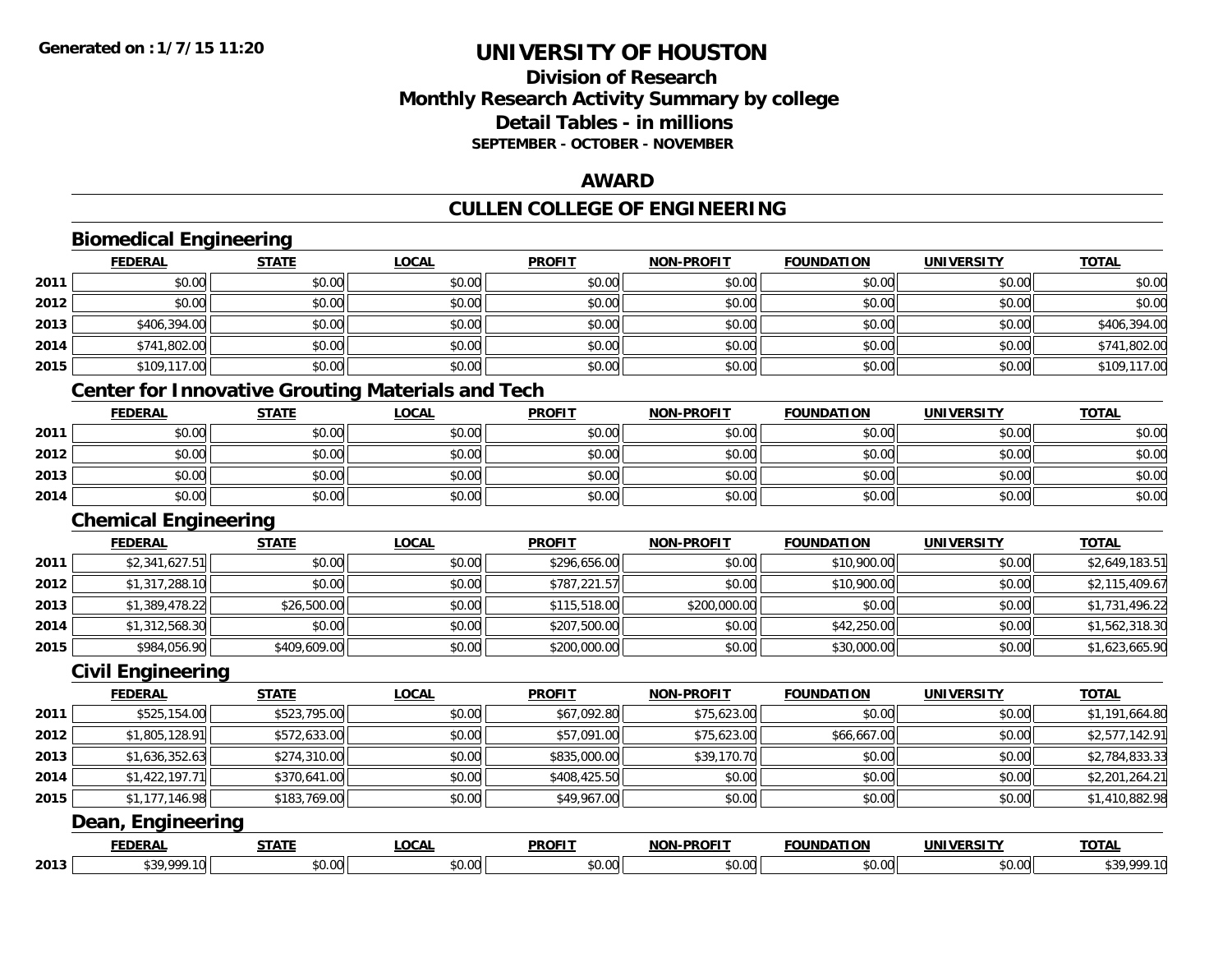**Generated on :1/7/15 11:20**

# UNIVERSITY OF HOUSTON

## Division of Research
## Monthly Research Activity Summary by college
## Detail Tables - in millions
### SEPTEMBER - OCTOBER - NOVEMBER

## AWARD

## CULLEN COLLEGE OF ENGINEERING

### Biomedical Engineering

| | FEDERAL | STATE | LOCAL | PROFIT | NON-PROFIT | FOUNDATION | UNIVERSITY | TOTAL |
|---|---|---|---|---|---|---|---|---|
| 2011 | $0.00 | $0.00 | $0.00 | $0.00 | $0.00 | $0.00 | $0.00 | $0.00 |
| 2012 | $0.00 | $0.00 | $0.00 | $0.00 | $0.00 | $0.00 | $0.00 | $0.00 |
| 2013 | $406,394.00 | $0.00 | $0.00 | $0.00 | $0.00 | $0.00 | $0.00 | $406,394.00 |
| 2014 | $741,802.00 | $0.00 | $0.00 | $0.00 | $0.00 | $0.00 | $0.00 | $741,802.00 |
| 2015 | $109,117.00 | $0.00 | $0.00 | $0.00 | $0.00 | $0.00 | $0.00 | $109,117.00 |

### Center for Innovative Grouting Materials and Tech

| | FEDERAL | STATE | LOCAL | PROFIT | NON-PROFIT | FOUNDATION | UNIVERSITY | TOTAL |
|---|---|---|---|---|---|---|---|---|
| 2011 | $0.00 | $0.00 | $0.00 | $0.00 | $0.00 | $0.00 | $0.00 | $0.00 |
| 2012 | $0.00 | $0.00 | $0.00 | $0.00 | $0.00 | $0.00 | $0.00 | $0.00 |
| 2013 | $0.00 | $0.00 | $0.00 | $0.00 | $0.00 | $0.00 | $0.00 | $0.00 |
| 2014 | $0.00 | $0.00 | $0.00 | $0.00 | $0.00 | $0.00 | $0.00 | $0.00 |

### Chemical Engineering

| | FEDERAL | STATE | LOCAL | PROFIT | NON-PROFIT | FOUNDATION | UNIVERSITY | TOTAL |
|---|---|---|---|---|---|---|---|---|
| 2011 | $2,341,627.51 | $0.00 | $0.00 | $296,656.00 | $0.00 | $10,900.00 | $0.00 | $2,649,183.51 |
| 2012 | $1,317,288.10 | $0.00 | $0.00 | $787,221.57 | $0.00 | $10,900.00 | $0.00 | $2,115,409.67 |
| 2013 | $1,389,478.22 | $26,500.00 | $0.00 | $115,518.00 | $200,000.00 | $0.00 | $0.00 | $1,731,496.22 |
| 2014 | $1,312,568.30 | $0.00 | $0.00 | $207,500.00 | $0.00 | $42,250.00 | $0.00 | $1,562,318.30 |
| 2015 | $984,056.90 | $409,609.00 | $0.00 | $200,000.00 | $0.00 | $30,000.00 | $0.00 | $1,623,665.90 |

### Civil Engineering

| | FEDERAL | STATE | LOCAL | PROFIT | NON-PROFIT | FOUNDATION | UNIVERSITY | TOTAL |
|---|---|---|---|---|---|---|---|---|
| 2011 | $525,154.00 | $523,795.00 | $0.00 | $67,092.80 | $75,623.00 | $0.00 | $0.00 | $1,191,664.80 |
| 2012 | $1,805,128.91 | $572,633.00 | $0.00 | $57,091.00 | $75,623.00 | $66,667.00 | $0.00 | $2,577,142.91 |
| 2013 | $1,636,352.63 | $274,310.00 | $0.00 | $835,000.00 | $39,170.70 | $0.00 | $0.00 | $2,784,833.33 |
| 2014 | $1,422,197.71 | $370,641.00 | $0.00 | $408,425.50 | $0.00 | $0.00 | $0.00 | $2,201,264.21 |
| 2015 | $1,177,146.98 | $183,769.00 | $0.00 | $49,967.00 | $0.00 | $0.00 | $0.00 | $1,410,882.98 |

### Dean, Engineering

| | FEDERAL | STATE | LOCAL | PROFIT | NON-PROFIT | FOUNDATION | UNIVERSITY | TOTAL |
|---|---|---|---|---|---|---|---|---|
| 2013 | $39,999.10 | $0.00 | $0.00 | $0.00 | $0.00 | $0.00 | $0.00 | $39,999.10 |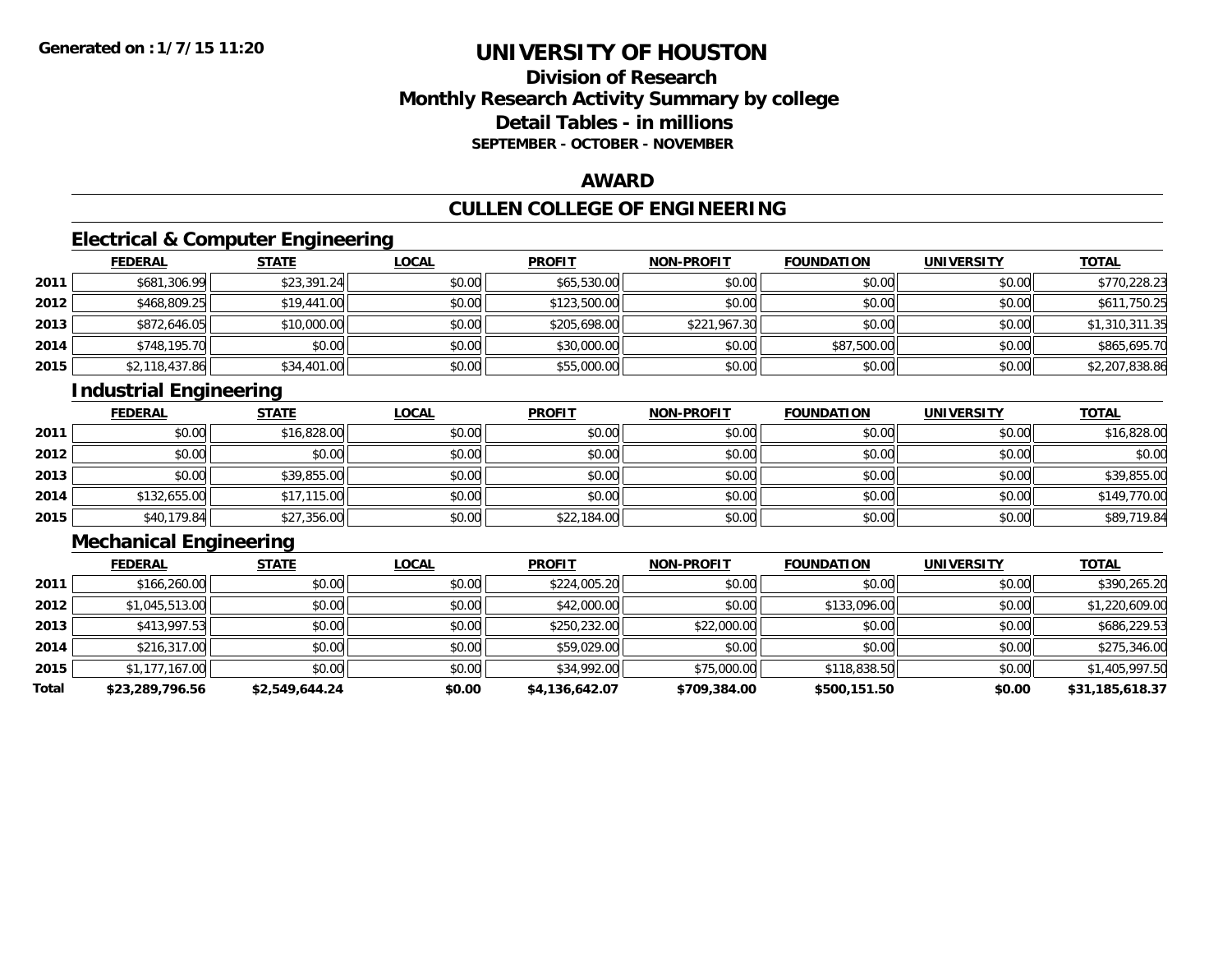**Generated on : 1/7/15 11:20**

# UNIVERSITY OF HOUSTON

## Division of Research
## Monthly Research Activity Summary by college
## Detail Tables - in millions
### SEPTEMBER - OCTOBER - NOVEMBER

## AWARD

## CULLEN COLLEGE OF ENGINEERING

### Electrical & Computer Engineering

| | FEDERAL | STATE | LOCAL | PROFIT | NON-PROFIT | FOUNDATION | UNIVERSITY | TOTAL |
|---|---|---|---|---|---|---|---|---|
| 2011 | $681,306.99 | $23,391.24 | $0.00 | $65,530.00 | $0.00 | $0.00 | $0.00 | $770,228.23 |
| 2012 | $468,809.25 | $19,441.00 | $0.00 | $123,500.00 | $0.00 | $0.00 | $0.00 | $611,750.25 |
| 2013 | $872,646.05 | $10,000.00 | $0.00 | $205,698.00 | $221,967.30 | $0.00 | $0.00 | $1,310,311.35 |
| 2014 | $748,195.70 | $0.00 | $0.00 | $30,000.00 | $0.00 | $87,500.00 | $0.00 | $865,695.70 |
| 2015 | $2,118,437.86 | $34,401.00 | $0.00 | $55,000.00 | $0.00 | $0.00 | $0.00 | $2,207,838.86 |

### Industrial Engineering

| | FEDERAL | STATE | LOCAL | PROFIT | NON-PROFIT | FOUNDATION | UNIVERSITY | TOTAL |
|---|---|---|---|---|---|---|---|---|
| 2011 | $0.00 | $16,828.00 | $0.00 | $0.00 | $0.00 | $0.00 | $0.00 | $16,828.00 |
| 2012 | $0.00 | $0.00 | $0.00 | $0.00 | $0.00 | $0.00 | $0.00 | $0.00 |
| 2013 | $0.00 | $39,855.00 | $0.00 | $0.00 | $0.00 | $0.00 | $0.00 | $39,855.00 |
| 2014 | $132,655.00 | $17,115.00 | $0.00 | $0.00 | $0.00 | $0.00 | $0.00 | $149,770.00 |
| 2015 | $40,179.84 | $27,356.00 | $0.00 | $22,184.00 | $0.00 | $0.00 | $0.00 | $89,719.84 |

### Mechanical Engineering

| | FEDERAL | STATE | LOCAL | PROFIT | NON-PROFIT | FOUNDATION | UNIVERSITY | TOTAL |
|---|---|---|---|---|---|---|---|---|
| 2011 | $166,260.00 | $0.00 | $0.00 | $224,005.20 | $0.00 | $0.00 | $0.00 | $390,265.20 |
| 2012 | $1,045,513.00 | $0.00 | $0.00 | $42,000.00 | $0.00 | $133,096.00 | $0.00 | $1,220,609.00 |
| 2013 | $413,997.53 | $0.00 | $0.00 | $250,232.00 | $22,000.00 | $0.00 | $0.00 | $686,229.53 |
| 2014 | $216,317.00 | $0.00 | $0.00 | $59,029.00 | $0.00 | $0.00 | $0.00 | $275,346.00 |
| 2015 | $1,177,167.00 | $0.00 | $0.00 | $34,992.00 | $75,000.00 | $118,838.50 | $0.00 | $1,405,997.50 |
| **Total** | **$23,289,796.56** | **$2,549,644.24** | **$0.00** | **$4,136,642.07** | **$709,384.00** | **$500,151.50** | **$0.00** | **$31,185,618.37** |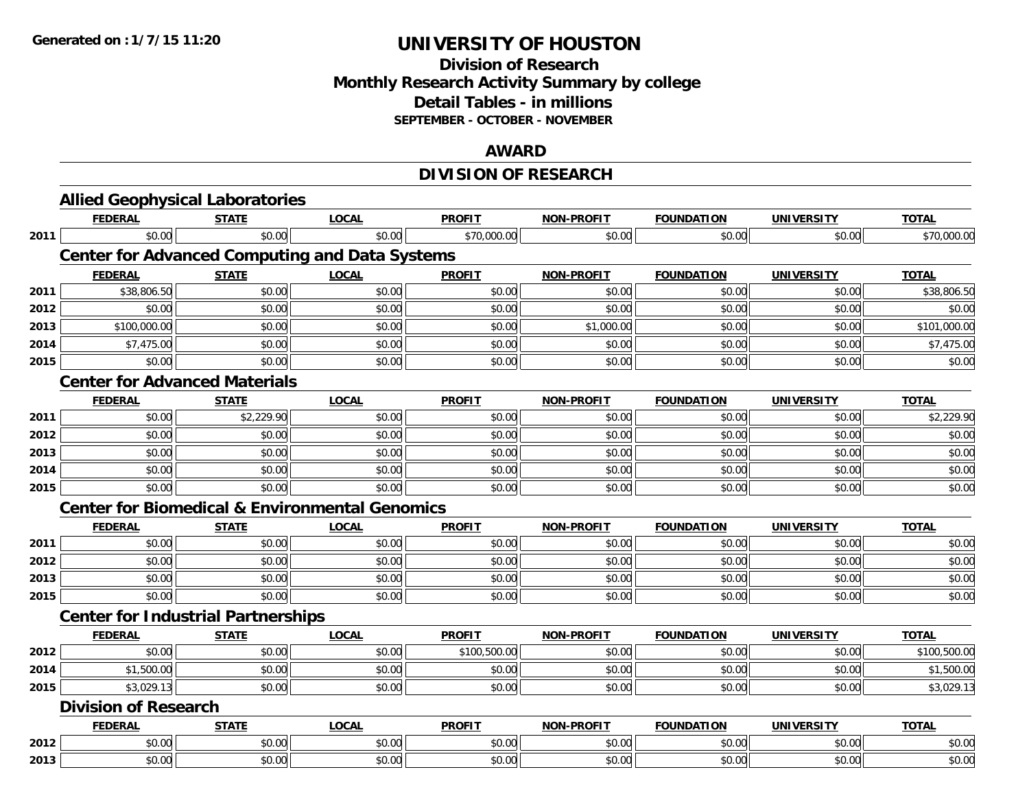Generated on :1/7/15 11:20

# UNIVERSITY OF HOUSTON

## Division of Research
## Monthly Research Activity Summary by college
## Detail Tables - in millions
**SEPTEMBER - OCTOBER - NOVEMBER**

## AWARD

## DIVISION OF RESEARCH

### Allied Geophysical Laboratories

| | FEDERAL | STATE | LOCAL | PROFIT | NON-PROFIT | FOUNDATION | UNIVERSITY | TOTAL |
|---|---|---|---|---|---|---|---|---|
| 2011 | $0.00 | $0.00 | $0.00 | $70,000.00 | $0.00 | $0.00 | $0.00 | $70,000.00 |

### Center for Advanced Computing and Data Systems

| | FEDERAL | STATE | LOCAL | PROFIT | NON-PROFIT | FOUNDATION | UNIVERSITY | TOTAL |
|---|---|---|---|---|---|---|---|---|
| 2011 | $38,806.50 | $0.00 | $0.00 | $0.00 | $0.00 | $0.00 | $0.00 | $38,806.50 |
| 2012 | $0.00 | $0.00 | $0.00 | $0.00 | $0.00 | $0.00 | $0.00 | $0.00 |
| 2013 | $100,000.00 | $0.00 | $0.00 | $0.00 | $1,000.00 | $0.00 | $0.00 | $101,000.00 |
| 2014 | $7,475.00 | $0.00 | $0.00 | $0.00 | $0.00 | $0.00 | $0.00 | $7,475.00 |
| 2015 | $0.00 | $0.00 | $0.00 | $0.00 | $0.00 | $0.00 | $0.00 | $0.00 |

### Center for Advanced Materials

| | FEDERAL | STATE | LOCAL | PROFIT | NON-PROFIT | FOUNDATION | UNIVERSITY | TOTAL |
|---|---|---|---|---|---|---|---|---|
| 2011 | $0.00 | $2,229.90 | $0.00 | $0.00 | $0.00 | $0.00 | $0.00 | $2,229.90 |
| 2012 | $0.00 | $0.00 | $0.00 | $0.00 | $0.00 | $0.00 | $0.00 | $0.00 |
| 2013 | $0.00 | $0.00 | $0.00 | $0.00 | $0.00 | $0.00 | $0.00 | $0.00 |
| 2014 | $0.00 | $0.00 | $0.00 | $0.00 | $0.00 | $0.00 | $0.00 | $0.00 |
| 2015 | $0.00 | $0.00 | $0.00 | $0.00 | $0.00 | $0.00 | $0.00 | $0.00 |

### Center for Biomedical & Environmental Genomics

| | FEDERAL | STATE | LOCAL | PROFIT | NON-PROFIT | FOUNDATION | UNIVERSITY | TOTAL |
|---|---|---|---|---|---|---|---|---|
| 2011 | $0.00 | $0.00 | $0.00 | $0.00 | $0.00 | $0.00 | $0.00 | $0.00 |
| 2012 | $0.00 | $0.00 | $0.00 | $0.00 | $0.00 | $0.00 | $0.00 | $0.00 |
| 2013 | $0.00 | $0.00 | $0.00 | $0.00 | $0.00 | $0.00 | $0.00 | $0.00 |
| 2015 | $0.00 | $0.00 | $0.00 | $0.00 | $0.00 | $0.00 | $0.00 | $0.00 |

### Center for Industrial Partnerships

| | FEDERAL | STATE | LOCAL | PROFIT | NON-PROFIT | FOUNDATION | UNIVERSITY | TOTAL |
|---|---|---|---|---|---|---|---|---|
| 2012 | $0.00 | $0.00 | $0.00 | $100,500.00 | $0.00 | $0.00 | $0.00 | $100,500.00 |
| 2014 | $1,500.00 | $0.00 | $0.00 | $0.00 | $0.00 | $0.00 | $0.00 | $1,500.00 |
| 2015 | $3,029.13 | $0.00 | $0.00 | $0.00 | $0.00 | $0.00 | $0.00 | $3,029.13 |

### Division of Research

| | FEDERAL | STATE | LOCAL | PROFIT | NON-PROFIT | FOUNDATION | UNIVERSITY | TOTAL |
|---|---|---|---|---|---|---|---|---|
| 2012 | $0.00 | $0.00 | $0.00 | $0.00 | $0.00 | $0.00 | $0.00 | $0.00 |
| 2013 | $0.00 | $0.00 | $0.00 | $0.00 | $0.00 | $0.00 | $0.00 | $0.00 |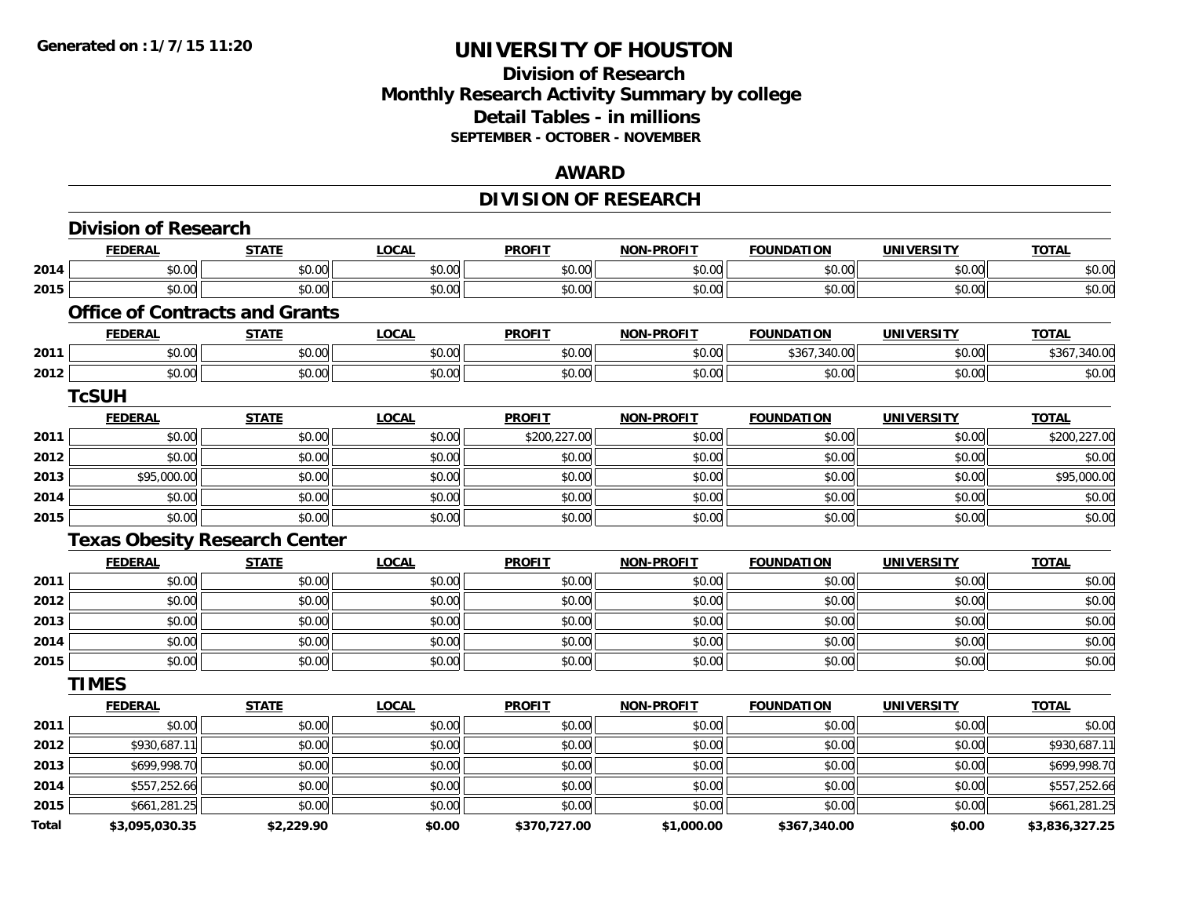# UNIVERSITY OF HOUSTON

## Division of Research
## Monthly Research Activity Summary by college
## Detail Tables - in millions
### SEPTEMBER - OCTOBER - NOVEMBER

## AWARD

## DIVISION OF RESEARCH

### Division of Research

| | FEDERAL | STATE | LOCAL | PROFIT | NON-PROFIT | FOUNDATION | UNIVERSITY | TOTAL |
|---|---|---|---|---|---|---|---|---|
| 2014 | $0.00 | $0.00 | $0.00 | $0.00 | $0.00 | $0.00 | $0.00 | $0.00 |
| 2015 | $0.00 | $0.00 | $0.00 | $0.00 | $0.00 | $0.00 | $0.00 | $0.00 |

### Office of Contracts and Grants

| | FEDERAL | STATE | LOCAL | PROFIT | NON-PROFIT | FOUNDATION | UNIVERSITY | TOTAL |
|---|---|---|---|---|---|---|---|---|
| 2011 | $0.00 | $0.00 | $0.00 | $0.00 | $0.00 | $367,340.00 | $0.00 | $367,340.00 |
| 2012 | $0.00 | $0.00 | $0.00 | $0.00 | $0.00 | $0.00 | $0.00 | $0.00 |

### TcSUH

| | FEDERAL | STATE | LOCAL | PROFIT | NON-PROFIT | FOUNDATION | UNIVERSITY | TOTAL |
|---|---|---|---|---|---|---|---|---|
| 2011 | $0.00 | $0.00 | $0.00 | $200,227.00 | $0.00 | $0.00 | $0.00 | $200,227.00 |
| 2012 | $0.00 | $0.00 | $0.00 | $0.00 | $0.00 | $0.00 | $0.00 | $0.00 |
| 2013 | $95,000.00 | $0.00 | $0.00 | $0.00 | $0.00 | $0.00 | $0.00 | $95,000.00 |
| 2014 | $0.00 | $0.00 | $0.00 | $0.00 | $0.00 | $0.00 | $0.00 | $0.00 |
| 2015 | $0.00 | $0.00 | $0.00 | $0.00 | $0.00 | $0.00 | $0.00 | $0.00 |

### Texas Obesity Research Center

| | FEDERAL | STATE | LOCAL | PROFIT | NON-PROFIT | FOUNDATION | UNIVERSITY | TOTAL |
|---|---|---|---|---|---|---|---|---|
| 2011 | $0.00 | $0.00 | $0.00 | $0.00 | $0.00 | $0.00 | $0.00 | $0.00 |
| 2012 | $0.00 | $0.00 | $0.00 | $0.00 | $0.00 | $0.00 | $0.00 | $0.00 |
| 2013 | $0.00 | $0.00 | $0.00 | $0.00 | $0.00 | $0.00 | $0.00 | $0.00 |
| 2014 | $0.00 | $0.00 | $0.00 | $0.00 | $0.00 | $0.00 | $0.00 | $0.00 |
| 2015 | $0.00 | $0.00 | $0.00 | $0.00 | $0.00 | $0.00 | $0.00 | $0.00 |

### TIMES

| | FEDERAL | STATE | LOCAL | PROFIT | NON-PROFIT | FOUNDATION | UNIVERSITY | TOTAL |
|---|---|---|---|---|---|---|---|---|
| 2011 | $0.00 | $0.00 | $0.00 | $0.00 | $0.00 | $0.00 | $0.00 | $0.00 |
| 2012 | $930,687.11 | $0.00 | $0.00 | $0.00 | $0.00 | $0.00 | $0.00 | $930,687.11 |
| 2013 | $699,998.70 | $0.00 | $0.00 | $0.00 | $0.00 | $0.00 | $0.00 | $699,998.70 |
| 2014 | $557,252.66 | $0.00 | $0.00 | $0.00 | $0.00 | $0.00 | $0.00 | $557,252.66 |
| 2015 | $661,281.25 | $0.00 | $0.00 | $0.00 | $0.00 | $0.00 | $0.00 | $661,281.25 |
| **Total** | **$3,095,030.35** | **$2,229.90** | **$0.00** | **$370,727.00** | **$1,000.00** | **$367,340.00** | **$0.00** | **$3,836,327.25** |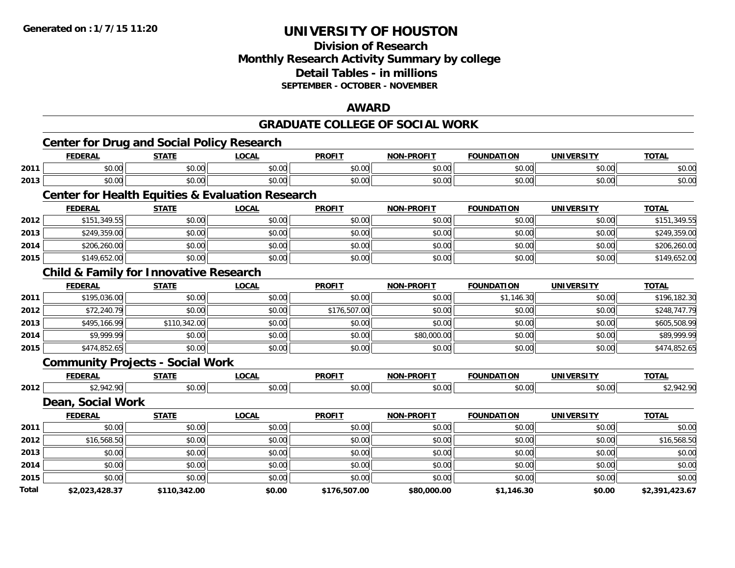**Generated on :1/7/15 11:20**

# UNIVERSITY OF HOUSTON

## Division of Research
## Monthly Research Activity Summary by college
## Detail Tables - in millions
### SEPTEMBER - OCTOBER - NOVEMBER

## AWARD

## GRADUATE COLLEGE OF SOCIAL WORK

### Center for Drug and Social Policy Research

| | FEDERAL | STATE | LOCAL | PROFIT | NON-PROFIT | FOUNDATION | UNIVERSITY | TOTAL |
|---|---|---|---|---|---|---|---|---|
| 2011 | $0.00 | $0.00 | $0.00 | $0.00 | $0.00 | $0.00 | $0.00 | $0.00 |
| 2013 | $0.00 | $0.00 | $0.00 | $0.00 | $0.00 | $0.00 | $0.00 | $0.00 |

### Center for Health Equities & Evaluation Research

| | FEDERAL | STATE | LOCAL | PROFIT | NON-PROFIT | FOUNDATION | UNIVERSITY | TOTAL |
|---|---|---|---|---|---|---|---|---|
| 2012 | $151,349.55 | $0.00 | $0.00 | $0.00 | $0.00 | $0.00 | $0.00 | $151,349.55 |
| 2013 | $249,359.00 | $0.00 | $0.00 | $0.00 | $0.00 | $0.00 | $0.00 | $249,359.00 |
| 2014 | $206,260.00 | $0.00 | $0.00 | $0.00 | $0.00 | $0.00 | $0.00 | $206,260.00 |
| 2015 | $149,652.00 | $0.00 | $0.00 | $0.00 | $0.00 | $0.00 | $0.00 | $149,652.00 |

### Child & Family for Innovative Research

| | FEDERAL | STATE | LOCAL | PROFIT | NON-PROFIT | FOUNDATION | UNIVERSITY | TOTAL |
|---|---|---|---|---|---|---|---|---|
| 2011 | $195,036.00 | $0.00 | $0.00 | $0.00 | $0.00 | $1,146.30 | $0.00 | $196,182.30 |
| 2012 | $72,240.79 | $0.00 | $0.00 | $176,507.00 | $0.00 | $0.00 | $0.00 | $248,747.79 |
| 2013 | $495,166.99 | $110,342.00 | $0.00 | $0.00 | $0.00 | $0.00 | $0.00 | $605,508.99 |
| 2014 | $9,999.99 | $0.00 | $0.00 | $0.00 | $80,000.00 | $0.00 | $0.00 | $89,999.99 |
| 2015 | $474,852.65 | $0.00 | $0.00 | $0.00 | $0.00 | $0.00 | $0.00 | $474,852.65 |

### Community Projects - Social Work

| | FEDERAL | STATE | LOCAL | PROFIT | NON-PROFIT | FOUNDATION | UNIVERSITY | TOTAL |
|---|---|---|---|---|---|---|---|---|
| 2012 | $2,942.90 | $0.00 | $0.00 | $0.00 | $0.00 | $0.00 | $0.00 | $2,942.90 |

### Dean, Social Work

| | FEDERAL | STATE | LOCAL | PROFIT | NON-PROFIT | FOUNDATION | UNIVERSITY | TOTAL |
|---|---|---|---|---|---|---|---|---|
| 2011 | $0.00 | $0.00 | $0.00 | $0.00 | $0.00 | $0.00 | $0.00 | $0.00 |
| 2012 | $16,568.50 | $0.00 | $0.00 | $0.00 | $0.00 | $0.00 | $0.00 | $16,568.50 |
| 2013 | $0.00 | $0.00 | $0.00 | $0.00 | $0.00 | $0.00 | $0.00 | $0.00 |
| 2014 | $0.00 | $0.00 | $0.00 | $0.00 | $0.00 | $0.00 | $0.00 | $0.00 |
| 2015 | $0.00 | $0.00 | $0.00 | $0.00 | $0.00 | $0.00 | $0.00 | $0.00 |
| **Total** | **$2,023,428.37** | **$110,342.00** | **$0.00** | **$176,507.00** | **$80,000.00** | **$1,146.30** | **$0.00** | **$2,391,423.67** |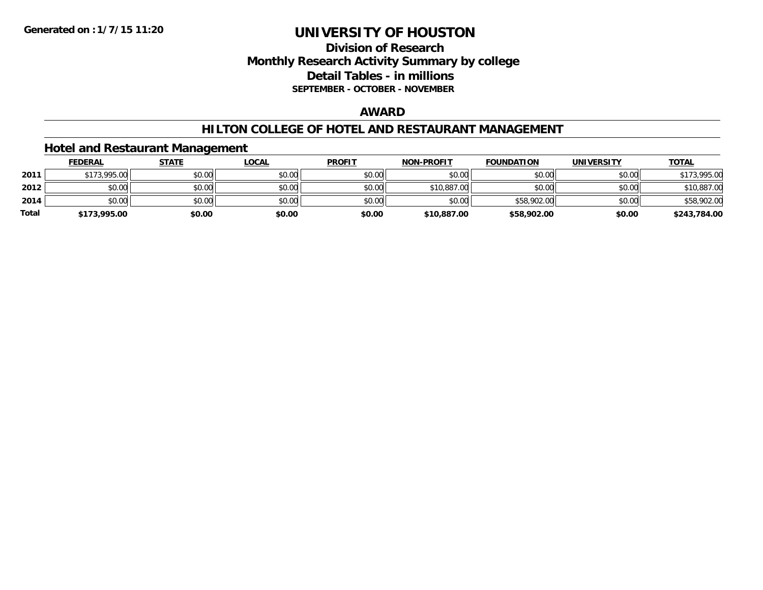**Generated on : 1/7/15 11:20**

# UNIVERSITY OF HOUSTON

## Division of Research
## Monthly Research Activity Summary by college
## Detail Tables - in millions
### SEPTEMBER - OCTOBER - NOVEMBER

## AWARD

## HILTON COLLEGE OF HOTEL AND RESTAURANT MANAGEMENT

### Hotel and Restaurant Management

| | FEDERAL | STATE | LOCAL | PROFIT | NON-PROFIT | FOUNDATION | UNIVERSITY | TOTAL |
|---|---|---|---|---|---|---|---|---|
| **2011** | $173,995.00 | $0.00 | $0.00 | $0.00 | $0.00 | $0.00 | $0.00 | $173,995.00 |
| **2012** | $0.00 | $0.00 | $0.00 | $0.00 | $10,887.00 | $0.00 | $0.00 | $10,887.00 |
| **2014** | $0.00 | $0.00 | $0.00 | $0.00 | $0.00 | $58,902.00 | $0.00 | $58,902.00 |
| **Total** | **$173,995.00** | **$0.00** | **$0.00** | **$0.00** | **$10,887.00** | **$58,902.00** | **$0.00** | **$243,784.00** |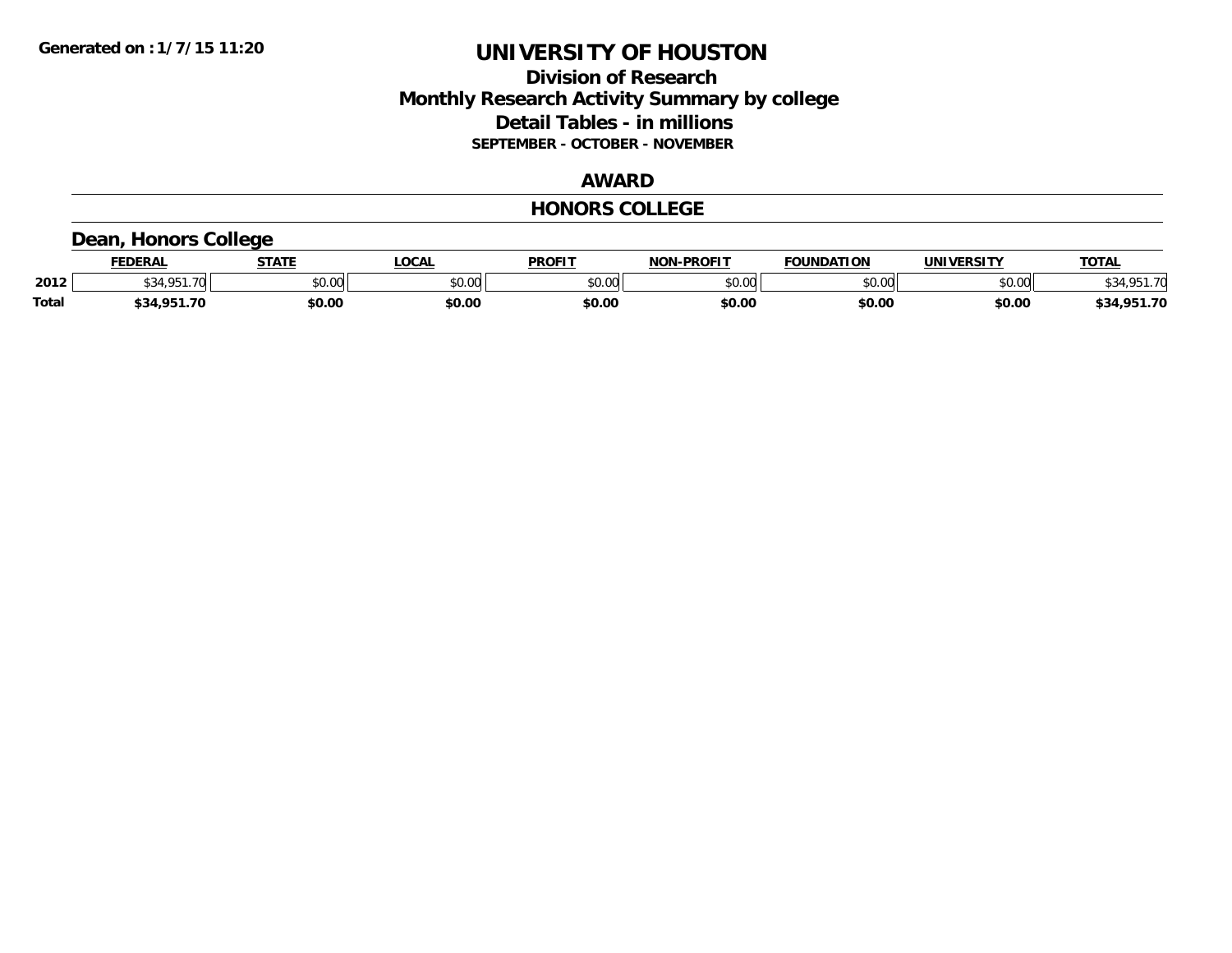Generated on : 1/7/15 11:20

# UNIVERSITY OF HOUSTON

## Division of Research
## Monthly Research Activity Summary by college
## Detail Tables - in millions
### SEPTEMBER - OCTOBER - NOVEMBER

## AWARD

## HONORS COLLEGE

### Dean, Honors College

| | FEDERAL | STATE | LOCAL | PROFIT | NON-PROFIT | FOUNDATION | UNIVERSITY | TOTAL |
|---|---|---|---|---|---|---|---|---|
| 2012 | $34,951.70 | $0.00 | $0.00 | $0.00 | $0.00 | $0.00 | $0.00 | $34,951.70 |
| **Total** | **$34,951.70** | **$0.00** | **$0.00** | **$0.00** | **$0.00** | **$0.00** | **$0.00** | **$34,951.70** |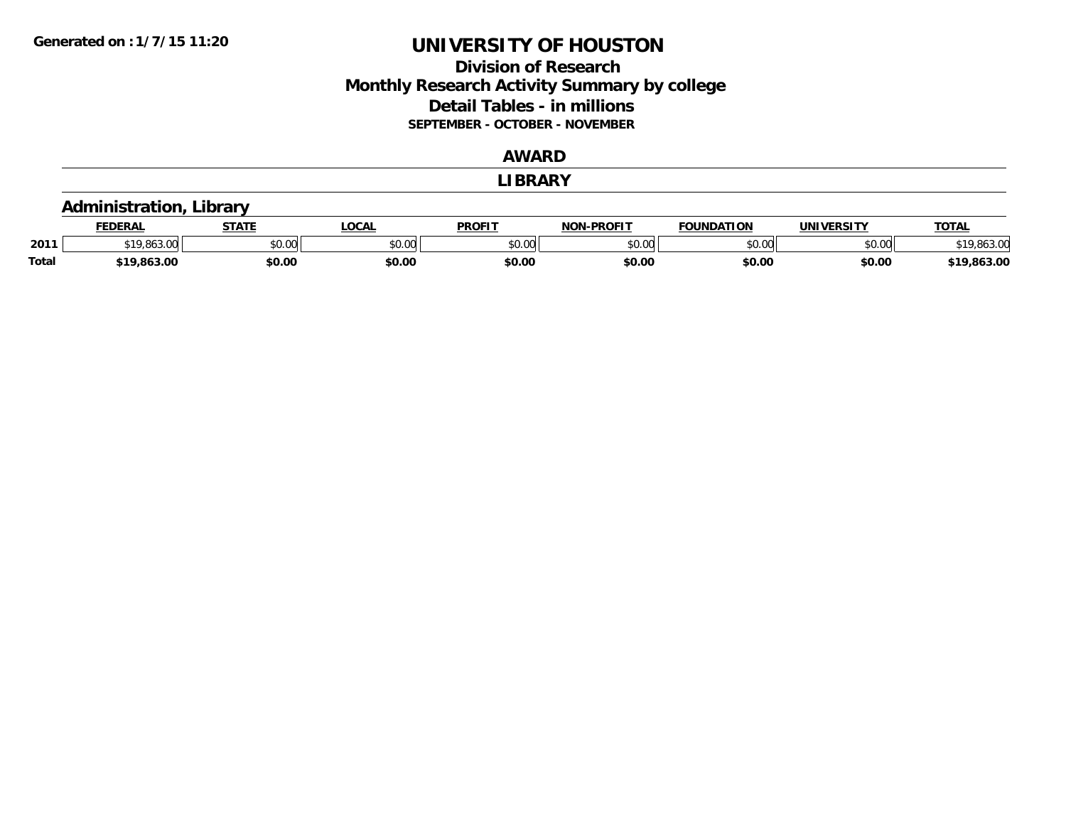Generated on :1/7/15 11:20

# UNIVERSITY OF HOUSTON

## Division of Research
## Monthly Research Activity Summary by college
## Detail Tables - in millions
### SEPTEMBER - OCTOBER - NOVEMBER

## AWARD

## LIBRARY

### Administration, Library

| | FEDERAL | STATE | LOCAL | PROFIT | NON-PROFIT | FOUNDATION | UNIVERSITY | TOTAL |
|---|---|---|---|---|---|---|---|---|
| 2011 | $19,863.00 | $0.00 | $0.00 | $0.00 | $0.00 | $0.00 | $0.00 | $19,863.00 |
| **Total** | **$19,863.00** | **$0.00** | **$0.00** | **$0.00** | **$0.00** | **$0.00** | **$0.00** | **$19,863.00** |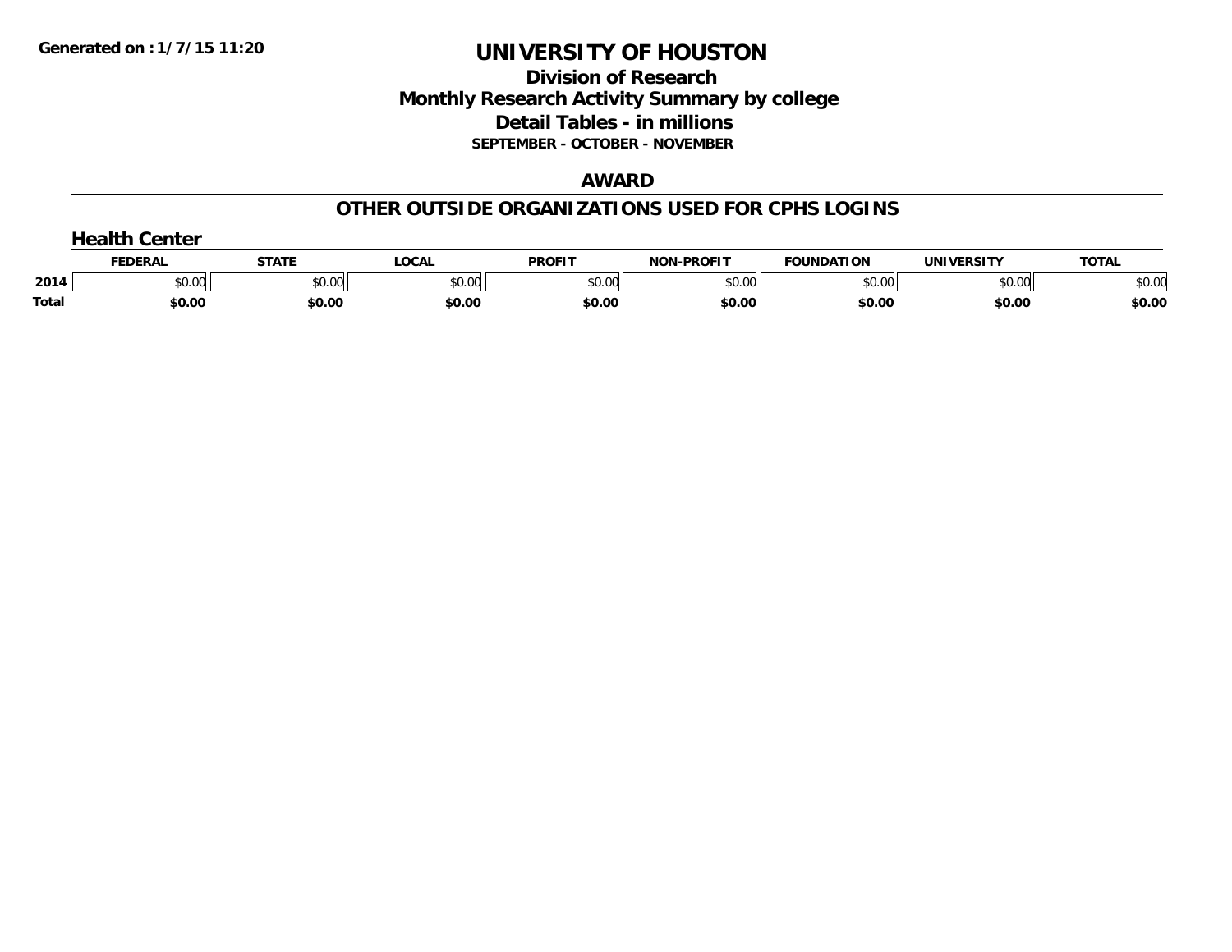Generated on :1/7/15 11:20

# UNIVERSITY OF HOUSTON

## Division of Research
## Monthly Research Activity Summary by college
## Detail Tables - in millions
### SEPTEMBER - OCTOBER - NOVEMBER

### AWARD

### OTHER OUTSIDE ORGANIZATIONS USED FOR CPHS LOGINS

#### Health Center

| | FEDERAL | STATE | LOCAL | PROFIT | NON-PROFIT | FOUNDATION | UNIVERSITY | TOTAL |
|---|---|---|---|---|---|---|---|---|
| 2014 | $0.00 | $0.00 | $0.00 | $0.00 | $0.00 | $0.00 | $0.00 | $0.00 |
| **Total** | **$0.00** | **$0.00** | **$0.00** | **$0.00** | **$0.00** | **$0.00** | **$0.00** | **$0.00** |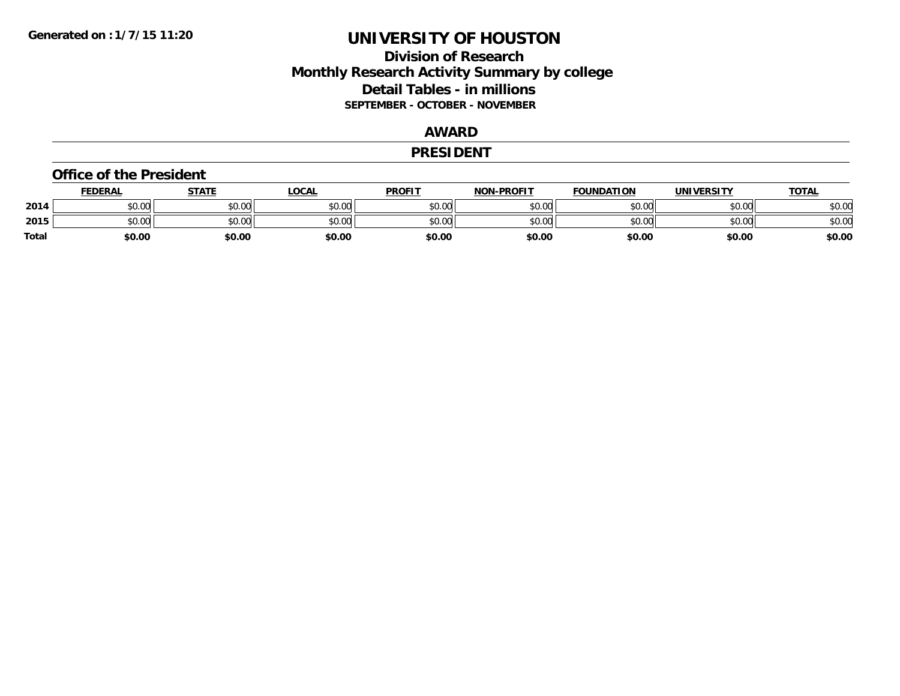**Generated on : 1/7/15 11:20**

# UNIVERSITY OF HOUSTON

## Division of Research
## Monthly Research Activity Summary by college
## Detail Tables - in millions
### SEPTEMBER - OCTOBER - NOVEMBER

## AWARD

## PRESIDENT

### Office of the President

| | FEDERAL | STATE | LOCAL | PROFIT | NON-PROFIT | FOUNDATION | UNIVERSITY | TOTAL |
|---|---|---|---|---|---|---|---|---|
| **2014** | $0.00 | $0.00 | $0.00 | $0.00 | $0.00 | $0.00 | $0.00 | $0.00 |
| **2015** | $0.00 | $0.00 | $0.00 | $0.00 | $0.00 | $0.00 | $0.00 | $0.00 |
| **Total** | **$0.00** | **$0.00** | **$0.00** | **$0.00** | **$0.00** | **$0.00** | **$0.00** | **$0.00** |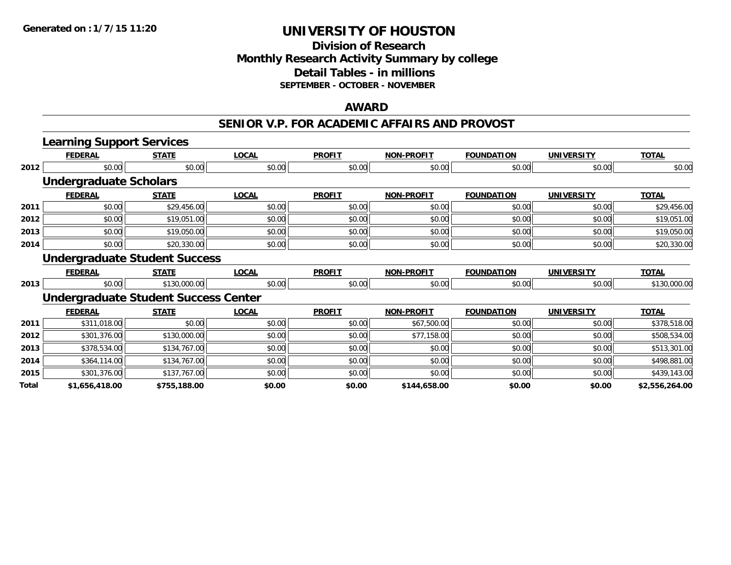**Generated on :1/7/15 11:20**

# UNIVERSITY OF HOUSTON

## Division of Research
## Monthly Research Activity Summary by college
## Detail Tables - in millions
**SEPTEMBER - OCTOBER - NOVEMBER**

### AWARD

### SENIOR V.P. FOR ACADEMIC AFFAIRS AND PROVOST

#### Learning Support Services

| | FEDERAL | STATE | LOCAL | PROFIT | NON-PROFIT | FOUNDATION | UNIVERSITY | TOTAL |
|---|---|---|---|---|---|---|---|---|
| 2012 | $0.00 | $0.00 | $0.00 | $0.00 | $0.00 | $0.00 | $0.00 | $0.00 |

#### Undergraduate Scholars

| | FEDERAL | STATE | LOCAL | PROFIT | NON-PROFIT | FOUNDATION | UNIVERSITY | TOTAL |
|---|---|---|---|---|---|---|---|---|
| 2011 | $0.00 | $29,456.00 | $0.00 | $0.00 | $0.00 | $0.00 | $0.00 | $29,456.00 |
| 2012 | $0.00 | $19,051.00 | $0.00 | $0.00 | $0.00 | $0.00 | $0.00 | $19,051.00 |
| 2013 | $0.00 | $19,050.00 | $0.00 | $0.00 | $0.00 | $0.00 | $0.00 | $19,050.00 |
| 2014 | $0.00 | $20,330.00 | $0.00 | $0.00 | $0.00 | $0.00 | $0.00 | $20,330.00 |

#### Undergraduate Student Success

| | FEDERAL | STATE | LOCAL | PROFIT | NON-PROFIT | FOUNDATION | UNIVERSITY | TOTAL |
|---|---|---|---|---|---|---|---|---|
| 2013 | $0.00 | $130,000.00 | $0.00 | $0.00 | $0.00 | $0.00 | $0.00 | $130,000.00 |

#### Undergraduate Student Success Center

| | FEDERAL | STATE | LOCAL | PROFIT | NON-PROFIT | FOUNDATION | UNIVERSITY | TOTAL |
|---|---|---|---|---|---|---|---|---|
| 2011 | $311,018.00 | $0.00 | $0.00 | $0.00 | $67,500.00 | $0.00 | $0.00 | $378,518.00 |
| 2012 | $301,376.00 | $130,000.00 | $0.00 | $0.00 | $77,158.00 | $0.00 | $0.00 | $508,534.00 |
| 2013 | $378,534.00 | $134,767.00 | $0.00 | $0.00 | $0.00 | $0.00 | $0.00 | $513,301.00 |
| 2014 | $364,114.00 | $134,767.00 | $0.00 | $0.00 | $0.00 | $0.00 | $0.00 | $498,881.00 |
| 2015 | $301,376.00 | $137,767.00 | $0.00 | $0.00 | $0.00 | $0.00 | $0.00 | $439,143.00 |
| **Total** | **$1,656,418.00** | **$755,188.00** | **$0.00** | **$0.00** | **$144,658.00** | **$0.00** | **$0.00** | **$2,556,264.00** |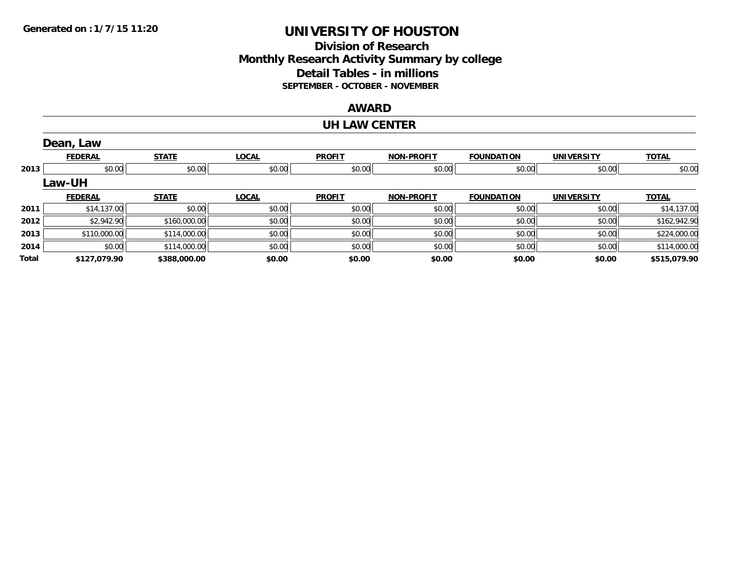Generated on :1/7/15 11:20

# UNIVERSITY OF HOUSTON

## Division of Research
## Monthly Research Activity Summary by college
## Detail Tables - in millions
### SEPTEMBER - OCTOBER - NOVEMBER

## AWARD

## UH LAW CENTER

### Dean, Law

| | FEDERAL | STATE | LOCAL | PROFIT | NON-PROFIT | FOUNDATION | UNIVERSITY | TOTAL |
|---|---|---|---|---|---|---|---|---|
| 2013 | $0.00 | $0.00 | $0.00 | $0.00 | $0.00 | $0.00 | $0.00 | $0.00 |

### Law-UH

| | FEDERAL | STATE | LOCAL | PROFIT | NON-PROFIT | FOUNDATION | UNIVERSITY | TOTAL |
|---|---|---|---|---|---|---|---|---|
| 2011 | $14,137.00 | $0.00 | $0.00 | $0.00 | $0.00 | $0.00 | $0.00 | $14,137.00 |
| 2012 | $2,942.90 | $160,000.00 | $0.00 | $0.00 | $0.00 | $0.00 | $0.00 | $162,942.90 |
| 2013 | $110,000.00 | $114,000.00 | $0.00 | $0.00 | $0.00 | $0.00 | $0.00 | $224,000.00 |
| 2014 | $0.00 | $114,000.00 | $0.00 | $0.00 | $0.00 | $0.00 | $0.00 | $114,000.00 |
| **Total** | **$127,079.90** | **$388,000.00** | **$0.00** | **$0.00** | **$0.00** | **$0.00** | **$0.00** | **$515,079.90** |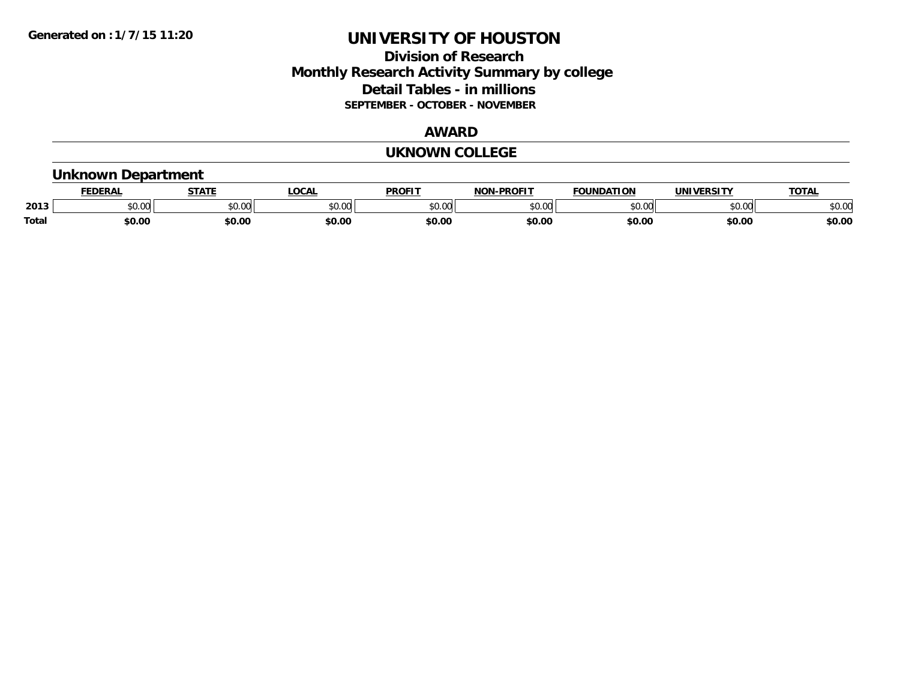# UNIVERSITY OF HOUSTON

## Division of Research
## Monthly Research Activity Summary by college
## Detail Tables - in millions
### SEPTEMBER - OCTOBER - NOVEMBER

Generated on : 1/7/15 11:20

## AWARD

## UKNOWN COLLEGE

### Unknown Department

| | FEDERAL | STATE | LOCAL | PROFIT | NON-PROFIT | FOUNDATION | UNIVERSITY | TOTAL |
|---|---|---|---|---|---|---|---|---|
| 2013 | $0.00 | $0.00 | $0.00 | $0.00 | $0.00 | $0.00 | $0.00 | $0.00 |
| **Total** | **$0.00** | **$0.00** | **$0.00** | **$0.00** | **$0.00** | **$0.00** | **$0.00** | **$0.00** |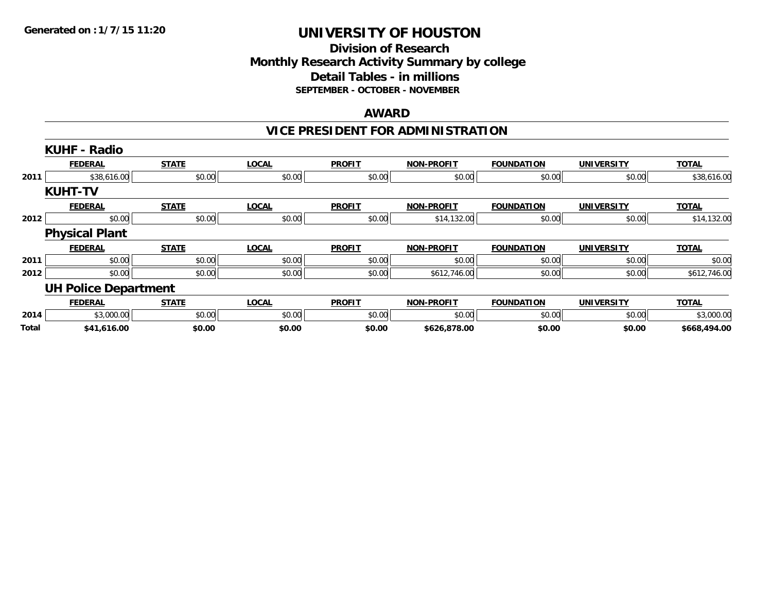Generated on :1/7/15 11:20

# UNIVERSITY OF HOUSTON

## Division of Research
## Monthly Research Activity Summary by college
## Detail Tables - in millions

**SEPTEMBER - OCTOBER - NOVEMBER**

### AWARD

### VICE PRESIDENT FOR ADMINISTRATION

#### KUHF - Radio

| | FEDERAL | STATE | LOCAL | PROFIT | NON-PROFIT | FOUNDATION | UNIVERSITY | TOTAL |
|---|---|---|---|---|---|---|---|---|
| 2011 | $38,616.00 | $0.00 | $0.00 | $0.00 | $0.00 | $0.00 | $0.00 | $38,616.00 |

#### KUHT-TV

| | FEDERAL | STATE | LOCAL | PROFIT | NON-PROFIT | FOUNDATION | UNIVERSITY | TOTAL |
|---|---|---|---|---|---|---|---|---|
| 2012 | $0.00 | $0.00 | $0.00 | $0.00 | $14,132.00 | $0.00 | $0.00 | $14,132.00 |

#### Physical Plant

| | FEDERAL | STATE | LOCAL | PROFIT | NON-PROFIT | FOUNDATION | UNIVERSITY | TOTAL |
|---|---|---|---|---|---|---|---|---|
| 2011 | $0.00 | $0.00 | $0.00 | $0.00 | $0.00 | $0.00 | $0.00 | $0.00 |
| 2012 | $0.00 | $0.00 | $0.00 | $0.00 | $612,746.00 | $0.00 | $0.00 | $612,746.00 |

#### UH Police Department

| | FEDERAL | STATE | LOCAL | PROFIT | NON-PROFIT | FOUNDATION | UNIVERSITY | TOTAL |
|---|---|---|---|---|---|---|---|---|
| 2014 | $3,000.00 | $0.00 | $0.00 | $0.00 | $0.00 | $0.00 | $0.00 | $3,000.00 |
| **Total** | **$41,616.00** | **$0.00** | **$0.00** | **$0.00** | **$626,878.00** | **$0.00** | **$0.00** | **$668,494.00** |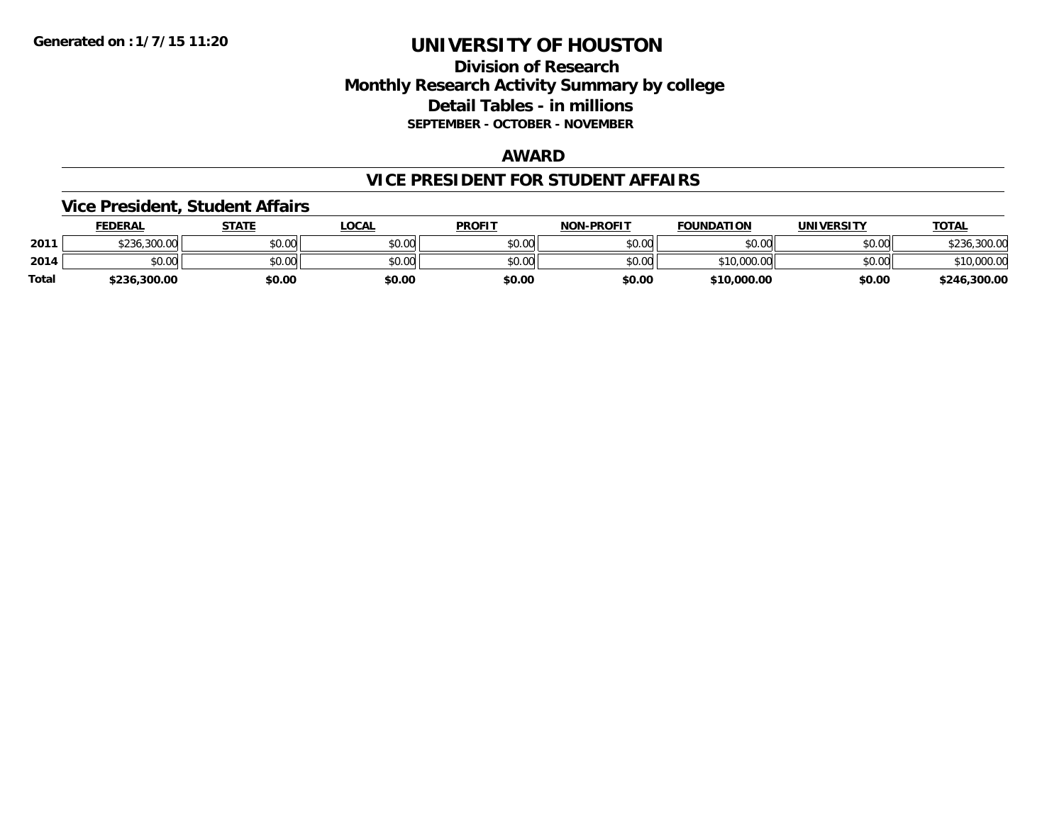Generated on :1/7/15 11:20

# UNIVERSITY OF HOUSTON

## Division of Research
## Monthly Research Activity Summary by college
## Detail Tables - in millions
### SEPTEMBER - OCTOBER - NOVEMBER

## AWARD

## VICE PRESIDENT FOR STUDENT AFFAIRS

### Vice President, Student Affairs

| | FEDERAL | STATE | LOCAL | PROFIT | NON-PROFIT | FOUNDATION | UNIVERSITY | TOTAL |
|---|---|---|---|---|---|---|---|---|
| 2011 | $236,300.00 | $0.00 | $0.00 | $0.00 | $0.00 | $0.00 | $0.00 | $236,300.00 |
| 2014 | $0.00 | $0.00 | $0.00 | $0.00 | $0.00 | $10,000.00 | $0.00 | $10,000.00 |
| **Total** | **$236,300.00** | **$0.00** | **$0.00** | **$0.00** | **$0.00** | **$10,000.00** | **$0.00** | **$246,300.00** |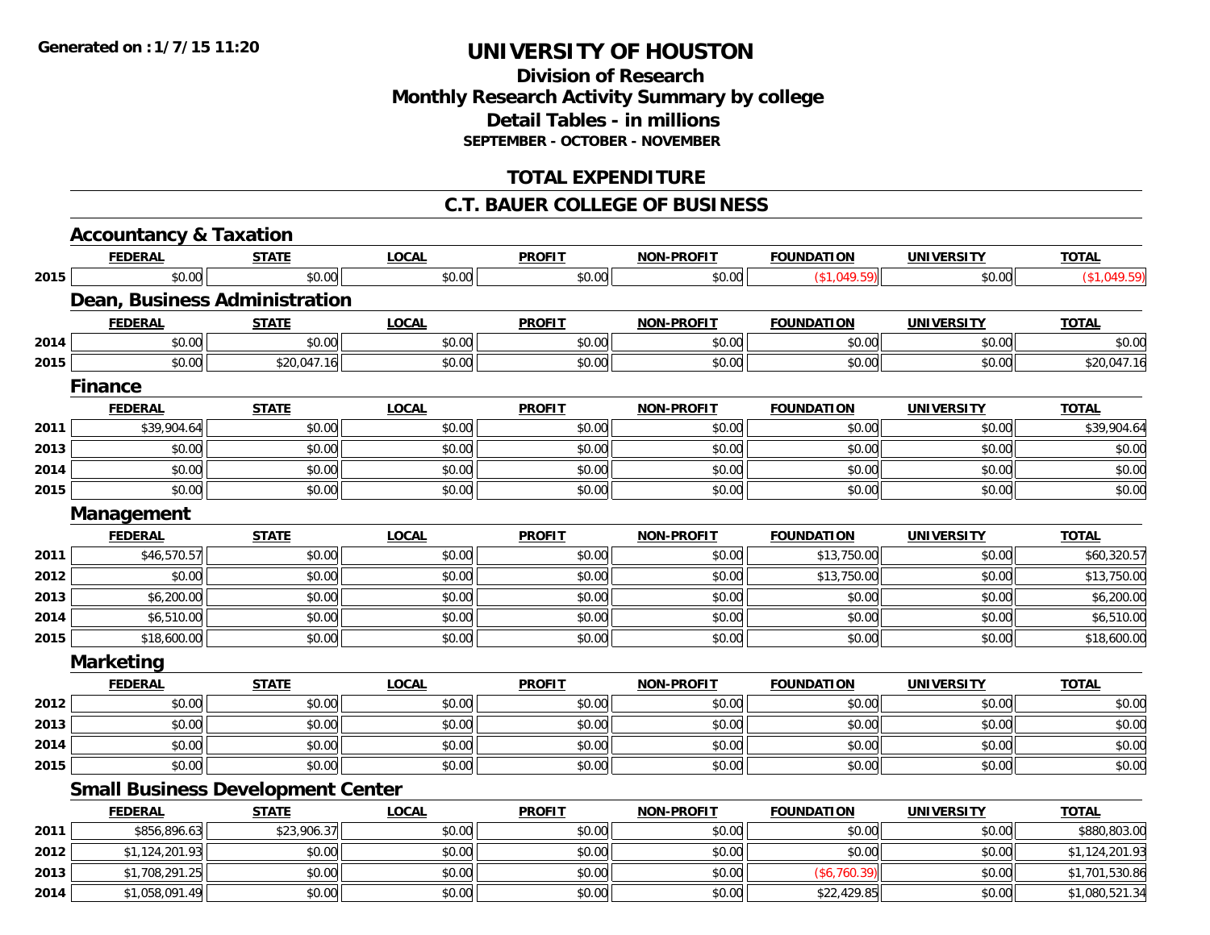Generated on :1/7/15 11:20

# UNIVERSITY OF HOUSTON

## Division of Research
## Monthly Research Activity Summary by college
## Detail Tables - in millions
### SEPTEMBER - OCTOBER - NOVEMBER

## TOTAL EXPENDITURE

## C.T. BAUER COLLEGE OF BUSINESS

### Accountancy & Taxation

| | FEDERAL | STATE | LOCAL | PROFIT | NON-PROFIT | FOUNDATION | UNIVERSITY | TOTAL |
|---|---|---|---|---|---|---|---|---|
| 2015 | $0.00 | $0.00 | $0.00 | $0.00 | $0.00 | ($1,049.59) | $0.00 | ($1,049.59) |

### Dean, Business Administration

| | FEDERAL | STATE | LOCAL | PROFIT | NON-PROFIT | FOUNDATION | UNIVERSITY | TOTAL |
|---|---|---|---|---|---|---|---|---|
| 2014 | $0.00 | $0.00 | $0.00 | $0.00 | $0.00 | $0.00 | $0.00 | $0.00 |
| 2015 | $0.00 | $20,047.16 | $0.00 | $0.00 | $0.00 | $0.00 | $0.00 | $20,047.16 |

### Finance

| | FEDERAL | STATE | LOCAL | PROFIT | NON-PROFIT | FOUNDATION | UNIVERSITY | TOTAL |
|---|---|---|---|---|---|---|---|---|
| 2011 | $39,904.64 | $0.00 | $0.00 | $0.00 | $0.00 | $0.00 | $0.00 | $39,904.64 |
| 2013 | $0.00 | $0.00 | $0.00 | $0.00 | $0.00 | $0.00 | $0.00 | $0.00 |
| 2014 | $0.00 | $0.00 | $0.00 | $0.00 | $0.00 | $0.00 | $0.00 | $0.00 |
| 2015 | $0.00 | $0.00 | $0.00 | $0.00 | $0.00 | $0.00 | $0.00 | $0.00 |

### Management

| | FEDERAL | STATE | LOCAL | PROFIT | NON-PROFIT | FOUNDATION | UNIVERSITY | TOTAL |
|---|---|---|---|---|---|---|---|---|
| 2011 | $46,570.57 | $0.00 | $0.00 | $0.00 | $0.00 | $13,750.00 | $0.00 | $60,320.57 |
| 2012 | $0.00 | $0.00 | $0.00 | $0.00 | $0.00 | $13,750.00 | $0.00 | $13,750.00 |
| 2013 | $6,200.00 | $0.00 | $0.00 | $0.00 | $0.00 | $0.00 | $0.00 | $6,200.00 |
| 2014 | $6,510.00 | $0.00 | $0.00 | $0.00 | $0.00 | $0.00 | $0.00 | $6,510.00 |
| 2015 | $18,600.00 | $0.00 | $0.00 | $0.00 | $0.00 | $0.00 | $0.00 | $18,600.00 |

### Marketing

| | FEDERAL | STATE | LOCAL | PROFIT | NON-PROFIT | FOUNDATION | UNIVERSITY | TOTAL |
|---|---|---|---|---|---|---|---|---|
| 2012 | $0.00 | $0.00 | $0.00 | $0.00 | $0.00 | $0.00 | $0.00 | $0.00 |
| 2013 | $0.00 | $0.00 | $0.00 | $0.00 | $0.00 | $0.00 | $0.00 | $0.00 |
| 2014 | $0.00 | $0.00 | $0.00 | $0.00 | $0.00 | $0.00 | $0.00 | $0.00 |
| 2015 | $0.00 | $0.00 | $0.00 | $0.00 | $0.00 | $0.00 | $0.00 | $0.00 |

### Small Business Development Center

| | FEDERAL | STATE | LOCAL | PROFIT | NON-PROFIT | FOUNDATION | UNIVERSITY | TOTAL |
|---|---|---|---|---|---|---|---|---|
| 2011 | $856,896.63 | $23,906.37 | $0.00 | $0.00 | $0.00 | $0.00 | $0.00 | $880,803.00 |
| 2012 | $1,124,201.93 | $0.00 | $0.00 | $0.00 | $0.00 | $0.00 | $0.00 | $1,124,201.93 |
| 2013 | $1,708,291.25 | $0.00 | $0.00 | $0.00 | $0.00 | ($6,760.39) | $0.00 | $1,701,530.86 |
| 2014 | $1,058,091.49 | $0.00 | $0.00 | $0.00 | $0.00 | $22,429.85 | $0.00 | $1,080,521.34 |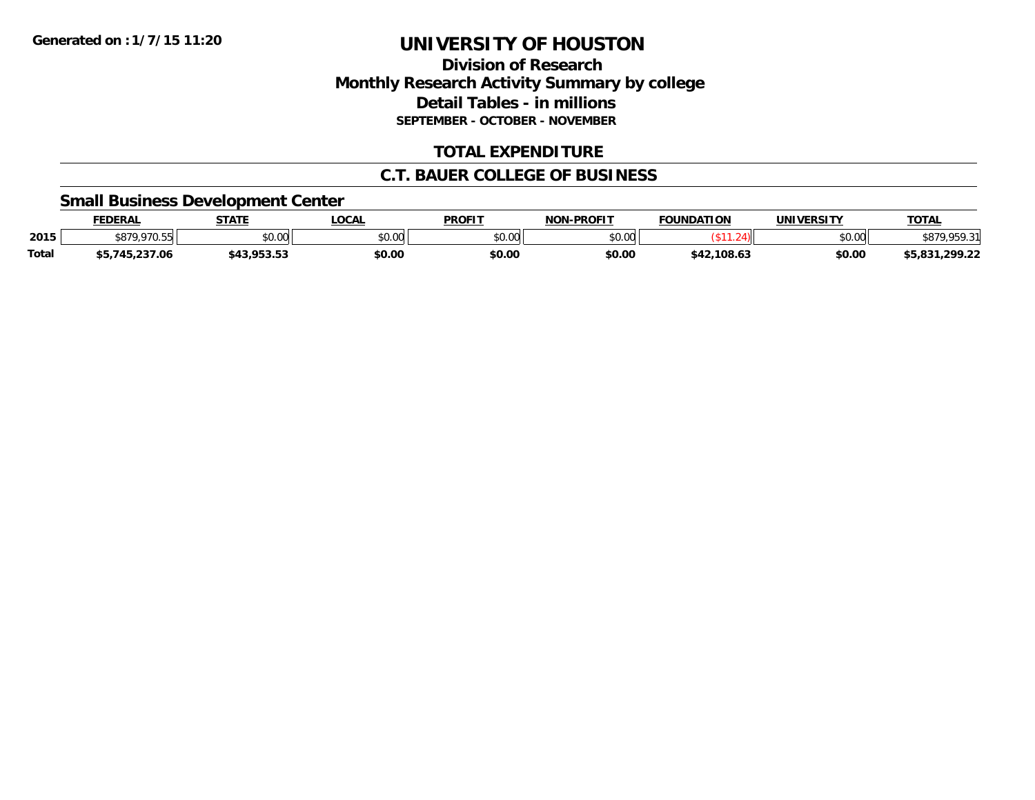**Generated on :1/7/15 11:20**

# UNIVERSITY OF HOUSTON

## Division of Research
## Monthly Research Activity Summary by college
## Detail Tables - in millions
### SEPTEMBER - OCTOBER - NOVEMBER

## TOTAL EXPENDITURE

## C.T. BAUER COLLEGE OF BUSINESS

### Small Business Development Center

| | FEDERAL | STATE | LOCAL | PROFIT | NON-PROFIT | FOUNDATION | UNIVERSITY | TOTAL |
|---|---|---|---|---|---|---|---|---|
| 2015 | $879,970.55 | $0.00 | $0.00 | $0.00 | $0.00 | ($11.24) | $0.00 | $879,959.31 |
| **Total** | **$5,745,237.06** | **$43,953.53** | **$0.00** | **$0.00** | **$0.00** | **$42,108.63** | **$0.00** | **$5,831,299.22** |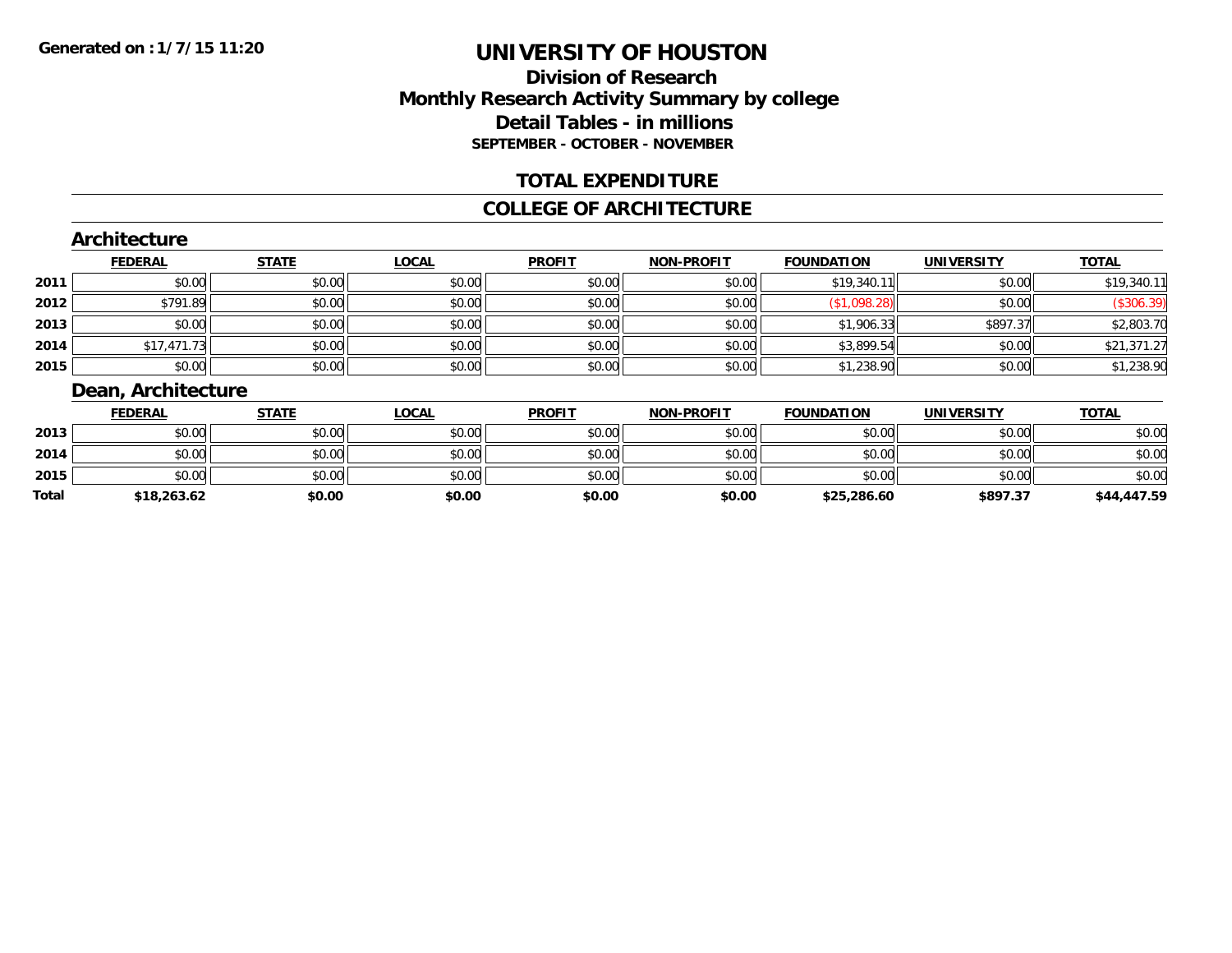**Generated on : 1/7/15 11:20**

# UNIVERSITY OF HOUSTON

## Division of Research
## Monthly Research Activity Summary by college
## Detail Tables - in millions
### SEPTEMBER - OCTOBER - NOVEMBER

## TOTAL EXPENDITURE

## COLLEGE OF ARCHITECTURE

### Architecture

| | FEDERAL | STATE | LOCAL | PROFIT | NON-PROFIT | FOUNDATION | UNIVERSITY | TOTAL |
|---|---|---|---|---|---|---|---|---|
| 2011 | $0.00 | $0.00 | $0.00 | $0.00 | $0.00 | $19,340.11 | $0.00 | $19,340.11 |
| 2012 | $791.89 | $0.00 | $0.00 | $0.00 | $0.00 | ($1,098.28) | $0.00 | ($306.39) |
| 2013 | $0.00 | $0.00 | $0.00 | $0.00 | $0.00 | $1,906.33 | $897.37 | $2,803.70 |
| 2014 | $17,471.73 | $0.00 | $0.00 | $0.00 | $0.00 | $3,899.54 | $0.00 | $21,371.27 |
| 2015 | $0.00 | $0.00 | $0.00 | $0.00 | $0.00 | $1,238.90 | $0.00 | $1,238.90 |

### Dean, Architecture

| | FEDERAL | STATE | LOCAL | PROFIT | NON-PROFIT | FOUNDATION | UNIVERSITY | TOTAL |
|---|---|---|---|---|---|---|---|---|
| 2013 | $0.00 | $0.00 | $0.00 | $0.00 | $0.00 | $0.00 | $0.00 | $0.00 |
| 2014 | $0.00 | $0.00 | $0.00 | $0.00 | $0.00 | $0.00 | $0.00 | $0.00 |
| 2015 | $0.00 | $0.00 | $0.00 | $0.00 | $0.00 | $0.00 | $0.00 | $0.00 |
| **Total** | **$18,263.62** | **$0.00** | **$0.00** | **$0.00** | **$0.00** | **$25,286.60** | **$897.37** | **$44,447.59** |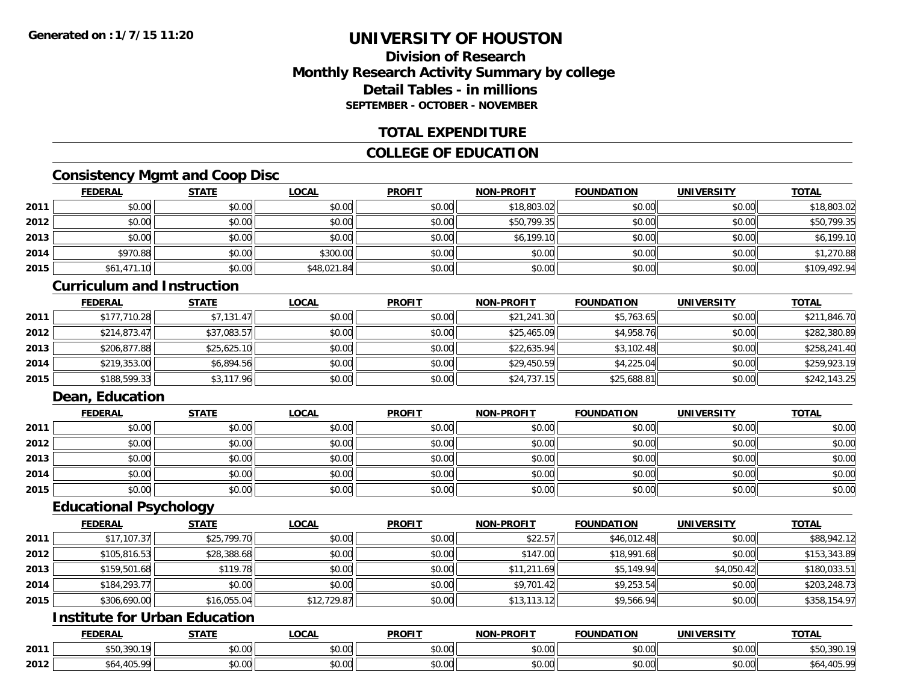Generated on :1/7/15 11:20

# UNIVERSITY OF HOUSTON

## Division of Research
## Monthly Research Activity Summary by college
## Detail Tables - in millions
### SEPTEMBER - OCTOBER - NOVEMBER

## TOTAL EXPENDITURE

## COLLEGE OF EDUCATION

### Consistency Mgmt and Coop Disc

| | FEDERAL | STATE | LOCAL | PROFIT | NON-PROFIT | FOUNDATION | UNIVERSITY | TOTAL |
|---|---|---|---|---|---|---|---|---|
| 2011 | $0.00 | $0.00 | $0.00 | $0.00 | $18,803.02 | $0.00 | $0.00 | $18,803.02 |
| 2012 | $0.00 | $0.00 | $0.00 | $0.00 | $50,799.35 | $0.00 | $0.00 | $50,799.35 |
| 2013 | $0.00 | $0.00 | $0.00 | $0.00 | $6,199.10 | $0.00 | $0.00 | $6,199.10 |
| 2014 | $970.88 | $0.00 | $300.00 | $0.00 | $0.00 | $0.00 | $0.00 | $1,270.88 |
| 2015 | $61,471.10 | $0.00 | $48,021.84 | $0.00 | $0.00 | $0.00 | $0.00 | $109,492.94 |

### Curriculum and Instruction

| | FEDERAL | STATE | LOCAL | PROFIT | NON-PROFIT | FOUNDATION | UNIVERSITY | TOTAL |
|---|---|---|---|---|---|---|---|---|
| 2011 | $177,710.28 | $7,131.47 | $0.00 | $0.00 | $21,241.30 | $5,763.65 | $0.00 | $211,846.70 |
| 2012 | $214,873.47 | $37,083.57 | $0.00 | $0.00 | $25,465.09 | $4,958.76 | $0.00 | $282,380.89 |
| 2013 | $206,877.88 | $25,625.10 | $0.00 | $0.00 | $22,635.94 | $3,102.48 | $0.00 | $258,241.40 |
| 2014 | $219,353.00 | $6,894.56 | $0.00 | $0.00 | $29,450.59 | $4,225.04 | $0.00 | $259,923.19 |
| 2015 | $188,599.33 | $3,117.96 | $0.00 | $0.00 | $24,737.15 | $25,688.81 | $0.00 | $242,143.25 |

### Dean, Education

| | FEDERAL | STATE | LOCAL | PROFIT | NON-PROFIT | FOUNDATION | UNIVERSITY | TOTAL |
|---|---|---|---|---|---|---|---|---|
| 2011 | $0.00 | $0.00 | $0.00 | $0.00 | $0.00 | $0.00 | $0.00 | $0.00 |
| 2012 | $0.00 | $0.00 | $0.00 | $0.00 | $0.00 | $0.00 | $0.00 | $0.00 |
| 2013 | $0.00 | $0.00 | $0.00 | $0.00 | $0.00 | $0.00 | $0.00 | $0.00 |
| 2014 | $0.00 | $0.00 | $0.00 | $0.00 | $0.00 | $0.00 | $0.00 | $0.00 |
| 2015 | $0.00 | $0.00 | $0.00 | $0.00 | $0.00 | $0.00 | $0.00 | $0.00 |

### Educational Psychology

| | FEDERAL | STATE | LOCAL | PROFIT | NON-PROFIT | FOUNDATION | UNIVERSITY | TOTAL |
|---|---|---|---|---|---|---|---|---|
| 2011 | $17,107.37 | $25,799.70 | $0.00 | $0.00 | $22.57 | $46,012.48 | $0.00 | $88,942.12 |
| 2012 | $105,816.53 | $28,388.68 | $0.00 | $0.00 | $147.00 | $18,991.68 | $0.00 | $153,343.89 |
| 2013 | $159,501.68 | $119.78 | $0.00 | $0.00 | $11,211.69 | $5,149.94 | $4,050.42 | $180,033.51 |
| 2014 | $184,293.77 | $0.00 | $0.00 | $0.00 | $9,701.42 | $9,253.54 | $0.00 | $203,248.73 |
| 2015 | $306,690.00 | $16,055.04 | $12,729.87 | $0.00 | $13,113.12 | $9,566.94 | $0.00 | $358,154.97 |

### Institute for Urban Education

| | FEDERAL | STATE | LOCAL | PROFIT | NON-PROFIT | FOUNDATION | UNIVERSITY | TOTAL |
|---|---|---|---|---|---|---|---|---|
| 2011 | $50,390.19 | $0.00 | $0.00 | $0.00 | $0.00 | $0.00 | $0.00 | $50,390.19 |
| 2012 | $64,405.99 | $0.00 | $0.00 | $0.00 | $0.00 | $0.00 | $0.00 | $64,405.99 |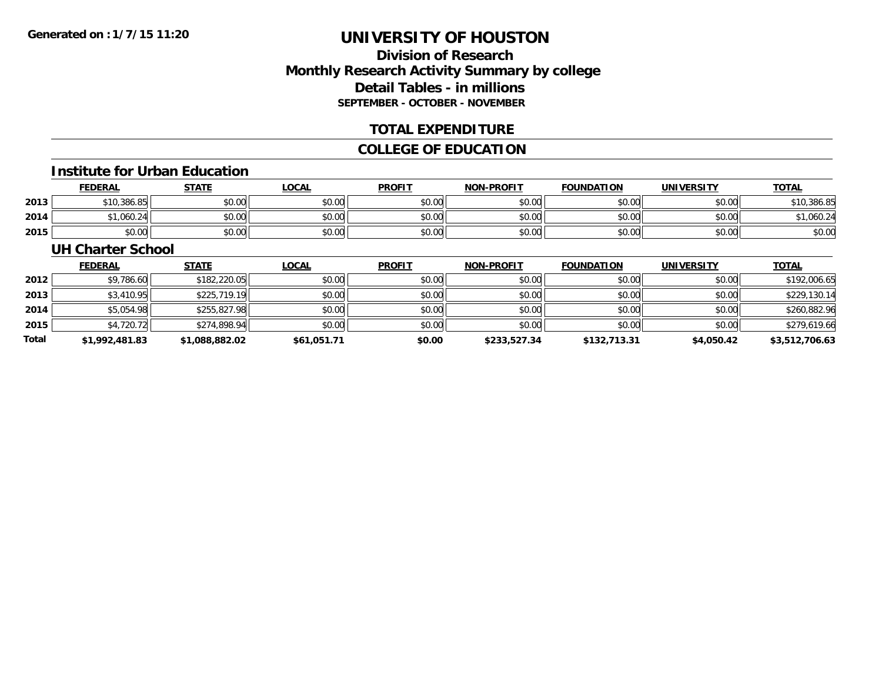# UNIVERSITY OF HOUSTON

## Division of Research
## Monthly Research Activity Summary by college
## Detail Tables - in millions
### SEPTEMBER - OCTOBER - NOVEMBER

## TOTAL EXPENDITURE

## COLLEGE OF EDUCATION

### Institute for Urban Education

| | FEDERAL | STATE | LOCAL | PROFIT | NON-PROFIT | FOUNDATION | UNIVERSITY | TOTAL |
|---|---|---|---|---|---|---|---|---|
| 2013 | $10,386.85 | $0.00 | $0.00 | $0.00 | $0.00 | $0.00 | $0.00 | $10,386.85 |
| 2014 | $1,060.24 | $0.00 | $0.00 | $0.00 | $0.00 | $0.00 | $0.00 | $1,060.24 |
| 2015 | $0.00 | $0.00 | $0.00 | $0.00 | $0.00 | $0.00 | $0.00 | $0.00 |

### UH Charter School

| | FEDERAL | STATE | LOCAL | PROFIT | NON-PROFIT | FOUNDATION | UNIVERSITY | TOTAL |
|---|---|---|---|---|---|---|---|---|
| 2012 | $9,786.60 | $182,220.05 | $0.00 | $0.00 | $0.00 | $0.00 | $0.00 | $192,006.65 |
| 2013 | $3,410.95 | $225,719.19 | $0.00 | $0.00 | $0.00 | $0.00 | $0.00 | $229,130.14 |
| 2014 | $5,054.98 | $255,827.98 | $0.00 | $0.00 | $0.00 | $0.00 | $0.00 | $260,882.96 |
| 2015 | $4,720.72 | $274,898.94 | $0.00 | $0.00 | $0.00 | $0.00 | $0.00 | $279,619.66 |
| **Total** | **$1,992,481.83** | **$1,088,882.02** | **$61,051.71** | **$0.00** | **$233,527.34** | **$132,713.31** | **$4,050.42** | **$3,512,706.63** |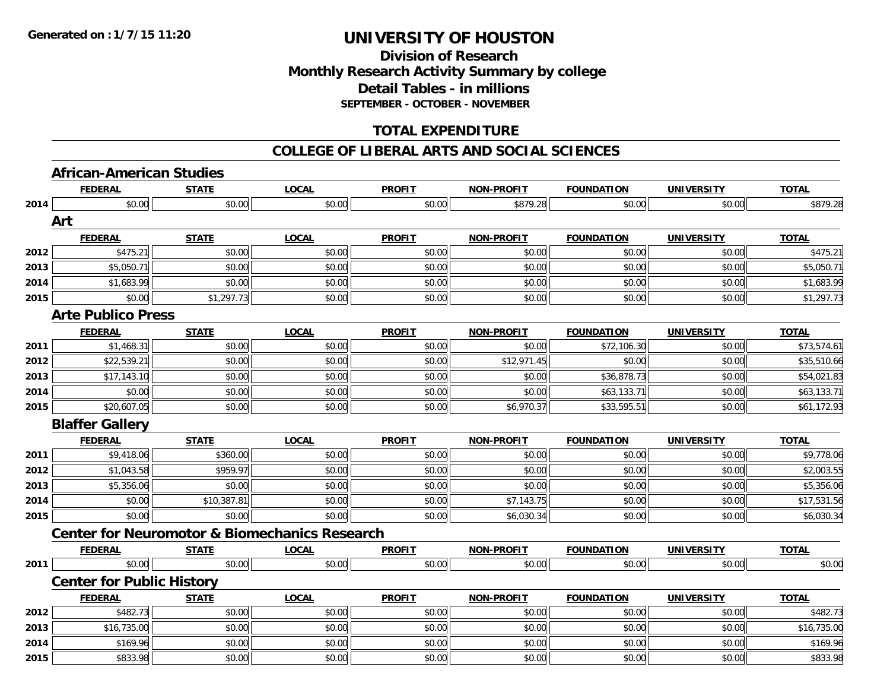Generated on : 1/7/15 11:20

# UNIVERSITY OF HOUSTON

## Division of Research
## Monthly Research Activity Summary by college
## Detail Tables - in millions
### SEPTEMBER - OCTOBER - NOVEMBER

## TOTAL EXPENDITURE

## COLLEGE OF LIBERAL ARTS AND SOCIAL SCIENCES

### African-American Studies

| | FEDERAL | STATE | LOCAL | PROFIT | NON-PROFIT | FOUNDATION | UNIVERSITY | TOTAL |
|---|---|---|---|---|---|---|---|---|
| 2014 | $0.00 | $0.00 | $0.00 | $0.00 | $879.28 | $0.00 | $0.00 | $879.28 |

### Art

| | FEDERAL | STATE | LOCAL | PROFIT | NON-PROFIT | FOUNDATION | UNIVERSITY | TOTAL |
|---|---|---|---|---|---|---|---|---|
| 2012 | $475.21 | $0.00 | $0.00 | $0.00 | $0.00 | $0.00 | $0.00 | $475.21 |
| 2013 | $5,050.71 | $0.00 | $0.00 | $0.00 | $0.00 | $0.00 | $0.00 | $5,050.71 |
| 2014 | $1,683.99 | $0.00 | $0.00 | $0.00 | $0.00 | $0.00 | $0.00 | $1,683.99 |
| 2015 | $0.00 | $1,297.73 | $0.00 | $0.00 | $0.00 | $0.00 | $0.00 | $1,297.73 |

### Arte Publico Press

| | FEDERAL | STATE | LOCAL | PROFIT | NON-PROFIT | FOUNDATION | UNIVERSITY | TOTAL |
|---|---|---|---|---|---|---|---|---|
| 2011 | $1,468.31 | $0.00 | $0.00 | $0.00 | $0.00 | $72,106.30 | $0.00 | $73,574.61 |
| 2012 | $22,539.21 | $0.00 | $0.00 | $0.00 | $12,971.45 | $0.00 | $0.00 | $35,510.66 |
| 2013 | $17,143.10 | $0.00 | $0.00 | $0.00 | $0.00 | $36,878.73 | $0.00 | $54,021.83 |
| 2014 | $0.00 | $0.00 | $0.00 | $0.00 | $0.00 | $63,133.71 | $0.00 | $63,133.71 |
| 2015 | $20,607.05 | $0.00 | $0.00 | $0.00 | $6,970.37 | $33,595.51 | $0.00 | $61,172.93 |

### Blaffer Gallery

| | FEDERAL | STATE | LOCAL | PROFIT | NON-PROFIT | FOUNDATION | UNIVERSITY | TOTAL |
|---|---|---|---|---|---|---|---|---|
| 2011 | $9,418.06 | $360.00 | $0.00 | $0.00 | $0.00 | $0.00 | $0.00 | $9,778.06 |
| 2012 | $1,043.58 | $959.97 | $0.00 | $0.00 | $0.00 | $0.00 | $0.00 | $2,003.55 |
| 2013 | $5,356.06 | $0.00 | $0.00 | $0.00 | $0.00 | $0.00 | $0.00 | $5,356.06 |
| 2014 | $0.00 | $10,387.81 | $0.00 | $0.00 | $7,143.75 | $0.00 | $0.00 | $17,531.56 |
| 2015 | $0.00 | $0.00 | $0.00 | $0.00 | $6,030.34 | $0.00 | $0.00 | $6,030.34 |

### Center for Neuromotor & Biomechanics Research

| | FEDERAL | STATE | LOCAL | PROFIT | NON-PROFIT | FOUNDATION | UNIVERSITY | TOTAL |
|---|---|---|---|---|---|---|---|---|
| 2011 | $0.00 | $0.00 | $0.00 | $0.00 | $0.00 | $0.00 | $0.00 | $0.00 |

### Center for Public History

| | FEDERAL | STATE | LOCAL | PROFIT | NON-PROFIT | FOUNDATION | UNIVERSITY | TOTAL |
|---|---|---|---|---|---|---|---|---|
| 2012 | $482.73 | $0.00 | $0.00 | $0.00 | $0.00 | $0.00 | $0.00 | $482.73 |
| 2013 | $16,735.00 | $0.00 | $0.00 | $0.00 | $0.00 | $0.00 | $0.00 | $16,735.00 |
| 2014 | $169.96 | $0.00 | $0.00 | $0.00 | $0.00 | $0.00 | $0.00 | $169.96 |
| 2015 | $833.98 | $0.00 | $0.00 | $0.00 | $0.00 | $0.00 | $0.00 | $833.98 |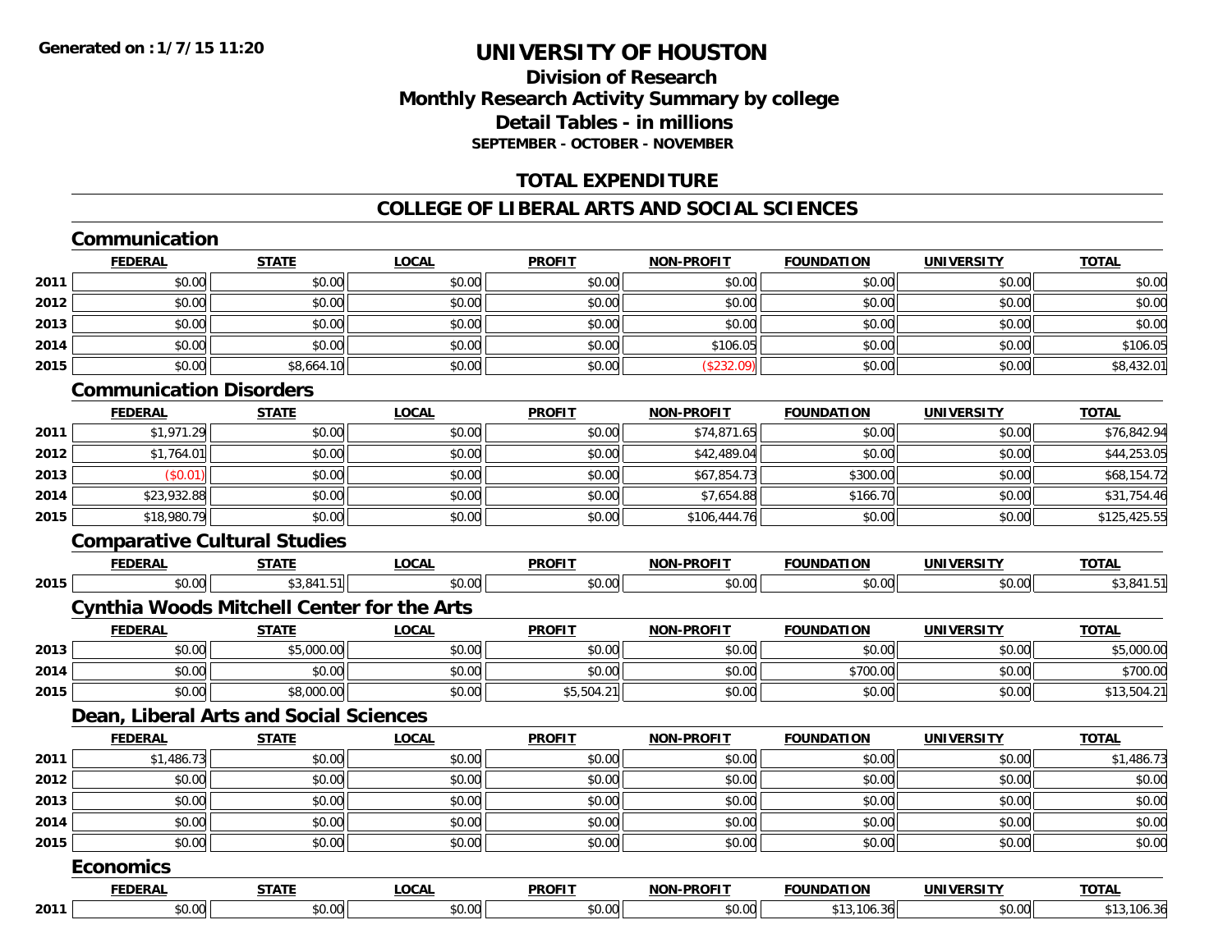**Generated on :1/7/15 11:20**

# UNIVERSITY OF HOUSTON

## Division of Research
## Monthly Research Activity Summary by college
## Detail Tables - in millions
### SEPTEMBER - OCTOBER - NOVEMBER

## TOTAL EXPENDITURE

## COLLEGE OF LIBERAL ARTS AND SOCIAL SCIENCES

### Communication

| | FEDERAL | STATE | LOCAL | PROFIT | NON-PROFIT | FOUNDATION | UNIVERSITY | TOTAL |
|---|---|---|---|---|---|---|---|---|
| 2011 | $0.00 | $0.00 | $0.00 | $0.00 | $0.00 | $0.00 | $0.00 | $0.00 |
| 2012 | $0.00 | $0.00 | $0.00 | $0.00 | $0.00 | $0.00 | $0.00 | $0.00 |
| 2013 | $0.00 | $0.00 | $0.00 | $0.00 | $0.00 | $0.00 | $0.00 | $0.00 |
| 2014 | $0.00 | $0.00 | $0.00 | $0.00 | $106.05 | $0.00 | $0.00 | $106.05 |
| 2015 | $0.00 | $8,664.10 | $0.00 | $0.00 | ($232.09) | $0.00 | $0.00 | $8,432.01 |

### Communication Disorders

| | FEDERAL | STATE | LOCAL | PROFIT | NON-PROFIT | FOUNDATION | UNIVERSITY | TOTAL |
|---|---|---|---|---|---|---|---|---|
| 2011 | $1,971.29 | $0.00 | $0.00 | $0.00 | $74,871.65 | $0.00 | $0.00 | $76,842.94 |
| 2012 | $1,764.01 | $0.00 | $0.00 | $0.00 | $42,489.04 | $0.00 | $0.00 | $44,253.05 |
| 2013 | ($0.01) | $0.00 | $0.00 | $0.00 | $67,854.73 | $300.00 | $0.00 | $68,154.72 |
| 2014 | $23,932.88 | $0.00 | $0.00 | $0.00 | $7,654.88 | $166.70 | $0.00 | $31,754.46 |
| 2015 | $18,980.79 | $0.00 | $0.00 | $0.00 | $106,444.76 | $0.00 | $0.00 | $125,425.55 |

### Comparative Cultural Studies

| | FEDERAL | STATE | LOCAL | PROFIT | NON-PROFIT | FOUNDATION | UNIVERSITY | TOTAL |
|---|---|---|---|---|---|---|---|---|
| 2015 | $0.00 | $3,841.51 | $0.00 | $0.00 | $0.00 | $0.00 | $0.00 | $3,841.51 |

### Cynthia Woods Mitchell Center for the Arts

| | FEDERAL | STATE | LOCAL | PROFIT | NON-PROFIT | FOUNDATION | UNIVERSITY | TOTAL |
|---|---|---|---|---|---|---|---|---|
| 2013 | $0.00 | $5,000.00 | $0.00 | $0.00 | $0.00 | $0.00 | $0.00 | $5,000.00 |
| 2014 | $0.00 | $0.00 | $0.00 | $0.00 | $0.00 | $700.00 | $0.00 | $700.00 |
| 2015 | $0.00 | $8,000.00 | $0.00 | $5,504.21 | $0.00 | $0.00 | $0.00 | $13,504.21 |

### Dean, Liberal Arts and Social Sciences

| | FEDERAL | STATE | LOCAL | PROFIT | NON-PROFIT | FOUNDATION | UNIVERSITY | TOTAL |
|---|---|---|---|---|---|---|---|---|
| 2011 | $1,486.73 | $0.00 | $0.00 | $0.00 | $0.00 | $0.00 | $0.00 | $1,486.73 |
| 2012 | $0.00 | $0.00 | $0.00 | $0.00 | $0.00 | $0.00 | $0.00 | $0.00 |
| 2013 | $0.00 | $0.00 | $0.00 | $0.00 | $0.00 | $0.00 | $0.00 | $0.00 |
| 2014 | $0.00 | $0.00 | $0.00 | $0.00 | $0.00 | $0.00 | $0.00 | $0.00 |
| 2015 | $0.00 | $0.00 | $0.00 | $0.00 | $0.00 | $0.00 | $0.00 | $0.00 |

### Economics

| | FEDERAL | STATE | LOCAL | PROFIT | NON-PROFIT | FOUNDATION | UNIVERSITY | TOTAL |
|---|---|---|---|---|---|---|---|---|
| 2011 | $0.00 | $0.00 | $0.00 | $0.00 | $0.00 | $13,106.36 | $0.00 | $13,106.36 |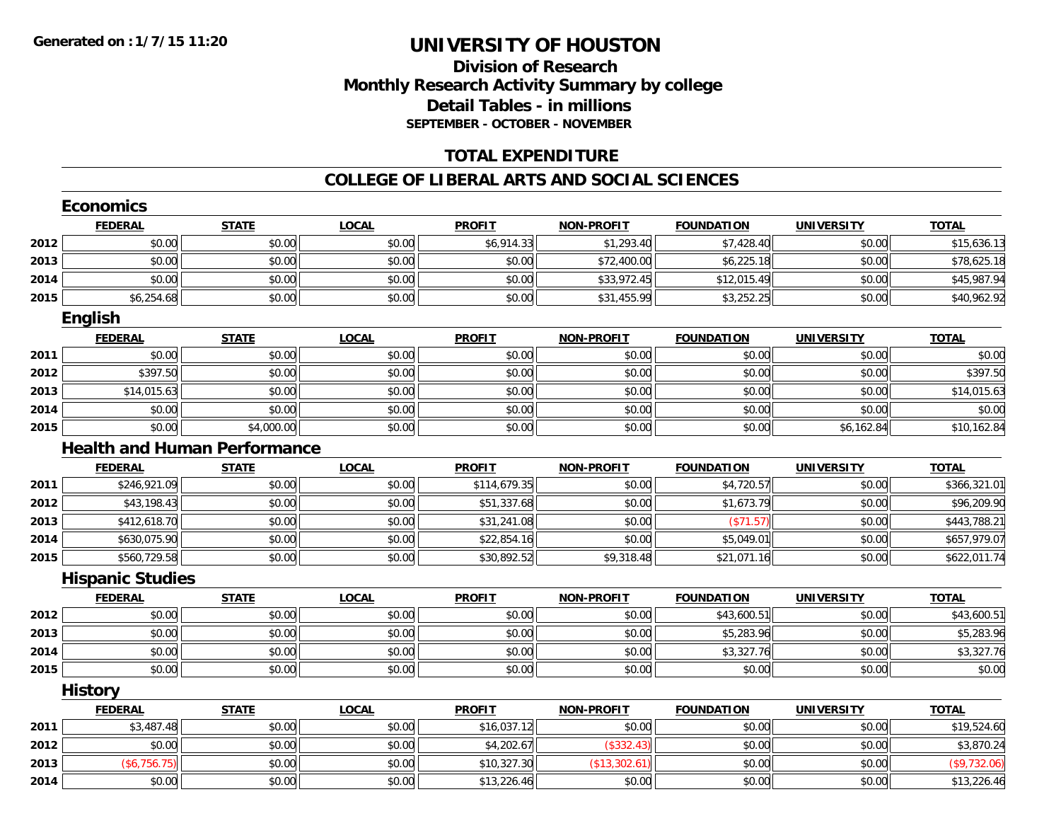# UNIVERSITY OF HOUSTON

## Division of Research
## Monthly Research Activity Summary by college
## Detail Tables - in millions
### SEPTEMBER - OCTOBER - NOVEMBER

## TOTAL EXPENDITURE

## COLLEGE OF LIBERAL ARTS AND SOCIAL SCIENCES

### Economics

| | FEDERAL | STATE | LOCAL | PROFIT | NON-PROFIT | FOUNDATION | UNIVERSITY | TOTAL |
|---|---|---|---|---|---|---|---|---|
| 2012 | $0.00 | $0.00 | $0.00 | $6,914.33 | $1,293.40 | $7,428.40 | $0.00 | $15,636.13 |
| 2013 | $0.00 | $0.00 | $0.00 | $0.00 | $72,400.00 | $6,225.18 | $0.00 | $78,625.18 |
| 2014 | $0.00 | $0.00 | $0.00 | $0.00 | $33,972.45 | $12,015.49 | $0.00 | $45,987.94 |
| 2015 | $6,254.68 | $0.00 | $0.00 | $0.00 | $31,455.99 | $3,252.25 | $0.00 | $40,962.92 |

### English

| | FEDERAL | STATE | LOCAL | PROFIT | NON-PROFIT | FOUNDATION | UNIVERSITY | TOTAL |
|---|---|---|---|---|---|---|---|---|
| 2011 | $0.00 | $0.00 | $0.00 | $0.00 | $0.00 | $0.00 | $0.00 | $0.00 |
| 2012 | $397.50 | $0.00 | $0.00 | $0.00 | $0.00 | $0.00 | $0.00 | $397.50 |
| 2013 | $14,015.63 | $0.00 | $0.00 | $0.00 | $0.00 | $0.00 | $0.00 | $14,015.63 |
| 2014 | $0.00 | $0.00 | $0.00 | $0.00 | $0.00 | $0.00 | $0.00 | $0.00 |
| 2015 | $0.00 | $4,000.00 | $0.00 | $0.00 | $0.00 | $0.00 | $6,162.84 | $10,162.84 |

### Health and Human Performance

| | FEDERAL | STATE | LOCAL | PROFIT | NON-PROFIT | FOUNDATION | UNIVERSITY | TOTAL |
|---|---|---|---|---|---|---|---|---|
| 2011 | $246,921.09 | $0.00 | $0.00 | $114,679.35 | $0.00 | $4,720.57 | $0.00 | $366,321.01 |
| 2012 | $43,198.43 | $0.00 | $0.00 | $51,337.68 | $0.00 | $1,673.79 | $0.00 | $96,209.90 |
| 2013 | $412,618.70 | $0.00 | $0.00 | $31,241.08 | $0.00 | ($71.57) | $0.00 | $443,788.21 |
| 2014 | $630,075.90 | $0.00 | $0.00 | $22,854.16 | $0.00 | $5,049.01 | $0.00 | $657,979.07 |
| 2015 | $560,729.58 | $0.00 | $0.00 | $30,892.52 | $9,318.48 | $21,071.16 | $0.00 | $622,011.74 |

### Hispanic Studies

| | FEDERAL | STATE | LOCAL | PROFIT | NON-PROFIT | FOUNDATION | UNIVERSITY | TOTAL |
|---|---|---|---|---|---|---|---|---|
| 2012 | $0.00 | $0.00 | $0.00 | $0.00 | $0.00 | $43,600.51 | $0.00 | $43,600.51 |
| 2013 | $0.00 | $0.00 | $0.00 | $0.00 | $0.00 | $5,283.96 | $0.00 | $5,283.96 |
| 2014 | $0.00 | $0.00 | $0.00 | $0.00 | $0.00 | $3,327.76 | $0.00 | $3,327.76 |
| 2015 | $0.00 | $0.00 | $0.00 | $0.00 | $0.00 | $0.00 | $0.00 | $0.00 |

### History

| | FEDERAL | STATE | LOCAL | PROFIT | NON-PROFIT | FOUNDATION | UNIVERSITY | TOTAL |
|---|---|---|---|---|---|---|---|---|
| 2011 | $3,487.48 | $0.00 | $0.00 | $16,037.12 | $0.00 | $0.00 | $0.00 | $19,524.60 |
| 2012 | $0.00 | $0.00 | $0.00 | $4,202.67 | ($332.43) | $0.00 | $0.00 | $3,870.24 |
| 2013 | ($6,756.75) | $0.00 | $0.00 | $10,327.30 | ($13,302.61) | $0.00 | $0.00 | ($9,732.06) |
| 2014 | $0.00 | $0.00 | $0.00 | $13,226.46 | $0.00 | $0.00 | $0.00 | $13,226.46 |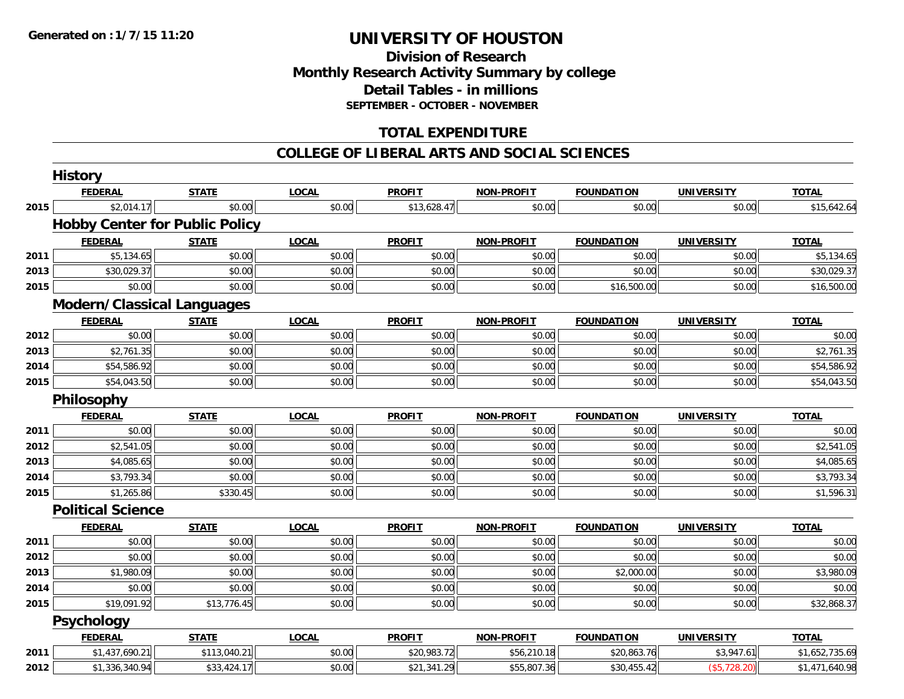# UNIVERSITY OF HOUSTON

## Division of Research
## Monthly Research Activity Summary by college
## Detail Tables - in millions
### SEPTEMBER - OCTOBER - NOVEMBER

## TOTAL EXPENDITURE

## COLLEGE OF LIBERAL ARTS AND SOCIAL SCIENCES

### History

| | FEDERAL | STATE | LOCAL | PROFIT | NON-PROFIT | FOUNDATION | UNIVERSITY | TOTAL |
|---|---|---|---|---|---|---|---|---|
| 2015 | $2,014.17 | $0.00 | $0.00 | $13,628.47 | $0.00 | $0.00 | $0.00 | $15,642.64 |

### Hobby Center for Public Policy

| | FEDERAL | STATE | LOCAL | PROFIT | NON-PROFIT | FOUNDATION | UNIVERSITY | TOTAL |
|---|---|---|---|---|---|---|---|---|
| 2011 | $5,134.65 | $0.00 | $0.00 | $0.00 | $0.00 | $0.00 | $0.00 | $5,134.65 |
| 2013 | $30,029.37 | $0.00 | $0.00 | $0.00 | $0.00 | $0.00 | $0.00 | $30,029.37 |
| 2015 | $0.00 | $0.00 | $0.00 | $0.00 | $0.00 | $16,500.00 | $0.00 | $16,500.00 |

### Modern/Classical Languages

| | FEDERAL | STATE | LOCAL | PROFIT | NON-PROFIT | FOUNDATION | UNIVERSITY | TOTAL |
|---|---|---|---|---|---|---|---|---|
| 2012 | $0.00 | $0.00 | $0.00 | $0.00 | $0.00 | $0.00 | $0.00 | $0.00 |
| 2013 | $2,761.35 | $0.00 | $0.00 | $0.00 | $0.00 | $0.00 | $0.00 | $2,761.35 |
| 2014 | $54,586.92 | $0.00 | $0.00 | $0.00 | $0.00 | $0.00 | $0.00 | $54,586.92 |
| 2015 | $54,043.50 | $0.00 | $0.00 | $0.00 | $0.00 | $0.00 | $0.00 | $54,043.50 |

### Philosophy

| | FEDERAL | STATE | LOCAL | PROFIT | NON-PROFIT | FOUNDATION | UNIVERSITY | TOTAL |
|---|---|---|---|---|---|---|---|---|
| 2011 | $0.00 | $0.00 | $0.00 | $0.00 | $0.00 | $0.00 | $0.00 | $0.00 |
| 2012 | $2,541.05 | $0.00 | $0.00 | $0.00 | $0.00 | $0.00 | $0.00 | $2,541.05 |
| 2013 | $4,085.65 | $0.00 | $0.00 | $0.00 | $0.00 | $0.00 | $0.00 | $4,085.65 |
| 2014 | $3,793.34 | $0.00 | $0.00 | $0.00 | $0.00 | $0.00 | $0.00 | $3,793.34 |
| 2015 | $1,265.86 | $330.45 | $0.00 | $0.00 | $0.00 | $0.00 | $0.00 | $1,596.31 |

### Political Science

| | FEDERAL | STATE | LOCAL | PROFIT | NON-PROFIT | FOUNDATION | UNIVERSITY | TOTAL |
|---|---|---|---|---|---|---|---|---|
| 2011 | $0.00 | $0.00 | $0.00 | $0.00 | $0.00 | $0.00 | $0.00 | $0.00 |
| 2012 | $0.00 | $0.00 | $0.00 | $0.00 | $0.00 | $0.00 | $0.00 | $0.00 |
| 2013 | $1,980.09 | $0.00 | $0.00 | $0.00 | $0.00 | $2,000.00 | $0.00 | $3,980.09 |
| 2014 | $0.00 | $0.00 | $0.00 | $0.00 | $0.00 | $0.00 | $0.00 | $0.00 |
| 2015 | $19,091.92 | $13,776.45 | $0.00 | $0.00 | $0.00 | $0.00 | $0.00 | $32,868.37 |

### Psychology

| | FEDERAL | STATE | LOCAL | PROFIT | NON-PROFIT | FOUNDATION | UNIVERSITY | TOTAL |
|---|---|---|---|---|---|---|---|---|
| 2011 | $1,437,690.21 | $113,040.21 | $0.00 | $20,983.72 | $56,210.18 | $20,863.76 | $3,947.61 | $1,652,735.69 |
| 2012 | $1,336,340.94 | $33,424.17 | $0.00 | $21,341.29 | $55,807.36 | $30,455.42 | ($5,728.20) | $1,471,640.98 |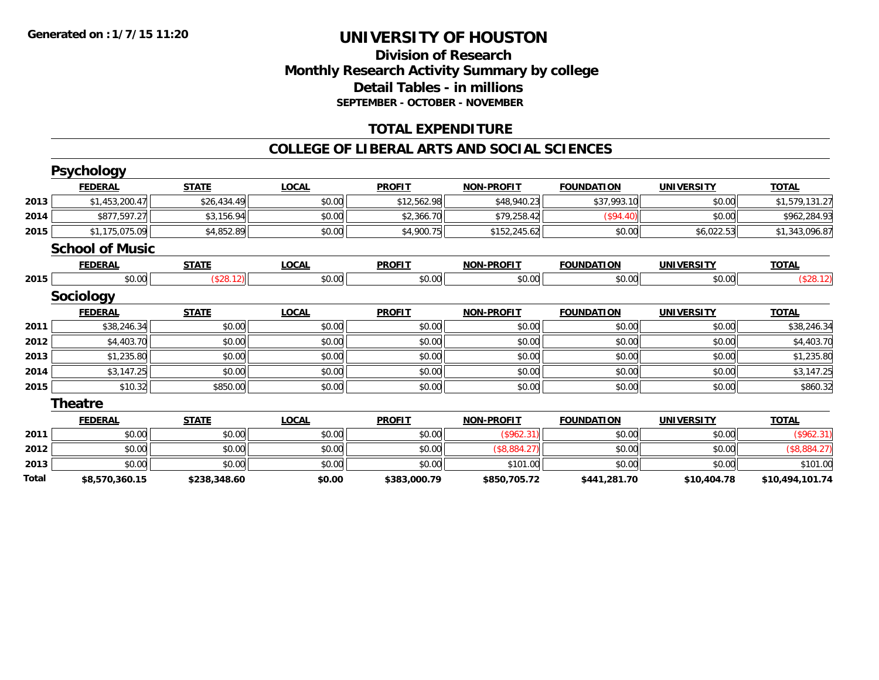**Generated on :1/7/15 11:20**

# UNIVERSITY OF HOUSTON

## Division of Research
## Monthly Research Activity Summary by college
## Detail Tables - in millions
### SEPTEMBER - OCTOBER - NOVEMBER

## TOTAL EXPENDITURE

## COLLEGE OF LIBERAL ARTS AND SOCIAL SCIENCES

### Psychology

| | FEDERAL | STATE | LOCAL | PROFIT | NON-PROFIT | FOUNDATION | UNIVERSITY | TOTAL |
|---|---|---|---|---|---|---|---|---|
| 2013 | $1,453,200.47 | $26,434.49 | $0.00 | $12,562.98 | $48,940.23 | $37,993.10 | $0.00 | $1,579,131.27 |
| 2014 | $877,597.27 | $3,156.94 | $0.00 | $2,366.70 | $79,258.42 | ($94.40) | $0.00 | $962,284.93 |
| 2015 | $1,175,075.09 | $4,852.89 | $0.00 | $4,900.75 | $152,245.62 | $0.00 | $6,022.53 | $1,343,096.87 |

### School of Music

| | FEDERAL | STATE | LOCAL | PROFIT | NON-PROFIT | FOUNDATION | UNIVERSITY | TOTAL |
|---|---|---|---|---|---|---|---|---|
| 2015 | $0.00 | ($28.12) | $0.00 | $0.00 | $0.00 | $0.00 | $0.00 | ($28.12) |

### Sociology

| | FEDERAL | STATE | LOCAL | PROFIT | NON-PROFIT | FOUNDATION | UNIVERSITY | TOTAL |
|---|---|---|---|---|---|---|---|---|
| 2011 | $38,246.34 | $0.00 | $0.00 | $0.00 | $0.00 | $0.00 | $0.00 | $38,246.34 |
| 2012 | $4,403.70 | $0.00 | $0.00 | $0.00 | $0.00 | $0.00 | $0.00 | $4,403.70 |
| 2013 | $1,235.80 | $0.00 | $0.00 | $0.00 | $0.00 | $0.00 | $0.00 | $1,235.80 |
| 2014 | $3,147.25 | $0.00 | $0.00 | $0.00 | $0.00 | $0.00 | $0.00 | $3,147.25 |
| 2015 | $10.32 | $850.00 | $0.00 | $0.00 | $0.00 | $0.00 | $0.00 | $860.32 |

### Theatre

| | FEDERAL | STATE | LOCAL | PROFIT | NON-PROFIT | FOUNDATION | UNIVERSITY | TOTAL |
|---|---|---|---|---|---|---|---|---|
| 2011 | $0.00 | $0.00 | $0.00 | $0.00 | ($962.31) | $0.00 | $0.00 | ($962.31) |
| 2012 | $0.00 | $0.00 | $0.00 | $0.00 | ($8,884.27) | $0.00 | $0.00 | ($8,884.27) |
| 2013 | $0.00 | $0.00 | $0.00 | $0.00 | $101.00 | $0.00 | $0.00 | $101.00 |
| **Total** | **$8,570,360.15** | **$238,348.60** | **$0.00** | **$383,000.79** | **$850,705.72** | **$441,281.70** | **$10,404.78** | **$10,494,101.74** |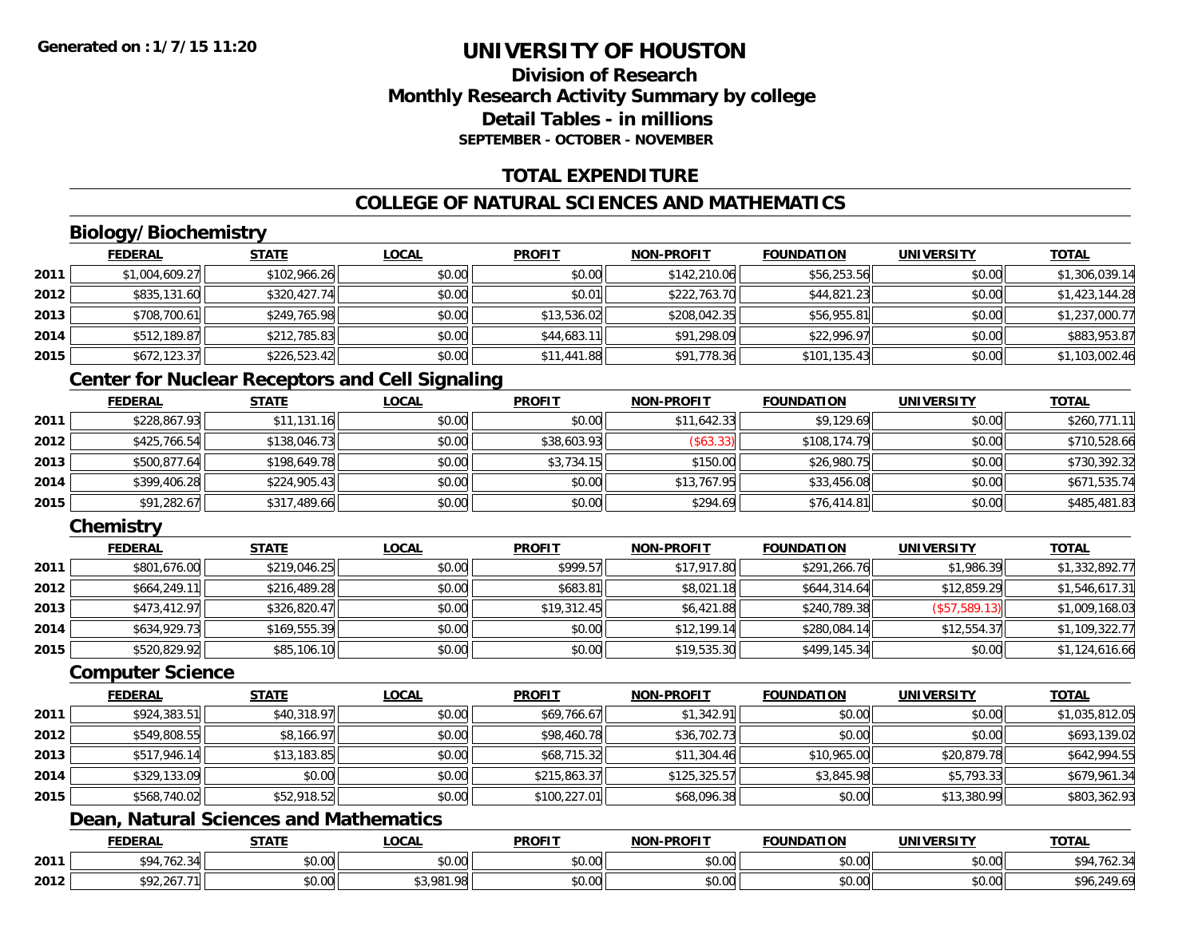**Generated on :1/7/15 11:20**

# UNIVERSITY OF HOUSTON

## Division of Research
## Monthly Research Activity Summary by college
## Detail Tables - in millions
### SEPTEMBER - OCTOBER - NOVEMBER

## TOTAL EXPENDITURE

## COLLEGE OF NATURAL SCIENCES AND MATHEMATICS

### Biology/Biochemistry

| | FEDERAL | STATE | LOCAL | PROFIT | NON-PROFIT | FOUNDATION | UNIVERSITY | TOTAL |
|---|---|---|---|---|---|---|---|---|
| 2011 | $1,004,609.27 | $102,966.26 | $0.00 | $0.00 | $142,210.06 | $56,253.56 | $0.00 | $1,306,039.14 |
| 2012 | $835,131.60 | $320,427.74 | $0.00 | $0.01 | $222,763.70 | $44,821.23 | $0.00 | $1,423,144.28 |
| 2013 | $708,700.61 | $249,765.98 | $0.00 | $13,536.02 | $208,042.35 | $56,955.81 | $0.00 | $1,237,000.77 |
| 2014 | $512,189.87 | $212,785.83 | $0.00 | $44,683.11 | $91,298.09 | $22,996.97 | $0.00 | $883,953.87 |
| 2015 | $672,123.37 | $226,523.42 | $0.00 | $11,441.88 | $91,778.36 | $101,135.43 | $0.00 | $1,103,002.46 |

### Center for Nuclear Receptors and Cell Signaling

| | FEDERAL | STATE | LOCAL | PROFIT | NON-PROFIT | FOUNDATION | UNIVERSITY | TOTAL |
|---|---|---|---|---|---|---|---|---|
| 2011 | $228,867.93 | $11,131.16 | $0.00 | $0.00 | $11,642.33 | $9,129.69 | $0.00 | $260,771.11 |
| 2012 | $425,766.54 | $138,046.73 | $0.00 | $38,603.93 | ($63.33) | $108,174.79 | $0.00 | $710,528.66 |
| 2013 | $500,877.64 | $198,649.78 | $0.00 | $3,734.15 | $150.00 | $26,980.75 | $0.00 | $730,392.32 |
| 2014 | $399,406.28 | $224,905.43 | $0.00 | $0.00 | $13,767.95 | $33,456.08 | $0.00 | $671,535.74 |
| 2015 | $91,282.67 | $317,489.66 | $0.00 | $0.00 | $294.69 | $76,414.81 | $0.00 | $485,481.83 |

### Chemistry

| | FEDERAL | STATE | LOCAL | PROFIT | NON-PROFIT | FOUNDATION | UNIVERSITY | TOTAL |
|---|---|---|---|---|---|---|---|---|
| 2011 | $801,676.00 | $219,046.25 | $0.00 | $999.57 | $17,917.80 | $291,266.76 | $1,986.39 | $1,332,892.77 |
| 2012 | $664,249.11 | $216,489.28 | $0.00 | $683.81 | $8,021.18 | $644,314.64 | $12,859.29 | $1,546,617.31 |
| 2013 | $473,412.97 | $326,820.47 | $0.00 | $19,312.45 | $6,421.88 | $240,789.38 | ($57,589.13) | $1,009,168.03 |
| 2014 | $634,929.73 | $169,555.39 | $0.00 | $0.00 | $12,199.14 | $280,084.14 | $12,554.37 | $1,109,322.77 |
| 2015 | $520,829.92 | $85,106.10 | $0.00 | $0.00 | $19,535.30 | $499,145.34 | $0.00 | $1,124,616.66 |

### Computer Science

| | FEDERAL | STATE | LOCAL | PROFIT | NON-PROFIT | FOUNDATION | UNIVERSITY | TOTAL |
|---|---|---|---|---|---|---|---|---|
| 2011 | $924,383.51 | $40,318.97 | $0.00 | $69,766.67 | $1,342.91 | $0.00 | $0.00 | $1,035,812.05 |
| 2012 | $549,808.55 | $8,166.97 | $0.00 | $98,460.78 | $36,702.73 | $0.00 | $0.00 | $693,139.02 |
| 2013 | $517,946.14 | $13,183.85 | $0.00 | $68,715.32 | $11,304.46 | $10,965.00 | $20,879.78 | $642,994.55 |
| 2014 | $329,133.09 | $0.00 | $0.00 | $215,863.37 | $125,325.57 | $3,845.98 | $5,793.33 | $679,961.34 |
| 2015 | $568,740.02 | $52,918.52 | $0.00 | $100,227.01 | $68,096.38 | $0.00 | $13,380.99 | $803,362.93 |

### Dean, Natural Sciences and Mathematics

| | FEDERAL | STATE | LOCAL | PROFIT | NON-PROFIT | FOUNDATION | UNIVERSITY | TOTAL |
|---|---|---|---|---|---|---|---|---|
| 2011 | $94,762.34 | $0.00 | $0.00 | $0.00 | $0.00 | $0.00 | $0.00 | $94,762.34 |
| 2012 | $92,267.71 | $0.00 | $3,981.98 | $0.00 | $0.00 | $0.00 | $0.00 | $96,249.69 |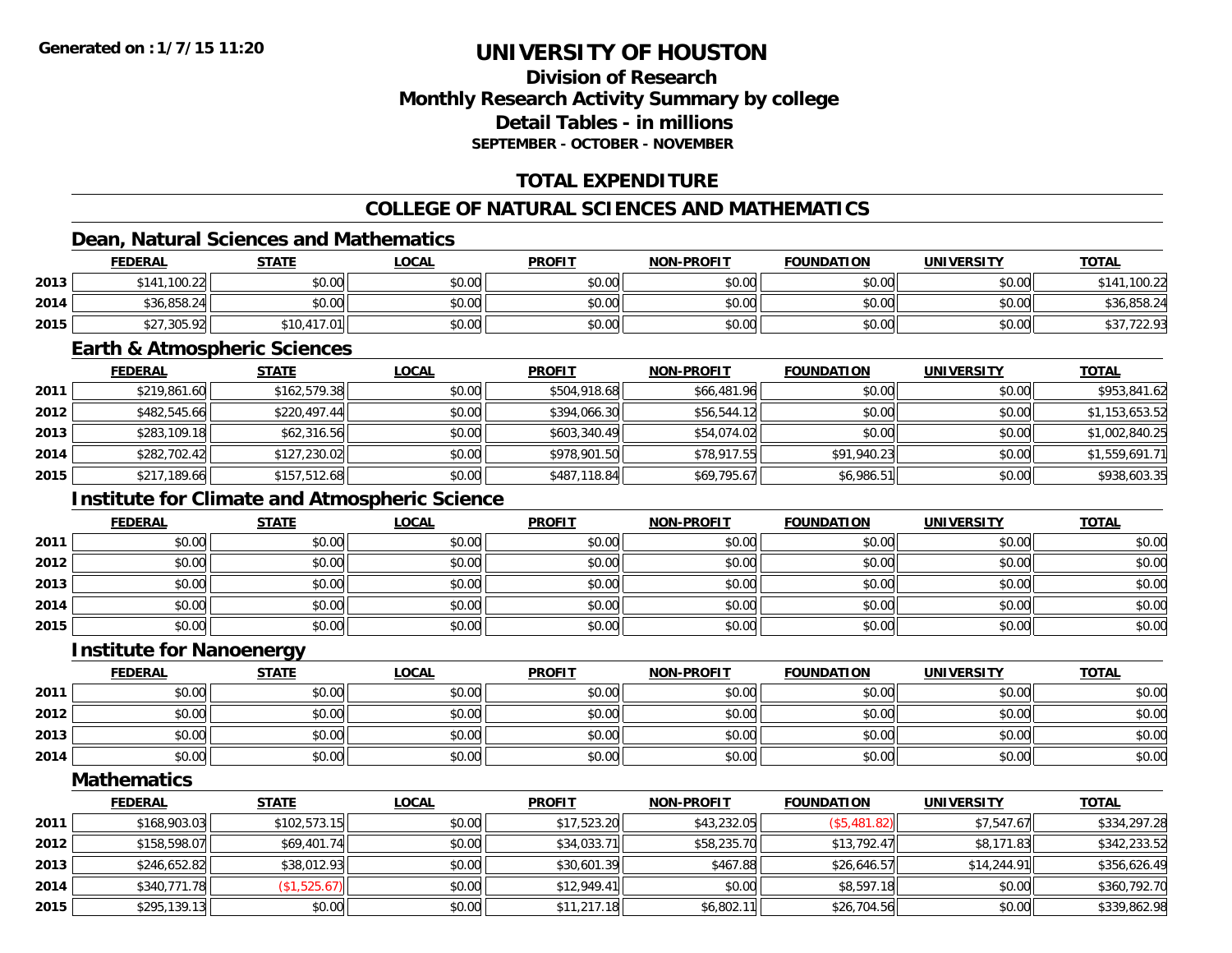# UNIVERSITY OF HOUSTON

## Division of Research
## Monthly Research Activity Summary by college
## Detail Tables - in millions
### SEPTEMBER - OCTOBER - NOVEMBER

Generated on : 1/7/15 11:20

## TOTAL EXPENDITURE

## COLLEGE OF NATURAL SCIENCES AND MATHEMATICS

### Dean, Natural Sciences and Mathematics

| | FEDERAL | STATE | LOCAL | PROFIT | NON-PROFIT | FOUNDATION | UNIVERSITY | TOTAL |
|---|---|---|---|---|---|---|---|---|
| 2013 | $141,100.22 | $0.00 | $0.00 | $0.00 | $0.00 | $0.00 | $0.00 | $141,100.22 |
| 2014 | $36,858.24 | $0.00 | $0.00 | $0.00 | $0.00 | $0.00 | $0.00 | $36,858.24 |
| 2015 | $27,305.92 | $10,417.01 | $0.00 | $0.00 | $0.00 | $0.00 | $0.00 | $37,722.93 |

### Earth & Atmospheric Sciences

| | FEDERAL | STATE | LOCAL | PROFIT | NON-PROFIT | FOUNDATION | UNIVERSITY | TOTAL |
|---|---|---|---|---|---|---|---|---|
| 2011 | $219,861.60 | $162,579.38 | $0.00 | $504,918.68 | $66,481.96 | $0.00 | $0.00 | $953,841.62 |
| 2012 | $482,545.66 | $220,497.44 | $0.00 | $394,066.30 | $56,544.12 | $0.00 | $0.00 | $1,153,653.52 |
| 2013 | $283,109.18 | $62,316.56 | $0.00 | $603,340.49 | $54,074.02 | $0.00 | $0.00 | $1,002,840.25 |
| 2014 | $282,702.42 | $127,230.02 | $0.00 | $978,901.50 | $78,917.55 | $91,940.23 | $0.00 | $1,559,691.71 |
| 2015 | $217,189.66 | $157,512.68 | $0.00 | $487,118.84 | $69,795.67 | $6,986.51 | $0.00 | $938,603.35 |

### Institute for Climate and Atmospheric Science

| | FEDERAL | STATE | LOCAL | PROFIT | NON-PROFIT | FOUNDATION | UNIVERSITY | TOTAL |
|---|---|---|---|---|---|---|---|---|
| 2011 | $0.00 | $0.00 | $0.00 | $0.00 | $0.00 | $0.00 | $0.00 | $0.00 |
| 2012 | $0.00 | $0.00 | $0.00 | $0.00 | $0.00 | $0.00 | $0.00 | $0.00 |
| 2013 | $0.00 | $0.00 | $0.00 | $0.00 | $0.00 | $0.00 | $0.00 | $0.00 |
| 2014 | $0.00 | $0.00 | $0.00 | $0.00 | $0.00 | $0.00 | $0.00 | $0.00 |
| 2015 | $0.00 | $0.00 | $0.00 | $0.00 | $0.00 | $0.00 | $0.00 | $0.00 |

### Institute for Nanoenergy

| | FEDERAL | STATE | LOCAL | PROFIT | NON-PROFIT | FOUNDATION | UNIVERSITY | TOTAL |
|---|---|---|---|---|---|---|---|---|
| 2011 | $0.00 | $0.00 | $0.00 | $0.00 | $0.00 | $0.00 | $0.00 | $0.00 |
| 2012 | $0.00 | $0.00 | $0.00 | $0.00 | $0.00 | $0.00 | $0.00 | $0.00 |
| 2013 | $0.00 | $0.00 | $0.00 | $0.00 | $0.00 | $0.00 | $0.00 | $0.00 |
| 2014 | $0.00 | $0.00 | $0.00 | $0.00 | $0.00 | $0.00 | $0.00 | $0.00 |

### Mathematics

| | FEDERAL | STATE | LOCAL | PROFIT | NON-PROFIT | FOUNDATION | UNIVERSITY | TOTAL |
|---|---|---|---|---|---|---|---|---|
| 2011 | $168,903.03 | $102,573.15 | $0.00 | $17,523.20 | $43,232.05 | ($5,481.82) | $7,547.67 | $334,297.28 |
| 2012 | $158,598.07 | $69,401.74 | $0.00 | $34,033.71 | $58,235.70 | $13,792.47 | $8,171.83 | $342,233.52 |
| 2013 | $246,652.82 | $38,012.93 | $0.00 | $30,601.39 | $467.88 | $26,646.57 | $14,244.91 | $356,626.49 |
| 2014 | $340,771.78 | ($1,525.67) | $0.00 | $12,949.41 | $0.00 | $8,597.18 | $0.00 | $360,792.70 |
| 2015 | $295,139.13 | $0.00 | $0.00 | $11,217.18 | $6,802.11 | $26,704.56 | $0.00 | $339,862.98 |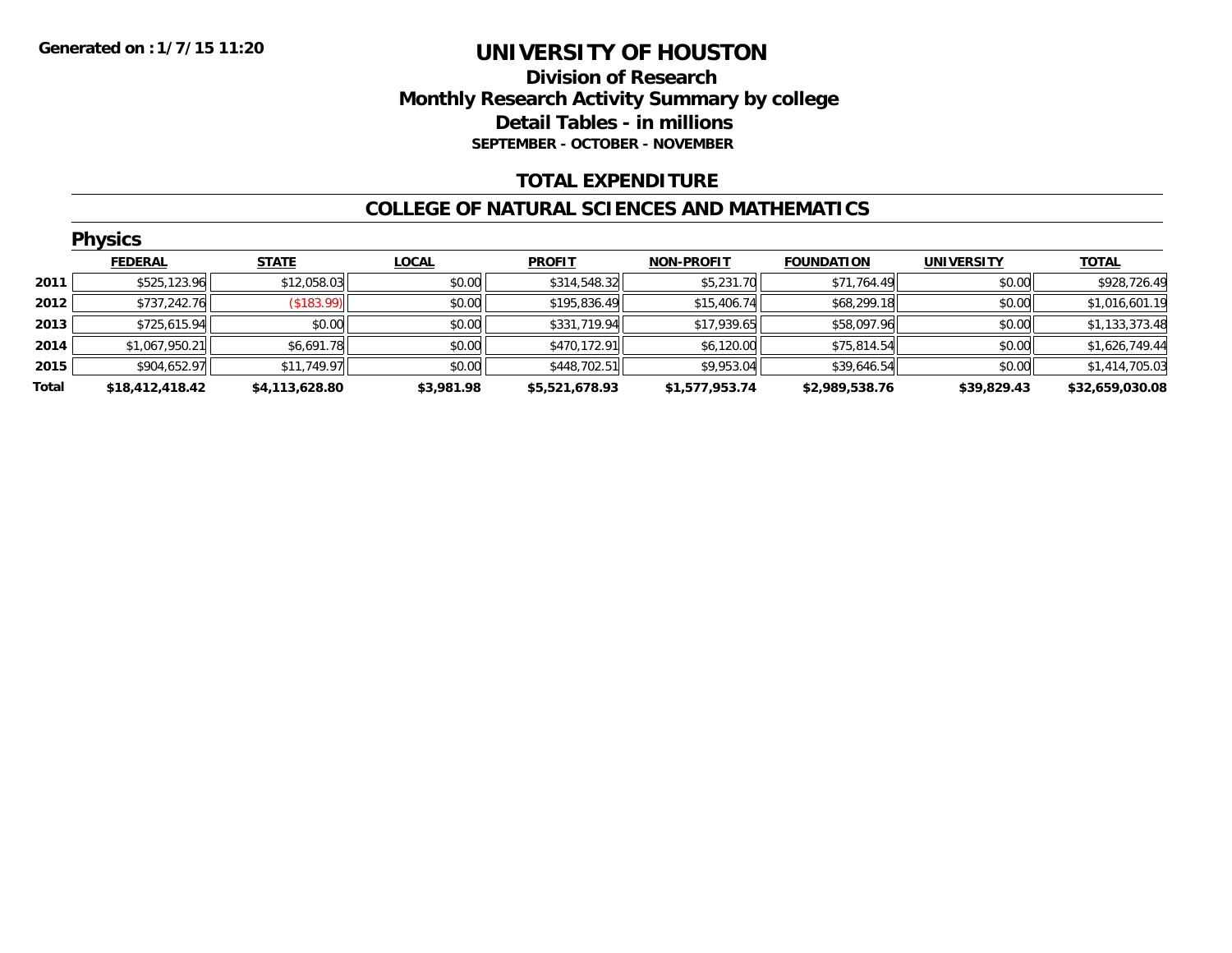Generated on :1/7/15 11:20

# UNIVERSITY OF HOUSTON

## Division of Research
## Monthly Research Activity Summary by college
## Detail Tables - in millions
### SEPTEMBER - OCTOBER - NOVEMBER

## TOTAL EXPENDITURE

## COLLEGE OF NATURAL SCIENCES AND MATHEMATICS

### Physics

| | FEDERAL | STATE | LOCAL | PROFIT | NON-PROFIT | FOUNDATION | UNIVERSITY | TOTAL |
|---|---|---|---|---|---|---|---|---|
| 2011 | $525,123.96 | $12,058.03 | $0.00 | $314,548.32 | $5,231.70 | $71,764.49 | $0.00 | $928,726.49 |
| 2012 | $737,242.76 | ($183.99) | $0.00 | $195,836.49 | $15,406.74 | $68,299.18 | $0.00 | $1,016,601.19 |
| 2013 | $725,615.94 | $0.00 | $0.00 | $331,719.94 | $17,939.65 | $58,097.96 | $0.00 | $1,133,373.48 |
| 2014 | $1,067,950.21 | $6,691.78 | $0.00 | $470,172.91 | $6,120.00 | $75,814.54 | $0.00 | $1,626,749.44 |
| 2015 | $904,652.97 | $11,749.97 | $0.00 | $448,702.51 | $9,953.04 | $39,646.54 | $0.00 | $1,414,705.03 |
| **Total** | **$18,412,418.42** | **$4,113,628.80** | **$3,981.98** | **$5,521,678.93** | **$1,577,953.74** | **$2,989,538.76** | **$39,829.43** | **$32,659,030.08** |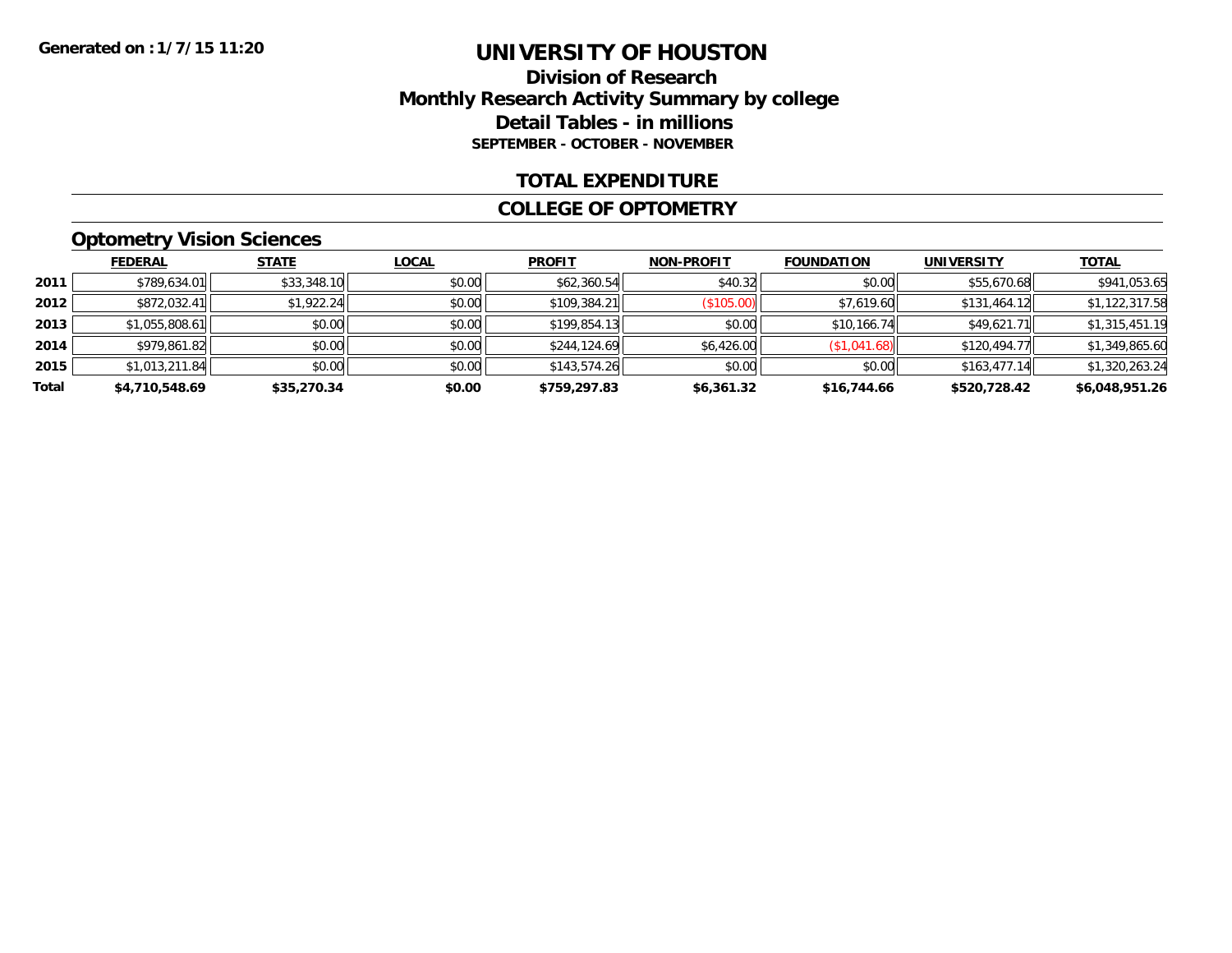**Generated on :1/7/15 11:20**

# UNIVERSITY OF HOUSTON

## Division of Research
## Monthly Research Activity Summary by college
## Detail Tables - in millions
### SEPTEMBER - OCTOBER - NOVEMBER

## TOTAL EXPENDITURE

## COLLEGE OF OPTOMETRY

### Optometry Vision Sciences

| | FEDERAL | STATE | LOCAL | PROFIT | NON-PROFIT | FOUNDATION | UNIVERSITY | TOTAL |
|---|---|---|---|---|---|---|---|---|
| **2011** | $789,634.01 | $33,348.10 | $0.00 | $62,360.54 | $40.32 | $0.00 | $55,670.68 | $941,053.65 |
| **2012** | $872,032.41 | $1,922.24 | $0.00 | $109,384.21 | ($105.00) | $7,619.60 | $131,464.12 | $1,122,317.58 |
| **2013** | $1,055,808.61 | $0.00 | $0.00 | $199,854.13 | $0.00 | $10,166.74 | $49,621.71 | $1,315,451.19 |
| **2014** | $979,861.82 | $0.00 | $0.00 | $244,124.69 | $6,426.00 | ($1,041.68) | $120,494.77 | $1,349,865.60 |
| **2015** | $1,013,211.84 | $0.00 | $0.00 | $143,574.26 | $0.00 | $0.00 | $163,477.14 | $1,320,263.24 |
| **Total** | **$4,710,548.69** | **$35,270.34** | **$0.00** | **$759,297.83** | **$6,361.32** | **$16,744.66** | **$520,728.42** | **$6,048,951.26** |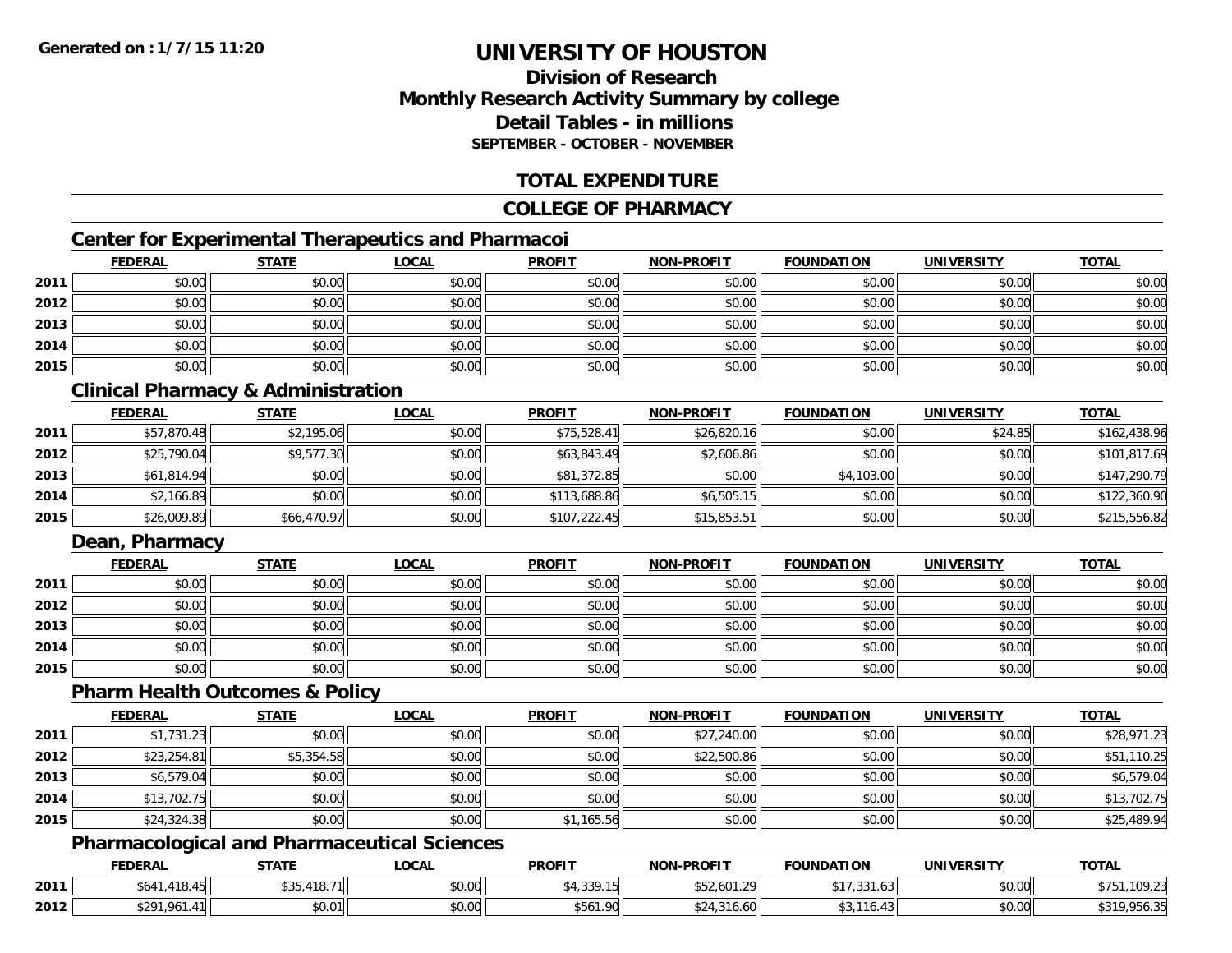# UNIVERSITY OF HOUSTON

## Division of Research
## Monthly Research Activity Summary by college
## Detail Tables - in millions
### SEPTEMBER - OCTOBER - NOVEMBER

**Generated on : 1/7/15 11:20**

## TOTAL EXPENDITURE

## COLLEGE OF PHARMACY

### Center for Experimental Therapeutics and Pharmacoi

| | FEDERAL | STATE | LOCAL | PROFIT | NON-PROFIT | FOUNDATION | UNIVERSITY | TOTAL |
|---|---|---|---|---|---|---|---|---|
| 2011 | $0.00 | $0.00 | $0.00 | $0.00 | $0.00 | $0.00 | $0.00 | $0.00 |
| 2012 | $0.00 | $0.00 | $0.00 | $0.00 | $0.00 | $0.00 | $0.00 | $0.00 |
| 2013 | $0.00 | $0.00 | $0.00 | $0.00 | $0.00 | $0.00 | $0.00 | $0.00 |
| 2014 | $0.00 | $0.00 | $0.00 | $0.00 | $0.00 | $0.00 | $0.00 | $0.00 |
| 2015 | $0.00 | $0.00 | $0.00 | $0.00 | $0.00 | $0.00 | $0.00 | $0.00 |

### Clinical Pharmacy & Administration

| | FEDERAL | STATE | LOCAL | PROFIT | NON-PROFIT | FOUNDATION | UNIVERSITY | TOTAL |
|---|---|---|---|---|---|---|---|---|
| 2011 | $57,870.48 | $2,195.06 | $0.00 | $75,528.41 | $26,820.16 | $0.00 | $24.85 | $162,438.96 |
| 2012 | $25,790.04 | $9,577.30 | $0.00 | $63,843.49 | $2,606.86 | $0.00 | $0.00 | $101,817.69 |
| 2013 | $61,814.94 | $0.00 | $0.00 | $81,372.85 | $0.00 | $4,103.00 | $0.00 | $147,290.79 |
| 2014 | $2,166.89 | $0.00 | $0.00 | $113,688.86 | $6,505.15 | $0.00 | $0.00 | $122,360.90 |
| 2015 | $26,009.89 | $66,470.97 | $0.00 | $107,222.45 | $15,853.51 | $0.00 | $0.00 | $215,556.82 |

### Dean, Pharmacy

| | FEDERAL | STATE | LOCAL | PROFIT | NON-PROFIT | FOUNDATION | UNIVERSITY | TOTAL |
|---|---|---|---|---|---|---|---|---|
| 2011 | $0.00 | $0.00 | $0.00 | $0.00 | $0.00 | $0.00 | $0.00 | $0.00 |
| 2012 | $0.00 | $0.00 | $0.00 | $0.00 | $0.00 | $0.00 | $0.00 | $0.00 |
| 2013 | $0.00 | $0.00 | $0.00 | $0.00 | $0.00 | $0.00 | $0.00 | $0.00 |
| 2014 | $0.00 | $0.00 | $0.00 | $0.00 | $0.00 | $0.00 | $0.00 | $0.00 |
| 2015 | $0.00 | $0.00 | $0.00 | $0.00 | $0.00 | $0.00 | $0.00 | $0.00 |

### Pharm Health Outcomes & Policy

| | FEDERAL | STATE | LOCAL | PROFIT | NON-PROFIT | FOUNDATION | UNIVERSITY | TOTAL |
|---|---|---|---|---|---|---|---|---|
| 2011 | $1,731.23 | $0.00 | $0.00 | $0.00 | $27,240.00 | $0.00 | $0.00 | $28,971.23 |
| 2012 | $23,254.81 | $5,354.58 | $0.00 | $0.00 | $22,500.86 | $0.00 | $0.00 | $51,110.25 |
| 2013 | $6,579.04 | $0.00 | $0.00 | $0.00 | $0.00 | $0.00 | $0.00 | $6,579.04 |
| 2014 | $13,702.75 | $0.00 | $0.00 | $0.00 | $0.00 | $0.00 | $0.00 | $13,702.75 |
| 2015 | $24,324.38 | $0.00 | $0.00 | $1,165.56 | $0.00 | $0.00 | $0.00 | $25,489.94 |

### Pharmacological and Pharmaceutical Sciences

| | FEDERAL | STATE | LOCAL | PROFIT | NON-PROFIT | FOUNDATION | UNIVERSITY | TOTAL |
|---|---|---|---|---|---|---|---|---|
| 2011 | $641,418.45 | $35,418.71 | $0.00 | $4,339.15 | $52,601.29 | $17,331.63 | $0.00 | $751,109.23 |
| 2012 | $291,961.41 | $0.01 | $0.00 | $561.90 | $24,316.60 | $3,116.43 | $0.00 | $319,956.35 |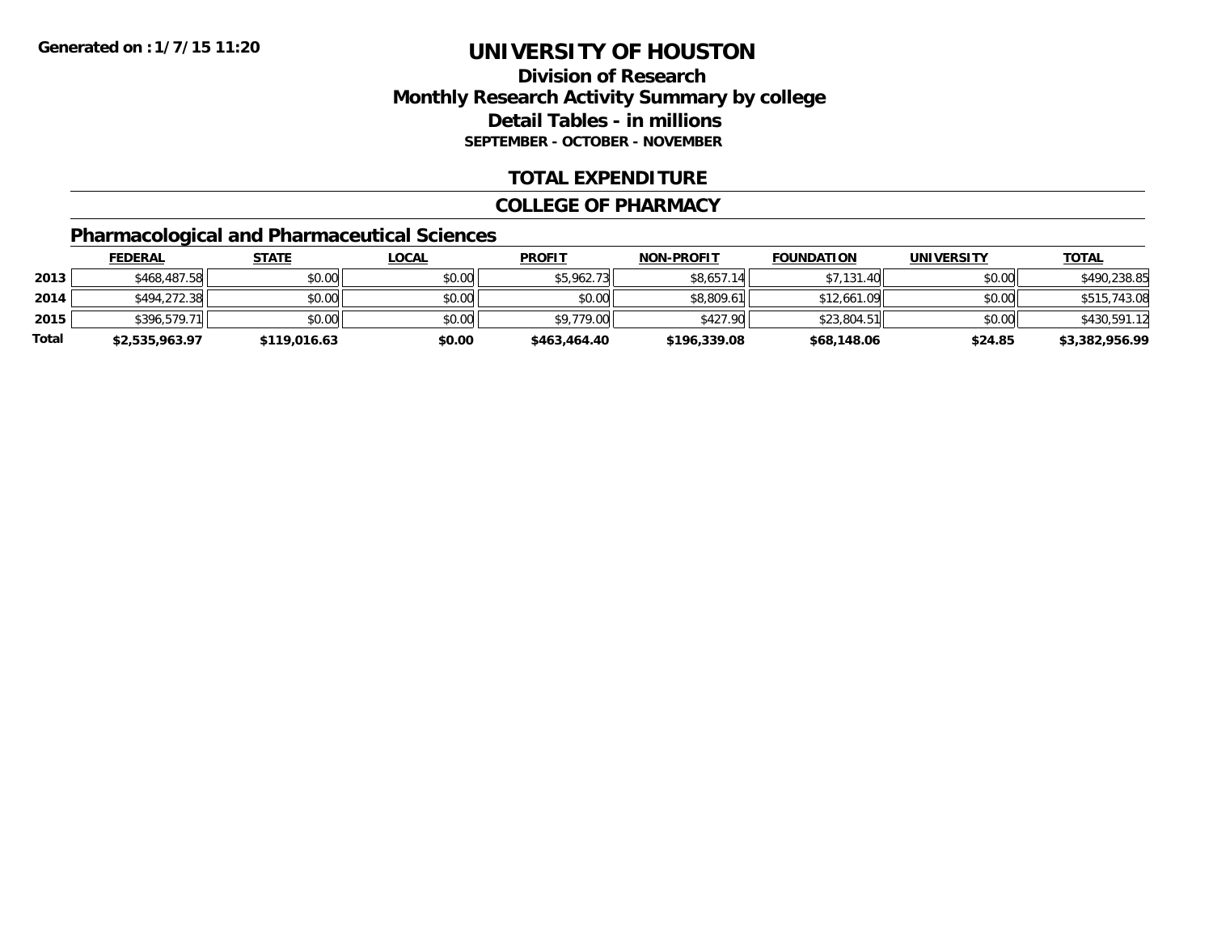Generated on :1/7/15 11:20

# UNIVERSITY OF HOUSTON

## Division of Research
## Monthly Research Activity Summary by college
## Detail Tables - in millions
### SEPTEMBER - OCTOBER - NOVEMBER

### TOTAL EXPENDITURE

### COLLEGE OF PHARMACY

### Pharmacological and Pharmaceutical Sciences

| | FEDERAL | STATE | LOCAL | PROFIT | NON-PROFIT | FOUNDATION | UNIVERSITY | TOTAL |
|---|---|---|---|---|---|---|---|---|
| 2013 | $468,487.58 | $0.00 | $0.00 | $5,962.73 | $8,657.14 | $7,131.40 | $0.00 | $490,238.85 |
| 2014 | $494,272.38 | $0.00 | $0.00 | $0.00 | $8,809.61 | $12,661.09 | $0.00 | $515,743.08 |
| 2015 | $396,579.71 | $0.00 | $0.00 | $9,779.00 | $427.90 | $23,804.51 | $0.00 | $430,591.12 |
| **Total** | **$2,535,963.97** | **$119,016.63** | **$0.00** | **$463,464.40** | **$196,339.08** | **$68,148.06** | **$24.85** | **$3,382,956.99** |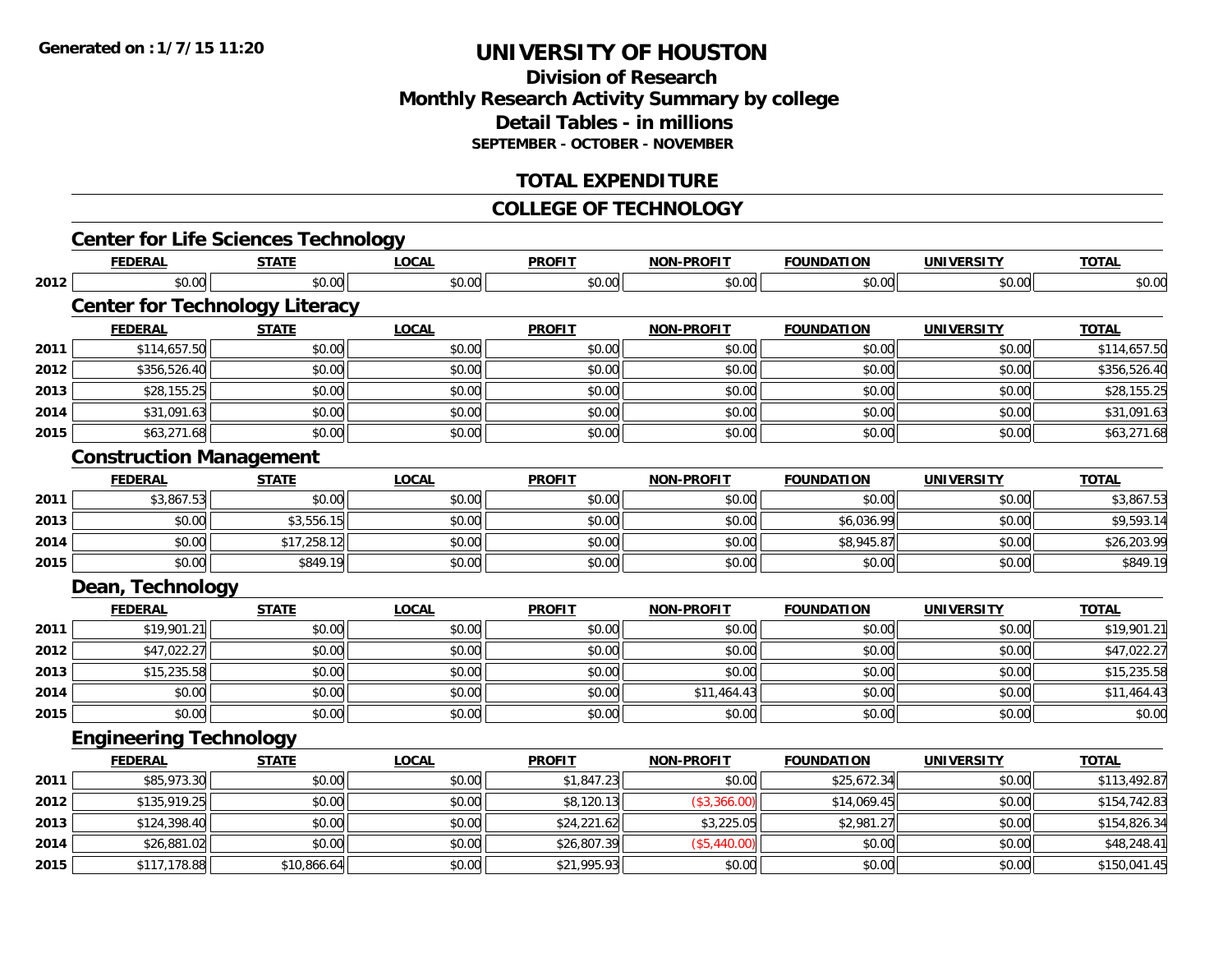# UNIVERSITY OF HOUSTON

## Division of Research
## Monthly Research Activity Summary by college
## Detail Tables - in millions
### SEPTEMBER - OCTOBER - NOVEMBER

## TOTAL EXPENDITURE

## COLLEGE OF TECHNOLOGY

### Center for Life Sciences Technology

| | FEDERAL | STATE | LOCAL | PROFIT | NON-PROFIT | FOUNDATION | UNIVERSITY | TOTAL |
|---|---|---|---|---|---|---|---|---|
| 2012 | $0.00 | $0.00 | $0.00 | $0.00 | $0.00 | $0.00 | $0.00 | $0.00 |

### Center for Technology Literacy

| | FEDERAL | STATE | LOCAL | PROFIT | NON-PROFIT | FOUNDATION | UNIVERSITY | TOTAL |
|---|---|---|---|---|---|---|---|---|
| 2011 | $114,657.50 | $0.00 | $0.00 | $0.00 | $0.00 | $0.00 | $0.00 | $114,657.50 |
| 2012 | $356,526.40 | $0.00 | $0.00 | $0.00 | $0.00 | $0.00 | $0.00 | $356,526.40 |
| 2013 | $28,155.25 | $0.00 | $0.00 | $0.00 | $0.00 | $0.00 | $0.00 | $28,155.25 |
| 2014 | $31,091.63 | $0.00 | $0.00 | $0.00 | $0.00 | $0.00 | $0.00 | $31,091.63 |
| 2015 | $63,271.68 | $0.00 | $0.00 | $0.00 | $0.00 | $0.00 | $0.00 | $63,271.68 |

### Construction Management

| | FEDERAL | STATE | LOCAL | PROFIT | NON-PROFIT | FOUNDATION | UNIVERSITY | TOTAL |
|---|---|---|---|---|---|---|---|---|
| 2011 | $3,867.53 | $0.00 | $0.00 | $0.00 | $0.00 | $0.00 | $0.00 | $3,867.53 |
| 2013 | $0.00 | $3,556.15 | $0.00 | $0.00 | $0.00 | $6,036.99 | $0.00 | $9,593.14 |
| 2014 | $0.00 | $17,258.12 | $0.00 | $0.00 | $0.00 | $8,945.87 | $0.00 | $26,203.99 |
| 2015 | $0.00 | $849.19 | $0.00 | $0.00 | $0.00 | $0.00 | $0.00 | $849.19 |

### Dean, Technology

| | FEDERAL | STATE | LOCAL | PROFIT | NON-PROFIT | FOUNDATION | UNIVERSITY | TOTAL |
|---|---|---|---|---|---|---|---|---|
| 2011 | $19,901.21 | $0.00 | $0.00 | $0.00 | $0.00 | $0.00 | $0.00 | $19,901.21 |
| 2012 | $47,022.27 | $0.00 | $0.00 | $0.00 | $0.00 | $0.00 | $0.00 | $47,022.27 |
| 2013 | $15,235.58 | $0.00 | $0.00 | $0.00 | $0.00 | $0.00 | $0.00 | $15,235.58 |
| 2014 | $0.00 | $0.00 | $0.00 | $0.00 | $11,464.43 | $0.00 | $0.00 | $11,464.43 |
| 2015 | $0.00 | $0.00 | $0.00 | $0.00 | $0.00 | $0.00 | $0.00 | $0.00 |

### Engineering Technology

| | FEDERAL | STATE | LOCAL | PROFIT | NON-PROFIT | FOUNDATION | UNIVERSITY | TOTAL |
|---|---|---|---|---|---|---|---|---|
| 2011 | $85,973.30 | $0.00 | $0.00 | $1,847.23 | $0.00 | $25,672.34 | $0.00 | $113,492.87 |
| 2012 | $135,919.25 | $0.00 | $0.00 | $8,120.13 | ($3,366.00) | $14,069.45 | $0.00 | $154,742.83 |
| 2013 | $124,398.40 | $0.00 | $0.00 | $24,221.62 | $3,225.05 | $2,981.27 | $0.00 | $154,826.34 |
| 2014 | $26,881.02 | $0.00 | $0.00 | $26,807.39 | ($5,440.00) | $0.00 | $0.00 | $48,248.41 |
| 2015 | $117,178.88 | $10,866.64 | $0.00 | $21,995.93 | $0.00 | $0.00 | $0.00 | $150,041.45 |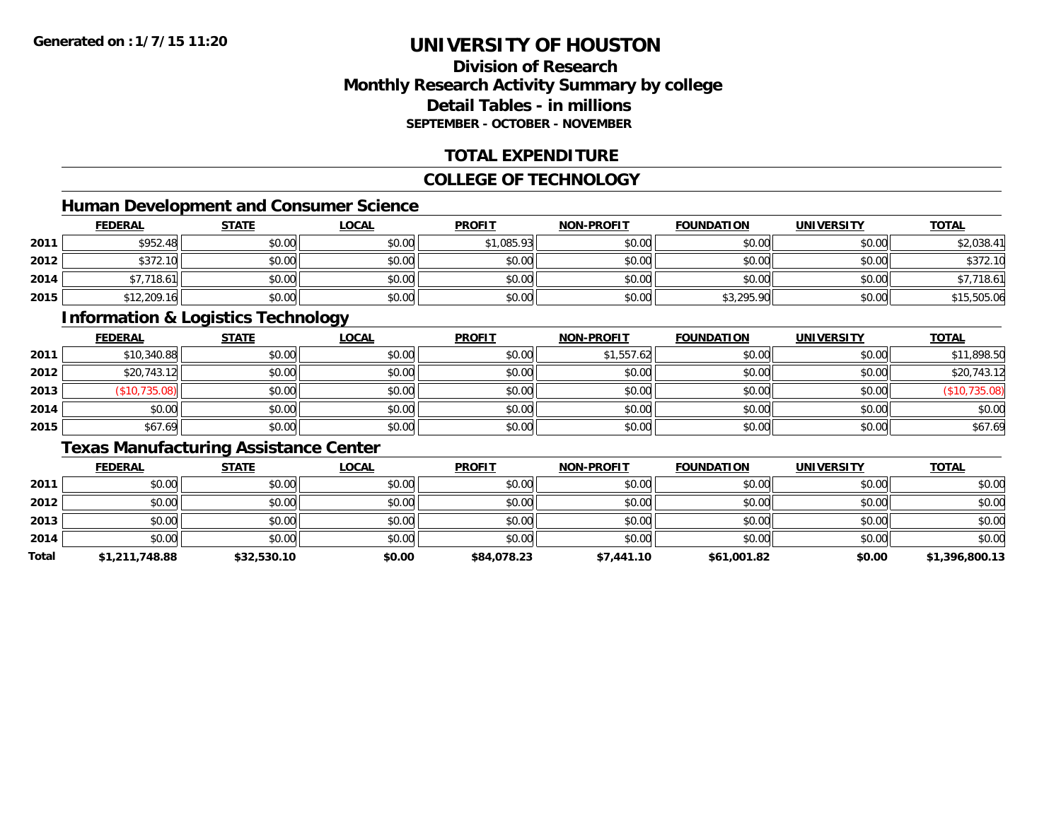**Generated on :1/7/15 11:20**

# UNIVERSITY OF HOUSTON

## Division of Research
## Monthly Research Activity Summary by college
## Detail Tables - in millions
### SEPTEMBER - OCTOBER - NOVEMBER

## TOTAL EXPENDITURE

## COLLEGE OF TECHNOLOGY

### Human Development and Consumer Science

| | FEDERAL | STATE | LOCAL | PROFIT | NON-PROFIT | FOUNDATION | UNIVERSITY | TOTAL |
|---|---|---|---|---|---|---|---|---|
| 2011 | $952.48 | $0.00 | $0.00 | $1,085.93 | $0.00 | $0.00 | $0.00 | $2,038.41 |
| 2012 | $372.10 | $0.00 | $0.00 | $0.00 | $0.00 | $0.00 | $0.00 | $372.10 |
| 2014 | $7,718.61 | $0.00 | $0.00 | $0.00 | $0.00 | $0.00 | $0.00 | $7,718.61 |
| 2015 | $12,209.16 | $0.00 | $0.00 | $0.00 | $0.00 | $3,295.90 | $0.00 | $15,505.06 |

### Information & Logistics Technology

| | FEDERAL | STATE | LOCAL | PROFIT | NON-PROFIT | FOUNDATION | UNIVERSITY | TOTAL |
|---|---|---|---|---|---|---|---|---|
| 2011 | $10,340.88 | $0.00 | $0.00 | $0.00 | $1,557.62 | $0.00 | $0.00 | $11,898.50 |
| 2012 | $20,743.12 | $0.00 | $0.00 | $0.00 | $0.00 | $0.00 | $0.00 | $20,743.12 |
| 2013 | ($10,735.08) | $0.00 | $0.00 | $0.00 | $0.00 | $0.00 | $0.00 | ($10,735.08) |
| 2014 | $0.00 | $0.00 | $0.00 | $0.00 | $0.00 | $0.00 | $0.00 | $0.00 |
| 2015 | $67.69 | $0.00 | $0.00 | $0.00 | $0.00 | $0.00 | $0.00 | $67.69 |

### Texas Manufacturing Assistance Center

| | FEDERAL | STATE | LOCAL | PROFIT | NON-PROFIT | FOUNDATION | UNIVERSITY | TOTAL |
|---|---|---|---|---|---|---|---|---|
| 2011 | $0.00 | $0.00 | $0.00 | $0.00 | $0.00 | $0.00 | $0.00 | $0.00 |
| 2012 | $0.00 | $0.00 | $0.00 | $0.00 | $0.00 | $0.00 | $0.00 | $0.00 |
| 2013 | $0.00 | $0.00 | $0.00 | $0.00 | $0.00 | $0.00 | $0.00 | $0.00 |
| 2014 | $0.00 | $0.00 | $0.00 | $0.00 | $0.00 | $0.00 | $0.00 | $0.00 |
| **Total** | **$1,211,748.88** | **$32,530.10** | **$0.00** | **$84,078.23** | **$7,441.10** | **$61,001.82** | **$0.00** | **$1,396,800.13** |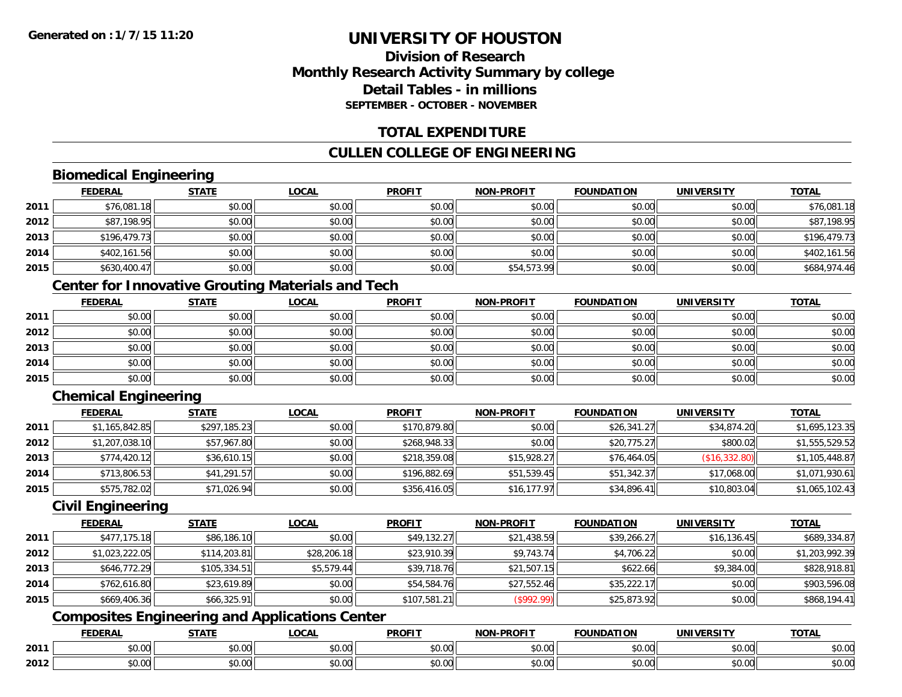Generated on : 1/7/15 11:20

# UNIVERSITY OF HOUSTON

## Division of Research
## Monthly Research Activity Summary by college
## Detail Tables - in millions
### SEPTEMBER - OCTOBER - NOVEMBER

## TOTAL EXPENDITURE

## CULLEN COLLEGE OF ENGINEERING

### Biomedical Engineering

| | FEDERAL | STATE | LOCAL | PROFIT | NON-PROFIT | FOUNDATION | UNIVERSITY | TOTAL |
|---|---|---|---|---|---|---|---|---|
| 2011 | $76,081.18 | $0.00 | $0.00 | $0.00 | $0.00 | $0.00 | $0.00 | $76,081.18 |
| 2012 | $87,198.95 | $0.00 | $0.00 | $0.00 | $0.00 | $0.00 | $0.00 | $87,198.95 |
| 2013 | $196,479.73 | $0.00 | $0.00 | $0.00 | $0.00 | $0.00 | $0.00 | $196,479.73 |
| 2014 | $402,161.56 | $0.00 | $0.00 | $0.00 | $0.00 | $0.00 | $0.00 | $402,161.56 |
| 2015 | $630,400.47 | $0.00 | $0.00 | $0.00 | $54,573.99 | $0.00 | $0.00 | $684,974.46 |

### Center for Innovative Grouting Materials and Tech

| | FEDERAL | STATE | LOCAL | PROFIT | NON-PROFIT | FOUNDATION | UNIVERSITY | TOTAL |
|---|---|---|---|---|---|---|---|---|
| 2011 | $0.00 | $0.00 | $0.00 | $0.00 | $0.00 | $0.00 | $0.00 | $0.00 |
| 2012 | $0.00 | $0.00 | $0.00 | $0.00 | $0.00 | $0.00 | $0.00 | $0.00 |
| 2013 | $0.00 | $0.00 | $0.00 | $0.00 | $0.00 | $0.00 | $0.00 | $0.00 |
| 2014 | $0.00 | $0.00 | $0.00 | $0.00 | $0.00 | $0.00 | $0.00 | $0.00 |
| 2015 | $0.00 | $0.00 | $0.00 | $0.00 | $0.00 | $0.00 | $0.00 | $0.00 |

### Chemical Engineering

| | FEDERAL | STATE | LOCAL | PROFIT | NON-PROFIT | FOUNDATION | UNIVERSITY | TOTAL |
|---|---|---|---|---|---|---|---|---|
| 2011 | $1,165,842.85 | $297,185.23 | $0.00 | $170,879.80 | $0.00 | $26,341.27 | $34,874.20 | $1,695,123.35 |
| 2012 | $1,207,038.10 | $57,967.80 | $0.00 | $268,948.33 | $0.00 | $20,775.27 | $800.02 | $1,555,529.52 |
| 2013 | $774,420.12 | $36,610.15 | $0.00 | $218,359.08 | $15,928.27 | $76,464.05 | ($16,332.80) | $1,105,448.87 |
| 2014 | $713,806.53 | $41,291.57 | $0.00 | $196,882.69 | $51,539.45 | $51,342.37 | $17,068.00 | $1,071,930.61 |
| 2015 | $575,782.02 | $71,026.94 | $0.00 | $356,416.05 | $16,177.97 | $34,896.41 | $10,803.04 | $1,065,102.43 |

### Civil Engineering

| | FEDERAL | STATE | LOCAL | PROFIT | NON-PROFIT | FOUNDATION | UNIVERSITY | TOTAL |
|---|---|---|---|---|---|---|---|---|
| 2011 | $477,175.18 | $86,186.10 | $0.00 | $49,132.27 | $21,438.59 | $39,266.27 | $16,136.45 | $689,334.87 |
| 2012 | $1,023,222.05 | $114,203.81 | $28,206.18 | $23,910.39 | $9,743.74 | $4,706.22 | $0.00 | $1,203,992.39 |
| 2013 | $646,772.29 | $105,334.51 | $5,579.44 | $39,718.76 | $21,507.15 | $622.66 | $9,384.00 | $828,918.81 |
| 2014 | $762,616.80 | $23,619.89 | $0.00 | $54,584.76 | $27,552.46 | $35,222.17 | $0.00 | $903,596.08 |
| 2015 | $669,406.36 | $66,325.91 | $0.00 | $107,581.21 | ($992.99) | $25,873.92 | $0.00 | $868,194.41 |

### Composites Engineering and Applications Center

| | FEDERAL | STATE | LOCAL | PROFIT | NON-PROFIT | FOUNDATION | UNIVERSITY | TOTAL |
|---|---|---|---|---|---|---|---|---|
| 2011 | $0.00 | $0.00 | $0.00 | $0.00 | $0.00 | $0.00 | $0.00 | $0.00 |
| 2012 | $0.00 | $0.00 | $0.00 | $0.00 | $0.00 | $0.00 | $0.00 | $0.00 |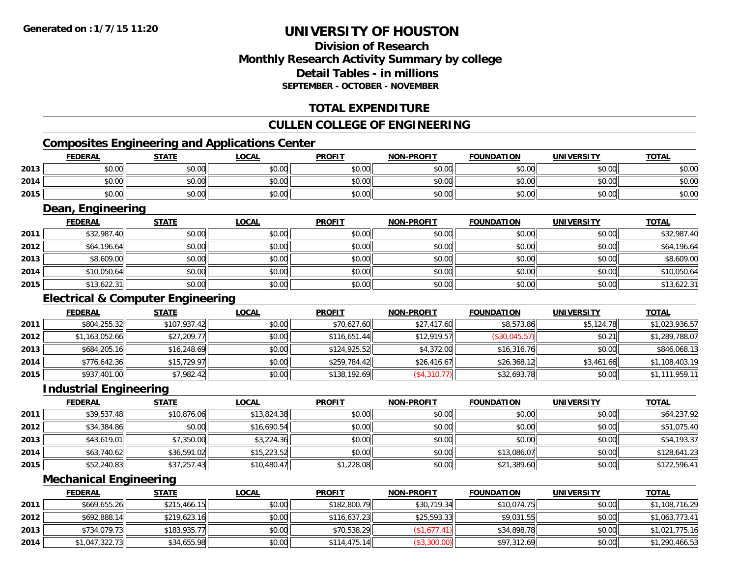# UNIVERSITY OF HOUSTON

## Division of Research
## Monthly Research Activity Summary by college
## Detail Tables - in millions
### SEPTEMBER - OCTOBER - NOVEMBER

## TOTAL EXPENDITURE

## CULLEN COLLEGE OF ENGINEERING

### Composites Engineering and Applications Center

| | FEDERAL | STATE | LOCAL | PROFIT | NON-PROFIT | FOUNDATION | UNIVERSITY | TOTAL |
|---|---|---|---|---|---|---|---|---|
| 2013 | $0.00 | $0.00 | $0.00 | $0.00 | $0.00 | $0.00 | $0.00 | $0.00 |
| 2014 | $0.00 | $0.00 | $0.00 | $0.00 | $0.00 | $0.00 | $0.00 | $0.00 |
| 2015 | $0.00 | $0.00 | $0.00 | $0.00 | $0.00 | $0.00 | $0.00 | $0.00 |

### Dean, Engineering

| | FEDERAL | STATE | LOCAL | PROFIT | NON-PROFIT | FOUNDATION | UNIVERSITY | TOTAL |
|---|---|---|---|---|---|---|---|---|
| 2011 | $32,987.40 | $0.00 | $0.00 | $0.00 | $0.00 | $0.00 | $0.00 | $32,987.40 |
| 2012 | $64,196.64 | $0.00 | $0.00 | $0.00 | $0.00 | $0.00 | $0.00 | $64,196.64 |
| 2013 | $8,609.00 | $0.00 | $0.00 | $0.00 | $0.00 | $0.00 | $0.00 | $8,609.00 |
| 2014 | $10,050.64 | $0.00 | $0.00 | $0.00 | $0.00 | $0.00 | $0.00 | $10,050.64 |
| 2015 | $13,622.31 | $0.00 | $0.00 | $0.00 | $0.00 | $0.00 | $0.00 | $13,622.31 |

### Electrical & Computer Engineering

| | FEDERAL | STATE | LOCAL | PROFIT | NON-PROFIT | FOUNDATION | UNIVERSITY | TOTAL |
|---|---|---|---|---|---|---|---|---|
| 2011 | $804,255.32 | $107,937.42 | $0.00 | $70,627.60 | $27,417.60 | $8,573.86 | $5,124.78 | $1,023,936.57 |
| 2012 | $1,163,052.66 | $27,209.77 | $0.00 | $116,651.44 | $12,919.57 | ($30,045.57) | $0.21 | $1,289,788.07 |
| 2013 | $684,205.16 | $16,248.69 | $0.00 | $124,925.52 | $4,372.00 | $16,316.76 | $0.00 | $846,068.13 |
| 2014 | $776,642.36 | $15,729.97 | $0.00 | $259,784.42 | $26,416.67 | $26,368.12 | $3,461.66 | $1,108,403.19 |
| 2015 | $937,401.00 | $7,982.42 | $0.00 | $138,192.69 | ($4,310.77) | $32,693.78 | $0.00 | $1,111,959.11 |

### Industrial Engineering

| | FEDERAL | STATE | LOCAL | PROFIT | NON-PROFIT | FOUNDATION | UNIVERSITY | TOTAL |
|---|---|---|---|---|---|---|---|---|
| 2011 | $39,537.48 | $10,876.06 | $13,824.38 | $0.00 | $0.00 | $0.00 | $0.00 | $64,237.92 |
| 2012 | $34,384.86 | $0.00 | $16,690.54 | $0.00 | $0.00 | $0.00 | $0.00 | $51,075.40 |
| 2013 | $43,619.01 | $7,350.00 | $3,224.36 | $0.00 | $0.00 | $0.00 | $0.00 | $54,193.37 |
| 2014 | $63,740.62 | $36,591.02 | $15,223.52 | $0.00 | $0.00 | $13,086.07 | $0.00 | $128,641.23 |
| 2015 | $52,240.83 | $37,257.43 | $10,480.47 | $1,228.08 | $0.00 | $21,389.60 | $0.00 | $122,596.41 |

### Mechanical Engineering

| | FEDERAL | STATE | LOCAL | PROFIT | NON-PROFIT | FOUNDATION | UNIVERSITY | TOTAL |
|---|---|---|---|---|---|---|---|---|
| 2011 | $669,655.26 | $215,466.15 | $0.00 | $182,800.79 | $30,719.34 | $10,074.75 | $0.00 | $1,108,716.29 |
| 2012 | $692,888.14 | $219,623.16 | $0.00 | $116,637.23 | $25,593.33 | $9,031.55 | $0.00 | $1,063,773.41 |
| 2013 | $734,079.73 | $183,935.77 | $0.00 | $70,538.29 | ($1,677.41) | $34,898.78 | $0.00 | $1,021,775.16 |
| 2014 | $1,047,322.73 | $34,655.98 | $0.00 | $114,475.14 | ($3,300.00) | $97,312.69 | $0.00 | $1,290,466.53 |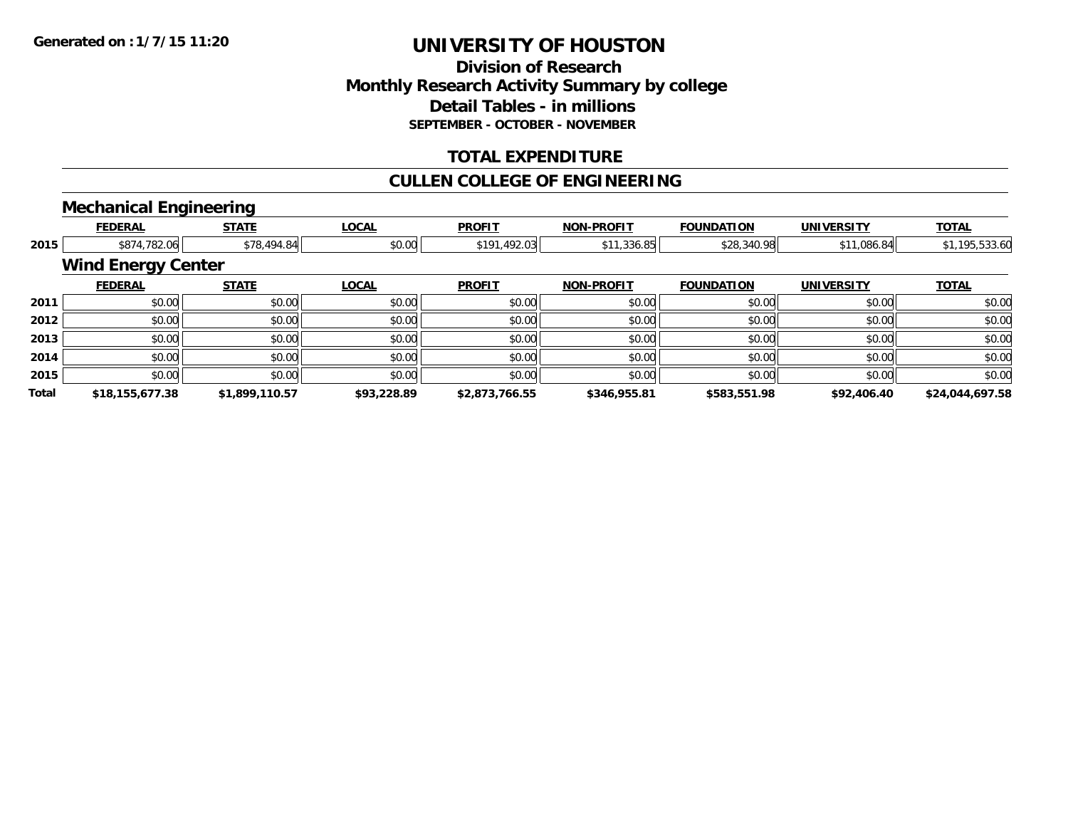**Generated on :1/7/15 11:20**

# UNIVERSITY OF HOUSTON

## Division of Research
## Monthly Research Activity Summary by college
## Detail Tables - in millions
### SEPTEMBER - OCTOBER - NOVEMBER

## TOTAL EXPENDITURE

## CULLEN COLLEGE OF ENGINEERING

### Mechanical Engineering

| | FEDERAL | STATE | LOCAL | PROFIT | NON-PROFIT | FOUNDATION | UNIVERSITY | TOTAL |
|---|---|---|---|---|---|---|---|---|
| 2015 | $874,782.06 | $78,494.84 | $0.00 | $191,492.03 | $11,336.85 | $28,340.98 | $11,086.84 | $1,195,533.60 |

### Wind Energy Center

| | FEDERAL | STATE | LOCAL | PROFIT | NON-PROFIT | FOUNDATION | UNIVERSITY | TOTAL |
|---|---|---|---|---|---|---|---|---|
| 2011 | $0.00 | $0.00 | $0.00 | $0.00 | $0.00 | $0.00 | $0.00 | $0.00 |
| 2012 | $0.00 | $0.00 | $0.00 | $0.00 | $0.00 | $0.00 | $0.00 | $0.00 |
| 2013 | $0.00 | $0.00 | $0.00 | $0.00 | $0.00 | $0.00 | $0.00 | $0.00 |
| 2014 | $0.00 | $0.00 | $0.00 | $0.00 | $0.00 | $0.00 | $0.00 | $0.00 |
| 2015 | $0.00 | $0.00 | $0.00 | $0.00 | $0.00 | $0.00 | $0.00 | $0.00 |
| **Total** | **$18,155,677.38** | **$1,899,110.57** | **$93,228.89** | **$2,873,766.55** | **$346,955.81** | **$583,551.98** | **$92,406.40** | **$24,044,697.58** |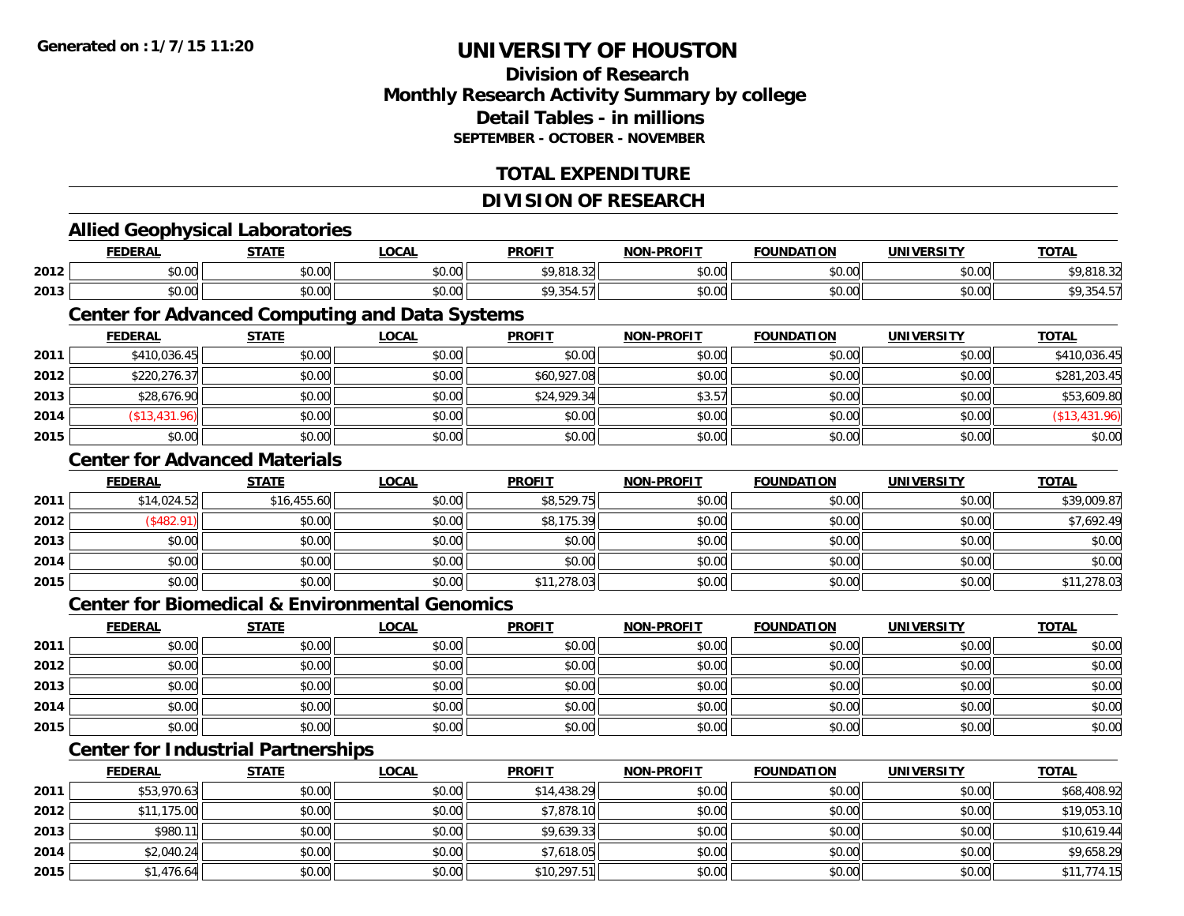**Generated on :1/7/15 11:20**

# UNIVERSITY OF HOUSTON

## Division of Research
## Monthly Research Activity Summary by college
## Detail Tables - in millions
### SEPTEMBER - OCTOBER - NOVEMBER

## TOTAL EXPENDITURE

## DIVISION OF RESEARCH

### Allied Geophysical Laboratories

| | FEDERAL | STATE | LOCAL | PROFIT | NON-PROFIT | FOUNDATION | UNIVERSITY | TOTAL |
|---|---|---|---|---|---|---|---|---|
| 2012 | $0.00 | $0.00 | $0.00 | $9,818.32 | $0.00 | $0.00 | $0.00 | $9,818.32 |
| 2013 | $0.00 | $0.00 | $0.00 | $9,354.57 | $0.00 | $0.00 | $0.00 | $9,354.57 |

### Center for Advanced Computing and Data Systems

| | FEDERAL | STATE | LOCAL | PROFIT | NON-PROFIT | FOUNDATION | UNIVERSITY | TOTAL |
|---|---|---|---|---|---|---|---|---|
| 2011 | $410,036.45 | $0.00 | $0.00 | $0.00 | $0.00 | $0.00 | $0.00 | $410,036.45 |
| 2012 | $220,276.37 | $0.00 | $0.00 | $60,927.08 | $0.00 | $0.00 | $0.00 | $281,203.45 |
| 2013 | $28,676.90 | $0.00 | $0.00 | $24,929.34 | $3.57 | $0.00 | $0.00 | $53,609.80 |
| 2014 | ($13,431.96) | $0.00 | $0.00 | $0.00 | $0.00 | $0.00 | $0.00 | ($13,431.96) |
| 2015 | $0.00 | $0.00 | $0.00 | $0.00 | $0.00 | $0.00 | $0.00 | $0.00 |

### Center for Advanced Materials

| | FEDERAL | STATE | LOCAL | PROFIT | NON-PROFIT | FOUNDATION | UNIVERSITY | TOTAL |
|---|---|---|---|---|---|---|---|---|
| 2011 | $14,024.52 | $16,455.60 | $0.00 | $8,529.75 | $0.00 | $0.00 | $0.00 | $39,009.87 |
| 2012 | ($482.91) | $0.00 | $0.00 | $8,175.39 | $0.00 | $0.00 | $0.00 | $7,692.49 |
| 2013 | $0.00 | $0.00 | $0.00 | $0.00 | $0.00 | $0.00 | $0.00 | $0.00 |
| 2014 | $0.00 | $0.00 | $0.00 | $0.00 | $0.00 | $0.00 | $0.00 | $0.00 |
| 2015 | $0.00 | $0.00 | $0.00 | $11,278.03 | $0.00 | $0.00 | $0.00 | $11,278.03 |

### Center for Biomedical & Environmental Genomics

| | FEDERAL | STATE | LOCAL | PROFIT | NON-PROFIT | FOUNDATION | UNIVERSITY | TOTAL |
|---|---|---|---|---|---|---|---|---|
| 2011 | $0.00 | $0.00 | $0.00 | $0.00 | $0.00 | $0.00 | $0.00 | $0.00 |
| 2012 | $0.00 | $0.00 | $0.00 | $0.00 | $0.00 | $0.00 | $0.00 | $0.00 |
| 2013 | $0.00 | $0.00 | $0.00 | $0.00 | $0.00 | $0.00 | $0.00 | $0.00 |
| 2014 | $0.00 | $0.00 | $0.00 | $0.00 | $0.00 | $0.00 | $0.00 | $0.00 |
| 2015 | $0.00 | $0.00 | $0.00 | $0.00 | $0.00 | $0.00 | $0.00 | $0.00 |

### Center for Industrial Partnerships

| | FEDERAL | STATE | LOCAL | PROFIT | NON-PROFIT | FOUNDATION | UNIVERSITY | TOTAL |
|---|---|---|---|---|---|---|---|---|
| 2011 | $53,970.63 | $0.00 | $0.00 | $14,438.29 | $0.00 | $0.00 | $0.00 | $68,408.92 |
| 2012 | $11,175.00 | $0.00 | $0.00 | $7,878.10 | $0.00 | $0.00 | $0.00 | $19,053.10 |
| 2013 | $980.11 | $0.00 | $0.00 | $9,639.33 | $0.00 | $0.00 | $0.00 | $10,619.44 |
| 2014 | $2,040.24 | $0.00 | $0.00 | $7,618.05 | $0.00 | $0.00 | $0.00 | $9,658.29 |
| 2015 | $1,476.64 | $0.00 | $0.00 | $10,297.51 | $0.00 | $0.00 | $0.00 | $11,774.15 |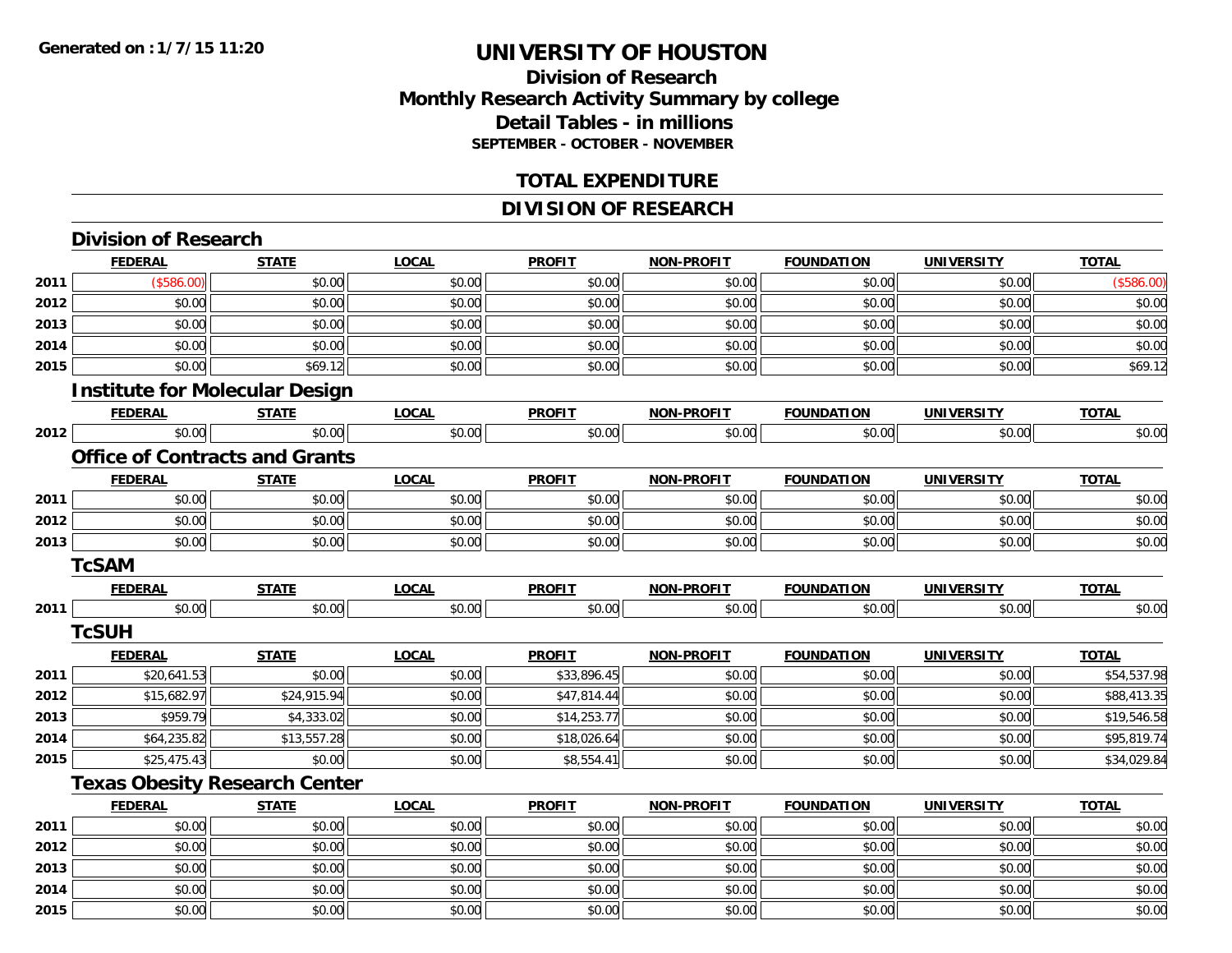Generated on :1/7/15 11:20

# UNIVERSITY OF HOUSTON

## Division of Research
## Monthly Research Activity Summary by college
## Detail Tables - in millions
### SEPTEMBER - OCTOBER - NOVEMBER

## TOTAL EXPENDITURE

## DIVISION OF RESEARCH

### Division of Research

| | FEDERAL | STATE | LOCAL | PROFIT | NON-PROFIT | FOUNDATION | UNIVERSITY | TOTAL |
|---|---|---|---|---|---|---|---|---|
| 2011 | ($586.00) | $0.00 | $0.00 | $0.00 | $0.00 | $0.00 | $0.00 | ($586.00) |
| 2012 | $0.00 | $0.00 | $0.00 | $0.00 | $0.00 | $0.00 | $0.00 | $0.00 |
| 2013 | $0.00 | $0.00 | $0.00 | $0.00 | $0.00 | $0.00 | $0.00 | $0.00 |
| 2014 | $0.00 | $0.00 | $0.00 | $0.00 | $0.00 | $0.00 | $0.00 | $0.00 |
| 2015 | $0.00 | $69.12 | $0.00 | $0.00 | $0.00 | $0.00 | $0.00 | $69.12 |

### Institute for Molecular Design

| | FEDERAL | STATE | LOCAL | PROFIT | NON-PROFIT | FOUNDATION | UNIVERSITY | TOTAL |
|---|---|---|---|---|---|---|---|---|
| 2012 | $0.00 | $0.00 | $0.00 | $0.00 | $0.00 | $0.00 | $0.00 | $0.00 |

### Office of Contracts and Grants

| | FEDERAL | STATE | LOCAL | PROFIT | NON-PROFIT | FOUNDATION | UNIVERSITY | TOTAL |
|---|---|---|---|---|---|---|---|---|
| 2011 | $0.00 | $0.00 | $0.00 | $0.00 | $0.00 | $0.00 | $0.00 | $0.00 |
| 2012 | $0.00 | $0.00 | $0.00 | $0.00 | $0.00 | $0.00 | $0.00 | $0.00 |
| 2013 | $0.00 | $0.00 | $0.00 | $0.00 | $0.00 | $0.00 | $0.00 | $0.00 |

### TcSAM

| | FEDERAL | STATE | LOCAL | PROFIT | NON-PROFIT | FOUNDATION | UNIVERSITY | TOTAL |
|---|---|---|---|---|---|---|---|---|
| 2011 | $0.00 | $0.00 | $0.00 | $0.00 | $0.00 | $0.00 | $0.00 | $0.00 |

### TcSUH

| | FEDERAL | STATE | LOCAL | PROFIT | NON-PROFIT | FOUNDATION | UNIVERSITY | TOTAL |
|---|---|---|---|---|---|---|---|---|
| 2011 | $20,641.53 | $0.00 | $0.00 | $33,896.45 | $0.00 | $0.00 | $0.00 | $54,537.98 |
| 2012 | $15,682.97 | $24,915.94 | $0.00 | $47,814.44 | $0.00 | $0.00 | $0.00 | $88,413.35 |
| 2013 | $959.79 | $4,333.02 | $0.00 | $14,253.77 | $0.00 | $0.00 | $0.00 | $19,546.58 |
| 2014 | $64,235.82 | $13,557.28 | $0.00 | $18,026.64 | $0.00 | $0.00 | $0.00 | $95,819.74 |
| 2015 | $25,475.43 | $0.00 | $0.00 | $8,554.41 | $0.00 | $0.00 | $0.00 | $34,029.84 |

### Texas Obesity Research Center

| | FEDERAL | STATE | LOCAL | PROFIT | NON-PROFIT | FOUNDATION | UNIVERSITY | TOTAL |
|---|---|---|---|---|---|---|---|---|
| 2011 | $0.00 | $0.00 | $0.00 | $0.00 | $0.00 | $0.00 | $0.00 | $0.00 |
| 2012 | $0.00 | $0.00 | $0.00 | $0.00 | $0.00 | $0.00 | $0.00 | $0.00 |
| 2013 | $0.00 | $0.00 | $0.00 | $0.00 | $0.00 | $0.00 | $0.00 | $0.00 |
| 2014 | $0.00 | $0.00 | $0.00 | $0.00 | $0.00 | $0.00 | $0.00 | $0.00 |
| 2015 | $0.00 | $0.00 | $0.00 | $0.00 | $0.00 | $0.00 | $0.00 | $0.00 |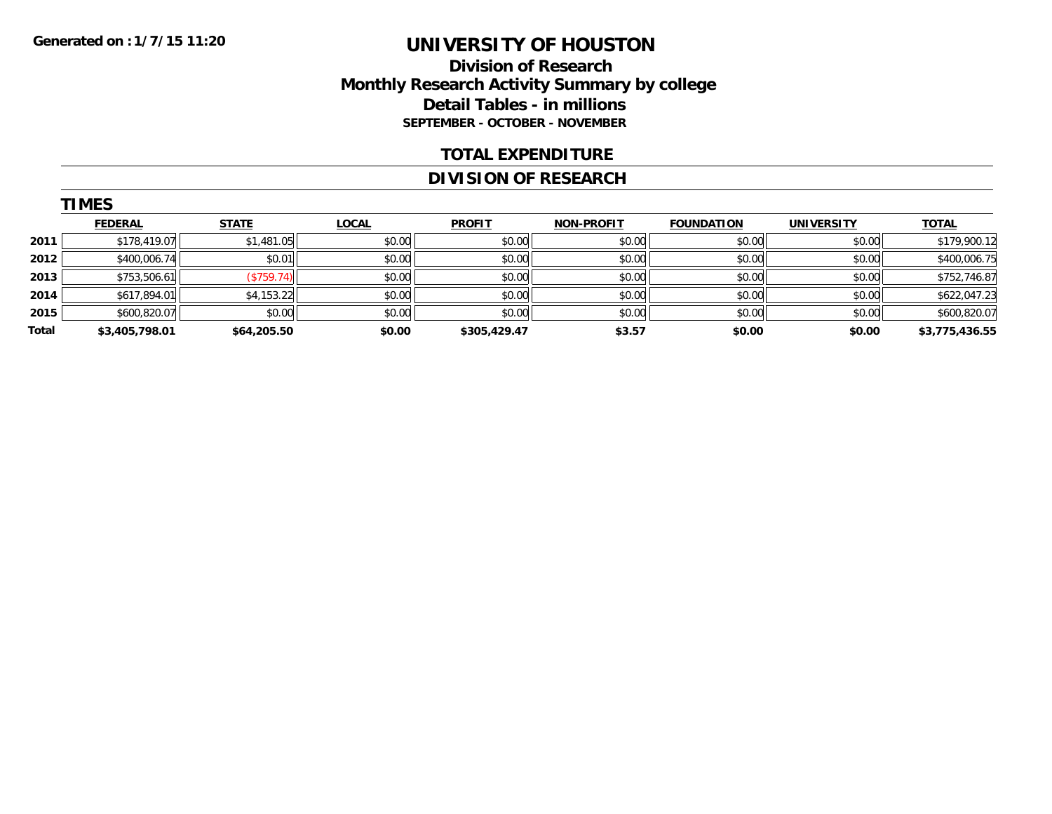Generated on :1/7/15 11:20

# UNIVERSITY OF HOUSTON

## Division of Research
## Monthly Research Activity Summary by college
## Detail Tables - in millions
### SEPTEMBER - OCTOBER - NOVEMBER

## TOTAL EXPENDITURE

## DIVISION OF RESEARCH

### TIMES

| | FEDERAL | STATE | LOCAL | PROFIT | NON-PROFIT | FOUNDATION | UNIVERSITY | TOTAL |
|---|---|---|---|---|---|---|---|---|
| 2011 | $178,419.07 | $1,481.05 | $0.00 | $0.00 | $0.00 | $0.00 | $0.00 | $179,900.12 |
| 2012 | $400,006.74 | $0.01 | $0.00 | $0.00 | $0.00 | $0.00 | $0.00 | $400,006.75 |
| 2013 | $753,506.61 | ($759.74) | $0.00 | $0.00 | $0.00 | $0.00 | $0.00 | $752,746.87 |
| 2014 | $617,894.01 | $4,153.22 | $0.00 | $0.00 | $0.00 | $0.00 | $0.00 | $622,047.23 |
| 2015 | $600,820.07 | $0.00 | $0.00 | $0.00 | $0.00 | $0.00 | $0.00 | $600,820.07 |
| **Total** | **$3,405,798.01** | **$64,205.50** | **$0.00** | **$305,429.47** | **$3.57** | **$0.00** | **$0.00** | **$3,775,436.55** |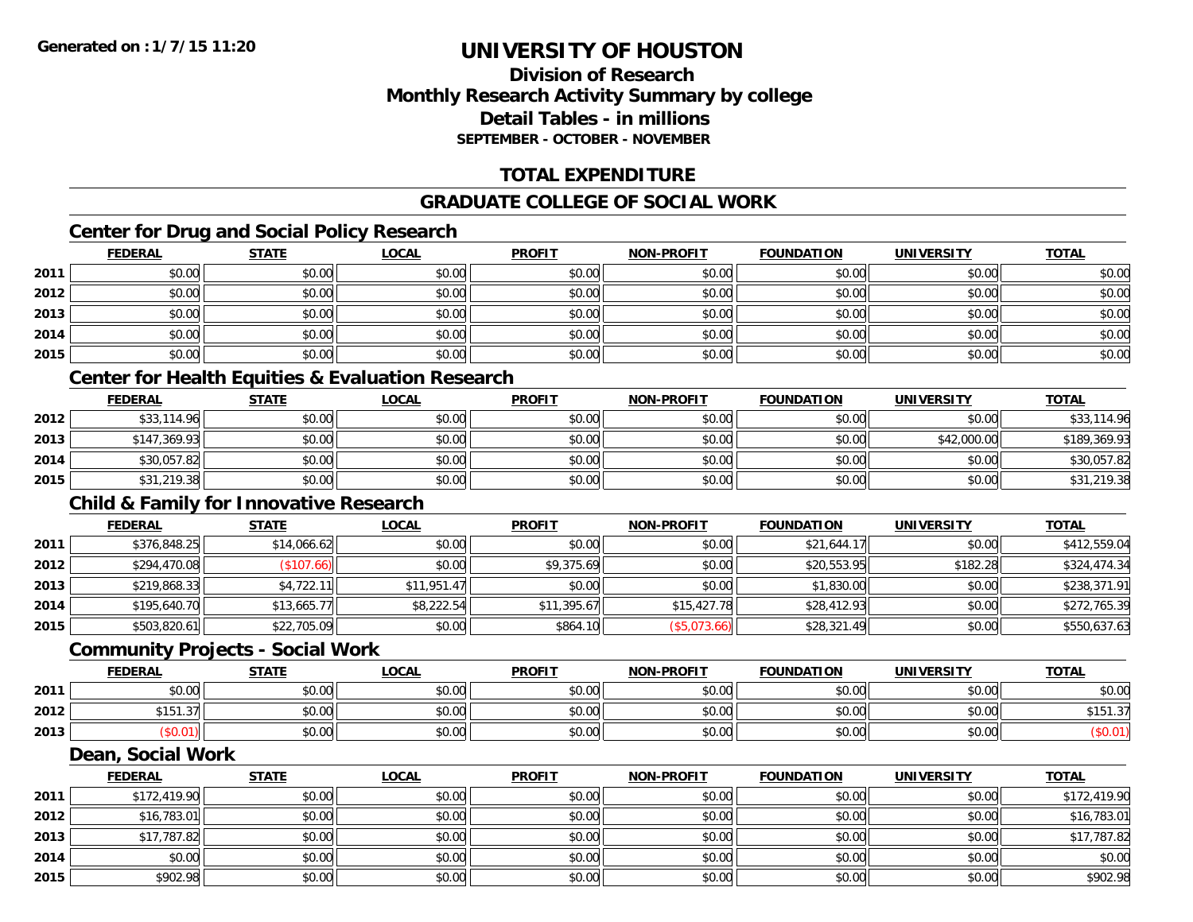Generated on :1/7/15 11:20

# UNIVERSITY OF HOUSTON

## Division of Research
## Monthly Research Activity Summary by college
## Detail Tables - in millions
### SEPTEMBER - OCTOBER - NOVEMBER

## TOTAL EXPENDITURE

## GRADUATE COLLEGE OF SOCIAL WORK

### Center for Drug and Social Policy Research

| | FEDERAL | STATE | LOCAL | PROFIT | NON-PROFIT | FOUNDATION | UNIVERSITY | TOTAL |
|---|---|---|---|---|---|---|---|---|
| 2011 | $0.00 | $0.00 | $0.00 | $0.00 | $0.00 | $0.00 | $0.00 | $0.00 |
| 2012 | $0.00 | $0.00 | $0.00 | $0.00 | $0.00 | $0.00 | $0.00 | $0.00 |
| 2013 | $0.00 | $0.00 | $0.00 | $0.00 | $0.00 | $0.00 | $0.00 | $0.00 |
| 2014 | $0.00 | $0.00 | $0.00 | $0.00 | $0.00 | $0.00 | $0.00 | $0.00 |
| 2015 | $0.00 | $0.00 | $0.00 | $0.00 | $0.00 | $0.00 | $0.00 | $0.00 |

### Center for Health Equities & Evaluation Research

| | FEDERAL | STATE | LOCAL | PROFIT | NON-PROFIT | FOUNDATION | UNIVERSITY | TOTAL |
|---|---|---|---|---|---|---|---|---|
| 2012 | $33,114.96 | $0.00 | $0.00 | $0.00 | $0.00 | $0.00 | $0.00 | $33,114.96 |
| 2013 | $147,369.93 | $0.00 | $0.00 | $0.00 | $0.00 | $0.00 | $42,000.00 | $189,369.93 |
| 2014 | $30,057.82 | $0.00 | $0.00 | $0.00 | $0.00 | $0.00 | $0.00 | $30,057.82 |
| 2015 | $31,219.38 | $0.00 | $0.00 | $0.00 | $0.00 | $0.00 | $0.00 | $31,219.38 |

### Child & Family for Innovative Research

| | FEDERAL | STATE | LOCAL | PROFIT | NON-PROFIT | FOUNDATION | UNIVERSITY | TOTAL |
|---|---|---|---|---|---|---|---|---|
| 2011 | $376,848.25 | $14,066.62 | $0.00 | $0.00 | $0.00 | $21,644.17 | $0.00 | $412,559.04 |
| 2012 | $294,470.08 | ($107.66) | $0.00 | $9,375.69 | $0.00 | $20,553.95 | $182.28 | $324,474.34 |
| 2013 | $219,868.33 | $4,722.11 | $11,951.47 | $0.00 | $0.00 | $1,830.00 | $0.00 | $238,371.91 |
| 2014 | $195,640.70 | $13,665.77 | $8,222.54 | $11,395.67 | $15,427.78 | $28,412.93 | $0.00 | $272,765.39 |
| 2015 | $503,820.61 | $22,705.09 | $0.00 | $864.10 | ($5,073.66) | $28,321.49 | $0.00 | $550,637.63 |

### Community Projects - Social Work

| | FEDERAL | STATE | LOCAL | PROFIT | NON-PROFIT | FOUNDATION | UNIVERSITY | TOTAL |
|---|---|---|---|---|---|---|---|---|
| 2011 | $0.00 | $0.00 | $0.00 | $0.00 | $0.00 | $0.00 | $0.00 | $0.00 |
| 2012 | $151.37 | $0.00 | $0.00 | $0.00 | $0.00 | $0.00 | $0.00 | $151.37 |
| 2013 | ($0.01) | $0.00 | $0.00 | $0.00 | $0.00 | $0.00 | $0.00 | ($0.01) |

### Dean, Social Work

| | FEDERAL | STATE | LOCAL | PROFIT | NON-PROFIT | FOUNDATION | UNIVERSITY | TOTAL |
|---|---|---|---|---|---|---|---|---|
| 2011 | $172,419.90 | $0.00 | $0.00 | $0.00 | $0.00 | $0.00 | $0.00 | $172,419.90 |
| 2012 | $16,783.01 | $0.00 | $0.00 | $0.00 | $0.00 | $0.00 | $0.00 | $16,783.01 |
| 2013 | $17,787.82 | $0.00 | $0.00 | $0.00 | $0.00 | $0.00 | $0.00 | $17,787.82 |
| 2014 | $0.00 | $0.00 | $0.00 | $0.00 | $0.00 | $0.00 | $0.00 | $0.00 |
| 2015 | $902.98 | $0.00 | $0.00 | $0.00 | $0.00 | $0.00 | $0.00 | $902.98 |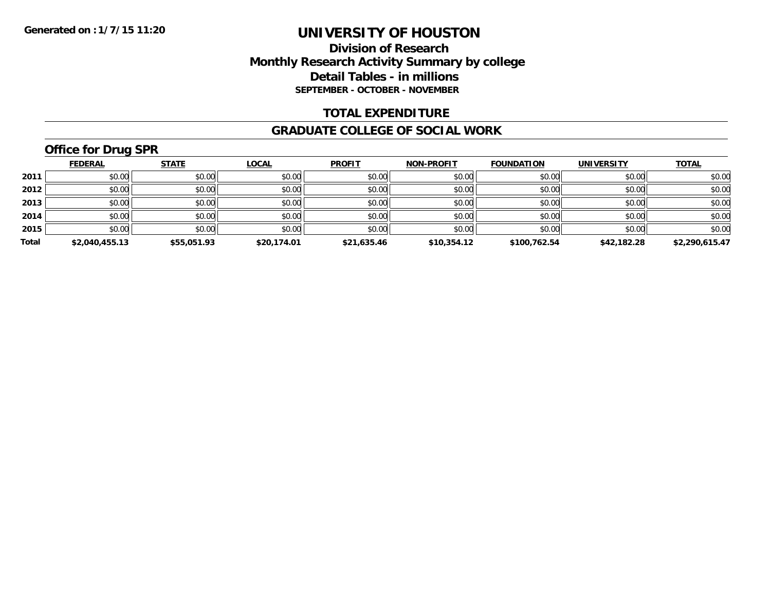**Generated on : 1/7/15 11:20**

# UNIVERSITY OF HOUSTON

## Division of Research
## Monthly Research Activity Summary by college
## Detail Tables - in millions
### SEPTEMBER - OCTOBER - NOVEMBER

## TOTAL EXPENDITURE

## GRADUATE COLLEGE OF SOCIAL WORK

### Office for Drug SPR

| | FEDERAL | STATE | LOCAL | PROFIT | NON-PROFIT | FOUNDATION | UNIVERSITY | TOTAL |
|---|---|---|---|---|---|---|---|---|
| 2011 | $0.00 | $0.00 | $0.00 | $0.00 | $0.00 | $0.00 | $0.00 | $0.00 |
| 2012 | $0.00 | $0.00 | $0.00 | $0.00 | $0.00 | $0.00 | $0.00 | $0.00 |
| 2013 | $0.00 | $0.00 | $0.00 | $0.00 | $0.00 | $0.00 | $0.00 | $0.00 |
| 2014 | $0.00 | $0.00 | $0.00 | $0.00 | $0.00 | $0.00 | $0.00 | $0.00 |
| 2015 | $0.00 | $0.00 | $0.00 | $0.00 | $0.00 | $0.00 | $0.00 | $0.00 |
| **Total** | **$2,040,455.13** | **$55,051.93** | **$20,174.01** | **$21,635.46** | **$10,354.12** | **$100,762.54** | **$42,182.28** | **$2,290,615.47** |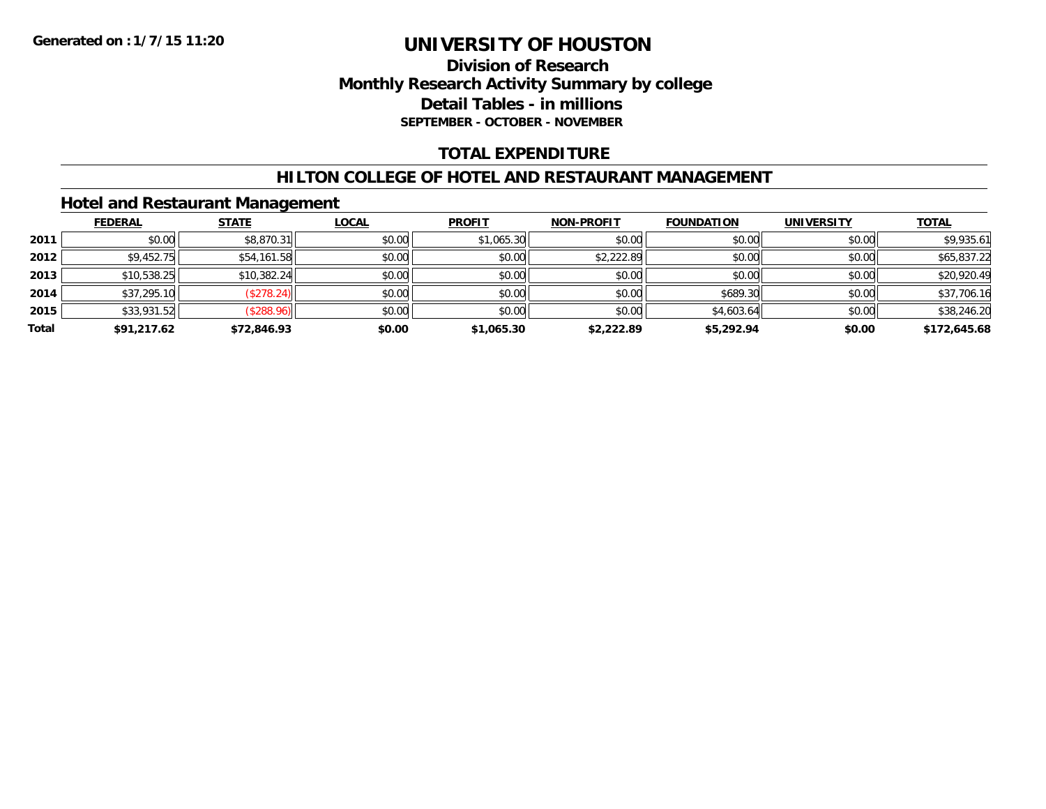**Generated on :1/7/15 11:20**

# UNIVERSITY OF HOUSTON

## Division of Research
## Monthly Research Activity Summary by college
## Detail Tables - in millions
### SEPTEMBER - OCTOBER - NOVEMBER

## TOTAL EXPENDITURE

## HILTON COLLEGE OF HOTEL AND RESTAURANT MANAGEMENT

### Hotel and Restaurant Management

| | FEDERAL | STATE | LOCAL | PROFIT | NON-PROFIT | FOUNDATION | UNIVERSITY | TOTAL |
|---|---|---|---|---|---|---|---|---|
| **2011** | $0.00 | $8,870.31 | $0.00 | $1,065.30 | $0.00 | $0.00 | $0.00 | $9,935.61 |
| **2012** | $9,452.75 | $54,161.58 | $0.00 | $0.00 | $2,222.89 | $0.00 | $0.00 | $65,837.22 |
| **2013** | $10,538.25 | $10,382.24 | $0.00 | $0.00 | $0.00 | $0.00 | $0.00 | $20,920.49 |
| **2014** | $37,295.10 | ($278.24) | $0.00 | $0.00 | $0.00 | $689.30 | $0.00 | $37,706.16 |
| **2015** | $33,931.52 | ($288.96) | $0.00 | $0.00 | $0.00 | $4,603.64 | $0.00 | $38,246.20 |
| **Total** | **$91,217.62** | **$72,846.93** | **$0.00** | **$1,065.30** | **$2,222.89** | **$5,292.94** | **$0.00** | **$172,645.68** |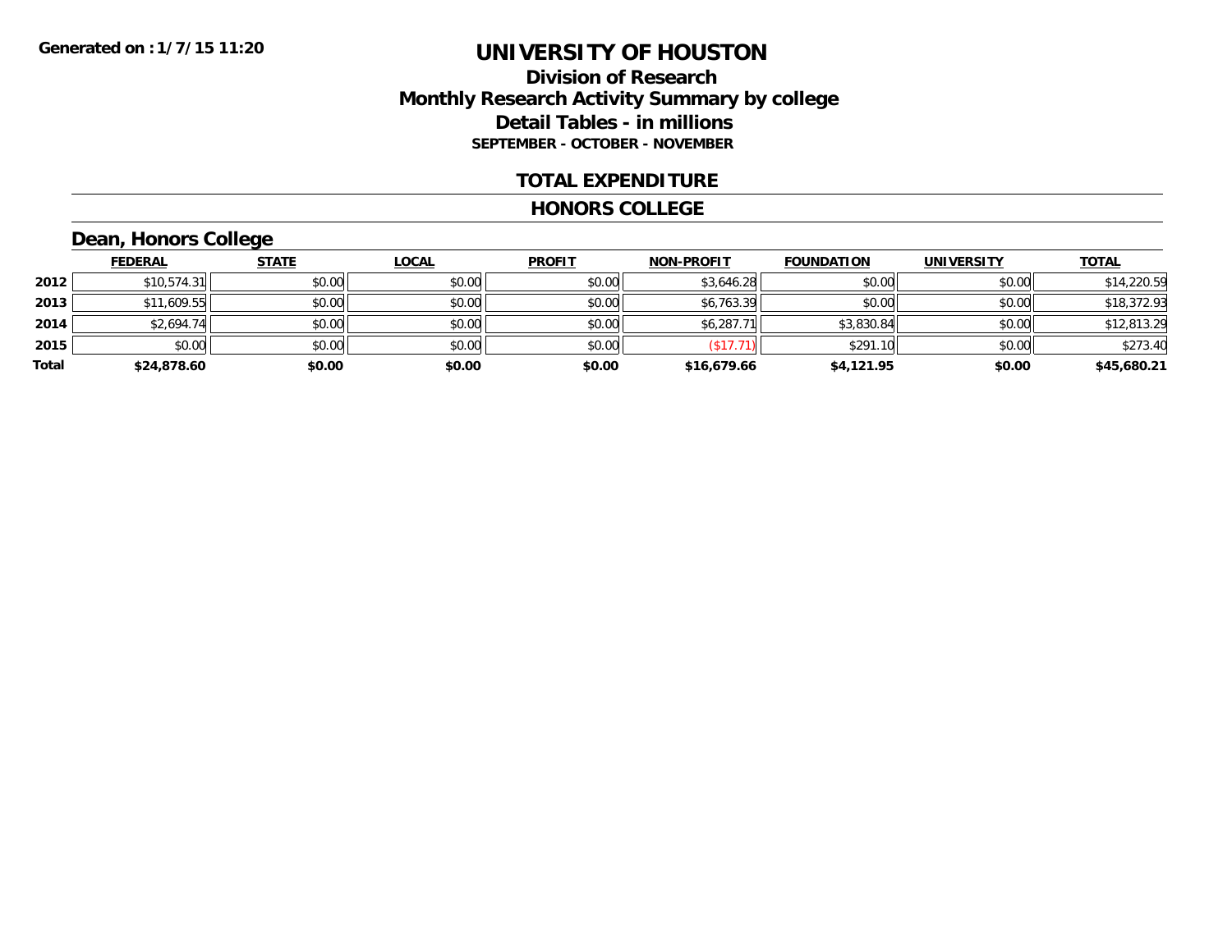Generated on :1/7/15 11:20

# UNIVERSITY OF HOUSTON

## Division of Research
## Monthly Research Activity Summary by college
## Detail Tables - in millions
### SEPTEMBER - OCTOBER - NOVEMBER

### TOTAL EXPENDITURE

### HONORS COLLEGE

### Dean, Honors College

| | FEDERAL | STATE | LOCAL | PROFIT | NON-PROFIT | FOUNDATION | UNIVERSITY | TOTAL |
|---|---|---|---|---|---|---|---|---|
| 2012 | $10,574.31 | $0.00 | $0.00 | $0.00 | $3,646.28 | $0.00 | $0.00 | $14,220.59 |
| 2013 | $11,609.55 | $0.00 | $0.00 | $0.00 | $6,763.39 | $0.00 | $0.00 | $18,372.93 |
| 2014 | $2,694.74 | $0.00 | $0.00 | $0.00 | $6,287.71 | $3,830.84 | $0.00 | $12,813.29 |
| 2015 | $0.00 | $0.00 | $0.00 | $0.00 | ($17.71) | $291.10 | $0.00 | $273.40 |
| **Total** | **$24,878.60** | **$0.00** | **$0.00** | **$0.00** | **$16,679.66** | **$4,121.95** | **$0.00** | **$45,680.21** |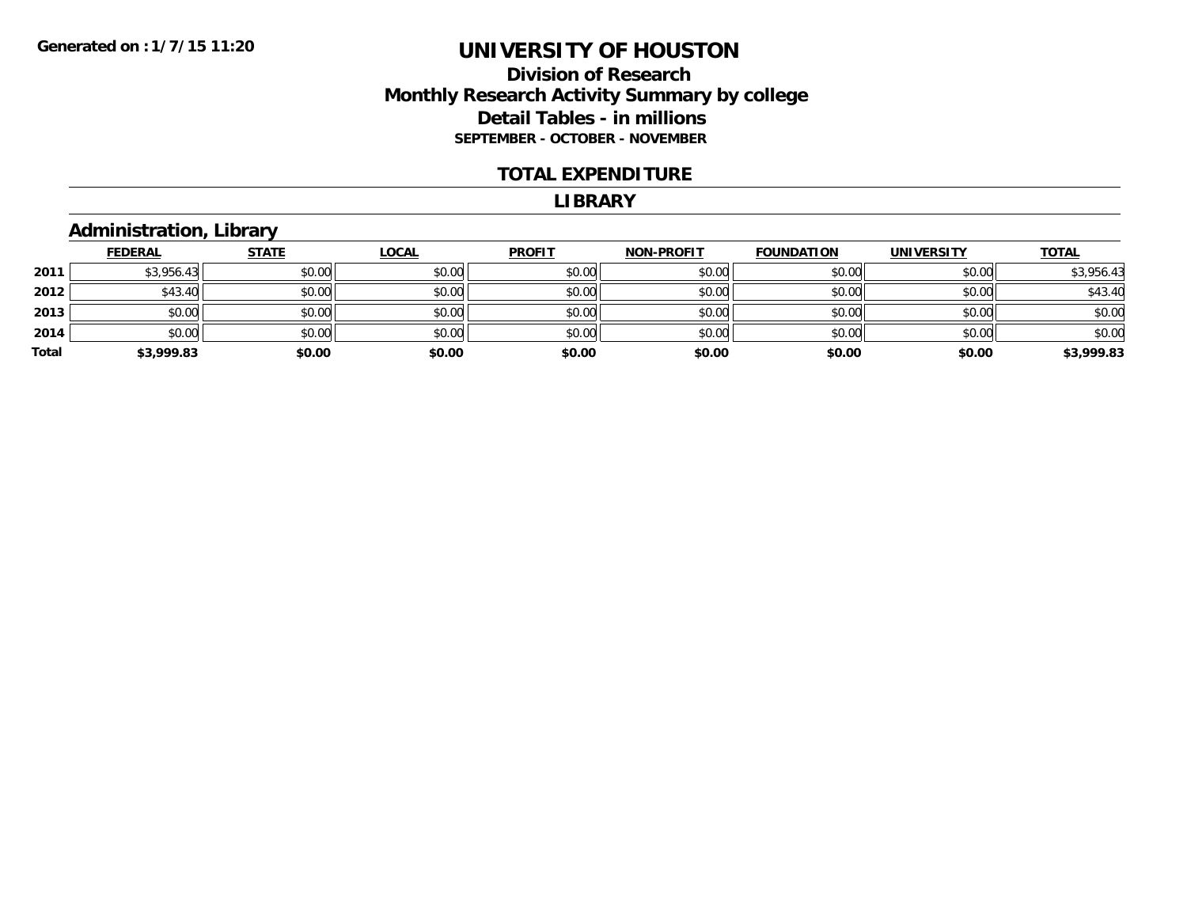# UNIVERSITY OF HOUSTON

## Division of Research
## Monthly Research Activity Summary by college
## Detail Tables - in millions
### SEPTEMBER - OCTOBER - NOVEMBER

Generated on : 1/7/15 11:20

## TOTAL EXPENDITURE

## LIBRARY

### Administration, Library

| | FEDERAL | STATE | LOCAL | PROFIT | NON-PROFIT | FOUNDATION | UNIVERSITY | TOTAL |
|---|---|---|---|---|---|---|---|---|
| 2011 | $3,956.43 | $0.00 | $0.00 | $0.00 | $0.00 | $0.00 | $0.00 | $3,956.43 |
| 2012 | $43.40 | $0.00 | $0.00 | $0.00 | $0.00 | $0.00 | $0.00 | $43.40 |
| 2013 | $0.00 | $0.00 | $0.00 | $0.00 | $0.00 | $0.00 | $0.00 | $0.00 |
| 2014 | $0.00 | $0.00 | $0.00 | $0.00 | $0.00 | $0.00 | $0.00 | $0.00 |
| **Total** | **$3,999.83** | **$0.00** | **$0.00** | **$0.00** | **$0.00** | **$0.00** | **$0.00** | **$3,999.83** |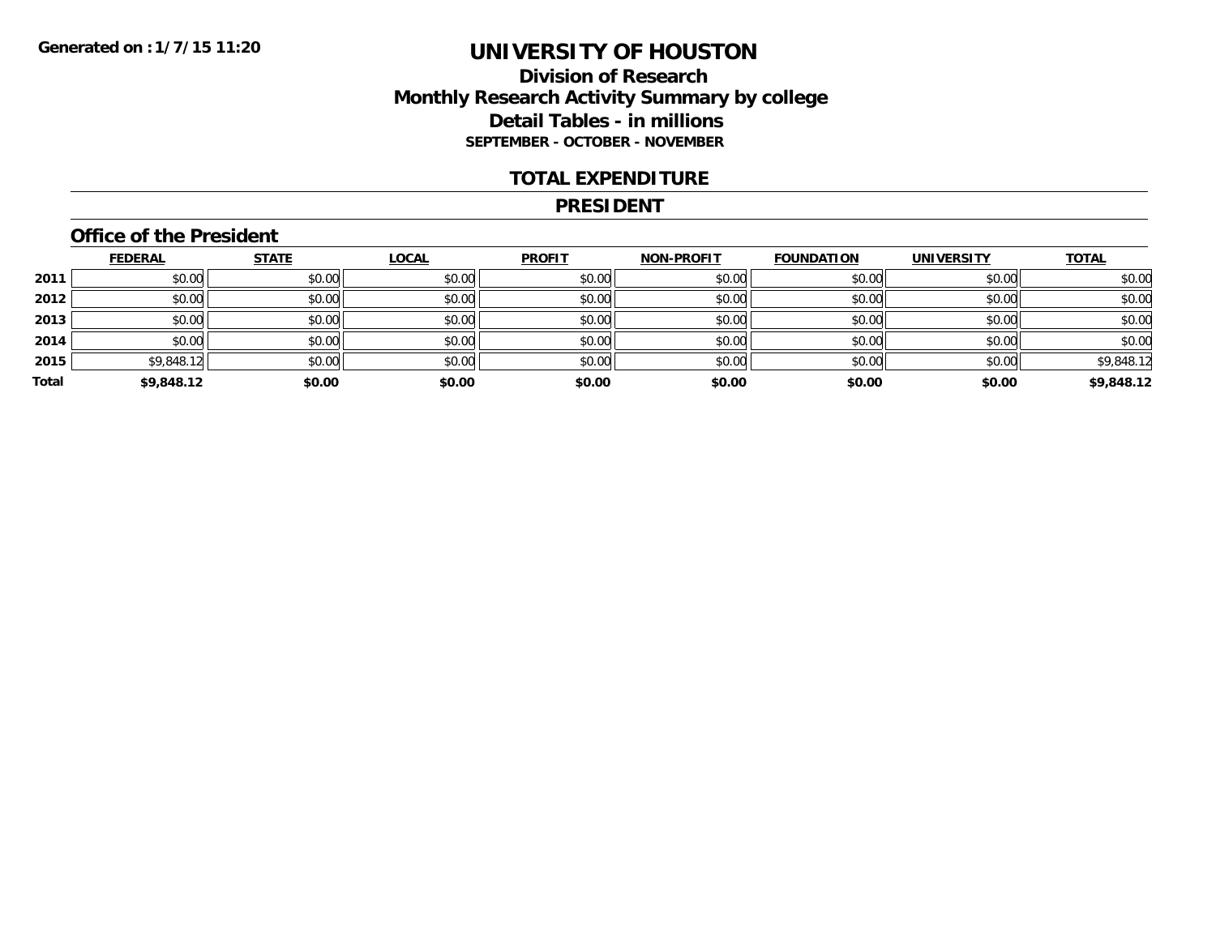Generated on : 1/7/15 11:20

# UNIVERSITY OF HOUSTON

## Division of Research
## Monthly Research Activity Summary by college
## Detail Tables - in millions
### SEPTEMBER - OCTOBER - NOVEMBER

## TOTAL EXPENDITURE

## PRESIDENT

### Office of the President

| | FEDERAL | STATE | LOCAL | PROFIT | NON-PROFIT | FOUNDATION | UNIVERSITY | TOTAL |
|---|---|---|---|---|---|---|---|---|
| 2011 | $0.00 | $0.00 | $0.00 | $0.00 | $0.00 | $0.00 | $0.00 | $0.00 |
| 2012 | $0.00 | $0.00 | $0.00 | $0.00 | $0.00 | $0.00 | $0.00 | $0.00 |
| 2013 | $0.00 | $0.00 | $0.00 | $0.00 | $0.00 | $0.00 | $0.00 | $0.00 |
| 2014 | $0.00 | $0.00 | $0.00 | $0.00 | $0.00 | $0.00 | $0.00 | $0.00 |
| 2015 | $9,848.12 | $0.00 | $0.00 | $0.00 | $0.00 | $0.00 | $0.00 | $9,848.12 |
| **Total** | **$9,848.12** | **$0.00** | **$0.00** | **$0.00** | **$0.00** | **$0.00** | **$0.00** | **$9,848.12** |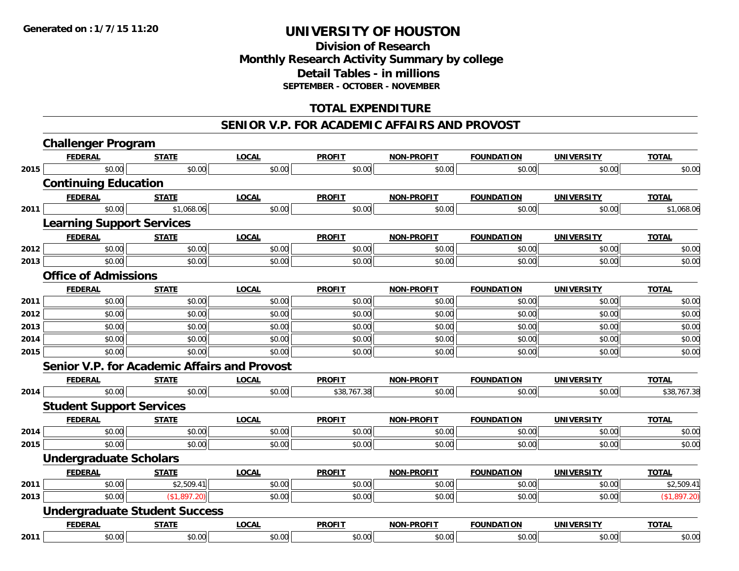Generated on :1/7/15 11:20

# UNIVERSITY OF HOUSTON

## Division of Research
## Monthly Research Activity Summary by college
## Detail Tables - in millions
**SEPTEMBER - OCTOBER - NOVEMBER**

## TOTAL EXPENDITURE

## SENIOR V.P. FOR ACADEMIC AFFAIRS AND PROVOST

### Challenger Program

| | FEDERAL | STATE | LOCAL | PROFIT | NON-PROFIT | FOUNDATION | UNIVERSITY | TOTAL |
|---|---|---|---|---|---|---|---|---|
| 2015 | $0.00 | $0.00 | $0.00 | $0.00 | $0.00 | $0.00 | $0.00 | $0.00 |

### Continuing Education

| | FEDERAL | STATE | LOCAL | PROFIT | NON-PROFIT | FOUNDATION | UNIVERSITY | TOTAL |
|---|---|---|---|---|---|---|---|---|
| 2011 | $0.00 | $1,068.06 | $0.00 | $0.00 | $0.00 | $0.00 | $0.00 | $1,068.06 |

### Learning Support Services

| | FEDERAL | STATE | LOCAL | PROFIT | NON-PROFIT | FOUNDATION | UNIVERSITY | TOTAL |
|---|---|---|---|---|---|---|---|---|
| 2012 | $0.00 | $0.00 | $0.00 | $0.00 | $0.00 | $0.00 | $0.00 | $0.00 |
| 2013 | $0.00 | $0.00 | $0.00 | $0.00 | $0.00 | $0.00 | $0.00 | $0.00 |

### Office of Admissions

| | FEDERAL | STATE | LOCAL | PROFIT | NON-PROFIT | FOUNDATION | UNIVERSITY | TOTAL |
|---|---|---|---|---|---|---|---|---|
| 2011 | $0.00 | $0.00 | $0.00 | $0.00 | $0.00 | $0.00 | $0.00 | $0.00 |
| 2012 | $0.00 | $0.00 | $0.00 | $0.00 | $0.00 | $0.00 | $0.00 | $0.00 |
| 2013 | $0.00 | $0.00 | $0.00 | $0.00 | $0.00 | $0.00 | $0.00 | $0.00 |
| 2014 | $0.00 | $0.00 | $0.00 | $0.00 | $0.00 | $0.00 | $0.00 | $0.00 |
| 2015 | $0.00 | $0.00 | $0.00 | $0.00 | $0.00 | $0.00 | $0.00 | $0.00 |

### Senior V.P. for Academic Affairs and Provost

| | FEDERAL | STATE | LOCAL | PROFIT | NON-PROFIT | FOUNDATION | UNIVERSITY | TOTAL |
|---|---|---|---|---|---|---|---|---|
| 2014 | $0.00 | $0.00 | $0.00 | $38,767.38 | $0.00 | $0.00 | $0.00 | $38,767.38 |

### Student Support Services

| | FEDERAL | STATE | LOCAL | PROFIT | NON-PROFIT | FOUNDATION | UNIVERSITY | TOTAL |
|---|---|---|---|---|---|---|---|---|
| 2014 | $0.00 | $0.00 | $0.00 | $0.00 | $0.00 | $0.00 | $0.00 | $0.00 |
| 2015 | $0.00 | $0.00 | $0.00 | $0.00 | $0.00 | $0.00 | $0.00 | $0.00 |

### Undergraduate Scholars

| | FEDERAL | STATE | LOCAL | PROFIT | NON-PROFIT | FOUNDATION | UNIVERSITY | TOTAL |
|---|---|---|---|---|---|---|---|---|
| 2011 | $0.00 | $2,509.41 | $0.00 | $0.00 | $0.00 | $0.00 | $0.00 | $2,509.41 |
| 2013 | $0.00 | ($1,897.20) | $0.00 | $0.00 | $0.00 | $0.00 | $0.00 | ($1,897.20) |

### Undergraduate Student Success

| | FEDERAL | STATE | LOCAL | PROFIT | NON-PROFIT | FOUNDATION | UNIVERSITY | TOTAL |
|---|---|---|---|---|---|---|---|---|
| 2011 | $0.00 | $0.00 | $0.00 | $0.00 | $0.00 | $0.00 | $0.00 | $0.00 |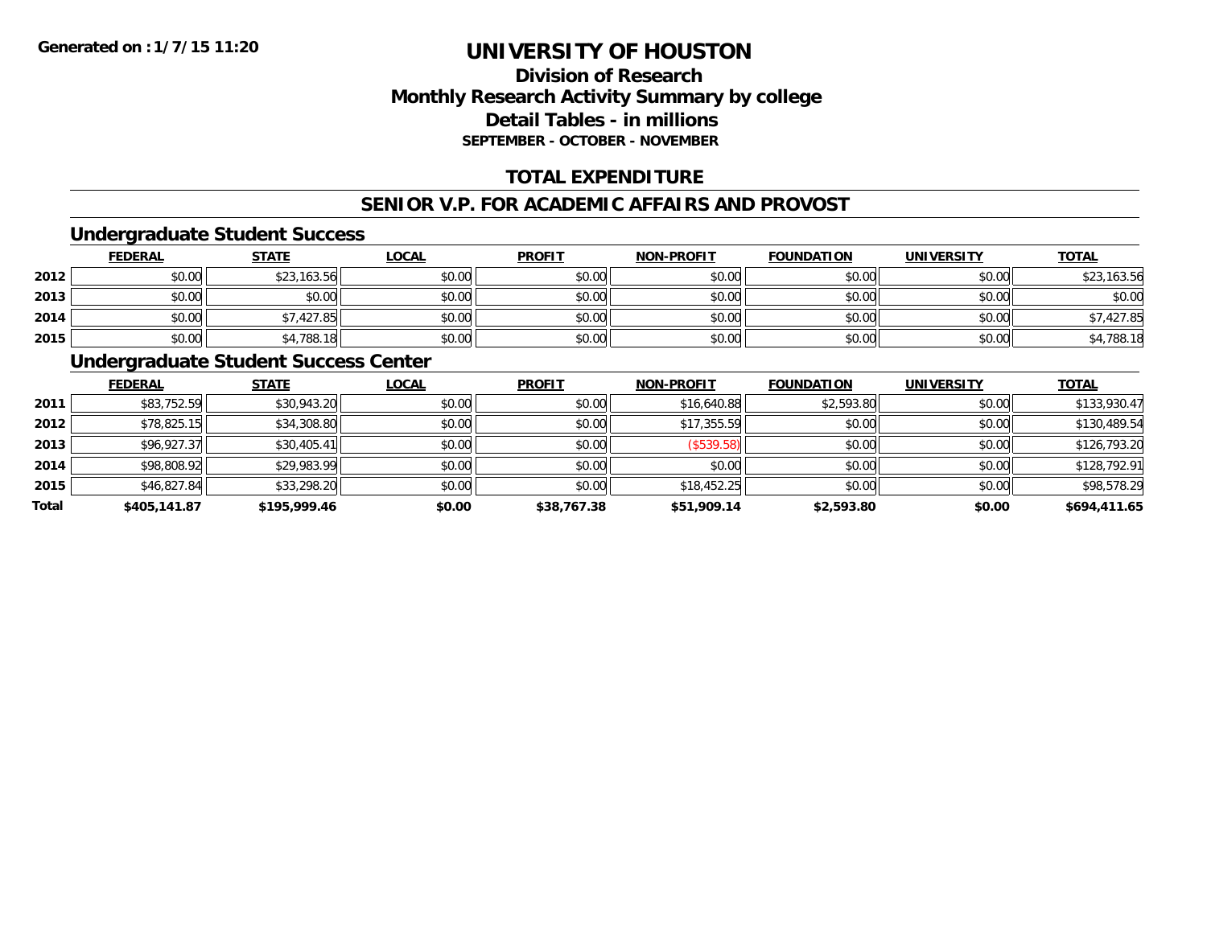**Generated on :1/7/15 11:20**

# UNIVERSITY OF HOUSTON

## Division of Research
## Monthly Research Activity Summary by college
## Detail Tables - in millions
### SEPTEMBER - OCTOBER - NOVEMBER

## TOTAL EXPENDITURE

## SENIOR V.P. FOR ACADEMIC AFFAIRS AND PROVOST

### Undergraduate Student Success

| | FEDERAL | STATE | LOCAL | PROFIT | NON-PROFIT | FOUNDATION | UNIVERSITY | TOTAL |
|---|---|---|---|---|---|---|---|---|
| 2012 | $0.00 | $23,163.56 | $0.00 | $0.00 | $0.00 | $0.00 | $0.00 | $23,163.56 |
| 2013 | $0.00 | $0.00 | $0.00 | $0.00 | $0.00 | $0.00 | $0.00 | $0.00 |
| 2014 | $0.00 | $7,427.85 | $0.00 | $0.00 | $0.00 | $0.00 | $0.00 | $7,427.85 |
| 2015 | $0.00 | $4,788.18 | $0.00 | $0.00 | $0.00 | $0.00 | $0.00 | $4,788.18 |

### Undergraduate Student Success Center

| | FEDERAL | STATE | LOCAL | PROFIT | NON-PROFIT | FOUNDATION | UNIVERSITY | TOTAL |
|---|---|---|---|---|---|---|---|---|
| 2011 | $83,752.59 | $30,943.20 | $0.00 | $0.00 | $16,640.88 | $2,593.80 | $0.00 | $133,930.47 |
| 2012 | $78,825.15 | $34,308.80 | $0.00 | $0.00 | $17,355.59 | $0.00 | $0.00 | $130,489.54 |
| 2013 | $96,927.37 | $30,405.41 | $0.00 | $0.00 | ($539.58) | $0.00 | $0.00 | $126,793.20 |
| 2014 | $98,808.92 | $29,983.99 | $0.00 | $0.00 | $0.00 | $0.00 | $0.00 | $128,792.91 |
| 2015 | $46,827.84 | $33,298.20 | $0.00 | $0.00 | $18,452.25 | $0.00 | $0.00 | $98,578.29 |
| **Total** | **$405,141.87** | **$195,999.46** | **$0.00** | **$38,767.38** | **$51,909.14** | **$2,593.80** | **$0.00** | **$694,411.65** |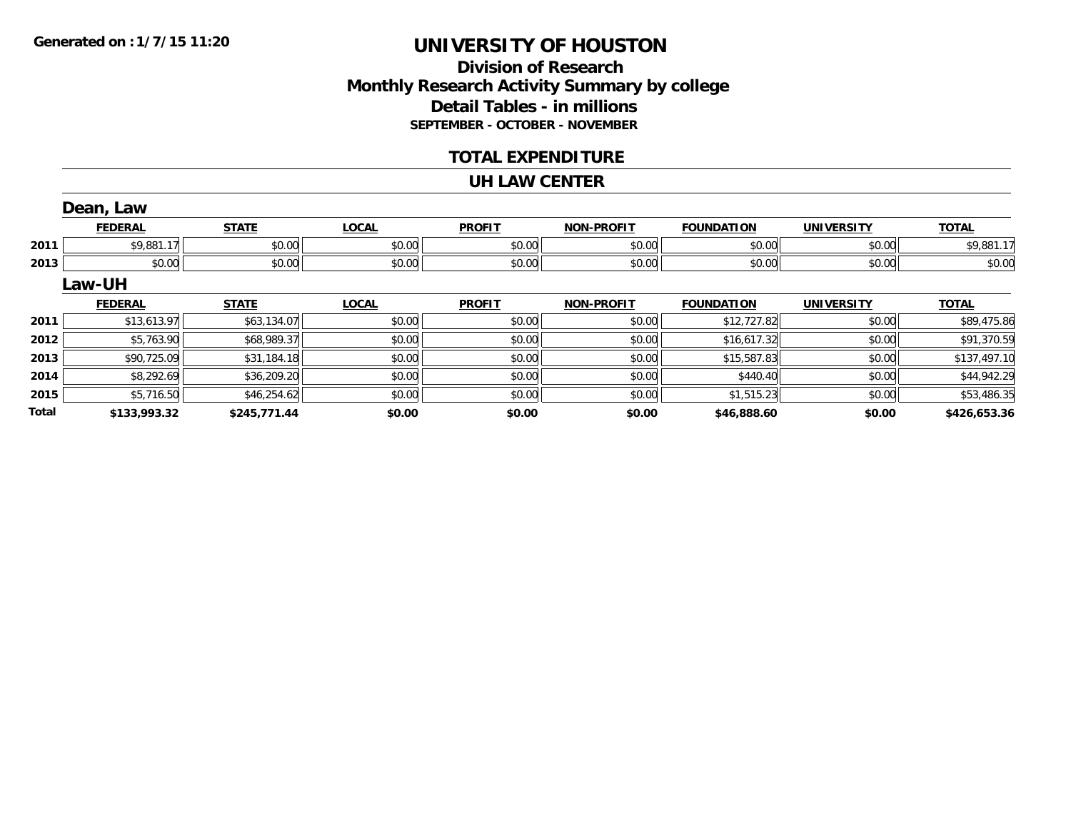**Generated on : 1/7/15 11:20**

# UNIVERSITY OF HOUSTON

## Division of Research
## Monthly Research Activity Summary by college
## Detail Tables - in millions
### SEPTEMBER - OCTOBER - NOVEMBER

## TOTAL EXPENDITURE

## UH LAW CENTER

### Dean, Law

| | FEDERAL | STATE | LOCAL | PROFIT | NON-PROFIT | FOUNDATION | UNIVERSITY | TOTAL |
|---|---|---|---|---|---|---|---|---|
| 2011 | $9,881.17 | $0.00 | $0.00 | $0.00 | $0.00 | $0.00 | $0.00 | $9,881.17 |
| 2013 | $0.00 | $0.00 | $0.00 | $0.00 | $0.00 | $0.00 | $0.00 | $0.00 |

### Law-UH

| | FEDERAL | STATE | LOCAL | PROFIT | NON-PROFIT | FOUNDATION | UNIVERSITY | TOTAL |
|---|---|---|---|---|---|---|---|---|
| 2011 | $13,613.97 | $63,134.07 | $0.00 | $0.00 | $0.00 | $12,727.82 | $0.00 | $89,475.86 |
| 2012 | $5,763.90 | $68,989.37 | $0.00 | $0.00 | $0.00 | $16,617.32 | $0.00 | $91,370.59 |
| 2013 | $90,725.09 | $31,184.18 | $0.00 | $0.00 | $0.00 | $15,587.83 | $0.00 | $137,497.10 |
| 2014 | $8,292.69 | $36,209.20 | $0.00 | $0.00 | $0.00 | $440.40 | $0.00 | $44,942.29 |
| 2015 | $5,716.50 | $46,254.62 | $0.00 | $0.00 | $0.00 | $1,515.23 | $0.00 | $53,486.35 |
| **Total** | **$133,993.32** | **$245,771.44** | **$0.00** | **$0.00** | **$0.00** | **$46,888.60** | **$0.00** | **$426,653.36** |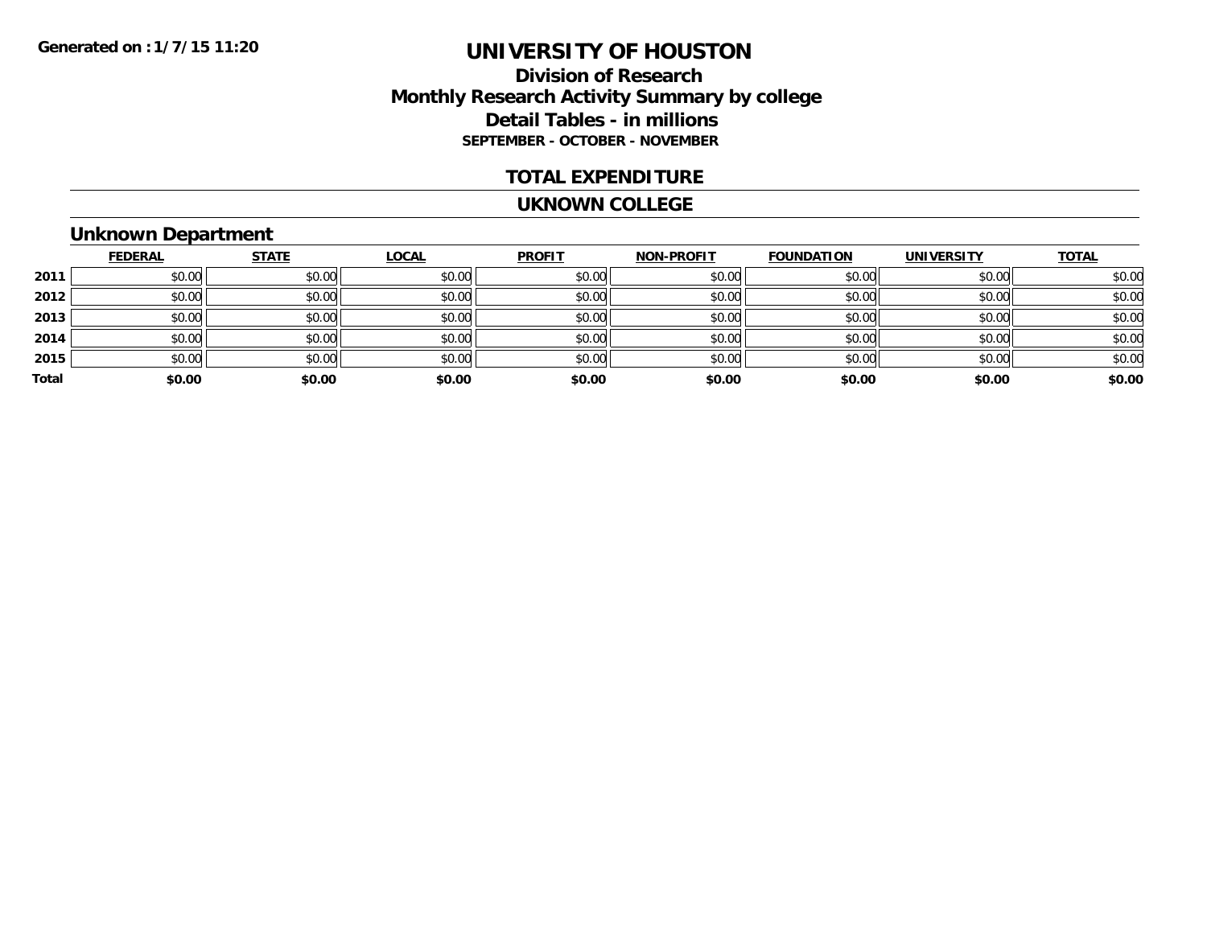Generated on :1/7/15 11:20

# UNIVERSITY OF HOUSTON

## Division of Research
## Monthly Research Activity Summary by college
## Detail Tables - in millions
**SEPTEMBER - OCTOBER - NOVEMBER**

## TOTAL EXPENDITURE

## UKNOWN COLLEGE

### Unknown Department

| | FEDERAL | STATE | LOCAL | PROFIT | NON-PROFIT | FOUNDATION | UNIVERSITY | TOTAL |
|---|---|---|---|---|---|---|---|---|
| 2011 | $0.00 | $0.00 | $0.00 | $0.00 | $0.00 | $0.00 | $0.00 | $0.00 |
| 2012 | $0.00 | $0.00 | $0.00 | $0.00 | $0.00 | $0.00 | $0.00 | $0.00 |
| 2013 | $0.00 | $0.00 | $0.00 | $0.00 | $0.00 | $0.00 | $0.00 | $0.00 |
| 2014 | $0.00 | $0.00 | $0.00 | $0.00 | $0.00 | $0.00 | $0.00 | $0.00 |
| 2015 | $0.00 | $0.00 | $0.00 | $0.00 | $0.00 | $0.00 | $0.00 | $0.00 |
| **Total** | **$0.00** | **$0.00** | **$0.00** | **$0.00** | **$0.00** | **$0.00** | **$0.00** | **$0.00** |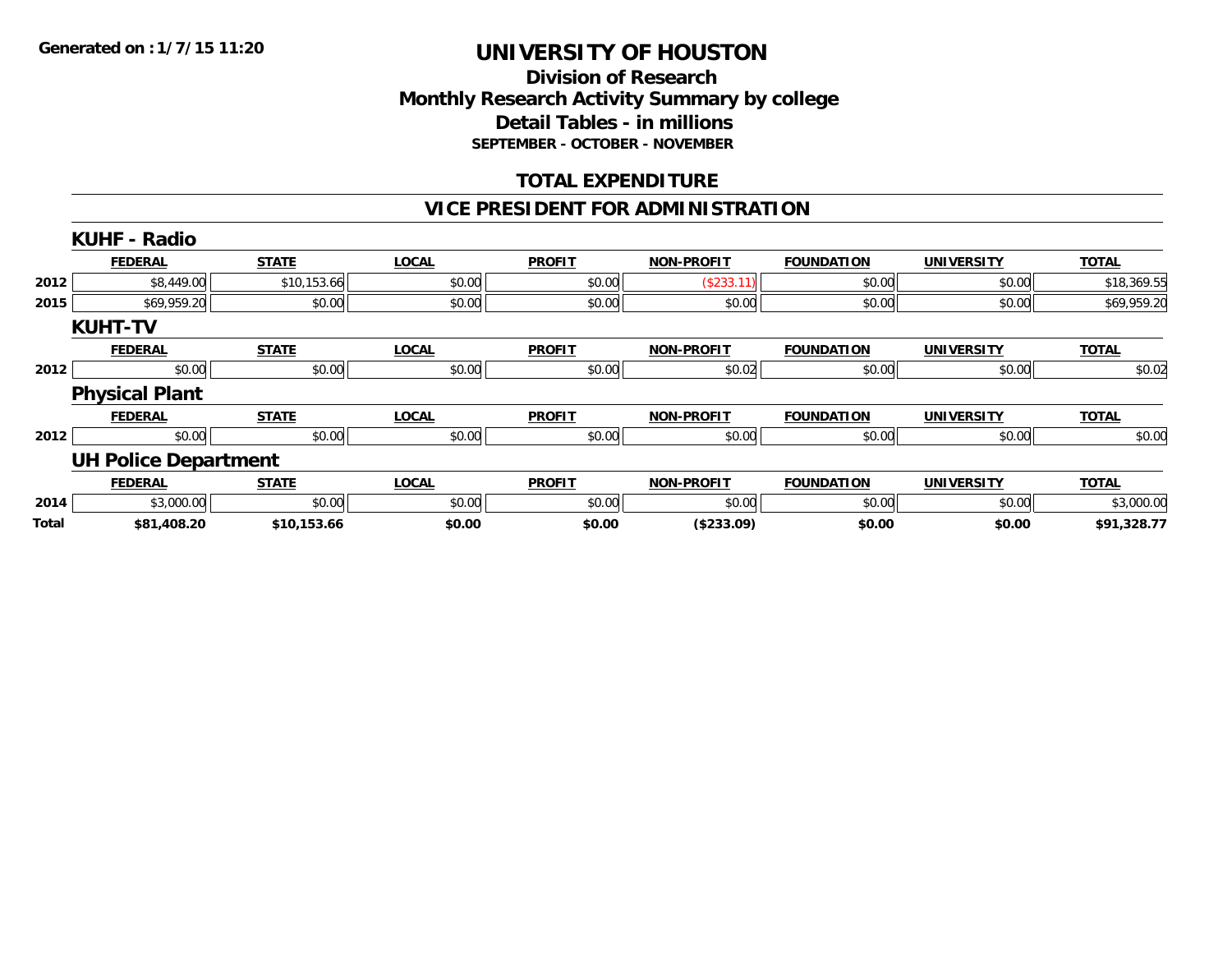Generated on :1/7/15 11:20

# UNIVERSITY OF HOUSTON

## Division of Research
## Monthly Research Activity Summary by college
## Detail Tables - in millions
### SEPTEMBER - OCTOBER - NOVEMBER

## TOTAL EXPENDITURE

## VICE PRESIDENT FOR ADMINISTRATION

### KUHF - Radio

| | FEDERAL | STATE | LOCAL | PROFIT | NON-PROFIT | FOUNDATION | UNIVERSITY | TOTAL |
|---|---|---|---|---|---|---|---|---|
| 2012 | $8,449.00 | $10,153.66 | $0.00 | $0.00 | ($233.11) | $0.00 | $0.00 | $18,369.55 |
| 2015 | $69,959.20 | $0.00 | $0.00 | $0.00 | $0.00 | $0.00 | $0.00 | $69,959.20 |

### KUHT-TV

| | FEDERAL | STATE | LOCAL | PROFIT | NON-PROFIT | FOUNDATION | UNIVERSITY | TOTAL |
|---|---|---|---|---|---|---|---|---|
| 2012 | $0.00 | $0.00 | $0.00 | $0.00 | $0.02 | $0.00 | $0.00 | $0.02 |

### Physical Plant

| | FEDERAL | STATE | LOCAL | PROFIT | NON-PROFIT | FOUNDATION | UNIVERSITY | TOTAL |
|---|---|---|---|---|---|---|---|---|
| 2012 | $0.00 | $0.00 | $0.00 | $0.00 | $0.00 | $0.00 | $0.00 | $0.00 |

### UH Police Department

| | FEDERAL | STATE | LOCAL | PROFIT | NON-PROFIT | FOUNDATION | UNIVERSITY | TOTAL |
|---|---|---|---|---|---|---|---|---|
| 2014 | $3,000.00 | $0.00 | $0.00 | $0.00 | $0.00 | $0.00 | $0.00 | $3,000.00 |
| **Total** | **$81,408.20** | **$10,153.66** | **$0.00** | **$0.00** | **($233.09)** | **$0.00** | **$0.00** | **$91,328.77** |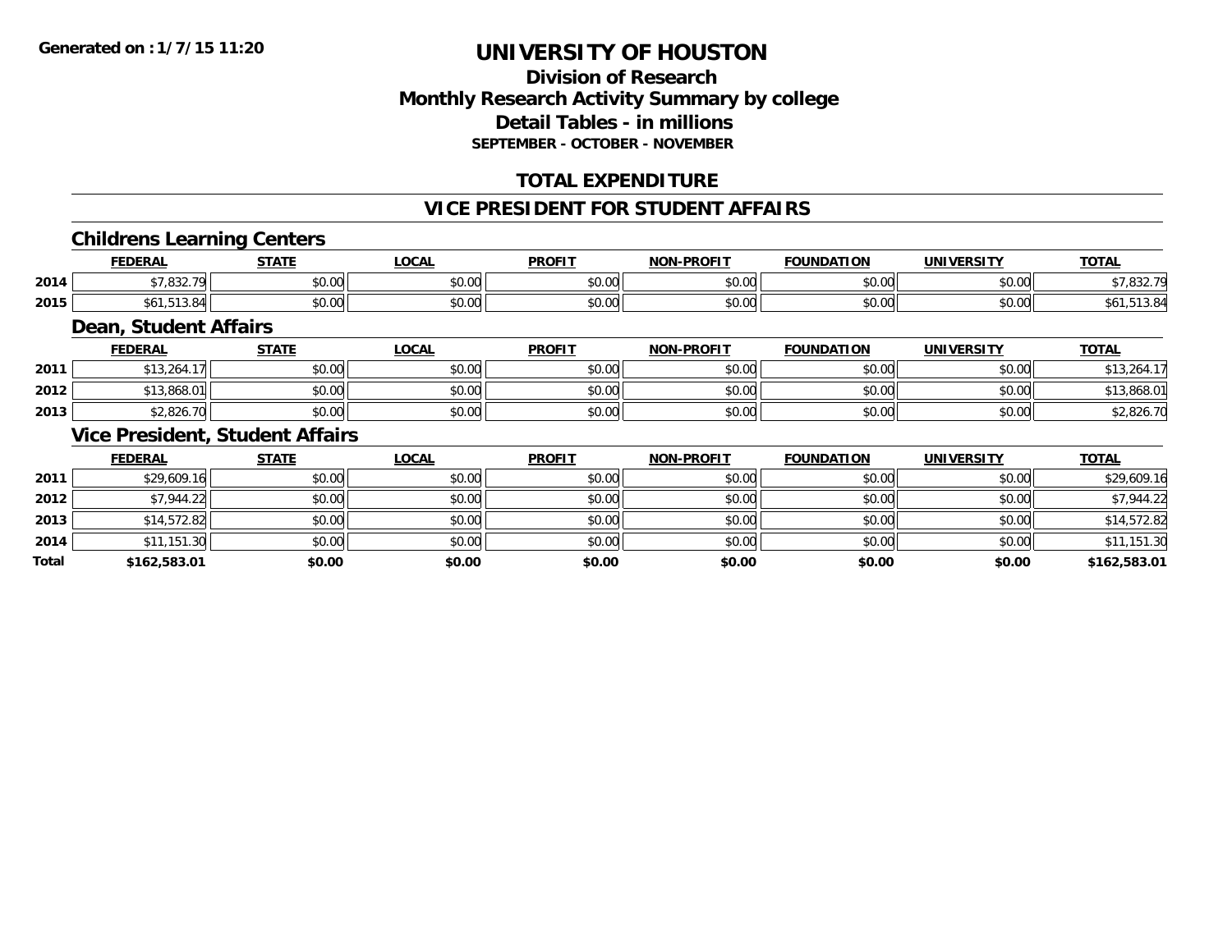# UNIVERSITY OF HOUSTON

## Division of Research
## Monthly Research Activity Summary by college
## Detail Tables - in millions
### SEPTEMBER - OCTOBER - NOVEMBER

## TOTAL EXPENDITURE

## VICE PRESIDENT FOR STUDENT AFFAIRS

### Childrens Learning Centers

| | FEDERAL | STATE | LOCAL | PROFIT | NON-PROFIT | FOUNDATION | UNIVERSITY | TOTAL |
|---|---|---|---|---|---|---|---|---|
| 2014 | $7,832.79 | $0.00 | $0.00 | $0.00 | $0.00 | $0.00 | $0.00 | $7,832.79 |
| 2015 | $61,513.84 | $0.00 | $0.00 | $0.00 | $0.00 | $0.00 | $0.00 | $61,513.84 |

### Dean, Student Affairs

| | FEDERAL | STATE | LOCAL | PROFIT | NON-PROFIT | FOUNDATION | UNIVERSITY | TOTAL |
|---|---|---|---|---|---|---|---|---|
| 2011 | $13,264.17 | $0.00 | $0.00 | $0.00 | $0.00 | $0.00 | $0.00 | $13,264.17 |
| 2012 | $13,868.01 | $0.00 | $0.00 | $0.00 | $0.00 | $0.00 | $0.00 | $13,868.01 |
| 2013 | $2,826.70 | $0.00 | $0.00 | $0.00 | $0.00 | $0.00 | $0.00 | $2,826.70 |

### Vice President, Student Affairs

| | FEDERAL | STATE | LOCAL | PROFIT | NON-PROFIT | FOUNDATION | UNIVERSITY | TOTAL |
|---|---|---|---|---|---|---|---|---|
| 2011 | $29,609.16 | $0.00 | $0.00 | $0.00 | $0.00 | $0.00 | $0.00 | $29,609.16 |
| 2012 | $7,944.22 | $0.00 | $0.00 | $0.00 | $0.00 | $0.00 | $0.00 | $7,944.22 |
| 2013 | $14,572.82 | $0.00 | $0.00 | $0.00 | $0.00 | $0.00 | $0.00 | $14,572.82 |
| 2014 | $11,151.30 | $0.00 | $0.00 | $0.00 | $0.00 | $0.00 | $0.00 | $11,151.30 |
| **Total** | **$162,583.01** | **$0.00** | **$0.00** | **$0.00** | **$0.00** | **$0.00** | **$0.00** | **$162,583.01** |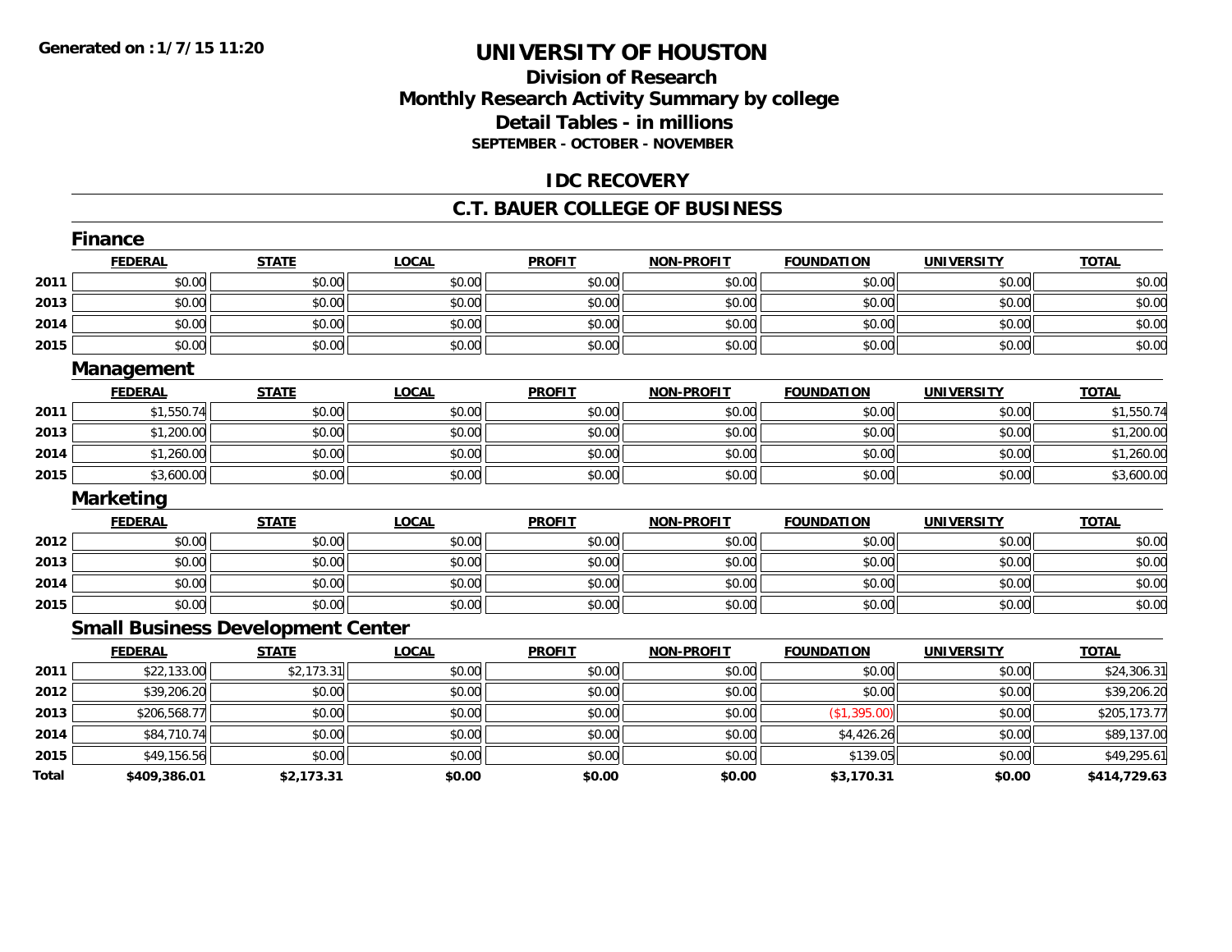Generated on :1/7/15 11:20

# UNIVERSITY OF HOUSTON

## Division of Research
## Monthly Research Activity Summary by college
## Detail Tables - in millions
### SEPTEMBER - OCTOBER - NOVEMBER

## IDC RECOVERY

## C.T. BAUER COLLEGE OF BUSINESS

### Finance

| | FEDERAL | STATE | LOCAL | PROFIT | NON-PROFIT | FOUNDATION | UNIVERSITY | TOTAL |
|---|---|---|---|---|---|---|---|---|
| 2011 | $0.00 | $0.00 | $0.00 | $0.00 | $0.00 | $0.00 | $0.00 | $0.00 |
| 2013 | $0.00 | $0.00 | $0.00 | $0.00 | $0.00 | $0.00 | $0.00 | $0.00 |
| 2014 | $0.00 | $0.00 | $0.00 | $0.00 | $0.00 | $0.00 | $0.00 | $0.00 |
| 2015 | $0.00 | $0.00 | $0.00 | $0.00 | $0.00 | $0.00 | $0.00 | $0.00 |

### Management

| | FEDERAL | STATE | LOCAL | PROFIT | NON-PROFIT | FOUNDATION | UNIVERSITY | TOTAL |
|---|---|---|---|---|---|---|---|---|
| 2011 | $1,550.74 | $0.00 | $0.00 | $0.00 | $0.00 | $0.00 | $0.00 | $1,550.74 |
| 2013 | $1,200.00 | $0.00 | $0.00 | $0.00 | $0.00 | $0.00 | $0.00 | $1,200.00 |
| 2014 | $1,260.00 | $0.00 | $0.00 | $0.00 | $0.00 | $0.00 | $0.00 | $1,260.00 |
| 2015 | $3,600.00 | $0.00 | $0.00 | $0.00 | $0.00 | $0.00 | $0.00 | $3,600.00 |

### Marketing

| | FEDERAL | STATE | LOCAL | PROFIT | NON-PROFIT | FOUNDATION | UNIVERSITY | TOTAL |
|---|---|---|---|---|---|---|---|---|
| 2012 | $0.00 | $0.00 | $0.00 | $0.00 | $0.00 | $0.00 | $0.00 | $0.00 |
| 2013 | $0.00 | $0.00 | $0.00 | $0.00 | $0.00 | $0.00 | $0.00 | $0.00 |
| 2014 | $0.00 | $0.00 | $0.00 | $0.00 | $0.00 | $0.00 | $0.00 | $0.00 |
| 2015 | $0.00 | $0.00 | $0.00 | $0.00 | $0.00 | $0.00 | $0.00 | $0.00 |

### Small Business Development Center

| | FEDERAL | STATE | LOCAL | PROFIT | NON-PROFIT | FOUNDATION | UNIVERSITY | TOTAL |
|---|---|---|---|---|---|---|---|---|
| 2011 | $22,133.00 | $2,173.31 | $0.00 | $0.00 | $0.00 | $0.00 | $0.00 | $24,306.31 |
| 2012 | $39,206.20 | $0.00 | $0.00 | $0.00 | $0.00 | $0.00 | $0.00 | $39,206.20 |
| 2013 | $206,568.77 | $0.00 | $0.00 | $0.00 | $0.00 | ($1,395.00) | $0.00 | $205,173.77 |
| 2014 | $84,710.74 | $0.00 | $0.00 | $0.00 | $0.00 | $4,426.26 | $0.00 | $89,137.00 |
| 2015 | $49,156.56 | $0.00 | $0.00 | $0.00 | $0.00 | $139.05 | $0.00 | $49,295.61 |
| **Total** | **$409,386.01** | **$2,173.31** | **$0.00** | **$0.00** | **$0.00** | **$3,170.31** | **$0.00** | **$414,729.63** |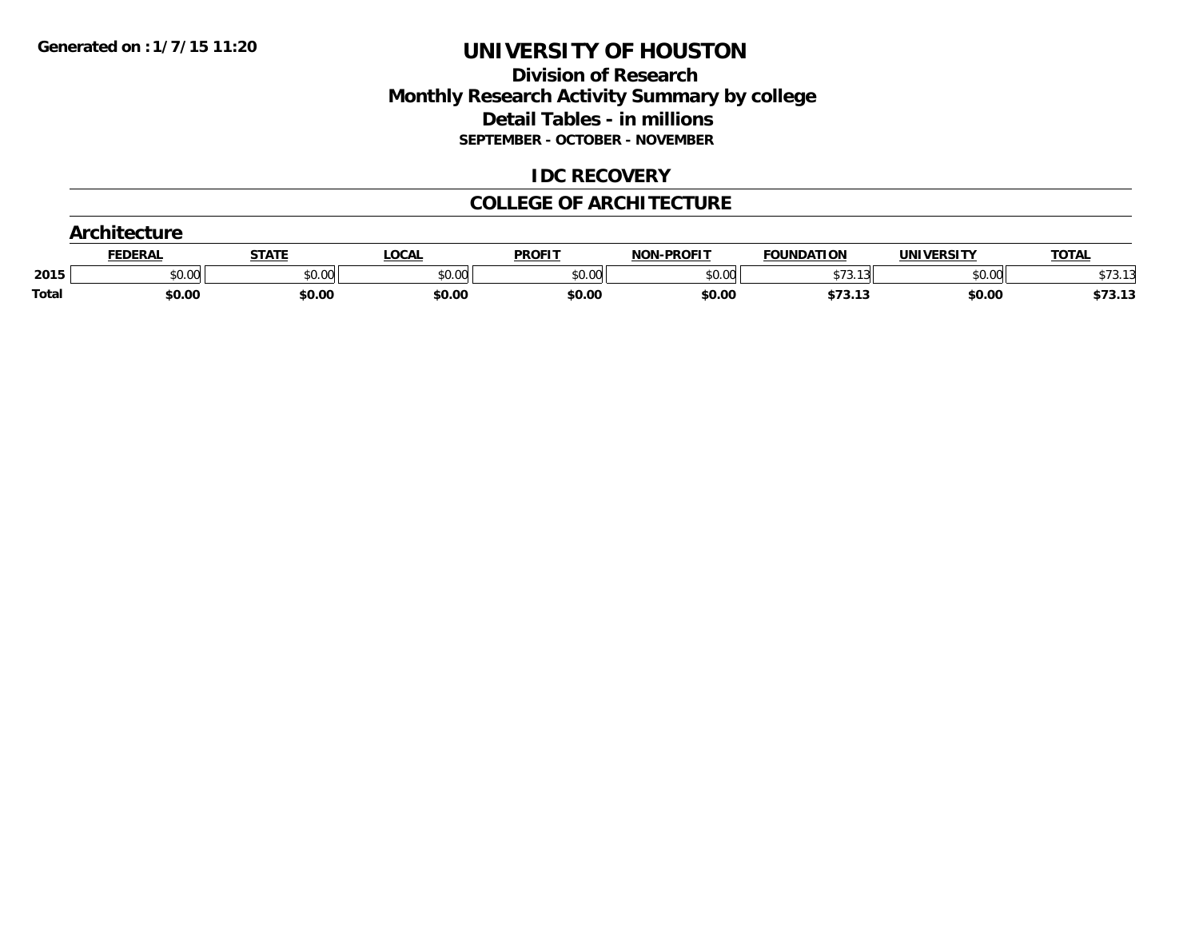Generated on : 1/7/15 11:20

# UNIVERSITY OF HOUSTON

## Division of Research
## Monthly Research Activity Summary by college
## Detail Tables - in millions
### SEPTEMBER - OCTOBER - NOVEMBER

## IDC RECOVERY

## COLLEGE OF ARCHITECTURE

### Architecture

| | FEDERAL | STATE | LOCAL | PROFIT | NON-PROFIT | FOUNDATION | UNIVERSITY | TOTAL |
|---|---|---|---|---|---|---|---|---|
| 2015 | $0.00 | $0.00 | $0.00 | $0.00 | $0.00 | $73.13 | $0.00 | $73.13 |
| **Total** | **$0.00** | **$0.00** | **$0.00** | **$0.00** | **$0.00** | **$73.13** | **$0.00** | **$73.13** |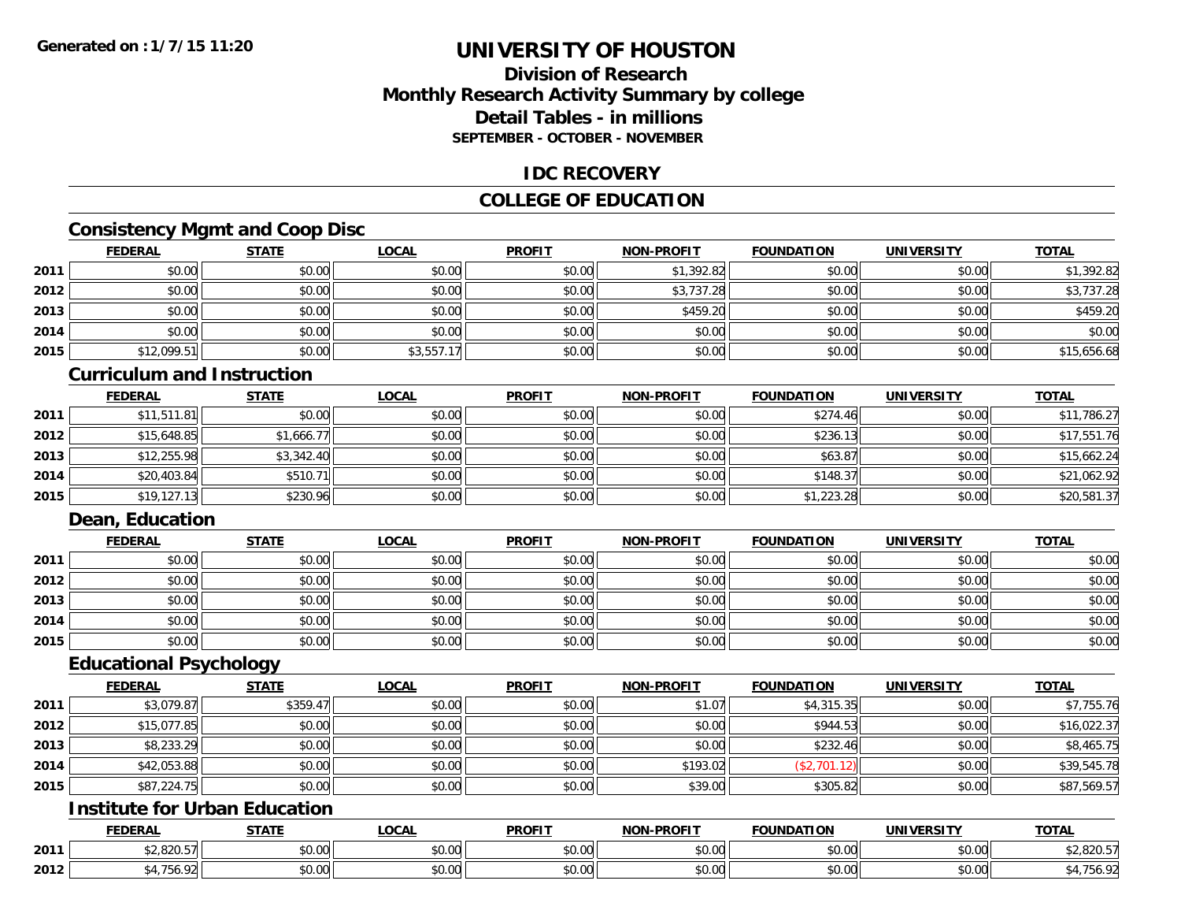**Generated on :1/7/15 11:20**

# UNIVERSITY OF HOUSTON

## Division of Research
## Monthly Research Activity Summary by college
## Detail Tables - in millions
### SEPTEMBER - OCTOBER - NOVEMBER

## IDC RECOVERY

## COLLEGE OF EDUCATION

### Consistency Mgmt and Coop Disc

| | FEDERAL | STATE | LOCAL | PROFIT | NON-PROFIT | FOUNDATION | UNIVERSITY | TOTAL |
|---|---|---|---|---|---|---|---|---|
| 2011 | $0.00 | $0.00 | $0.00 | $0.00 | $1,392.82 | $0.00 | $0.00 | $1,392.82 |
| 2012 | $0.00 | $0.00 | $0.00 | $0.00 | $3,737.28 | $0.00 | $0.00 | $3,737.28 |
| 2013 | $0.00 | $0.00 | $0.00 | $0.00 | $459.20 | $0.00 | $0.00 | $459.20 |
| 2014 | $0.00 | $0.00 | $0.00 | $0.00 | $0.00 | $0.00 | $0.00 | $0.00 |
| 2015 | $12,099.51 | $0.00 | $3,557.17 | $0.00 | $0.00 | $0.00 | $0.00 | $15,656.68 |

### Curriculum and Instruction

| | FEDERAL | STATE | LOCAL | PROFIT | NON-PROFIT | FOUNDATION | UNIVERSITY | TOTAL |
|---|---|---|---|---|---|---|---|---|
| 2011 | $11,511.81 | $0.00 | $0.00 | $0.00 | $0.00 | $274.46 | $0.00 | $11,786.27 |
| 2012 | $15,648.85 | $1,666.77 | $0.00 | $0.00 | $0.00 | $236.13 | $0.00 | $17,551.76 |
| 2013 | $12,255.98 | $3,342.40 | $0.00 | $0.00 | $0.00 | $63.87 | $0.00 | $15,662.24 |
| 2014 | $20,403.84 | $510.71 | $0.00 | $0.00 | $0.00 | $148.37 | $0.00 | $21,062.92 |
| 2015 | $19,127.13 | $230.96 | $0.00 | $0.00 | $0.00 | $1,223.28 | $0.00 | $20,581.37 |

### Dean, Education

| | FEDERAL | STATE | LOCAL | PROFIT | NON-PROFIT | FOUNDATION | UNIVERSITY | TOTAL |
|---|---|---|---|---|---|---|---|---|
| 2011 | $0.00 | $0.00 | $0.00 | $0.00 | $0.00 | $0.00 | $0.00 | $0.00 |
| 2012 | $0.00 | $0.00 | $0.00 | $0.00 | $0.00 | $0.00 | $0.00 | $0.00 |
| 2013 | $0.00 | $0.00 | $0.00 | $0.00 | $0.00 | $0.00 | $0.00 | $0.00 |
| 2014 | $0.00 | $0.00 | $0.00 | $0.00 | $0.00 | $0.00 | $0.00 | $0.00 |
| 2015 | $0.00 | $0.00 | $0.00 | $0.00 | $0.00 | $0.00 | $0.00 | $0.00 |

### Educational Psychology

| | FEDERAL | STATE | LOCAL | PROFIT | NON-PROFIT | FOUNDATION | UNIVERSITY | TOTAL |
|---|---|---|---|---|---|---|---|---|
| 2011 | $3,079.87 | $359.47 | $0.00 | $0.00 | $1.07 | $4,315.35 | $0.00 | $7,755.76 |
| 2012 | $15,077.85 | $0.00 | $0.00 | $0.00 | $0.00 | $944.53 | $0.00 | $16,022.37 |
| 2013 | $8,233.29 | $0.00 | $0.00 | $0.00 | $0.00 | $232.46 | $0.00 | $8,465.75 |
| 2014 | $42,053.88 | $0.00 | $0.00 | $0.00 | $193.02 | ($2,701.12) | $0.00 | $39,545.78 |
| 2015 | $87,224.75 | $0.00 | $0.00 | $0.00 | $39.00 | $305.82 | $0.00 | $87,569.57 |

### Institute for Urban Education

| | FEDERAL | STATE | LOCAL | PROFIT | NON-PROFIT | FOUNDATION | UNIVERSITY | TOTAL |
|---|---|---|---|---|---|---|---|---|
| 2011 | $2,820.57 | $0.00 | $0.00 | $0.00 | $0.00 | $0.00 | $0.00 | $2,820.57 |
| 2012 | $4,756.92 | $0.00 | $0.00 | $0.00 | $0.00 | $0.00 | $0.00 | $4,756.92 |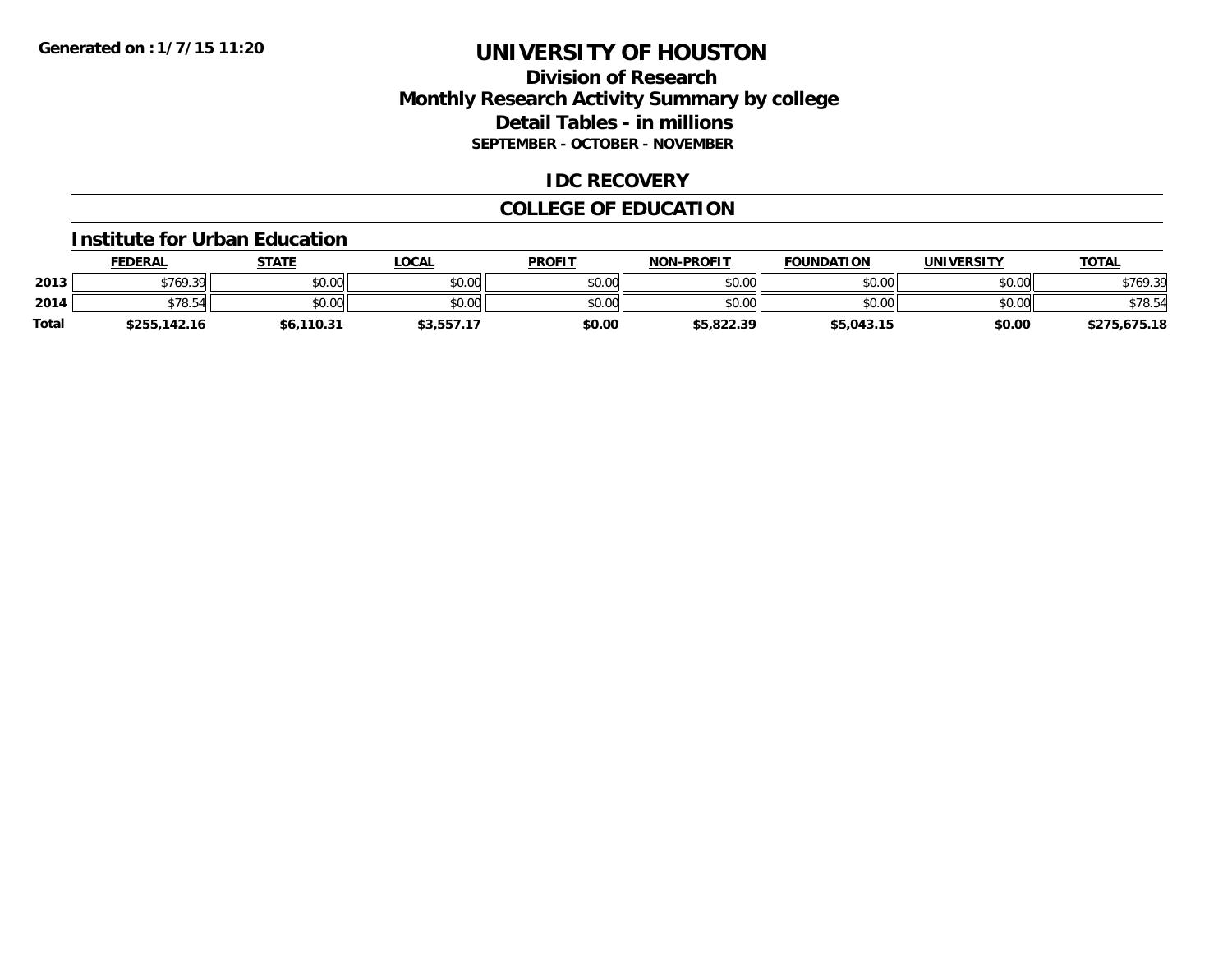# UNIVERSITY OF HOUSTON

## Division of Research
## Monthly Research Activity Summary by college
## Detail Tables - in millions
### SEPTEMBER - OCTOBER - NOVEMBER

Generated on : 1/7/15 11:20

## IDC RECOVERY

## COLLEGE OF EDUCATION

### Institute for Urban Education

| | FEDERAL | STATE | LOCAL | PROFIT | NON-PROFIT | FOUNDATION | UNIVERSITY | TOTAL |
|---|---|---|---|---|---|---|---|---|
| 2013 | $769.39 | $0.00 | $0.00 | $0.00 | $0.00 | $0.00 | $0.00 | $769.39 |
| 2014 | $78.54 | $0.00 | $0.00 | $0.00 | $0.00 | $0.00 | $0.00 | $78.54 |
| **Total** | **$255,142.16** | **$6,110.31** | **$3,557.17** | **$0.00** | **$5,822.39** | **$5,043.15** | **$0.00** | **$275,675.18** |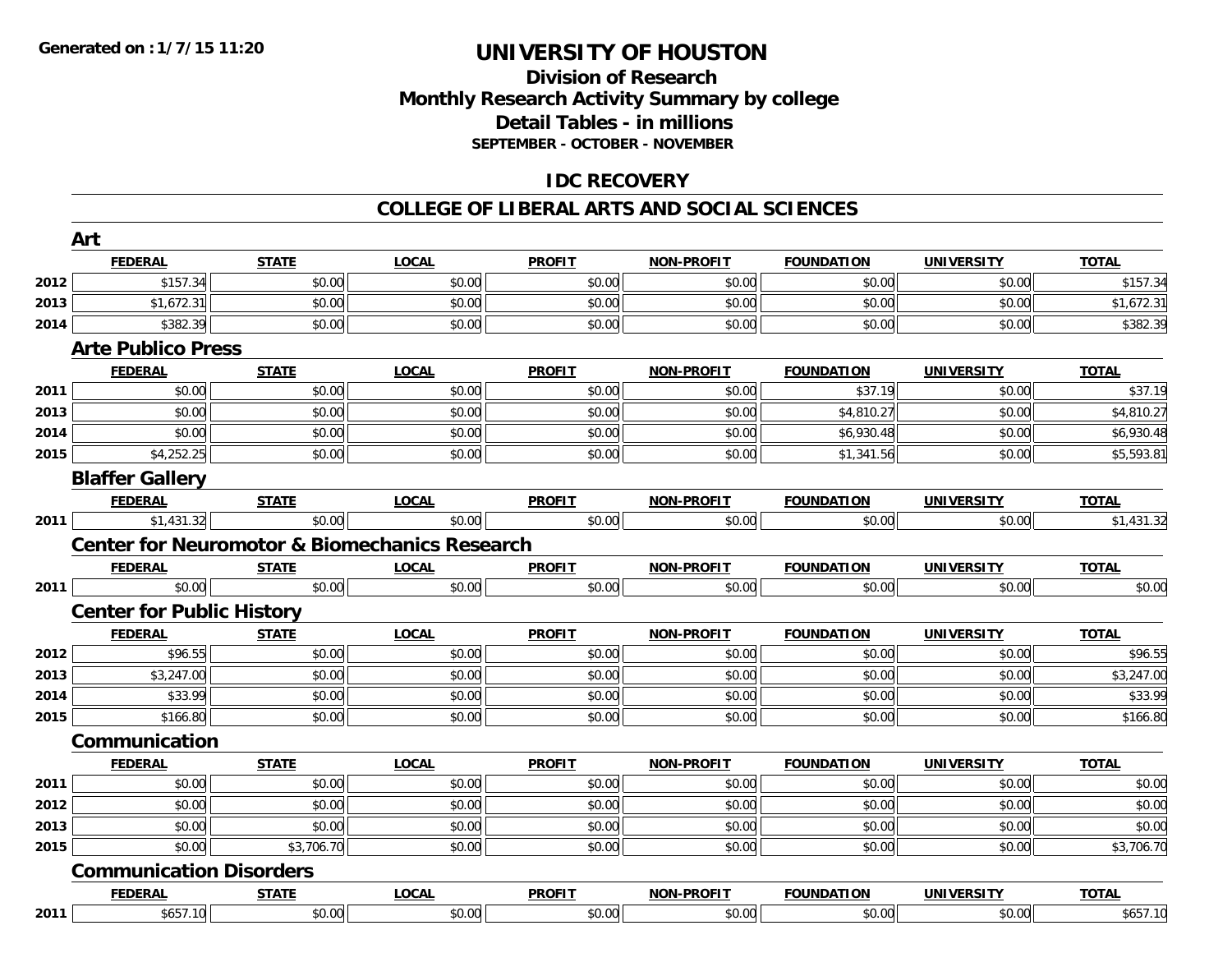# UNIVERSITY OF HOUSTON

## Division of Research
## Monthly Research Activity Summary by college
## Detail Tables - in millions
### SEPTEMBER - OCTOBER - NOVEMBER

## IDC RECOVERY

## COLLEGE OF LIBERAL ARTS AND SOCIAL SCIENCES

### Art

| | FEDERAL | STATE | LOCAL | PROFIT | NON-PROFIT | FOUNDATION | UNIVERSITY | TOTAL |
|---|---|---|---|---|---|---|---|---|
| 2012 | $157.34 | $0.00 | $0.00 | $0.00 | $0.00 | $0.00 | $0.00 | $157.34 |
| 2013 | $1,672.31 | $0.00 | $0.00 | $0.00 | $0.00 | $0.00 | $0.00 | $1,672.31 |
| 2014 | $382.39 | $0.00 | $0.00 | $0.00 | $0.00 | $0.00 | $0.00 | $382.39 |

### Arte Publico Press

| | FEDERAL | STATE | LOCAL | PROFIT | NON-PROFIT | FOUNDATION | UNIVERSITY | TOTAL |
|---|---|---|---|---|---|---|---|---|
| 2011 | $0.00 | $0.00 | $0.00 | $0.00 | $0.00 | $37.19 | $0.00 | $37.19 |
| 2013 | $0.00 | $0.00 | $0.00 | $0.00 | $0.00 | $4,810.27 | $0.00 | $4,810.27 |
| 2014 | $0.00 | $0.00 | $0.00 | $0.00 | $0.00 | $6,930.48 | $0.00 | $6,930.48 |
| 2015 | $4,252.25 | $0.00 | $0.00 | $0.00 | $0.00 | $1,341.56 | $0.00 | $5,593.81 |

### Blaffer Gallery

| | FEDERAL | STATE | LOCAL | PROFIT | NON-PROFIT | FOUNDATION | UNIVERSITY | TOTAL |
|---|---|---|---|---|---|---|---|---|
| 2011 | $1,431.32 | $0.00 | $0.00 | $0.00 | $0.00 | $0.00 | $0.00 | $1,431.32 |

### Center for Neuromotor & Biomechanics Research

| | FEDERAL | STATE | LOCAL | PROFIT | NON-PROFIT | FOUNDATION | UNIVERSITY | TOTAL |
|---|---|---|---|---|---|---|---|---|
| 2011 | $0.00 | $0.00 | $0.00 | $0.00 | $0.00 | $0.00 | $0.00 | $0.00 |

### Center for Public History

| | FEDERAL | STATE | LOCAL | PROFIT | NON-PROFIT | FOUNDATION | UNIVERSITY | TOTAL |
|---|---|---|---|---|---|---|---|---|
| 2012 | $96.55 | $0.00 | $0.00 | $0.00 | $0.00 | $0.00 | $0.00 | $96.55 |
| 2013 | $3,247.00 | $0.00 | $0.00 | $0.00 | $0.00 | $0.00 | $0.00 | $3,247.00 |
| 2014 | $33.99 | $0.00 | $0.00 | $0.00 | $0.00 | $0.00 | $0.00 | $33.99 |
| 2015 | $166.80 | $0.00 | $0.00 | $0.00 | $0.00 | $0.00 | $0.00 | $166.80 |

### Communication

| | FEDERAL | STATE | LOCAL | PROFIT | NON-PROFIT | FOUNDATION | UNIVERSITY | TOTAL |
|---|---|---|---|---|---|---|---|---|
| 2011 | $0.00 | $0.00 | $0.00 | $0.00 | $0.00 | $0.00 | $0.00 | $0.00 |
| 2012 | $0.00 | $0.00 | $0.00 | $0.00 | $0.00 | $0.00 | $0.00 | $0.00 |
| 2013 | $0.00 | $0.00 | $0.00 | $0.00 | $0.00 | $0.00 | $0.00 | $0.00 |
| 2015 | $0.00 | $3,706.70 | $0.00 | $0.00 | $0.00 | $0.00 | $0.00 | $3,706.70 |

### Communication Disorders

| | FEDERAL | STATE | LOCAL | PROFIT | NON-PROFIT | FOUNDATION | UNIVERSITY | TOTAL |
|---|---|---|---|---|---|---|---|---|
| 2011 | $657.10 | $0.00 | $0.00 | $0.00 | $0.00 | $0.00 | $0.00 | $657.10 |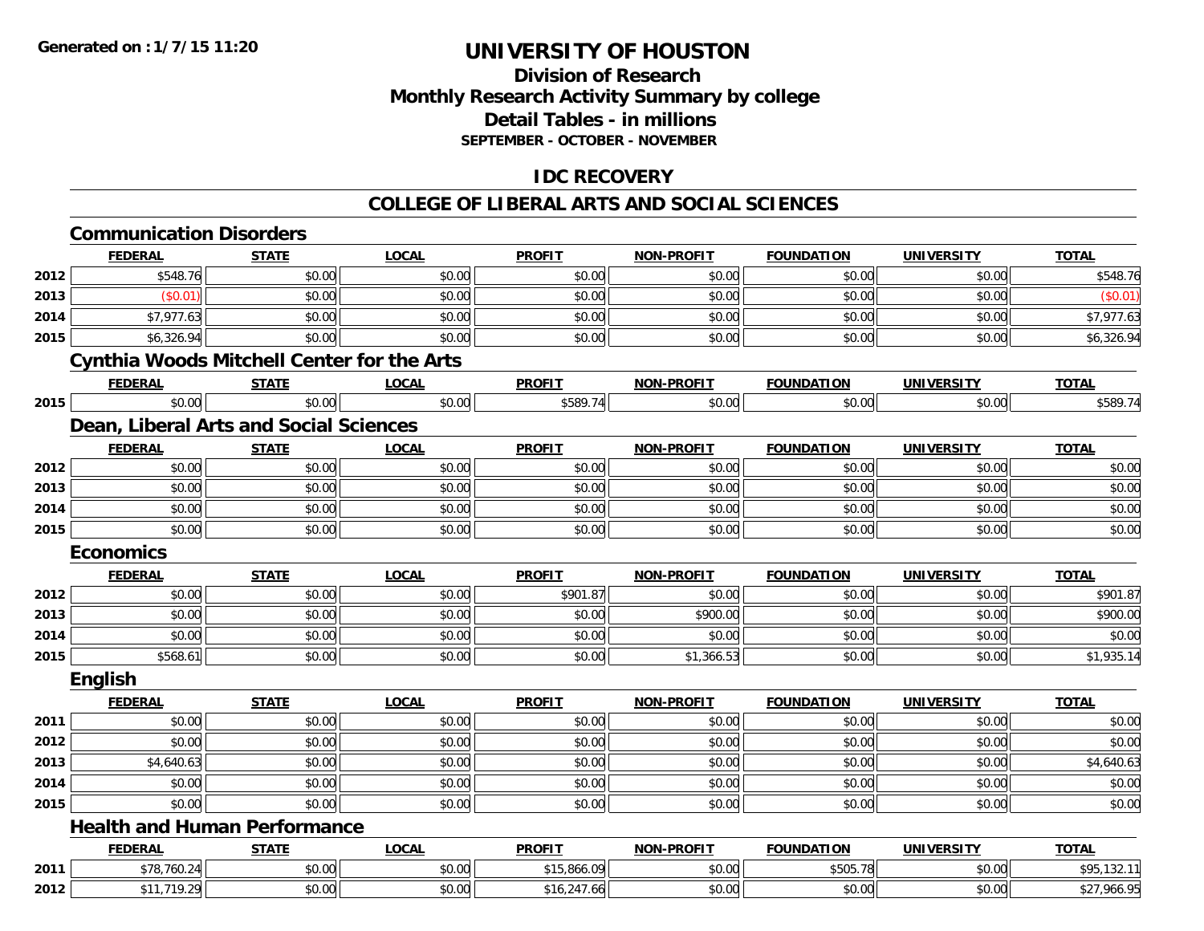Generated on : 1/7/15 11:20

# UNIVERSITY OF HOUSTON

## Division of Research
## Monthly Research Activity Summary by college
## Detail Tables - in millions
### SEPTEMBER - OCTOBER - NOVEMBER

## IDC RECOVERY

## COLLEGE OF LIBERAL ARTS AND SOCIAL SCIENCES

### Communication Disorders

| | FEDERAL | STATE | LOCAL | PROFIT | NON-PROFIT | FOUNDATION | UNIVERSITY | TOTAL |
|---|---|---|---|---|---|---|---|---|
| 2012 | $548.76 | $0.00 | $0.00 | $0.00 | $0.00 | $0.00 | $0.00 | $548.76 |
| 2013 | ($0.01) | $0.00 | $0.00 | $0.00 | $0.00 | $0.00 | $0.00 | ($0.01) |
| 2014 | $7,977.63 | $0.00 | $0.00 | $0.00 | $0.00 | $0.00 | $0.00 | $7,977.63 |
| 2015 | $6,326.94 | $0.00 | $0.00 | $0.00 | $0.00 | $0.00 | $0.00 | $6,326.94 |

### Cynthia Woods Mitchell Center for the Arts

| | FEDERAL | STATE | LOCAL | PROFIT | NON-PROFIT | FOUNDATION | UNIVERSITY | TOTAL |
|---|---|---|---|---|---|---|---|---|
| 2015 | $0.00 | $0.00 | $0.00 | $589.74 | $0.00 | $0.00 | $0.00 | $589.74 |

### Dean, Liberal Arts and Social Sciences

| | FEDERAL | STATE | LOCAL | PROFIT | NON-PROFIT | FOUNDATION | UNIVERSITY | TOTAL |
|---|---|---|---|---|---|---|---|---|
| 2012 | $0.00 | $0.00 | $0.00 | $0.00 | $0.00 | $0.00 | $0.00 | $0.00 |
| 2013 | $0.00 | $0.00 | $0.00 | $0.00 | $0.00 | $0.00 | $0.00 | $0.00 |
| 2014 | $0.00 | $0.00 | $0.00 | $0.00 | $0.00 | $0.00 | $0.00 | $0.00 |
| 2015 | $0.00 | $0.00 | $0.00 | $0.00 | $0.00 | $0.00 | $0.00 | $0.00 |

### Economics

| | FEDERAL | STATE | LOCAL | PROFIT | NON-PROFIT | FOUNDATION | UNIVERSITY | TOTAL |
|---|---|---|---|---|---|---|---|---|
| 2012 | $0.00 | $0.00 | $0.00 | $901.87 | $0.00 | $0.00 | $0.00 | $901.87 |
| 2013 | $0.00 | $0.00 | $0.00 | $0.00 | $900.00 | $0.00 | $0.00 | $900.00 |
| 2014 | $0.00 | $0.00 | $0.00 | $0.00 | $0.00 | $0.00 | $0.00 | $0.00 |
| 2015 | $568.61 | $0.00 | $0.00 | $0.00 | $1,366.53 | $0.00 | $0.00 | $1,935.14 |

### English

| | FEDERAL | STATE | LOCAL | PROFIT | NON-PROFIT | FOUNDATION | UNIVERSITY | TOTAL |
|---|---|---|---|---|---|---|---|---|
| 2011 | $0.00 | $0.00 | $0.00 | $0.00 | $0.00 | $0.00 | $0.00 | $0.00 |
| 2012 | $0.00 | $0.00 | $0.00 | $0.00 | $0.00 | $0.00 | $0.00 | $0.00 |
| 2013 | $4,640.63 | $0.00 | $0.00 | $0.00 | $0.00 | $0.00 | $0.00 | $4,640.63 |
| 2014 | $0.00 | $0.00 | $0.00 | $0.00 | $0.00 | $0.00 | $0.00 | $0.00 |
| 2015 | $0.00 | $0.00 | $0.00 | $0.00 | $0.00 | $0.00 | $0.00 | $0.00 |

### Health and Human Performance

| | FEDERAL | STATE | LOCAL | PROFIT | NON-PROFIT | FOUNDATION | UNIVERSITY | TOTAL |
|---|---|---|---|---|---|---|---|---|
| 2011 | $78,760.24 | $0.00 | $0.00 | $15,866.09 | $0.00 | $505.78 | $0.00 | $95,132.11 |
| 2012 | $11,719.29 | $0.00 | $0.00 | $16,247.66 | $0.00 | $0.00 | $0.00 | $27,966.95 |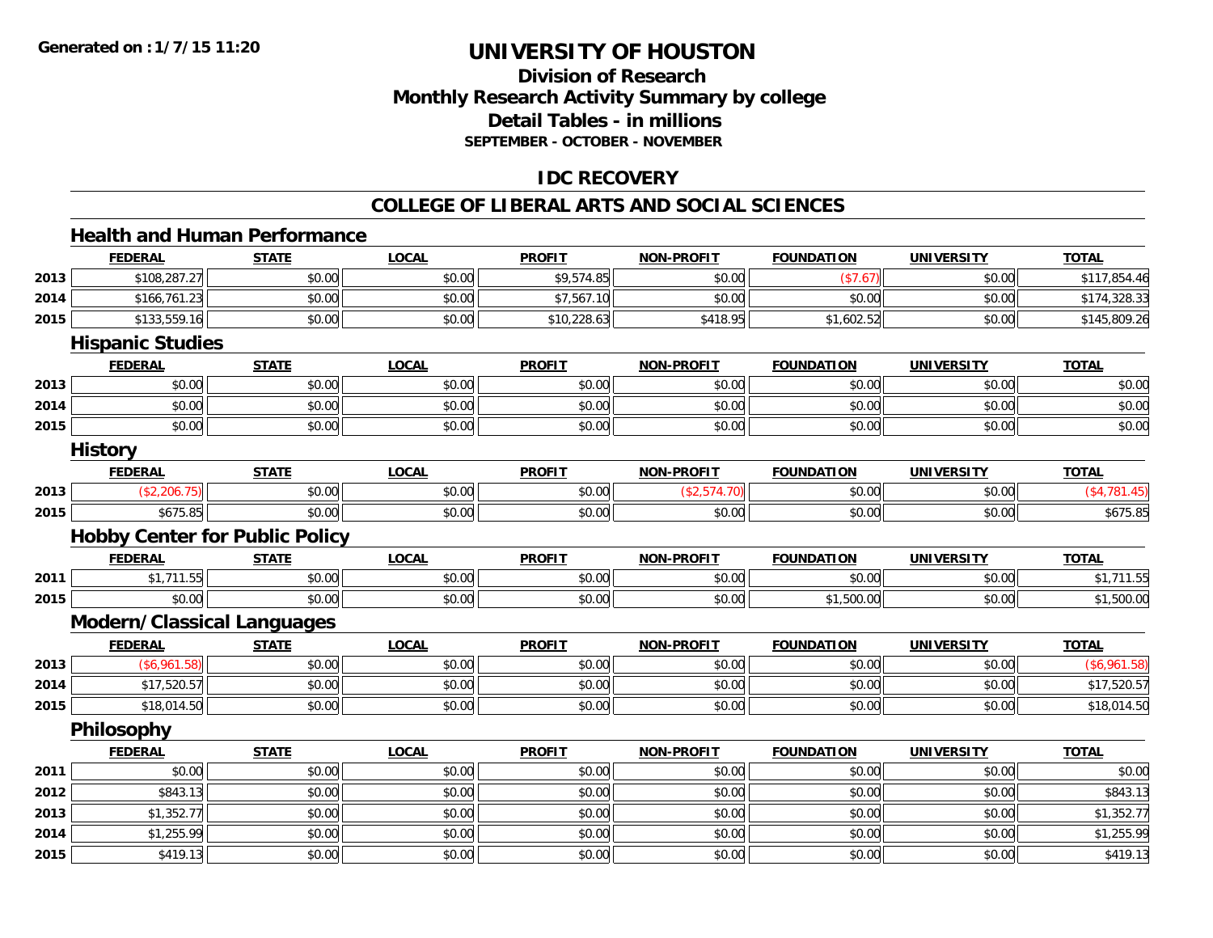**Generated on : 1/7/15 11:20**

# UNIVERSITY OF HOUSTON

## Division of Research
## Monthly Research Activity Summary by college
## Detail Tables - in millions
### SEPTEMBER - OCTOBER - NOVEMBER

## IDC RECOVERY

## COLLEGE OF LIBERAL ARTS AND SOCIAL SCIENCES

### Health and Human Performance

| | FEDERAL | STATE | LOCAL | PROFIT | NON-PROFIT | FOUNDATION | UNIVERSITY | TOTAL |
|---|---|---|---|---|---|---|---|---|
| 2013 | $108,287.27 | $0.00 | $0.00 | $9,574.85 | $0.00 | ($7.67) | $0.00 | $117,854.46 |
| 2014 | $166,761.23 | $0.00 | $0.00 | $7,567.10 | $0.00 | $0.00 | $0.00 | $174,328.33 |
| 2015 | $133,559.16 | $0.00 | $0.00 | $10,228.63 | $418.95 | $1,602.52 | $0.00 | $145,809.26 |

### Hispanic Studies

| | FEDERAL | STATE | LOCAL | PROFIT | NON-PROFIT | FOUNDATION | UNIVERSITY | TOTAL |
|---|---|---|---|---|---|---|---|---|
| 2013 | $0.00 | $0.00 | $0.00 | $0.00 | $0.00 | $0.00 | $0.00 | $0.00 |
| 2014 | $0.00 | $0.00 | $0.00 | $0.00 | $0.00 | $0.00 | $0.00 | $0.00 |
| 2015 | $0.00 | $0.00 | $0.00 | $0.00 | $0.00 | $0.00 | $0.00 | $0.00 |

### History

| | FEDERAL | STATE | LOCAL | PROFIT | NON-PROFIT | FOUNDATION | UNIVERSITY | TOTAL |
|---|---|---|---|---|---|---|---|---|
| 2013 | ($2,206.75) | $0.00 | $0.00 | $0.00 | ($2,574.70) | $0.00 | $0.00 | ($4,781.45) |
| 2015 | $675.85 | $0.00 | $0.00 | $0.00 | $0.00 | $0.00 | $0.00 | $675.85 |

### Hobby Center for Public Policy

| | FEDERAL | STATE | LOCAL | PROFIT | NON-PROFIT | FOUNDATION | UNIVERSITY | TOTAL |
|---|---|---|---|---|---|---|---|---|
| 2011 | $1,711.55 | $0.00 | $0.00 | $0.00 | $0.00 | $0.00 | $0.00 | $1,711.55 |
| 2015 | $0.00 | $0.00 | $0.00 | $0.00 | $0.00 | $1,500.00 | $0.00 | $1,500.00 |

### Modern/Classical Languages

| | FEDERAL | STATE | LOCAL | PROFIT | NON-PROFIT | FOUNDATION | UNIVERSITY | TOTAL |
|---|---|---|---|---|---|---|---|---|
| 2013 | ($6,961.58) | $0.00 | $0.00 | $0.00 | $0.00 | $0.00 | $0.00 | ($6,961.58) |
| 2014 | $17,520.57 | $0.00 | $0.00 | $0.00 | $0.00 | $0.00 | $0.00 | $17,520.57 |
| 2015 | $18,014.50 | $0.00 | $0.00 | $0.00 | $0.00 | $0.00 | $0.00 | $18,014.50 |

### Philosophy

| | FEDERAL | STATE | LOCAL | PROFIT | NON-PROFIT | FOUNDATION | UNIVERSITY | TOTAL |
|---|---|---|---|---|---|---|---|---|
| 2011 | $0.00 | $0.00 | $0.00 | $0.00 | $0.00 | $0.00 | $0.00 | $0.00 |
| 2012 | $843.13 | $0.00 | $0.00 | $0.00 | $0.00 | $0.00 | $0.00 | $843.13 |
| 2013 | $1,352.77 | $0.00 | $0.00 | $0.00 | $0.00 | $0.00 | $0.00 | $1,352.77 |
| 2014 | $1,255.99 | $0.00 | $0.00 | $0.00 | $0.00 | $0.00 | $0.00 | $1,255.99 |
| 2015 | $419.13 | $0.00 | $0.00 | $0.00 | $0.00 | $0.00 | $0.00 | $419.13 |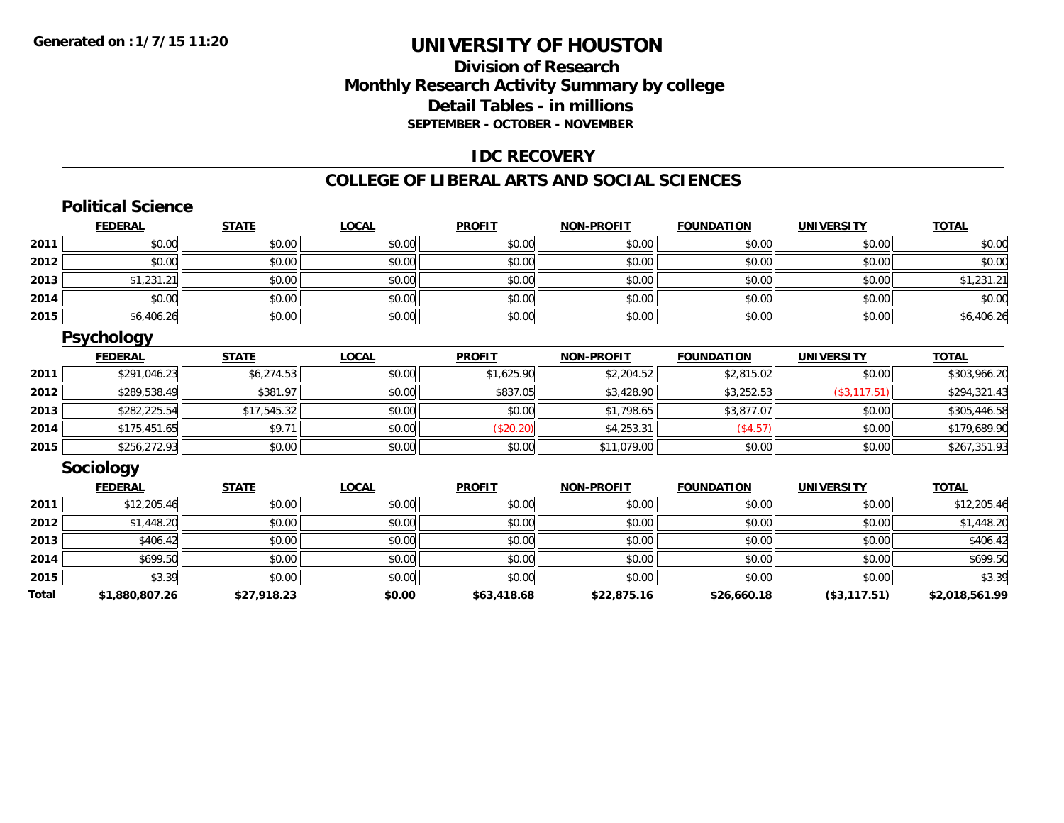**Generated on :1/7/15 11:20**

# UNIVERSITY OF HOUSTON

## Division of Research
## Monthly Research Activity Summary by college
## Detail Tables - in millions
### SEPTEMBER - OCTOBER - NOVEMBER

## IDC RECOVERY

## COLLEGE OF LIBERAL ARTS AND SOCIAL SCIENCES

### Political Science

| | FEDERAL | STATE | LOCAL | PROFIT | NON-PROFIT | FOUNDATION | UNIVERSITY | TOTAL |
|---|---|---|---|---|---|---|---|---|
| 2011 | $0.00 | $0.00 | $0.00 | $0.00 | $0.00 | $0.00 | $0.00 | $0.00 |
| 2012 | $0.00 | $0.00 | $0.00 | $0.00 | $0.00 | $0.00 | $0.00 | $0.00 |
| 2013 | $1,231.21 | $0.00 | $0.00 | $0.00 | $0.00 | $0.00 | $0.00 | $1,231.21 |
| 2014 | $0.00 | $0.00 | $0.00 | $0.00 | $0.00 | $0.00 | $0.00 | $0.00 |
| 2015 | $6,406.26 | $0.00 | $0.00 | $0.00 | $0.00 | $0.00 | $0.00 | $6,406.26 |

### Psychology

| | FEDERAL | STATE | LOCAL | PROFIT | NON-PROFIT | FOUNDATION | UNIVERSITY | TOTAL |
|---|---|---|---|---|---|---|---|---|
| 2011 | $291,046.23 | $6,274.53 | $0.00 | $1,625.90 | $2,204.52 | $2,815.02 | $0.00 | $303,966.20 |
| 2012 | $289,538.49 | $381.97 | $0.00 | $837.05 | $3,428.90 | $3,252.53 | ($3,117.51) | $294,321.43 |
| 2013 | $282,225.54 | $17,545.32 | $0.00 | $0.00 | $1,798.65 | $3,877.07 | $0.00 | $305,446.58 |
| 2014 | $175,451.65 | $9.71 | $0.00 | ($20.20) | $4,253.31 | ($4.57) | $0.00 | $179,689.90 |
| 2015 | $256,272.93 | $0.00 | $0.00 | $0.00 | $11,079.00 | $0.00 | $0.00 | $267,351.93 |

### Sociology

| | FEDERAL | STATE | LOCAL | PROFIT | NON-PROFIT | FOUNDATION | UNIVERSITY | TOTAL |
|---|---|---|---|---|---|---|---|---|
| 2011 | $12,205.46 | $0.00 | $0.00 | $0.00 | $0.00 | $0.00 | $0.00 | $12,205.46 |
| 2012 | $1,448.20 | $0.00 | $0.00 | $0.00 | $0.00 | $0.00 | $0.00 | $1,448.20 |
| 2013 | $406.42 | $0.00 | $0.00 | $0.00 | $0.00 | $0.00 | $0.00 | $406.42 |
| 2014 | $699.50 | $0.00 | $0.00 | $0.00 | $0.00 | $0.00 | $0.00 | $699.50 |
| 2015 | $3.39 | $0.00 | $0.00 | $0.00 | $0.00 | $0.00 | $0.00 | $3.39 |
| **Total** | **$1,880,807.26** | **$27,918.23** | **$0.00** | **$63,418.68** | **$22,875.16** | **$26,660.18** | **($3,117.51)** | **$2,018,561.99** |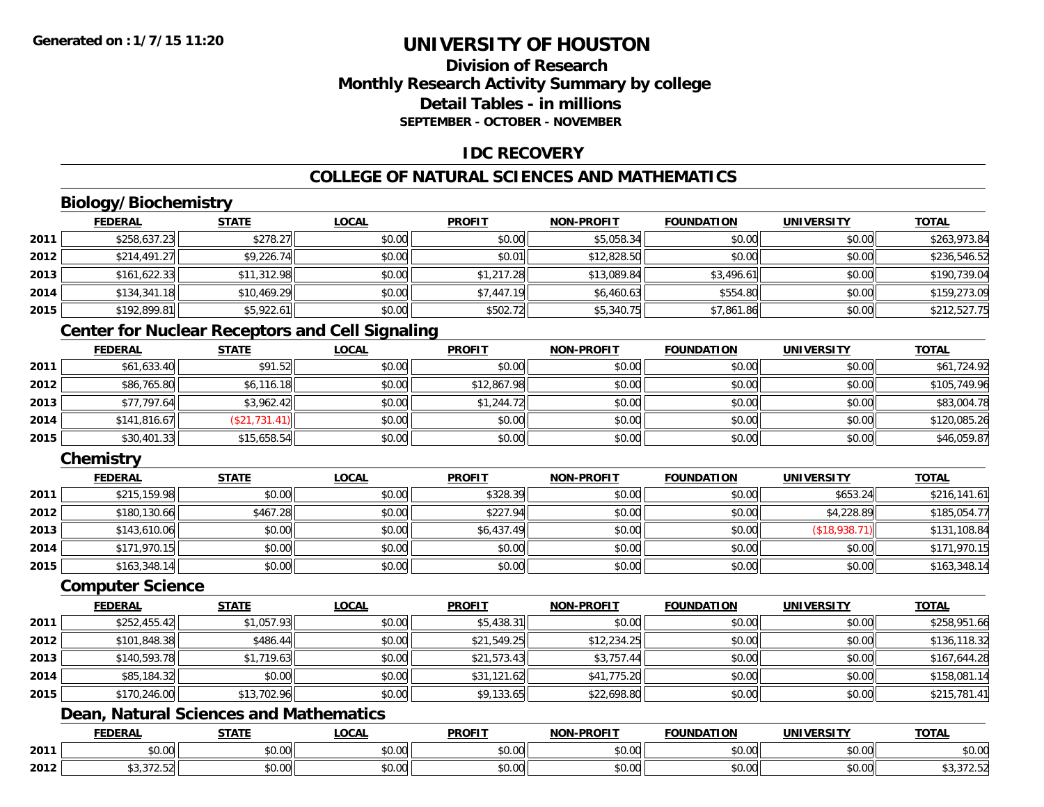**Generated on :1/7/15 11:20**

# UNIVERSITY OF HOUSTON

## Division of Research
## Monthly Research Activity Summary by college
## Detail Tables - in millions
### SEPTEMBER - OCTOBER - NOVEMBER

## IDC RECOVERY

## COLLEGE OF NATURAL SCIENCES AND MATHEMATICS

### Biology/Biochemistry

| | FEDERAL | STATE | LOCAL | PROFIT | NON-PROFIT | FOUNDATION | UNIVERSITY | TOTAL |
|---|---|---|---|---|---|---|---|---|
| 2011 | $258,637.23 | $278.27 | $0.00 | $0.00 | $5,058.34 | $0.00 | $0.00 | $263,973.84 |
| 2012 | $214,491.27 | $9,226.74 | $0.00 | $0.01 | $12,828.50 | $0.00 | $0.00 | $236,546.52 |
| 2013 | $161,622.33 | $11,312.98 | $0.00 | $1,217.28 | $13,089.84 | $3,496.61 | $0.00 | $190,739.04 |
| 2014 | $134,341.18 | $10,469.29 | $0.00 | $7,447.19 | $6,460.63 | $554.80 | $0.00 | $159,273.09 |
| 2015 | $192,899.81 | $5,922.61 | $0.00 | $502.72 | $5,340.75 | $7,861.86 | $0.00 | $212,527.75 |

### Center for Nuclear Receptors and Cell Signaling

| | FEDERAL | STATE | LOCAL | PROFIT | NON-PROFIT | FOUNDATION | UNIVERSITY | TOTAL |
|---|---|---|---|---|---|---|---|---|
| 2011 | $61,633.40 | $91.52 | $0.00 | $0.00 | $0.00 | $0.00 | $0.00 | $61,724.92 |
| 2012 | $86,765.80 | $6,116.18 | $0.00 | $12,867.98 | $0.00 | $0.00 | $0.00 | $105,749.96 |
| 2013 | $77,797.64 | $3,962.42 | $0.00 | $1,244.72 | $0.00 | $0.00 | $0.00 | $83,004.78 |
| 2014 | $141,816.67 | ($21,731.41) | $0.00 | $0.00 | $0.00 | $0.00 | $0.00 | $120,085.26 |
| 2015 | $30,401.33 | $15,658.54 | $0.00 | $0.00 | $0.00 | $0.00 | $0.00 | $46,059.87 |

### Chemistry

| | FEDERAL | STATE | LOCAL | PROFIT | NON-PROFIT | FOUNDATION | UNIVERSITY | TOTAL |
|---|---|---|---|---|---|---|---|---|
| 2011 | $215,159.98 | $0.00 | $0.00 | $328.39 | $0.00 | $0.00 | $653.24 | $216,141.61 |
| 2012 | $180,130.66 | $467.28 | $0.00 | $227.94 | $0.00 | $0.00 | $4,228.89 | $185,054.77 |
| 2013 | $143,610.06 | $0.00 | $0.00 | $6,437.49 | $0.00 | $0.00 | ($18,938.71) | $131,108.84 |
| 2014 | $171,970.15 | $0.00 | $0.00 | $0.00 | $0.00 | $0.00 | $0.00 | $171,970.15 |
| 2015 | $163,348.14 | $0.00 | $0.00 | $0.00 | $0.00 | $0.00 | $0.00 | $163,348.14 |

### Computer Science

| | FEDERAL | STATE | LOCAL | PROFIT | NON-PROFIT | FOUNDATION | UNIVERSITY | TOTAL |
|---|---|---|---|---|---|---|---|---|
| 2011 | $252,455.42 | $1,057.93 | $0.00 | $5,438.31 | $0.00 | $0.00 | $0.00 | $258,951.66 |
| 2012 | $101,848.38 | $486.44 | $0.00 | $21,549.25 | $12,234.25 | $0.00 | $0.00 | $136,118.32 |
| 2013 | $140,593.78 | $1,719.63 | $0.00 | $21,573.43 | $3,757.44 | $0.00 | $0.00 | $167,644.28 |
| 2014 | $85,184.32 | $0.00 | $0.00 | $31,121.62 | $41,775.20 | $0.00 | $0.00 | $158,081.14 |
| 2015 | $170,246.00 | $13,702.96 | $0.00 | $9,133.65 | $22,698.80 | $0.00 | $0.00 | $215,781.41 |

### Dean, Natural Sciences and Mathematics

| | FEDERAL | STATE | LOCAL | PROFIT | NON-PROFIT | FOUNDATION | UNIVERSITY | TOTAL |
|---|---|---|---|---|---|---|---|---|
| 2011 | $0.00 | $0.00 | $0.00 | $0.00 | $0.00 | $0.00 | $0.00 | $0.00 |
| 2012 | $3,372.52 | $0.00 | $0.00 | $0.00 | $0.00 | $0.00 | $0.00 | $3,372.52 |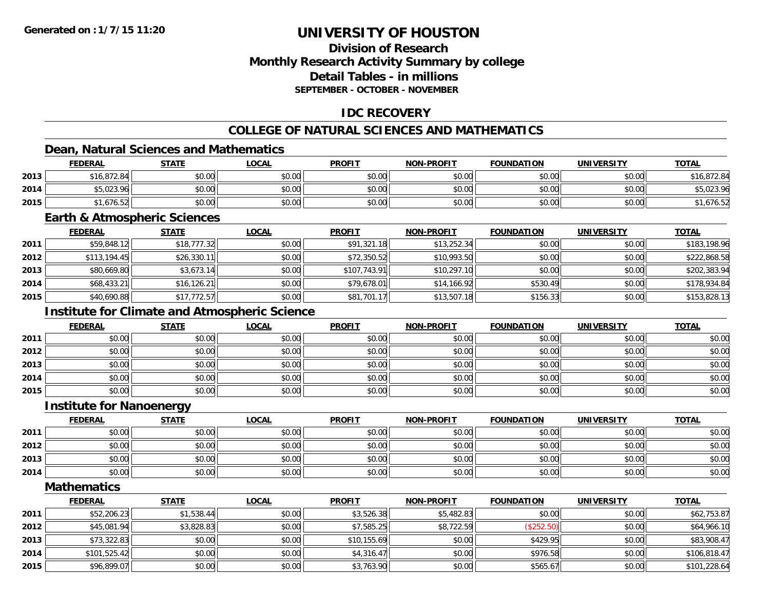# UNIVERSITY OF HOUSTON

## Division of Research
## Monthly Research Activity Summary by college
## Detail Tables - in millions
### SEPTEMBER - OCTOBER - NOVEMBER

## IDC RECOVERY

## COLLEGE OF NATURAL SCIENCES AND MATHEMATICS

### Dean, Natural Sciences and Mathematics

| | FEDERAL | STATE | LOCAL | PROFIT | NON-PROFIT | FOUNDATION | UNIVERSITY | TOTAL |
|---|---|---|---|---|---|---|---|---|
| 2013 | $16,872.84 | $0.00 | $0.00 | $0.00 | $0.00 | $0.00 | $0.00 | $16,872.84 |
| 2014 | $5,023.96 | $0.00 | $0.00 | $0.00 | $0.00 | $0.00 | $0.00 | $5,023.96 |
| 2015 | $1,676.52 | $0.00 | $0.00 | $0.00 | $0.00 | $0.00 | $0.00 | $1,676.52 |

### Earth & Atmospheric Sciences

| | FEDERAL | STATE | LOCAL | PROFIT | NON-PROFIT | FOUNDATION | UNIVERSITY | TOTAL |
|---|---|---|---|---|---|---|---|---|
| 2011 | $59,848.12 | $18,777.32 | $0.00 | $91,321.18 | $13,252.34 | $0.00 | $0.00 | $183,198.96 |
| 2012 | $113,194.45 | $26,330.11 | $0.00 | $72,350.52 | $10,993.50 | $0.00 | $0.00 | $222,868.58 |
| 2013 | $80,669.80 | $3,673.14 | $0.00 | $107,743.91 | $10,297.10 | $0.00 | $0.00 | $202,383.94 |
| 2014 | $68,433.21 | $16,126.21 | $0.00 | $79,678.01 | $14,166.92 | $530.49 | $0.00 | $178,934.84 |
| 2015 | $40,690.88 | $17,772.57 | $0.00 | $81,701.17 | $13,507.18 | $156.33 | $0.00 | $153,828.13 |

### Institute for Climate and Atmospheric Science

| | FEDERAL | STATE | LOCAL | PROFIT | NON-PROFIT | FOUNDATION | UNIVERSITY | TOTAL |
|---|---|---|---|---|---|---|---|---|
| 2011 | $0.00 | $0.00 | $0.00 | $0.00 | $0.00 | $0.00 | $0.00 | $0.00 |
| 2012 | $0.00 | $0.00 | $0.00 | $0.00 | $0.00 | $0.00 | $0.00 | $0.00 |
| 2013 | $0.00 | $0.00 | $0.00 | $0.00 | $0.00 | $0.00 | $0.00 | $0.00 |
| 2014 | $0.00 | $0.00 | $0.00 | $0.00 | $0.00 | $0.00 | $0.00 | $0.00 |
| 2015 | $0.00 | $0.00 | $0.00 | $0.00 | $0.00 | $0.00 | $0.00 | $0.00 |

### Institute for Nanoenergy

| | FEDERAL | STATE | LOCAL | PROFIT | NON-PROFIT | FOUNDATION | UNIVERSITY | TOTAL |
|---|---|---|---|---|---|---|---|---|
| 2011 | $0.00 | $0.00 | $0.00 | $0.00 | $0.00 | $0.00 | $0.00 | $0.00 |
| 2012 | $0.00 | $0.00 | $0.00 | $0.00 | $0.00 | $0.00 | $0.00 | $0.00 |
| 2013 | $0.00 | $0.00 | $0.00 | $0.00 | $0.00 | $0.00 | $0.00 | $0.00 |
| 2014 | $0.00 | $0.00 | $0.00 | $0.00 | $0.00 | $0.00 | $0.00 | $0.00 |

### Mathematics

| | FEDERAL | STATE | LOCAL | PROFIT | NON-PROFIT | FOUNDATION | UNIVERSITY | TOTAL |
|---|---|---|---|---|---|---|---|---|
| 2011 | $52,206.23 | $1,538.44 | $0.00 | $3,526.38 | $5,482.83 | $0.00 | $0.00 | $62,753.87 |
| 2012 | $45,081.94 | $3,828.83 | $0.00 | $7,585.25 | $8,722.59 | ($252.50) | $0.00 | $64,966.10 |
| 2013 | $73,322.83 | $0.00 | $0.00 | $10,155.69 | $0.00 | $429.95 | $0.00 | $83,908.47 |
| 2014 | $101,525.42 | $0.00 | $0.00 | $4,316.47 | $0.00 | $976.58 | $0.00 | $106,818.47 |
| 2015 | $96,899.07 | $0.00 | $0.00 | $3,763.90 | $0.00 | $565.67 | $0.00 | $101,228.64 |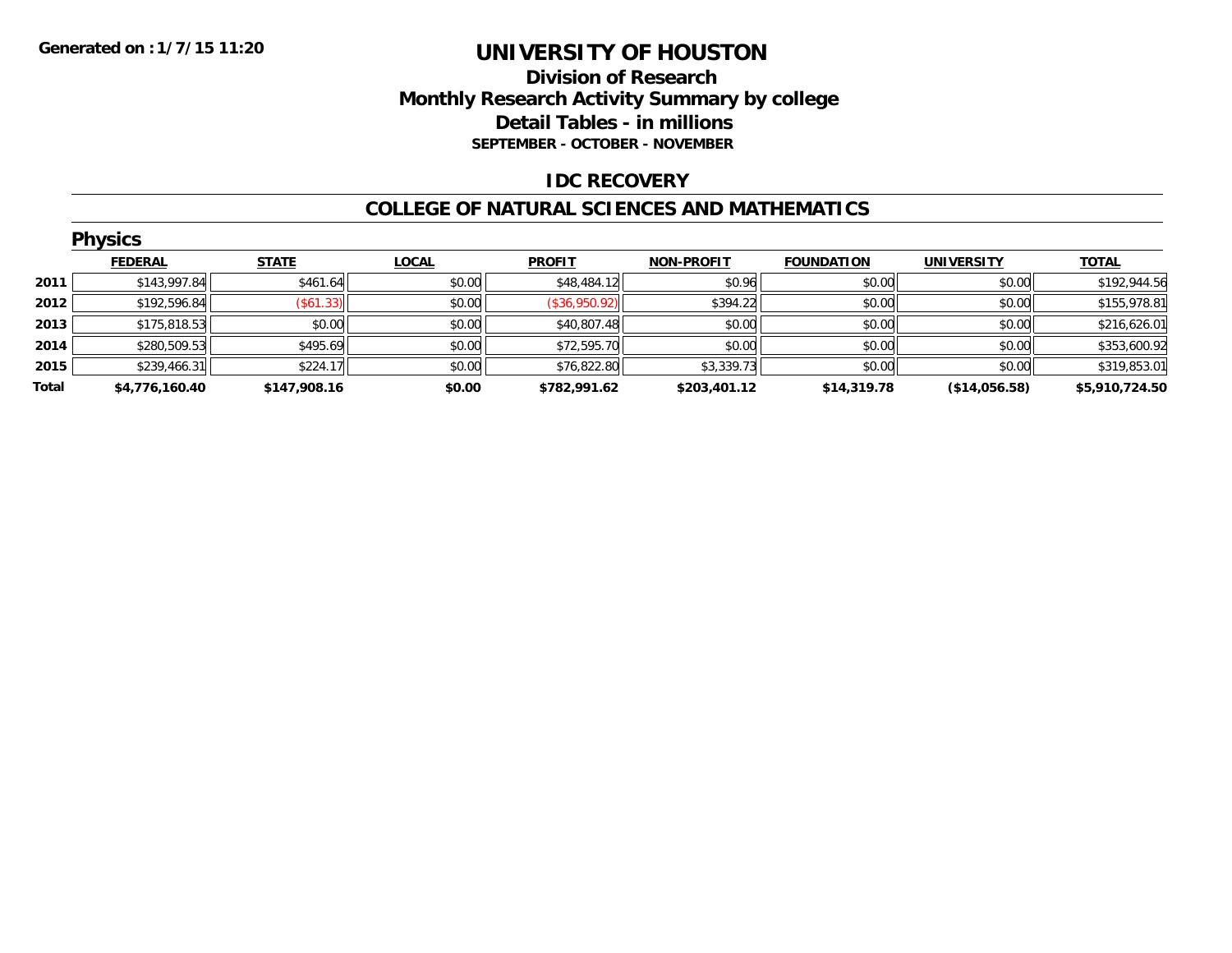Generated on :1/7/15 11:20

# UNIVERSITY OF HOUSTON

## Division of Research
## Monthly Research Activity Summary by college
## Detail Tables - in millions
### SEPTEMBER - OCTOBER - NOVEMBER

## IDC RECOVERY

## COLLEGE OF NATURAL SCIENCES AND MATHEMATICS

### Physics

| | FEDERAL | STATE | LOCAL | PROFIT | NON-PROFIT | FOUNDATION | UNIVERSITY | TOTAL |
|---|---|---|---|---|---|---|---|---|
| 2011 | $143,997.84 | $461.64 | $0.00 | $48,484.12 | $0.96 | $0.00 | $0.00 | $192,944.56 |
| 2012 | $192,596.84 | ($61.33) | $0.00 | ($36,950.92) | $394.22 | $0.00 | $0.00 | $155,978.81 |
| 2013 | $175,818.53 | $0.00 | $0.00 | $40,807.48 | $0.00 | $0.00 | $0.00 | $216,626.01 |
| 2014 | $280,509.53 | $495.69 | $0.00 | $72,595.70 | $0.00 | $0.00 | $0.00 | $353,600.92 |
| 2015 | $239,466.31 | $224.17 | $0.00 | $76,822.80 | $3,339.73 | $0.00 | $0.00 | $319,853.01 |
| **Total** | **$4,776,160.40** | **$147,908.16** | **$0.00** | **$782,991.62** | **$203,401.12** | **$14,319.78** | **($14,056.58)** | **$5,910,724.50** |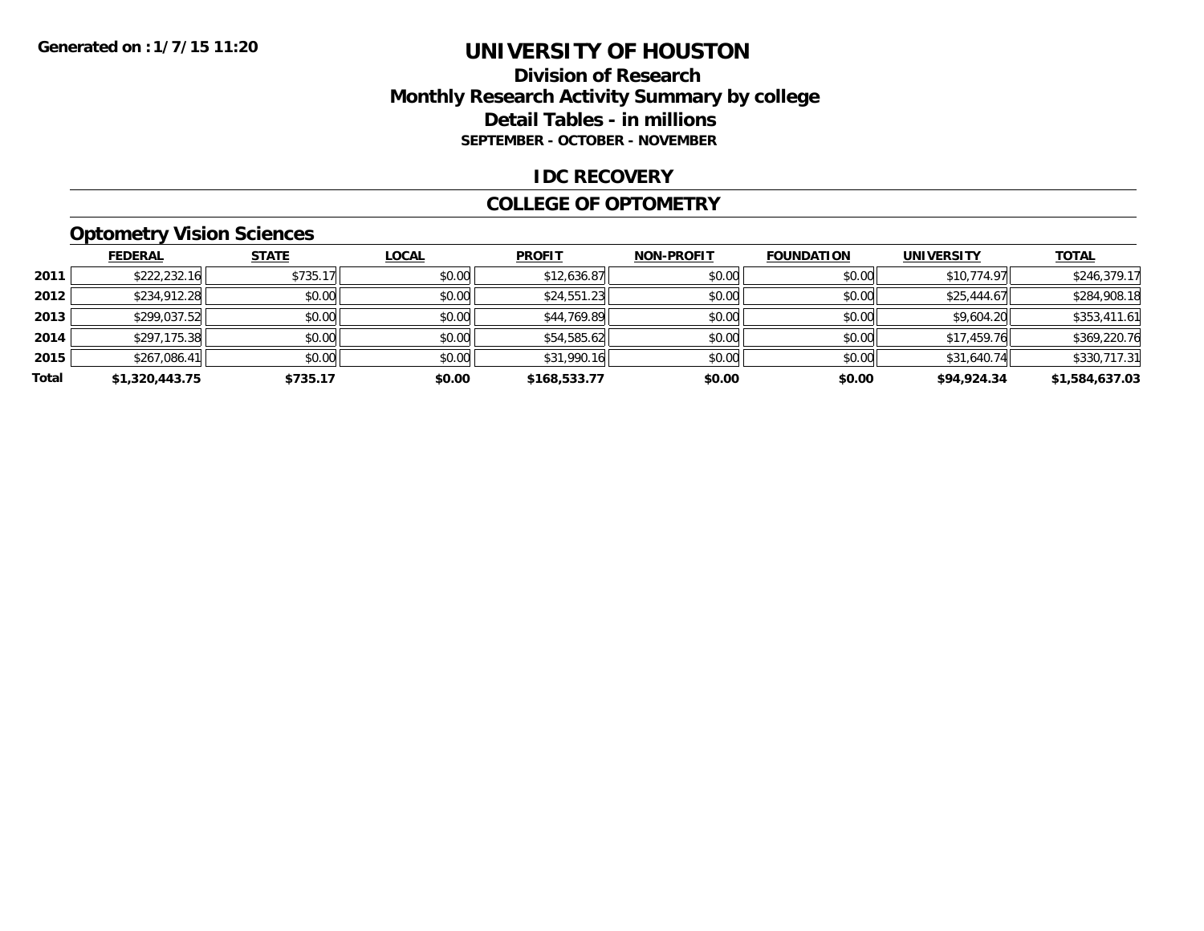Generated on :1/7/15 11:20

# UNIVERSITY OF HOUSTON

## Division of Research
## Monthly Research Activity Summary by college
## Detail Tables - in millions
### SEPTEMBER - OCTOBER - NOVEMBER

## IDC RECOVERY

## COLLEGE OF OPTOMETRY

### Optometry Vision Sciences

| | FEDERAL | STATE | LOCAL | PROFIT | NON-PROFIT | FOUNDATION | UNIVERSITY | TOTAL |
|---|---|---|---|---|---|---|---|---|
| 2011 | $222,232.16 | $735.17 | $0.00 | $12,636.87 | $0.00 | $0.00 | $10,774.97 | $246,379.17 |
| 2012 | $234,912.28 | $0.00 | $0.00 | $24,551.23 | $0.00 | $0.00 | $25,444.67 | $284,908.18 |
| 2013 | $299,037.52 | $0.00 | $0.00 | $44,769.89 | $0.00 | $0.00 | $9,604.20 | $353,411.61 |
| 2014 | $297,175.38 | $0.00 | $0.00 | $54,585.62 | $0.00 | $0.00 | $17,459.76 | $369,220.76 |
| 2015 | $267,086.41 | $0.00 | $0.00 | $31,990.16 | $0.00 | $0.00 | $31,640.74 | $330,717.31 |
| **Total** | **$1,320,443.75** | **$735.17** | **$0.00** | **$168,533.77** | **$0.00** | **$0.00** | **$94,924.34** | **$1,584,637.03** |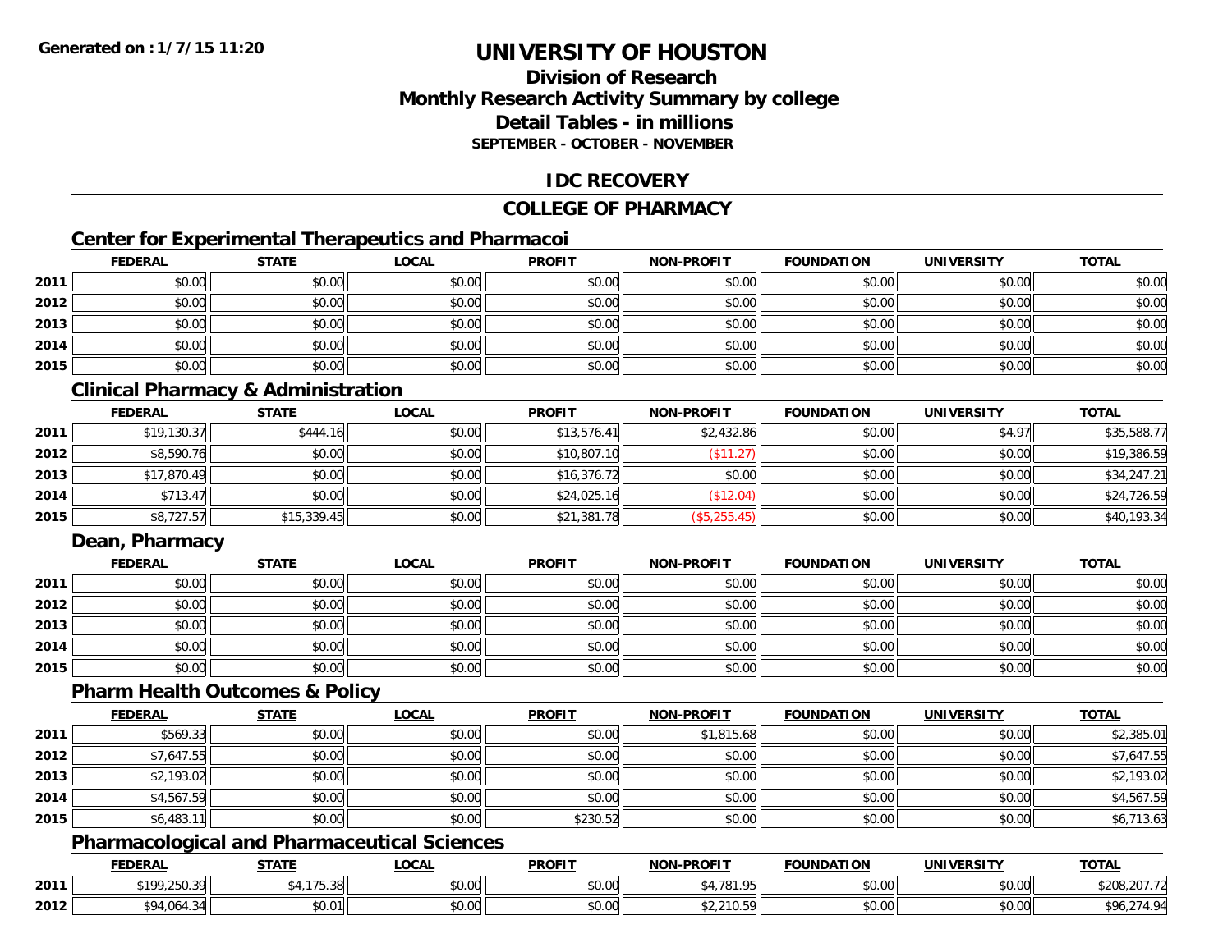Generated on :1/7/15 11:20

# UNIVERSITY OF HOUSTON

## Division of Research
## Monthly Research Activity Summary by college
## Detail Tables - in millions
### SEPTEMBER - OCTOBER - NOVEMBER

### IDC RECOVERY

### COLLEGE OF PHARMACY

#### Center for Experimental Therapeutics and Pharmacoi

| | FEDERAL | STATE | LOCAL | PROFIT | NON-PROFIT | FOUNDATION | UNIVERSITY | TOTAL |
|---|---|---|---|---|---|---|---|---|
| 2011 | $0.00 | $0.00 | $0.00 | $0.00 | $0.00 | $0.00 | $0.00 | $0.00 |
| 2012 | $0.00 | $0.00 | $0.00 | $0.00 | $0.00 | $0.00 | $0.00 | $0.00 |
| 2013 | $0.00 | $0.00 | $0.00 | $0.00 | $0.00 | $0.00 | $0.00 | $0.00 |
| 2014 | $0.00 | $0.00 | $0.00 | $0.00 | $0.00 | $0.00 | $0.00 | $0.00 |
| 2015 | $0.00 | $0.00 | $0.00 | $0.00 | $0.00 | $0.00 | $0.00 | $0.00 |

#### Clinical Pharmacy & Administration

| | FEDERAL | STATE | LOCAL | PROFIT | NON-PROFIT | FOUNDATION | UNIVERSITY | TOTAL |
|---|---|---|---|---|---|---|---|---|
| 2011 | $19,130.37 | $444.16 | $0.00 | $13,576.41 | $2,432.86 | $0.00 | $4.97 | $35,588.77 |
| 2012 | $8,590.76 | $0.00 | $0.00 | $10,807.10 | ($11.27) | $0.00 | $0.00 | $19,386.59 |
| 2013 | $17,870.49 | $0.00 | $0.00 | $16,376.72 | $0.00 | $0.00 | $0.00 | $34,247.21 |
| 2014 | $713.47 | $0.00 | $0.00 | $24,025.16 | ($12.04) | $0.00 | $0.00 | $24,726.59 |
| 2015 | $8,727.57 | $15,339.45 | $0.00 | $21,381.78 | ($5,255.45) | $0.00 | $0.00 | $40,193.34 |

#### Dean, Pharmacy

| | FEDERAL | STATE | LOCAL | PROFIT | NON-PROFIT | FOUNDATION | UNIVERSITY | TOTAL |
|---|---|---|---|---|---|---|---|---|
| 2011 | $0.00 | $0.00 | $0.00 | $0.00 | $0.00 | $0.00 | $0.00 | $0.00 |
| 2012 | $0.00 | $0.00 | $0.00 | $0.00 | $0.00 | $0.00 | $0.00 | $0.00 |
| 2013 | $0.00 | $0.00 | $0.00 | $0.00 | $0.00 | $0.00 | $0.00 | $0.00 |
| 2014 | $0.00 | $0.00 | $0.00 | $0.00 | $0.00 | $0.00 | $0.00 | $0.00 |
| 2015 | $0.00 | $0.00 | $0.00 | $0.00 | $0.00 | $0.00 | $0.00 | $0.00 |

#### Pharm Health Outcomes & Policy

| | FEDERAL | STATE | LOCAL | PROFIT | NON-PROFIT | FOUNDATION | UNIVERSITY | TOTAL |
|---|---|---|---|---|---|---|---|---|
| 2011 | $569.33 | $0.00 | $0.00 | $0.00 | $1,815.68 | $0.00 | $0.00 | $2,385.01 |
| 2012 | $7,647.55 | $0.00 | $0.00 | $0.00 | $0.00 | $0.00 | $0.00 | $7,647.55 |
| 2013 | $2,193.02 | $0.00 | $0.00 | $0.00 | $0.00 | $0.00 | $0.00 | $2,193.02 |
| 2014 | $4,567.59 | $0.00 | $0.00 | $0.00 | $0.00 | $0.00 | $0.00 | $4,567.59 |
| 2015 | $6,483.11 | $0.00 | $0.00 | $230.52 | $0.00 | $0.00 | $0.00 | $6,713.63 |

#### Pharmacological and Pharmaceutical Sciences

| | FEDERAL | STATE | LOCAL | PROFIT | NON-PROFIT | FOUNDATION | UNIVERSITY | TOTAL |
|---|---|---|---|---|---|---|---|---|
| 2011 | $199,250.39 | $4,175.38 | $0.00 | $0.00 | $4,781.95 | $0.00 | $0.00 | $208,207.72 |
| 2012 | $94,064.34 | $0.01 | $0.00 | $0.00 | $2,210.59 | $0.00 | $0.00 | $96,274.94 |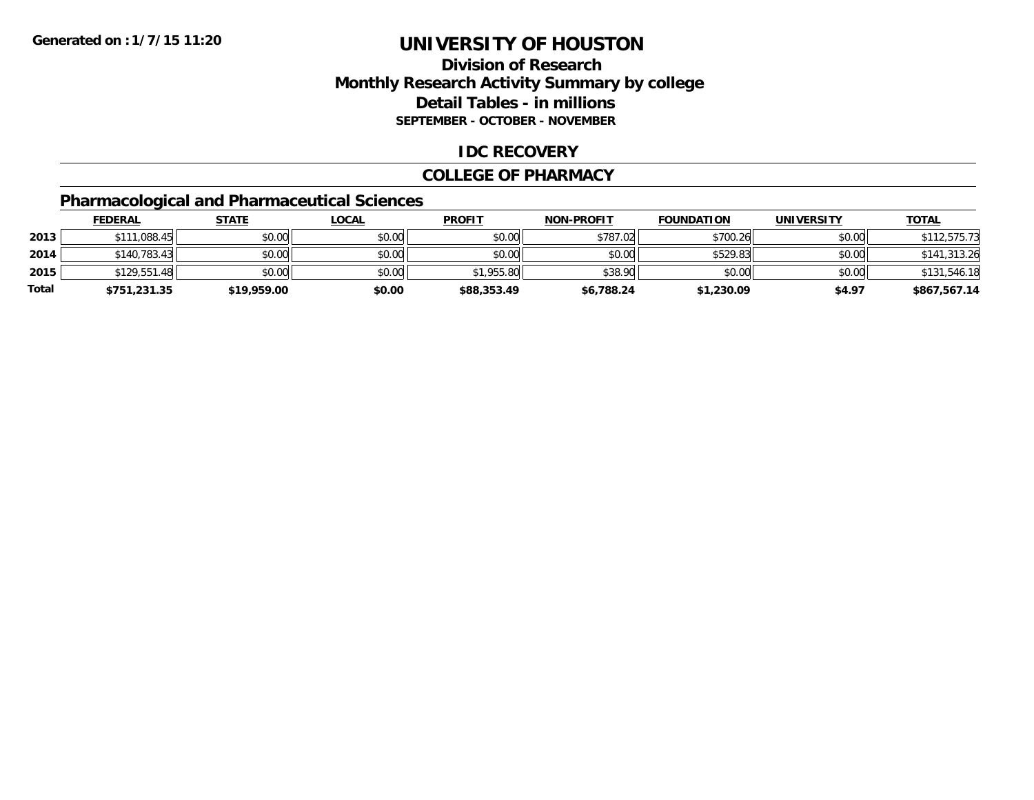**Generated on : 1/7/15 11:20**

# UNIVERSITY OF HOUSTON

## Division of Research
## Monthly Research Activity Summary by college
## Detail Tables - in millions
### SEPTEMBER - OCTOBER - NOVEMBER

## IDC RECOVERY

## COLLEGE OF PHARMACY

### Pharmacological and Pharmaceutical Sciences

| | FEDERAL | STATE | LOCAL | PROFIT | NON-PROFIT | FOUNDATION | UNIVERSITY | TOTAL |
|---|---|---|---|---|---|---|---|---|
| 2013 | $111,088.45 | $0.00 | $0.00 | $0.00 | $787.02 | $700.26 | $0.00 | $112,575.73 |
| 2014 | $140,783.43 | $0.00 | $0.00 | $0.00 | $0.00 | $529.83 | $0.00 | $141,313.26 |
| 2015 | $129,551.48 | $0.00 | $0.00 | $1,955.80 | $38.90 | $0.00 | $0.00 | $131,546.18 |
| **Total** | **$751,231.35** | **$19,959.00** | **$0.00** | **$88,353.49** | **$6,788.24** | **$1,230.09** | **$4.97** | **$867,567.14** |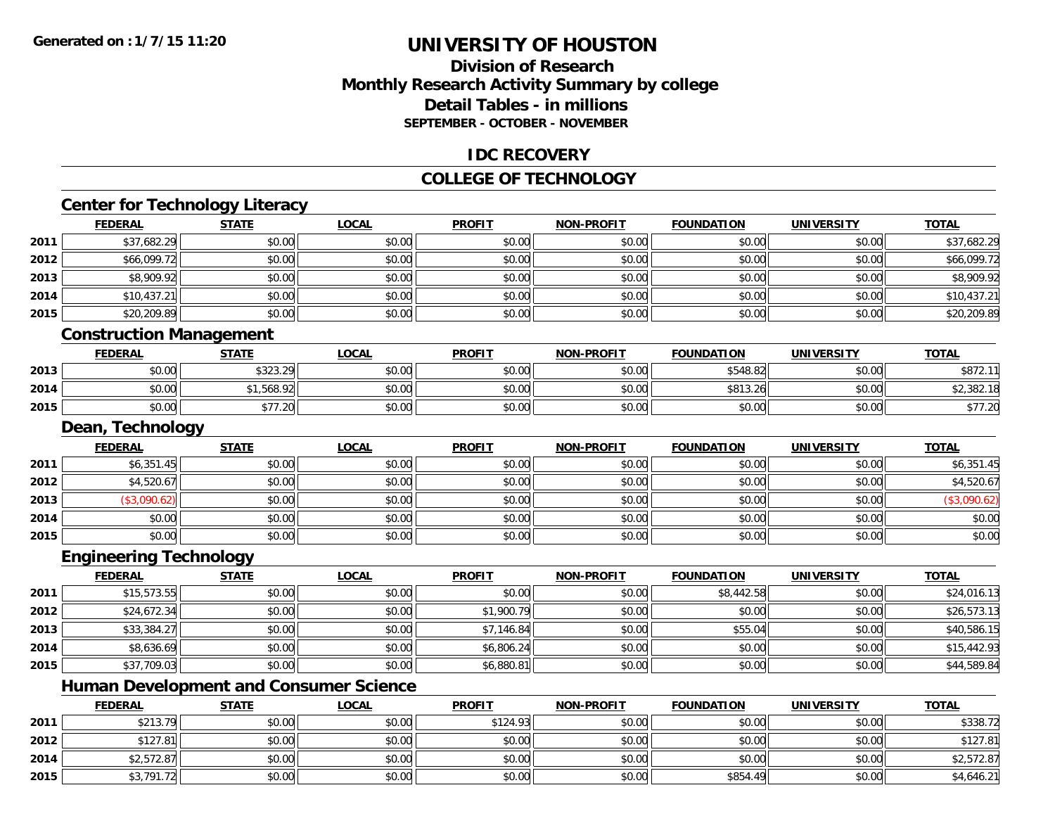# UNIVERSITY OF HOUSTON

## Division of Research
## Monthly Research Activity Summary by college
## Detail Tables - in millions
### SEPTEMBER - OCTOBER - NOVEMBER

## IDC RECOVERY

## COLLEGE OF TECHNOLOGY

### Center for Technology Literacy

| | FEDERAL | STATE | LOCAL | PROFIT | NON-PROFIT | FOUNDATION | UNIVERSITY | TOTAL |
|---|---|---|---|---|---|---|---|---|
| 2011 | $37,682.29 | $0.00 | $0.00 | $0.00 | $0.00 | $0.00 | $0.00 | $37,682.29 |
| 2012 | $66,099.72 | $0.00 | $0.00 | $0.00 | $0.00 | $0.00 | $0.00 | $66,099.72 |
| 2013 | $8,909.92 | $0.00 | $0.00 | $0.00 | $0.00 | $0.00 | $0.00 | $8,909.92 |
| 2014 | $10,437.21 | $0.00 | $0.00 | $0.00 | $0.00 | $0.00 | $0.00 | $10,437.21 |
| 2015 | $20,209.89 | $0.00 | $0.00 | $0.00 | $0.00 | $0.00 | $0.00 | $20,209.89 |

### Construction Management

| | FEDERAL | STATE | LOCAL | PROFIT | NON-PROFIT | FOUNDATION | UNIVERSITY | TOTAL |
|---|---|---|---|---|---|---|---|---|
| 2013 | $0.00 | $323.29 | $0.00 | $0.00 | $0.00 | $548.82 | $0.00 | $872.11 |
| 2014 | $0.00 | $1,568.92 | $0.00 | $0.00 | $0.00 | $813.26 | $0.00 | $2,382.18 |
| 2015 | $0.00 | $77.20 | $0.00 | $0.00 | $0.00 | $0.00 | $0.00 | $77.20 |

### Dean, Technology

| | FEDERAL | STATE | LOCAL | PROFIT | NON-PROFIT | FOUNDATION | UNIVERSITY | TOTAL |
|---|---|---|---|---|---|---|---|---|
| 2011 | $6,351.45 | $0.00 | $0.00 | $0.00 | $0.00 | $0.00 | $0.00 | $6,351.45 |
| 2012 | $4,520.67 | $0.00 | $0.00 | $0.00 | $0.00 | $0.00 | $0.00 | $4,520.67 |
| 2013 | ($3,090.62) | $0.00 | $0.00 | $0.00 | $0.00 | $0.00 | $0.00 | ($3,090.62) |
| 2014 | $0.00 | $0.00 | $0.00 | $0.00 | $0.00 | $0.00 | $0.00 | $0.00 |
| 2015 | $0.00 | $0.00 | $0.00 | $0.00 | $0.00 | $0.00 | $0.00 | $0.00 |

### Engineering Technology

| | FEDERAL | STATE | LOCAL | PROFIT | NON-PROFIT | FOUNDATION | UNIVERSITY | TOTAL |
|---|---|---|---|---|---|---|---|---|
| 2011 | $15,573.55 | $0.00 | $0.00 | $0.00 | $0.00 | $8,442.58 | $0.00 | $24,016.13 |
| 2012 | $24,672.34 | $0.00 | $0.00 | $1,900.79 | $0.00 | $0.00 | $0.00 | $26,573.13 |
| 2013 | $33,384.27 | $0.00 | $0.00 | $7,146.84 | $0.00 | $55.04 | $0.00 | $40,586.15 |
| 2014 | $8,636.69 | $0.00 | $0.00 | $6,806.24 | $0.00 | $0.00 | $0.00 | $15,442.93 |
| 2015 | $37,709.03 | $0.00 | $0.00 | $6,880.81 | $0.00 | $0.00 | $0.00 | $44,589.84 |

### Human Development and Consumer Science

| | FEDERAL | STATE | LOCAL | PROFIT | NON-PROFIT | FOUNDATION | UNIVERSITY | TOTAL |
|---|---|---|---|---|---|---|---|---|
| 2011 | $213.79 | $0.00 | $0.00 | $124.93 | $0.00 | $0.00 | $0.00 | $338.72 |
| 2012 | $127.81 | $0.00 | $0.00 | $0.00 | $0.00 | $0.00 | $0.00 | $127.81 |
| 2014 | $2,572.87 | $0.00 | $0.00 | $0.00 | $0.00 | $0.00 | $0.00 | $2,572.87 |
| 2015 | $3,791.72 | $0.00 | $0.00 | $0.00 | $0.00 | $854.49 | $0.00 | $4,646.21 |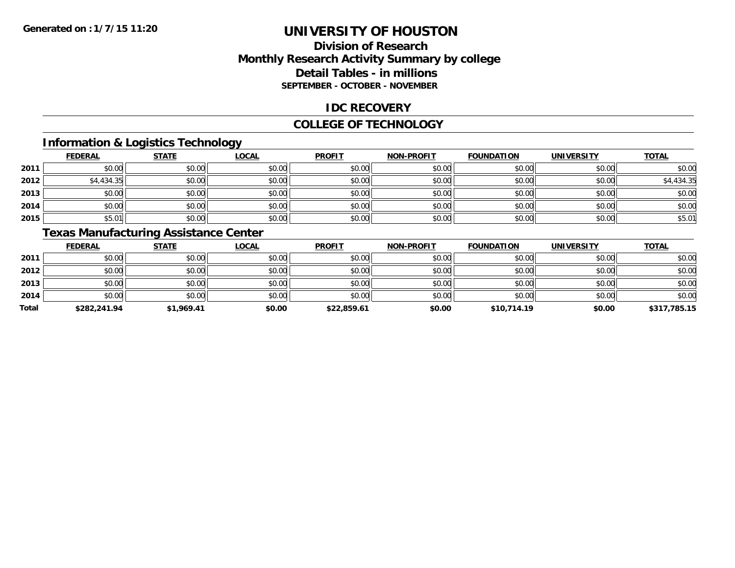# UNIVERSITY OF HOUSTON

## Division of Research
## Monthly Research Activity Summary by college
## Detail Tables - in millions
### SEPTEMBER - OCTOBER - NOVEMBER

## IDC RECOVERY

## COLLEGE OF TECHNOLOGY

### Information & Logistics Technology

| | FEDERAL | STATE | LOCAL | PROFIT | NON-PROFIT | FOUNDATION | UNIVERSITY | TOTAL |
|---|---|---|---|---|---|---|---|---|
| 2011 | $0.00 | $0.00 | $0.00 | $0.00 | $0.00 | $0.00 | $0.00 | $0.00 |
| 2012 | $4,434.35 | $0.00 | $0.00 | $0.00 | $0.00 | $0.00 | $0.00 | $4,434.35 |
| 2013 | $0.00 | $0.00 | $0.00 | $0.00 | $0.00 | $0.00 | $0.00 | $0.00 |
| 2014 | $0.00 | $0.00 | $0.00 | $0.00 | $0.00 | $0.00 | $0.00 | $0.00 |
| 2015 | $5.01 | $0.00 | $0.00 | $0.00 | $0.00 | $0.00 | $0.00 | $5.01 |

### Texas Manufacturing Assistance Center

| | FEDERAL | STATE | LOCAL | PROFIT | NON-PROFIT | FOUNDATION | UNIVERSITY | TOTAL |
|---|---|---|---|---|---|---|---|---|
| 2011 | $0.00 | $0.00 | $0.00 | $0.00 | $0.00 | $0.00 | $0.00 | $0.00 |
| 2012 | $0.00 | $0.00 | $0.00 | $0.00 | $0.00 | $0.00 | $0.00 | $0.00 |
| 2013 | $0.00 | $0.00 | $0.00 | $0.00 | $0.00 | $0.00 | $0.00 | $0.00 |
| 2014 | $0.00 | $0.00 | $0.00 | $0.00 | $0.00 | $0.00 | $0.00 | $0.00 |
| **Total** | **$282,241.94** | **$1,969.41** | **$0.00** | **$22,859.61** | **$0.00** | **$10,714.19** | **$0.00** | **$317,785.15** |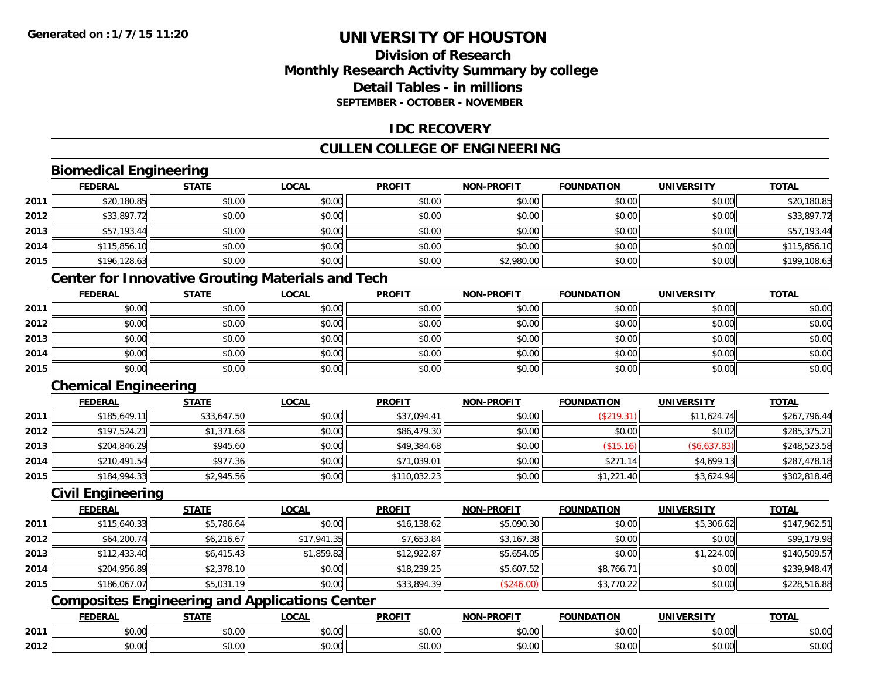**Generated on :1/7/15 11:20**

# UNIVERSITY OF HOUSTON

## Division of Research
## Monthly Research Activity Summary by college
## Detail Tables - in millions
### SEPTEMBER - OCTOBER - NOVEMBER

## IDC RECOVERY

## CULLEN COLLEGE OF ENGINEERING

### Biomedical Engineering

| | FEDERAL | STATE | LOCAL | PROFIT | NON-PROFIT | FOUNDATION | UNIVERSITY | TOTAL |
|---|---|---|---|---|---|---|---|---|
| 2011 | $20,180.85 | $0.00 | $0.00 | $0.00 | $0.00 | $0.00 | $0.00 | $20,180.85 |
| 2012 | $33,897.72 | $0.00 | $0.00 | $0.00 | $0.00 | $0.00 | $0.00 | $33,897.72 |
| 2013 | $57,193.44 | $0.00 | $0.00 | $0.00 | $0.00 | $0.00 | $0.00 | $57,193.44 |
| 2014 | $115,856.10 | $0.00 | $0.00 | $0.00 | $0.00 | $0.00 | $0.00 | $115,856.10 |
| 2015 | $196,128.63 | $0.00 | $0.00 | $0.00 | $2,980.00 | $0.00 | $0.00 | $199,108.63 |

### Center for Innovative Grouting Materials and Tech

| | FEDERAL | STATE | LOCAL | PROFIT | NON-PROFIT | FOUNDATION | UNIVERSITY | TOTAL |
|---|---|---|---|---|---|---|---|---|
| 2011 | $0.00 | $0.00 | $0.00 | $0.00 | $0.00 | $0.00 | $0.00 | $0.00 |
| 2012 | $0.00 | $0.00 | $0.00 | $0.00 | $0.00 | $0.00 | $0.00 | $0.00 |
| 2013 | $0.00 | $0.00 | $0.00 | $0.00 | $0.00 | $0.00 | $0.00 | $0.00 |
| 2014 | $0.00 | $0.00 | $0.00 | $0.00 | $0.00 | $0.00 | $0.00 | $0.00 |
| 2015 | $0.00 | $0.00 | $0.00 | $0.00 | $0.00 | $0.00 | $0.00 | $0.00 |

### Chemical Engineering

| | FEDERAL | STATE | LOCAL | PROFIT | NON-PROFIT | FOUNDATION | UNIVERSITY | TOTAL |
|---|---|---|---|---|---|---|---|---|
| 2011 | $185,649.11 | $33,647.50 | $0.00 | $37,094.41 | $0.00 | ($219.31) | $11,624.74 | $267,796.44 |
| 2012 | $197,524.21 | $1,371.68 | $0.00 | $86,479.30 | $0.00 | $0.00 | $0.02 | $285,375.21 |
| 2013 | $204,846.29 | $945.60 | $0.00 | $49,384.68 | $0.00 | ($15.16) | ($6,637.83) | $248,523.58 |
| 2014 | $210,491.54 | $977.36 | $0.00 | $71,039.01 | $0.00 | $271.14 | $4,699.13 | $287,478.18 |
| 2015 | $184,994.33 | $2,945.56 | $0.00 | $110,032.23 | $0.00 | $1,221.40 | $3,624.94 | $302,818.46 |

### Civil Engineering

| | FEDERAL | STATE | LOCAL | PROFIT | NON-PROFIT | FOUNDATION | UNIVERSITY | TOTAL |
|---|---|---|---|---|---|---|---|---|
| 2011 | $115,640.33 | $5,786.64 | $0.00 | $16,138.62 | $5,090.30 | $0.00 | $5,306.62 | $147,962.51 |
| 2012 | $64,200.74 | $6,216.67 | $17,941.35 | $7,653.84 | $3,167.38 | $0.00 | $0.00 | $99,179.98 |
| 2013 | $112,433.40 | $6,415.43 | $1,859.82 | $12,922.87 | $5,654.05 | $0.00 | $1,224.00 | $140,509.57 |
| 2014 | $204,956.89 | $2,378.10 | $0.00 | $18,239.25 | $5,607.52 | $8,766.71 | $0.00 | $239,948.47 |
| 2015 | $186,067.07 | $5,031.19 | $0.00 | $33,894.39 | ($246.00) | $3,770.22 | $0.00 | $228,516.88 |

### Composites Engineering and Applications Center

| | FEDERAL | STATE | LOCAL | PROFIT | NON-PROFIT | FOUNDATION | UNIVERSITY | TOTAL |
|---|---|---|---|---|---|---|---|---|
| 2011 | $0.00 | $0.00 | $0.00 | $0.00 | $0.00 | $0.00 | $0.00 | $0.00 |
| 2012 | $0.00 | $0.00 | $0.00 | $0.00 | $0.00 | $0.00 | $0.00 | $0.00 |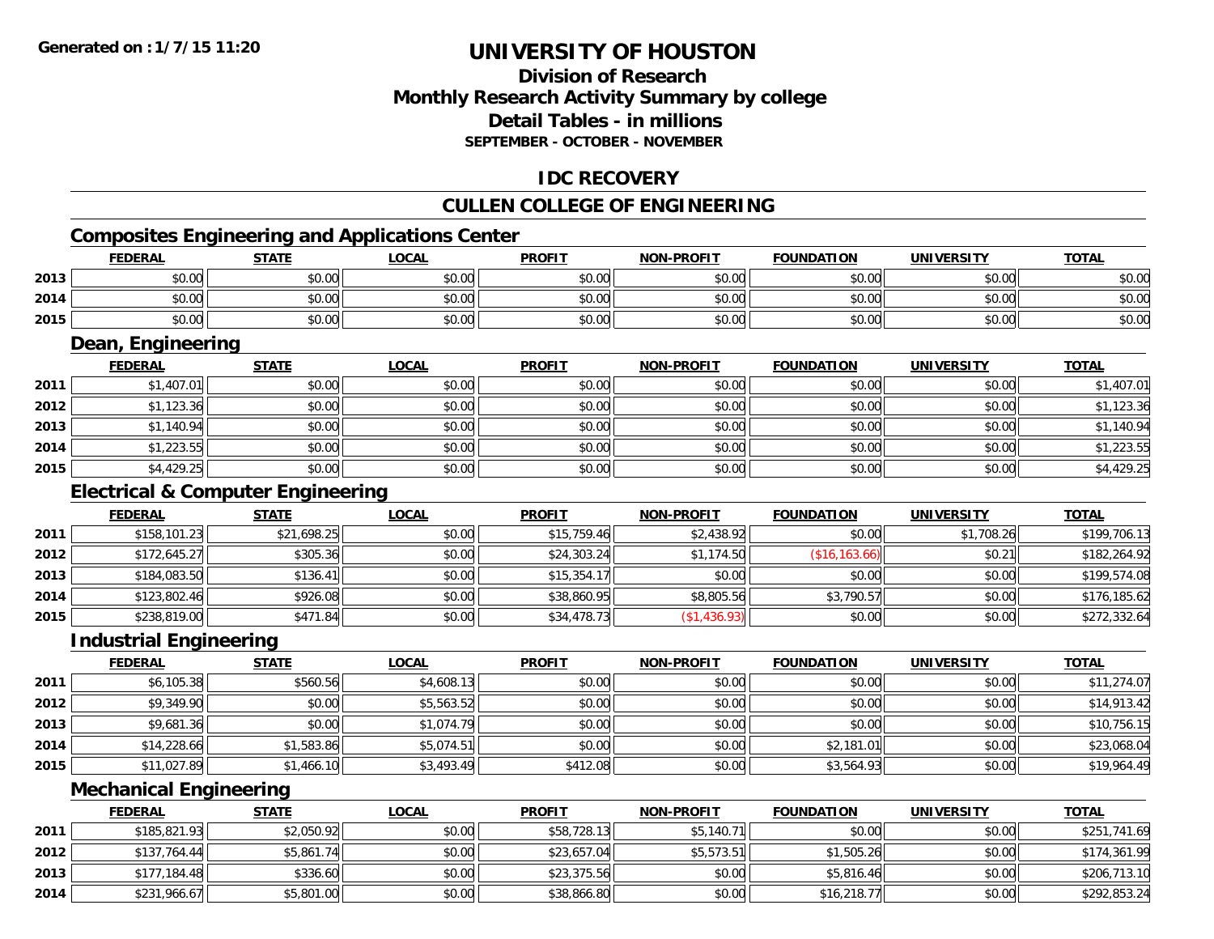**Generated on :1/7/15 11:20**

# UNIVERSITY OF HOUSTON

## Division of Research
## Monthly Research Activity Summary by college
## Detail Tables - in millions
### SEPTEMBER - OCTOBER - NOVEMBER

## IDC RECOVERY

## CULLEN COLLEGE OF ENGINEERING

### Composites Engineering and Applications Center

| | FEDERAL | STATE | LOCAL | PROFIT | NON-PROFIT | FOUNDATION | UNIVERSITY | TOTAL |
|---|---|---|---|---|---|---|---|---|
| 2013 | $0.00 | $0.00 | $0.00 | $0.00 | $0.00 | $0.00 | $0.00 | $0.00 |
| 2014 | $0.00 | $0.00 | $0.00 | $0.00 | $0.00 | $0.00 | $0.00 | $0.00 |
| 2015 | $0.00 | $0.00 | $0.00 | $0.00 | $0.00 | $0.00 | $0.00 | $0.00 |

### Dean, Engineering

| | FEDERAL | STATE | LOCAL | PROFIT | NON-PROFIT | FOUNDATION | UNIVERSITY | TOTAL |
|---|---|---|---|---|---|---|---|---|
| 2011 | $1,407.01 | $0.00 | $0.00 | $0.00 | $0.00 | $0.00 | $0.00 | $1,407.01 |
| 2012 | $1,123.36 | $0.00 | $0.00 | $0.00 | $0.00 | $0.00 | $0.00 | $1,123.36 |
| 2013 | $1,140.94 | $0.00 | $0.00 | $0.00 | $0.00 | $0.00 | $0.00 | $1,140.94 |
| 2014 | $1,223.55 | $0.00 | $0.00 | $0.00 | $0.00 | $0.00 | $0.00 | $1,223.55 |
| 2015 | $4,429.25 | $0.00 | $0.00 | $0.00 | $0.00 | $0.00 | $0.00 | $4,429.25 |

### Electrical & Computer Engineering

| | FEDERAL | STATE | LOCAL | PROFIT | NON-PROFIT | FOUNDATION | UNIVERSITY | TOTAL |
|---|---|---|---|---|---|---|---|---|
| 2011 | $158,101.23 | $21,698.25 | $0.00 | $15,759.46 | $2,438.92 | $0.00 | $1,708.26 | $199,706.13 |
| 2012 | $172,645.27 | $305.36 | $0.00 | $24,303.24 | $1,174.50 | ($16,163.66) | $0.21 | $182,264.92 |
| 2013 | $184,083.50 | $136.41 | $0.00 | $15,354.17 | $0.00 | $0.00 | $0.00 | $199,574.08 |
| 2014 | $123,802.46 | $926.08 | $0.00 | $38,860.95 | $8,805.56 | $3,790.57 | $0.00 | $176,185.62 |
| 2015 | $238,819.00 | $471.84 | $0.00 | $34,478.73 | ($1,436.93) | $0.00 | $0.00 | $272,332.64 |

### Industrial Engineering

| | FEDERAL | STATE | LOCAL | PROFIT | NON-PROFIT | FOUNDATION | UNIVERSITY | TOTAL |
|---|---|---|---|---|---|---|---|---|
| 2011 | $6,105.38 | $560.56 | $4,608.13 | $0.00 | $0.00 | $0.00 | $0.00 | $11,274.07 |
| 2012 | $9,349.90 | $0.00 | $5,563.52 | $0.00 | $0.00 | $0.00 | $0.00 | $14,913.42 |
| 2013 | $9,681.36 | $0.00 | $1,074.79 | $0.00 | $0.00 | $0.00 | $0.00 | $10,756.15 |
| 2014 | $14,228.66 | $1,583.86 | $5,074.51 | $0.00 | $0.00 | $2,181.01 | $0.00 | $23,068.04 |
| 2015 | $11,027.89 | $1,466.10 | $3,493.49 | $412.08 | $0.00 | $3,564.93 | $0.00 | $19,964.49 |

### Mechanical Engineering

| | FEDERAL | STATE | LOCAL | PROFIT | NON-PROFIT | FOUNDATION | UNIVERSITY | TOTAL |
|---|---|---|---|---|---|---|---|---|
| 2011 | $185,821.93 | $2,050.92 | $0.00 | $58,728.13 | $5,140.71 | $0.00 | $0.00 | $251,741.69 |
| 2012 | $137,764.44 | $5,861.74 | $0.00 | $23,657.04 | $5,573.51 | $1,505.26 | $0.00 | $174,361.99 |
| 2013 | $177,184.48 | $336.60 | $0.00 | $23,375.56 | $0.00 | $5,816.46 | $0.00 | $206,713.10 |
| 2014 | $231,966.67 | $5,801.00 | $0.00 | $38,866.80 | $0.00 | $16,218.77 | $0.00 | $292,853.24 |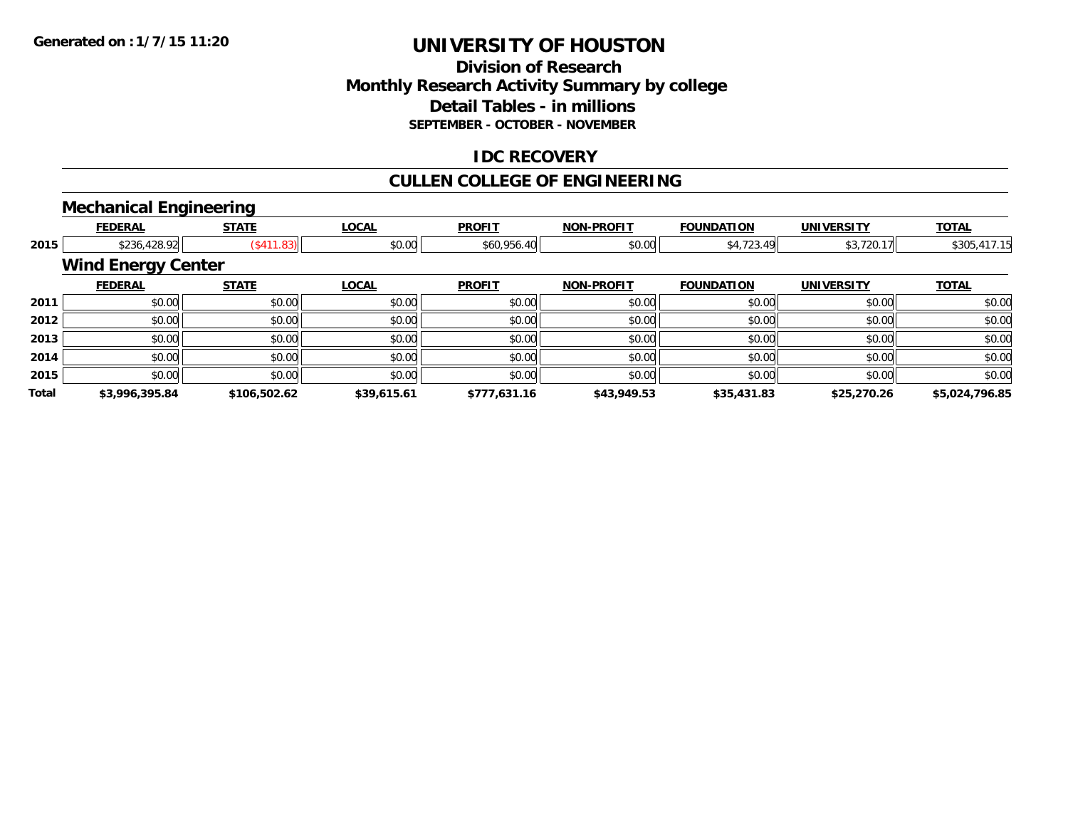# UNIVERSITY OF HOUSTON

## Division of Research
## Monthly Research Activity Summary by college
## Detail Tables - in millions
### SEPTEMBER - OCTOBER - NOVEMBER

## IDC RECOVERY

## CULLEN COLLEGE OF ENGINEERING

### Mechanical Engineering

| | FEDERAL | STATE | LOCAL | PROFIT | NON-PROFIT | FOUNDATION | UNIVERSITY | TOTAL |
|---|---|---|---|---|---|---|---|---|
| 2015 | $236,428.92 | ($411.83) | $0.00 | $60,956.40 | $0.00 | $4,723.49 | $3,720.17 | $305,417.15 |

### Wind Energy Center

| | FEDERAL | STATE | LOCAL | PROFIT | NON-PROFIT | FOUNDATION | UNIVERSITY | TOTAL |
|---|---|---|---|---|---|---|---|---|
| 2011 | $0.00 | $0.00 | $0.00 | $0.00 | $0.00 | $0.00 | $0.00 | $0.00 |
| 2012 | $0.00 | $0.00 | $0.00 | $0.00 | $0.00 | $0.00 | $0.00 | $0.00 |
| 2013 | $0.00 | $0.00 | $0.00 | $0.00 | $0.00 | $0.00 | $0.00 | $0.00 |
| 2014 | $0.00 | $0.00 | $0.00 | $0.00 | $0.00 | $0.00 | $0.00 | $0.00 |
| 2015 | $0.00 | $0.00 | $0.00 | $0.00 | $0.00 | $0.00 | $0.00 | $0.00 |
| **Total** | **$3,996,395.84** | **$106,502.62** | **$39,615.61** | **$777,631.16** | **$43,949.53** | **$35,431.83** | **$25,270.26** | **$5,024,796.85** |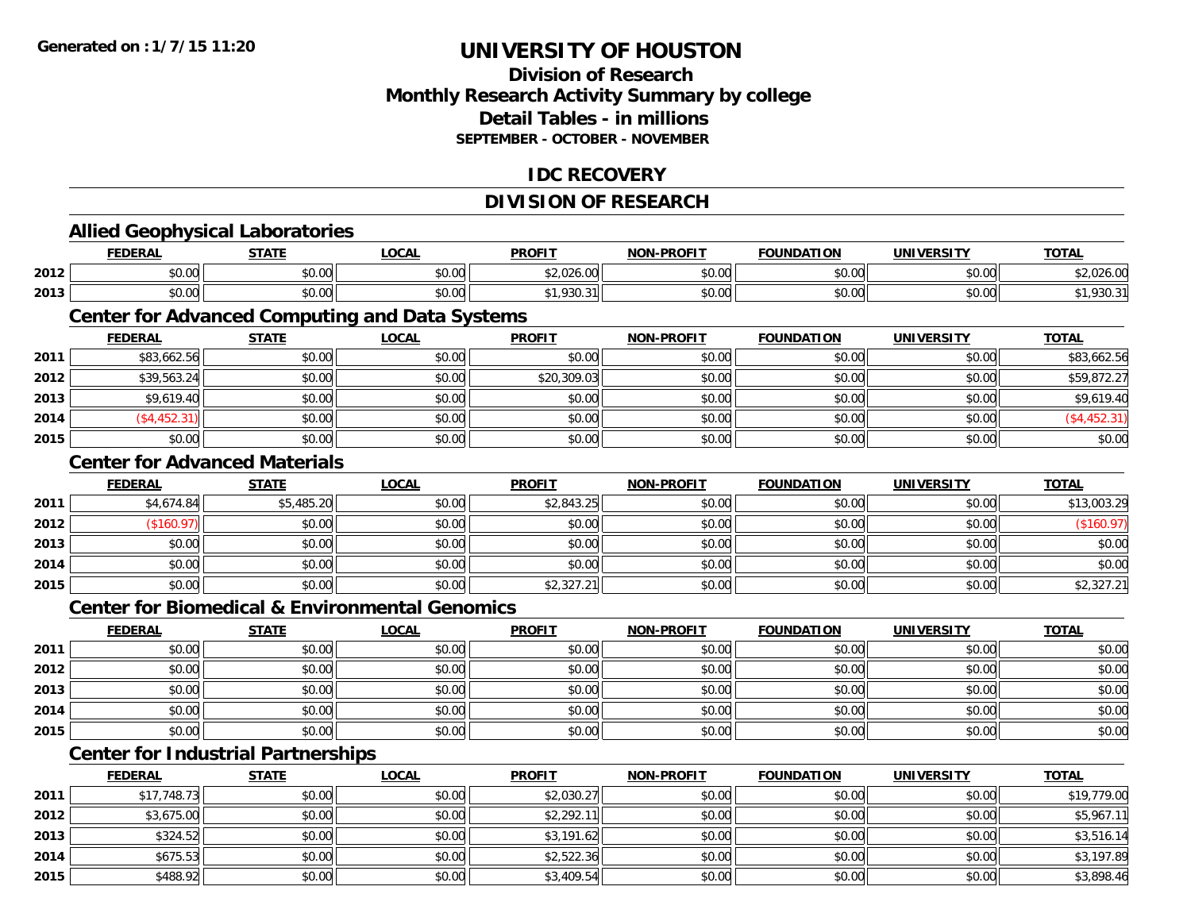Generated on : 1/7/15 11:20

# UNIVERSITY OF HOUSTON

## Division of Research
## Monthly Research Activity Summary by college
## Detail Tables - in millions
### SEPTEMBER - OCTOBER - NOVEMBER

## IDC RECOVERY

## DIVISION OF RESEARCH

### Allied Geophysical Laboratories

| | FEDERAL | STATE | LOCAL | PROFIT | NON-PROFIT | FOUNDATION | UNIVERSITY | TOTAL |
|---|---|---|---|---|---|---|---|---|
| 2012 | $0.00 | $0.00 | $0.00 | $2,026.00 | $0.00 | $0.00 | $0.00 | $2,026.00 |
| 2013 | $0.00 | $0.00 | $0.00 | $1,930.31 | $0.00 | $0.00 | $0.00 | $1,930.31 |

### Center for Advanced Computing and Data Systems

| | FEDERAL | STATE | LOCAL | PROFIT | NON-PROFIT | FOUNDATION | UNIVERSITY | TOTAL |
|---|---|---|---|---|---|---|---|---|
| 2011 | $83,662.56 | $0.00 | $0.00 | $0.00 | $0.00 | $0.00 | $0.00 | $83,662.56 |
| 2012 | $39,563.24 | $0.00 | $0.00 | $20,309.03 | $0.00 | $0.00 | $0.00 | $59,872.27 |
| 2013 | $9,619.40 | $0.00 | $0.00 | $0.00 | $0.00 | $0.00 | $0.00 | $9,619.40 |
| 2014 | ($4,452.31) | $0.00 | $0.00 | $0.00 | $0.00 | $0.00 | $0.00 | ($4,452.31) |
| 2015 | $0.00 | $0.00 | $0.00 | $0.00 | $0.00 | $0.00 | $0.00 | $0.00 |

### Center for Advanced Materials

| | FEDERAL | STATE | LOCAL | PROFIT | NON-PROFIT | FOUNDATION | UNIVERSITY | TOTAL |
|---|---|---|---|---|---|---|---|---|
| 2011 | $4,674.84 | $5,485.20 | $0.00 | $2,843.25 | $0.00 | $0.00 | $0.00 | $13,003.29 |
| 2012 | ($160.97) | $0.00 | $0.00 | $0.00 | $0.00 | $0.00 | $0.00 | ($160.97) |
| 2013 | $0.00 | $0.00 | $0.00 | $0.00 | $0.00 | $0.00 | $0.00 | $0.00 |
| 2014 | $0.00 | $0.00 | $0.00 | $0.00 | $0.00 | $0.00 | $0.00 | $0.00 |
| 2015 | $0.00 | $0.00 | $0.00 | $2,327.21 | $0.00 | $0.00 | $0.00 | $2,327.21 |

### Center for Biomedical & Environmental Genomics

| | FEDERAL | STATE | LOCAL | PROFIT | NON-PROFIT | FOUNDATION | UNIVERSITY | TOTAL |
|---|---|---|---|---|---|---|---|---|
| 2011 | $0.00 | $0.00 | $0.00 | $0.00 | $0.00 | $0.00 | $0.00 | $0.00 |
| 2012 | $0.00 | $0.00 | $0.00 | $0.00 | $0.00 | $0.00 | $0.00 | $0.00 |
| 2013 | $0.00 | $0.00 | $0.00 | $0.00 | $0.00 | $0.00 | $0.00 | $0.00 |
| 2014 | $0.00 | $0.00 | $0.00 | $0.00 | $0.00 | $0.00 | $0.00 | $0.00 |
| 2015 | $0.00 | $0.00 | $0.00 | $0.00 | $0.00 | $0.00 | $0.00 | $0.00 |

### Center for Industrial Partnerships

| | FEDERAL | STATE | LOCAL | PROFIT | NON-PROFIT | FOUNDATION | UNIVERSITY | TOTAL |
|---|---|---|---|---|---|---|---|---|
| 2011 | $17,748.73 | $0.00 | $0.00 | $2,030.27 | $0.00 | $0.00 | $0.00 | $19,779.00 |
| 2012 | $3,675.00 | $0.00 | $0.00 | $2,292.11 | $0.00 | $0.00 | $0.00 | $5,967.11 |
| 2013 | $324.52 | $0.00 | $0.00 | $3,191.62 | $0.00 | $0.00 | $0.00 | $3,516.14 |
| 2014 | $675.53 | $0.00 | $0.00 | $2,522.36 | $0.00 | $0.00 | $0.00 | $3,197.89 |
| 2015 | $488.92 | $0.00 | $0.00 | $3,409.54 | $0.00 | $0.00 | $0.00 | $3,898.46 |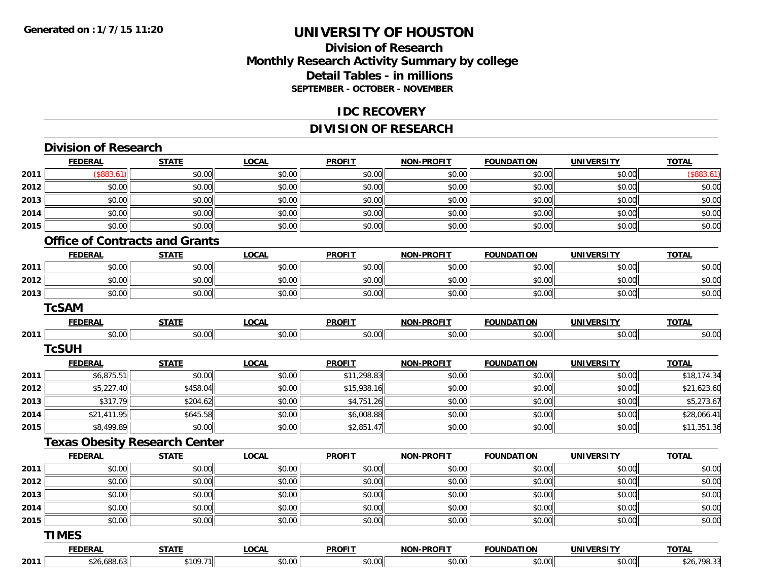# UNIVERSITY OF HOUSTON

## Division of Research
## Monthly Research Activity Summary by college
## Detail Tables - in millions
### SEPTEMBER - OCTOBER - NOVEMBER

## IDC RECOVERY

## DIVISION OF RESEARCH

### Division of Research

| | FEDERAL | STATE | LOCAL | PROFIT | NON-PROFIT | FOUNDATION | UNIVERSITY | TOTAL |
|---|---|---|---|---|---|---|---|---|
| 2011 | ($883.61) | $0.00 | $0.00 | $0.00 | $0.00 | $0.00 | $0.00 | ($883.61) |
| 2012 | $0.00 | $0.00 | $0.00 | $0.00 | $0.00 | $0.00 | $0.00 | $0.00 |
| 2013 | $0.00 | $0.00 | $0.00 | $0.00 | $0.00 | $0.00 | $0.00 | $0.00 |
| 2014 | $0.00 | $0.00 | $0.00 | $0.00 | $0.00 | $0.00 | $0.00 | $0.00 |
| 2015 | $0.00 | $0.00 | $0.00 | $0.00 | $0.00 | $0.00 | $0.00 | $0.00 |

### Office of Contracts and Grants

| | FEDERAL | STATE | LOCAL | PROFIT | NON-PROFIT | FOUNDATION | UNIVERSITY | TOTAL |
|---|---|---|---|---|---|---|---|---|
| 2011 | $0.00 | $0.00 | $0.00 | $0.00 | $0.00 | $0.00 | $0.00 | $0.00 |
| 2012 | $0.00 | $0.00 | $0.00 | $0.00 | $0.00 | $0.00 | $0.00 | $0.00 |
| 2013 | $0.00 | $0.00 | $0.00 | $0.00 | $0.00 | $0.00 | $0.00 | $0.00 |

### TcSAM

| | FEDERAL | STATE | LOCAL | PROFIT | NON-PROFIT | FOUNDATION | UNIVERSITY | TOTAL |
|---|---|---|---|---|---|---|---|---|
| 2011 | $0.00 | $0.00 | $0.00 | $0.00 | $0.00 | $0.00 | $0.00 | $0.00 |

### TcSUH

| | FEDERAL | STATE | LOCAL | PROFIT | NON-PROFIT | FOUNDATION | UNIVERSITY | TOTAL |
|---|---|---|---|---|---|---|---|---|
| 2011 | $6,875.51 | $0.00 | $0.00 | $11,298.83 | $0.00 | $0.00 | $0.00 | $18,174.34 |
| 2012 | $5,227.40 | $458.04 | $0.00 | $15,938.16 | $0.00 | $0.00 | $0.00 | $21,623.60 |
| 2013 | $317.79 | $204.62 | $0.00 | $4,751.26 | $0.00 | $0.00 | $0.00 | $5,273.67 |
| 2014 | $21,411.95 | $645.58 | $0.00 | $6,008.88 | $0.00 | $0.00 | $0.00 | $28,066.41 |
| 2015 | $8,499.89 | $0.00 | $0.00 | $2,851.47 | $0.00 | $0.00 | $0.00 | $11,351.36 |

### Texas Obesity Research Center

| | FEDERAL | STATE | LOCAL | PROFIT | NON-PROFIT | FOUNDATION | UNIVERSITY | TOTAL |
|---|---|---|---|---|---|---|---|---|
| 2011 | $0.00 | $0.00 | $0.00 | $0.00 | $0.00 | $0.00 | $0.00 | $0.00 |
| 2012 | $0.00 | $0.00 | $0.00 | $0.00 | $0.00 | $0.00 | $0.00 | $0.00 |
| 2013 | $0.00 | $0.00 | $0.00 | $0.00 | $0.00 | $0.00 | $0.00 | $0.00 |
| 2014 | $0.00 | $0.00 | $0.00 | $0.00 | $0.00 | $0.00 | $0.00 | $0.00 |
| 2015 | $0.00 | $0.00 | $0.00 | $0.00 | $0.00 | $0.00 | $0.00 | $0.00 |

### TIMES

| | FEDERAL | STATE | LOCAL | PROFIT | NON-PROFIT | FOUNDATION | UNIVERSITY | TOTAL |
|---|---|---|---|---|---|---|---|---|
| 2011 | $26,688.63 | $109.71 | $0.00 | $0.00 | $0.00 | $0.00 | $0.00 | $26,798.33 |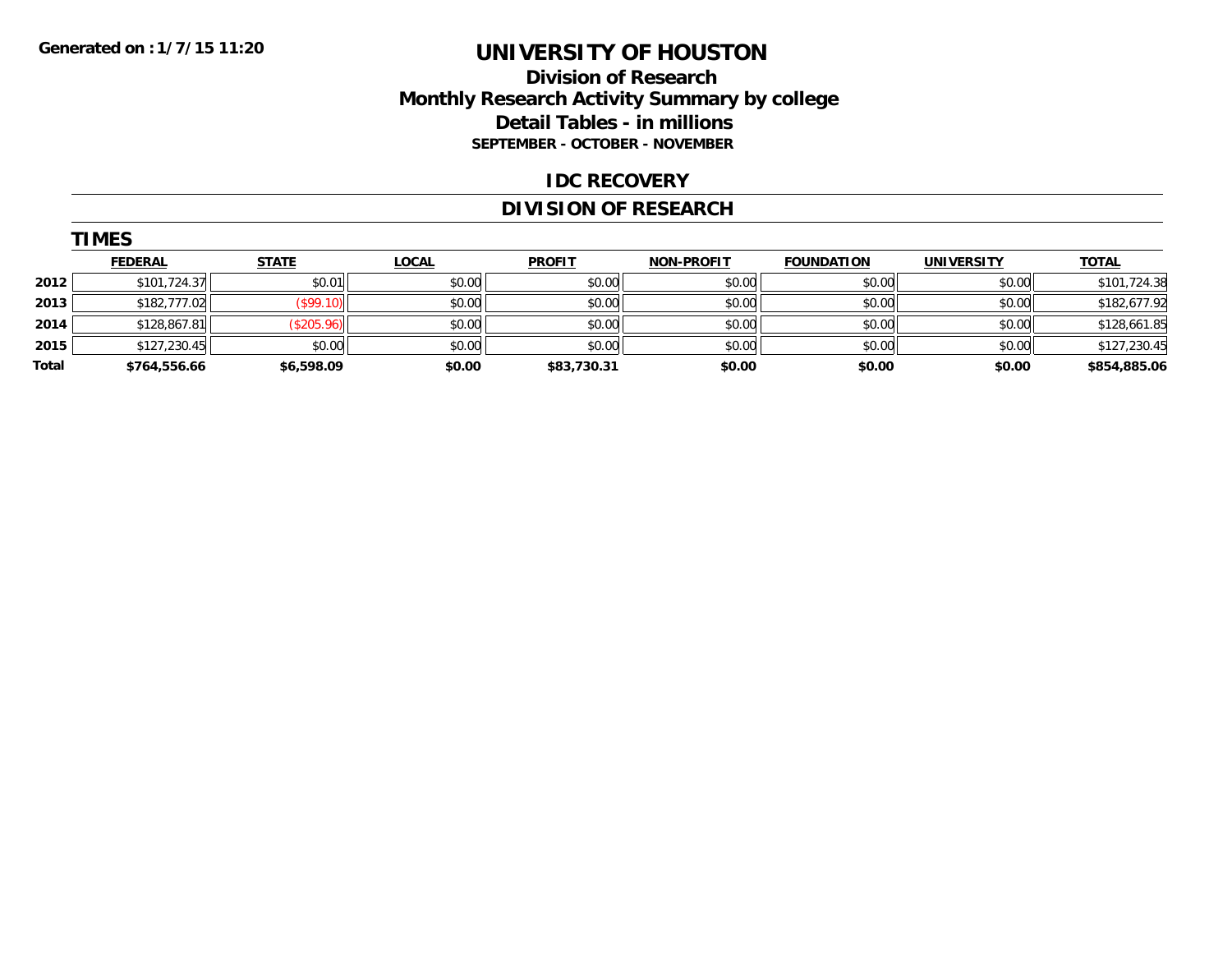Generated on :1/7/15 11:20

# UNIVERSITY OF HOUSTON

## Division of Research
## Monthly Research Activity Summary by college
## Detail Tables - in millions
### SEPTEMBER - OCTOBER - NOVEMBER

## IDC RECOVERY

## DIVISION OF RESEARCH

### TIMES

| | FEDERAL | STATE | LOCAL | PROFIT | NON-PROFIT | FOUNDATION | UNIVERSITY | TOTAL |
|---|---|---|---|---|---|---|---|---|
| 2012 | $101,724.37 | $0.01 | $0.00 | $0.00 | $0.00 | $0.00 | $0.00 | $101,724.38 |
| 2013 | $182,777.02 | ($99.10) | $0.00 | $0.00 | $0.00 | $0.00 | $0.00 | $182,677.92 |
| 2014 | $128,867.81 | ($205.96) | $0.00 | $0.00 | $0.00 | $0.00 | $0.00 | $128,661.85 |
| 2015 | $127,230.45 | $0.00 | $0.00 | $0.00 | $0.00 | $0.00 | $0.00 | $127,230.45 |
| **Total** | **$764,556.66** | **$6,598.09** | **$0.00** | **$83,730.31** | **$0.00** | **$0.00** | **$0.00** | **$854,885.06** |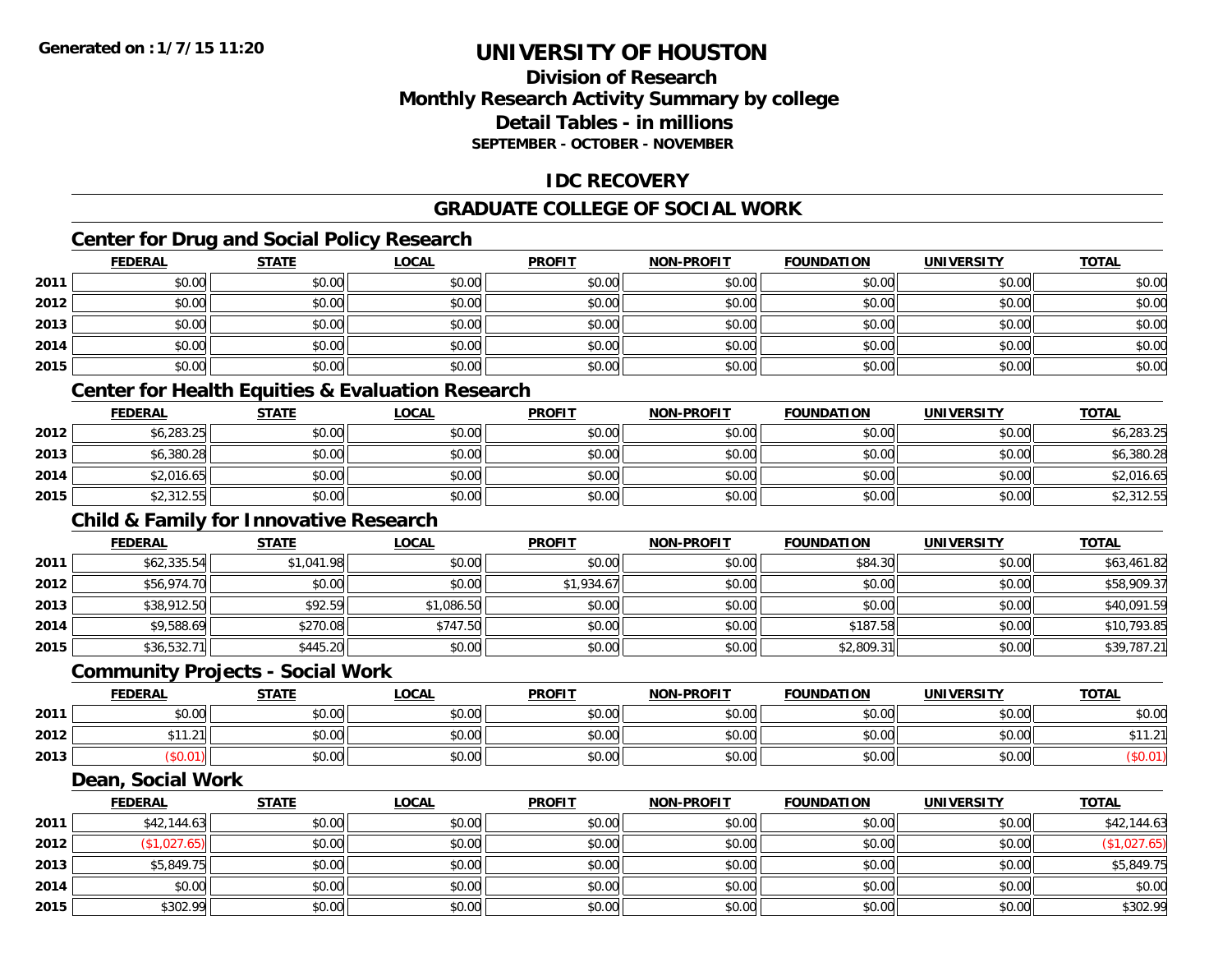# UNIVERSITY OF HOUSTON

## Division of Research
## Monthly Research Activity Summary by college
## Detail Tables - in millions
### SEPTEMBER - OCTOBER - NOVEMBER

## IDC RECOVERY

## GRADUATE COLLEGE OF SOCIAL WORK

### Center for Drug and Social Policy Research

| | FEDERAL | STATE | LOCAL | PROFIT | NON-PROFIT | FOUNDATION | UNIVERSITY | TOTAL |
|---|---|---|---|---|---|---|---|---|
| 2011 | $0.00 | $0.00 | $0.00 | $0.00 | $0.00 | $0.00 | $0.00 | $0.00 |
| 2012 | $0.00 | $0.00 | $0.00 | $0.00 | $0.00 | $0.00 | $0.00 | $0.00 |
| 2013 | $0.00 | $0.00 | $0.00 | $0.00 | $0.00 | $0.00 | $0.00 | $0.00 |
| 2014 | $0.00 | $0.00 | $0.00 | $0.00 | $0.00 | $0.00 | $0.00 | $0.00 |
| 2015 | $0.00 | $0.00 | $0.00 | $0.00 | $0.00 | $0.00 | $0.00 | $0.00 |

### Center for Health Equities & Evaluation Research

| | FEDERAL | STATE | LOCAL | PROFIT | NON-PROFIT | FOUNDATION | UNIVERSITY | TOTAL |
|---|---|---|---|---|---|---|---|---|
| 2012 | $6,283.25 | $0.00 | $0.00 | $0.00 | $0.00 | $0.00 | $0.00 | $6,283.25 |
| 2013 | $6,380.28 | $0.00 | $0.00 | $0.00 | $0.00 | $0.00 | $0.00 | $6,380.28 |
| 2014 | $2,016.65 | $0.00 | $0.00 | $0.00 | $0.00 | $0.00 | $0.00 | $2,016.65 |
| 2015 | $2,312.55 | $0.00 | $0.00 | $0.00 | $0.00 | $0.00 | $0.00 | $2,312.55 |

### Child & Family for Innovative Research

| | FEDERAL | STATE | LOCAL | PROFIT | NON-PROFIT | FOUNDATION | UNIVERSITY | TOTAL |
|---|---|---|---|---|---|---|---|---|
| 2011 | $62,335.54 | $1,041.98 | $0.00 | $0.00 | $0.00 | $84.30 | $0.00 | $63,461.82 |
| 2012 | $56,974.70 | $0.00 | $0.00 | $1,934.67 | $0.00 | $0.00 | $0.00 | $58,909.37 |
| 2013 | $38,912.50 | $92.59 | $1,086.50 | $0.00 | $0.00 | $0.00 | $0.00 | $40,091.59 |
| 2014 | $9,588.69 | $270.08 | $747.50 | $0.00 | $0.00 | $187.58 | $0.00 | $10,793.85 |
| 2015 | $36,532.71 | $445.20 | $0.00 | $0.00 | $0.00 | $2,809.31 | $0.00 | $39,787.21 |

### Community Projects - Social Work

| | FEDERAL | STATE | LOCAL | PROFIT | NON-PROFIT | FOUNDATION | UNIVERSITY | TOTAL |
|---|---|---|---|---|---|---|---|---|
| 2011 | $0.00 | $0.00 | $0.00 | $0.00 | $0.00 | $0.00 | $0.00 | $0.00 |
| 2012 | $11.21 | $0.00 | $0.00 | $0.00 | $0.00 | $0.00 | $0.00 | $11.21 |
| 2013 | ($0.01) | $0.00 | $0.00 | $0.00 | $0.00 | $0.00 | $0.00 | ($0.01) |

### Dean, Social Work

| | FEDERAL | STATE | LOCAL | PROFIT | NON-PROFIT | FOUNDATION | UNIVERSITY | TOTAL |
|---|---|---|---|---|---|---|---|---|
| 2011 | $42,144.63 | $0.00 | $0.00 | $0.00 | $0.00 | $0.00 | $0.00 | $42,144.63 |
| 2012 | ($1,027.65) | $0.00 | $0.00 | $0.00 | $0.00 | $0.00 | $0.00 | ($1,027.65) |
| 2013 | $5,849.75 | $0.00 | $0.00 | $0.00 | $0.00 | $0.00 | $0.00 | $5,849.75 |
| 2014 | $0.00 | $0.00 | $0.00 | $0.00 | $0.00 | $0.00 | $0.00 | $0.00 |
| 2015 | $302.99 | $0.00 | $0.00 | $0.00 | $0.00 | $0.00 | $0.00 | $302.99 |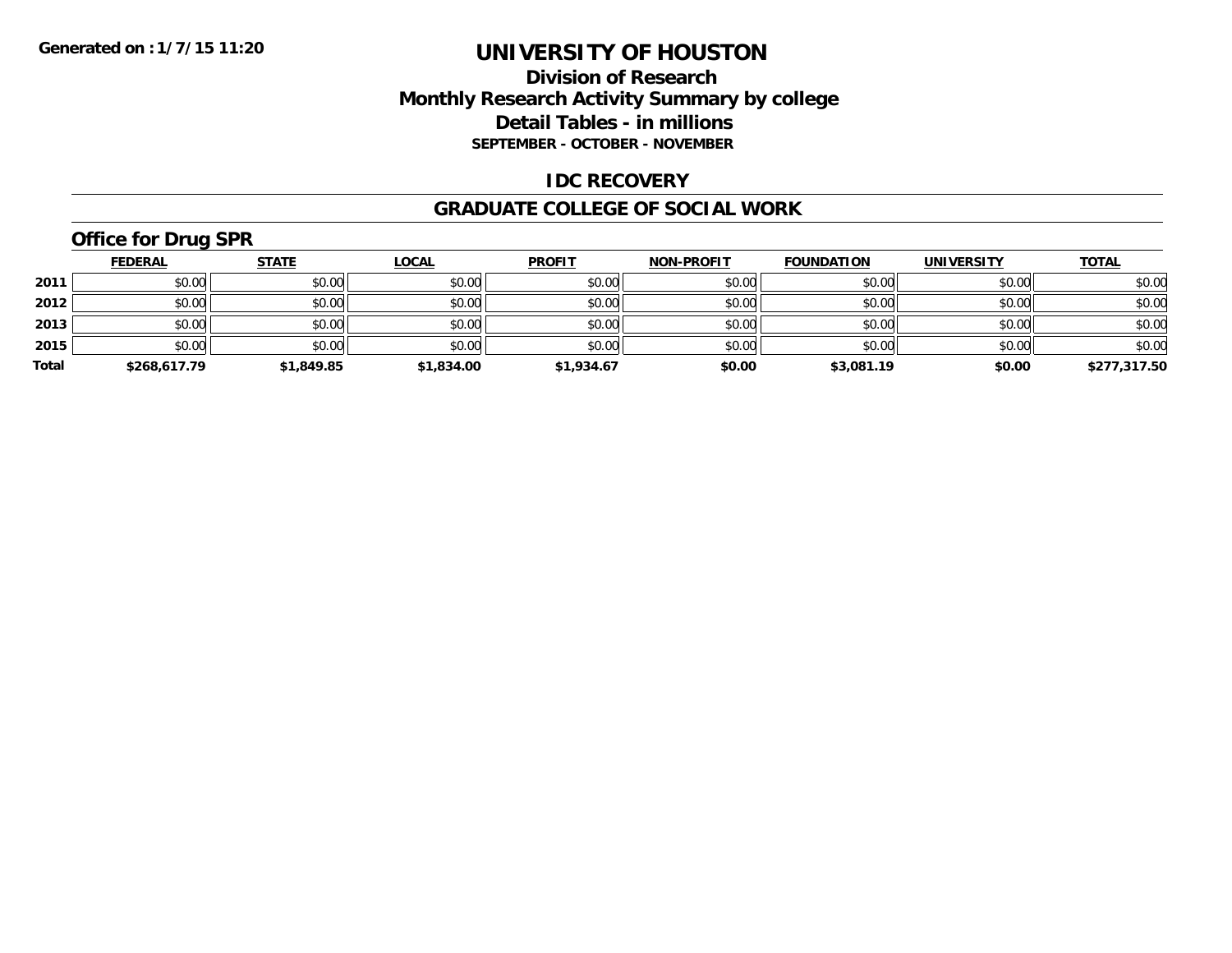Generated on : 1/7/15 11:20

# UNIVERSITY OF HOUSTON

## Division of Research
## Monthly Research Activity Summary by college
## Detail Tables - in millions
### SEPTEMBER - OCTOBER - NOVEMBER

## IDC RECOVERY

## GRADUATE COLLEGE OF SOCIAL WORK

### Office for Drug SPR

| | FEDERAL | STATE | LOCAL | PROFIT | NON-PROFIT | FOUNDATION | UNIVERSITY | TOTAL |
|---|---|---|---|---|---|---|---|---|
| 2011 | $0.00 | $0.00 | $0.00 | $0.00 | $0.00 | $0.00 | $0.00 | $0.00 |
| 2012 | $0.00 | $0.00 | $0.00 | $0.00 | $0.00 | $0.00 | $0.00 | $0.00 |
| 2013 | $0.00 | $0.00 | $0.00 | $0.00 | $0.00 | $0.00 | $0.00 | $0.00 |
| 2015 | $0.00 | $0.00 | $0.00 | $0.00 | $0.00 | $0.00 | $0.00 | $0.00 |
| **Total** | **$268,617.79** | **$1,849.85** | **$1,834.00** | **$1,934.67** | **$0.00** | **$3,081.19** | **$0.00** | **$277,317.50** |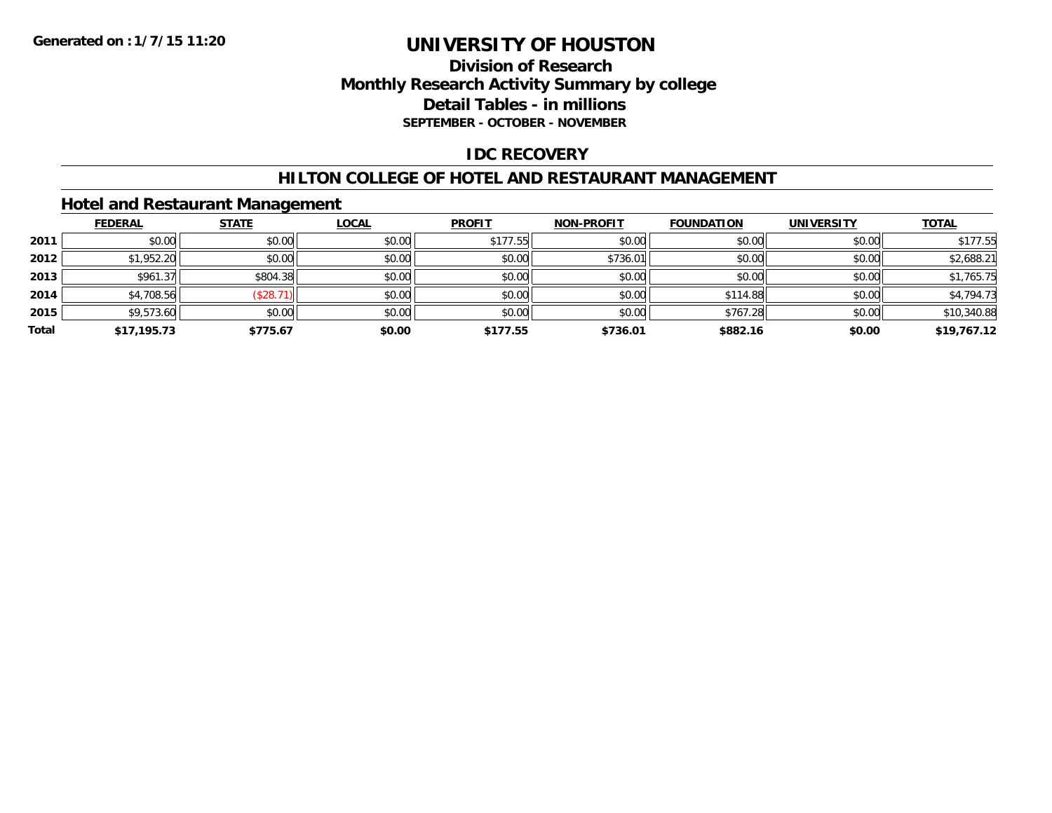**Generated on :1/7/15 11:20**

# UNIVERSITY OF HOUSTON

## Division of Research
## Monthly Research Activity Summary by college
## Detail Tables - in millions
### SEPTEMBER - OCTOBER - NOVEMBER

## IDC RECOVERY

## HILTON COLLEGE OF HOTEL AND RESTAURANT MANAGEMENT

### Hotel and Restaurant Management

| | FEDERAL | STATE | LOCAL | PROFIT | NON-PROFIT | FOUNDATION | UNIVERSITY | TOTAL |
|---|---|---|---|---|---|---|---|---|
| **2011** | $0.00 | $0.00 | $0.00 | $177.55 | $0.00 | $0.00 | $0.00 | $177.55 |
| **2012** | $1,952.20 | $0.00 | $0.00 | $0.00 | $736.01 | $0.00 | $0.00 | $2,688.21 |
| **2013** | $961.37 | $804.38 | $0.00 | $0.00 | $0.00 | $0.00 | $0.00 | $1,765.75 |
| **2014** | $4,708.56 | ($28.71) | $0.00 | $0.00 | $0.00 | $114.88 | $0.00 | $4,794.73 |
| **2015** | $9,573.60 | $0.00 | $0.00 | $0.00 | $0.00 | $767.28 | $0.00 | $10,340.88 |
| **Total** | **$17,195.73** | **$775.67** | **$0.00** | **$177.55** | **$736.01** | **$882.16** | **$0.00** | **$19,767.12** |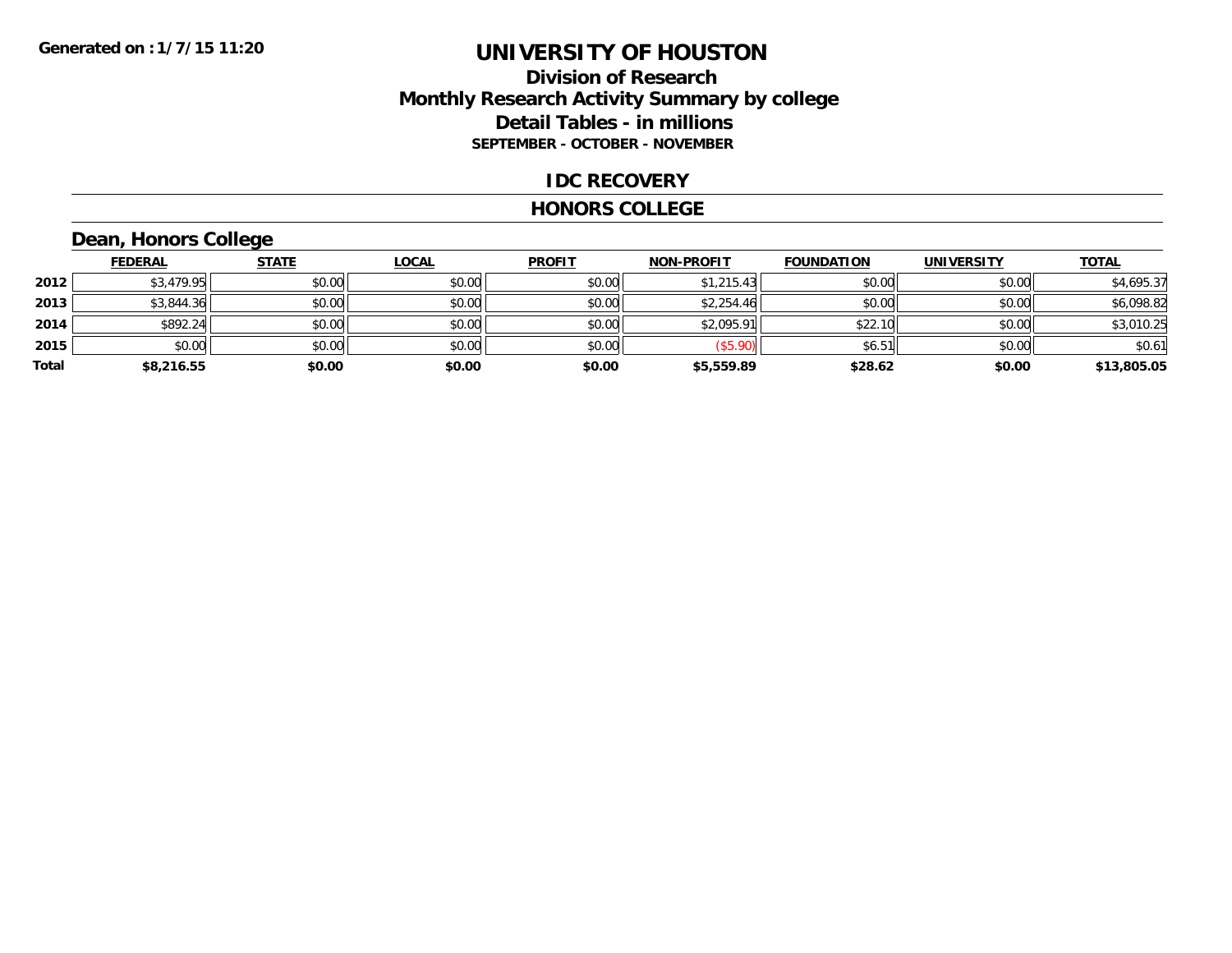# UNIVERSITY OF HOUSTON

## Division of Research
## Monthly Research Activity Summary by college
## Detail Tables - in millions
### SEPTEMBER - OCTOBER - NOVEMBER

Generated on : 1/7/15 11:20

## IDC RECOVERY

## HONORS COLLEGE

### Dean, Honors College

| | FEDERAL | STATE | LOCAL | PROFIT | NON-PROFIT | FOUNDATION | UNIVERSITY | TOTAL |
|---|---|---|---|---|---|---|---|---|
| 2012 | $3,479.95 | $0.00 | $0.00 | $0.00 | $1,215.43 | $0.00 | $0.00 | $4,695.37 |
| 2013 | $3,844.36 | $0.00 | $0.00 | $0.00 | $2,254.46 | $0.00 | $0.00 | $6,098.82 |
| 2014 | $892.24 | $0.00 | $0.00 | $0.00 | $2,095.91 | $22.10 | $0.00 | $3,010.25 |
| 2015 | $0.00 | $0.00 | $0.00 | $0.00 | ($5.90) | $6.51 | $0.00 | $0.61 |
| **Total** | **$8,216.55** | **$0.00** | **$0.00** | **$0.00** | **$5,559.89** | **$28.62** | **$0.00** | **$13,805.05** |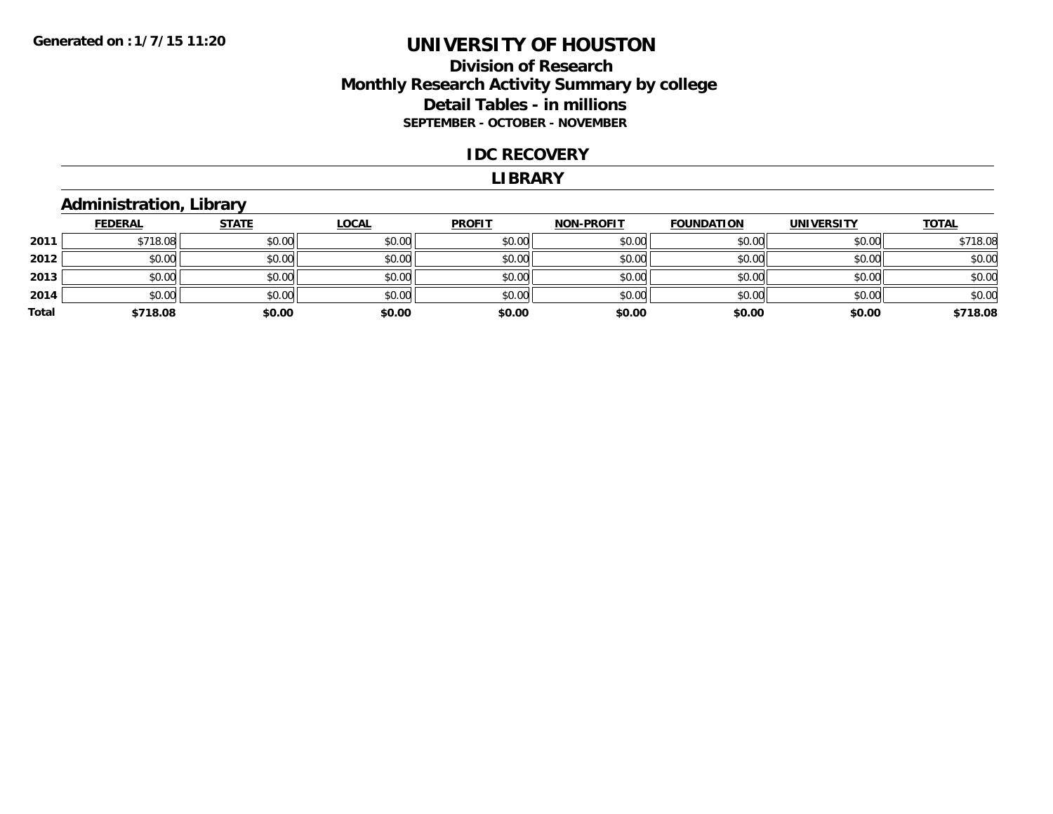# UNIVERSITY OF HOUSTON

## Division of Research
## Monthly Research Activity Summary by college
## Detail Tables - in millions
### SEPTEMBER - OCTOBER - NOVEMBER

## IDC RECOVERY

## LIBRARY

### Administration, Library

| | FEDERAL | STATE | LOCAL | PROFIT | NON-PROFIT | FOUNDATION | UNIVERSITY | TOTAL |
|---|---|---|---|---|---|---|---|---|
| 2011 | $718.08 | $0.00 | $0.00 | $0.00 | $0.00 | $0.00 | $0.00 | $718.08 |
| 2012 | $0.00 | $0.00 | $0.00 | $0.00 | $0.00 | $0.00 | $0.00 | $0.00 |
| 2013 | $0.00 | $0.00 | $0.00 | $0.00 | $0.00 | $0.00 | $0.00 | $0.00 |
| 2014 | $0.00 | $0.00 | $0.00 | $0.00 | $0.00 | $0.00 | $0.00 | $0.00 |
| **Total** | **$718.08** | **$0.00** | **$0.00** | **$0.00** | **$0.00** | **$0.00** | **$0.00** | **$718.08** |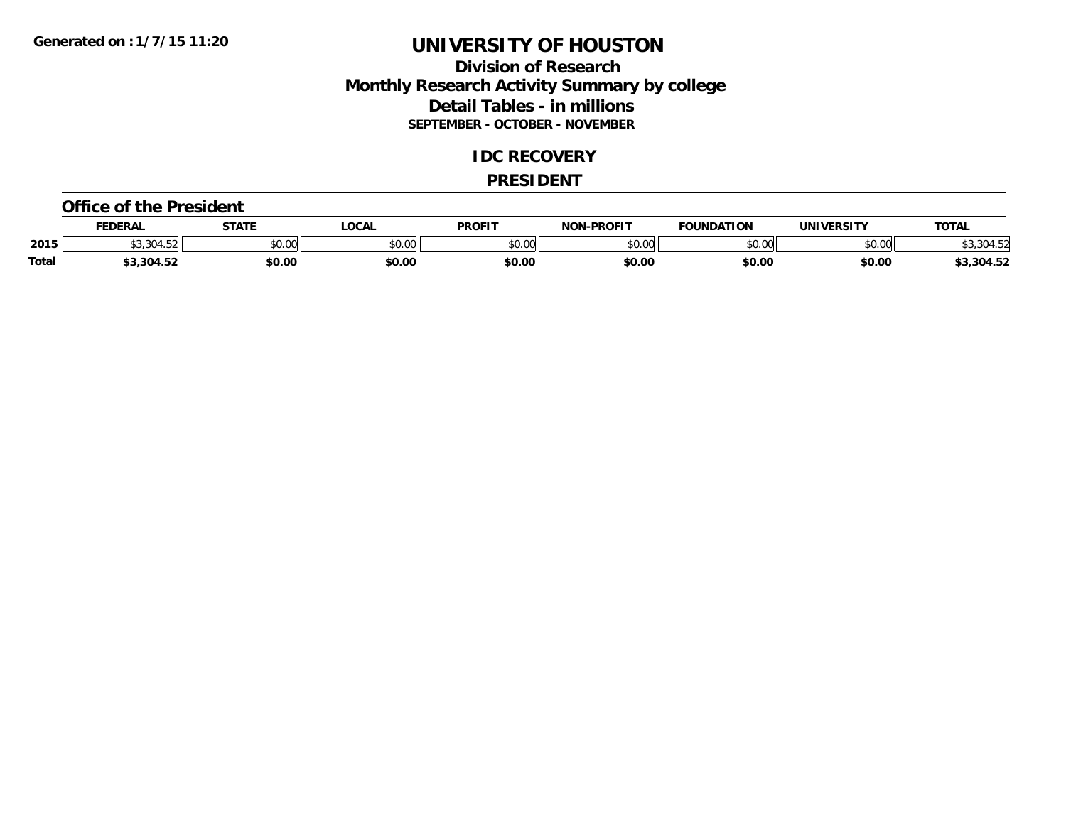**Generated on :1/7/15 11:20**

# UNIVERSITY OF HOUSTON

## Division of Research
## Monthly Research Activity Summary by college
## Detail Tables - in millions
### SEPTEMBER - OCTOBER - NOVEMBER

## IDC RECOVERY

## PRESIDENT

### Office of the President

| | FEDERAL | STATE | LOCAL | PROFIT | NON-PROFIT | FOUNDATION | UNIVERSITY | TOTAL |
|---|---|---|---|---|---|---|---|---|
| 2015 | $3,304.52 | $0.00 | $0.00 | $0.00 | $0.00 | $0.00 | $0.00 | $3,304.52 |
| **Total** | **$3,304.52** | **$0.00** | **$0.00** | **$0.00** | **$0.00** | **$0.00** | **$0.00** | **$3,304.52** |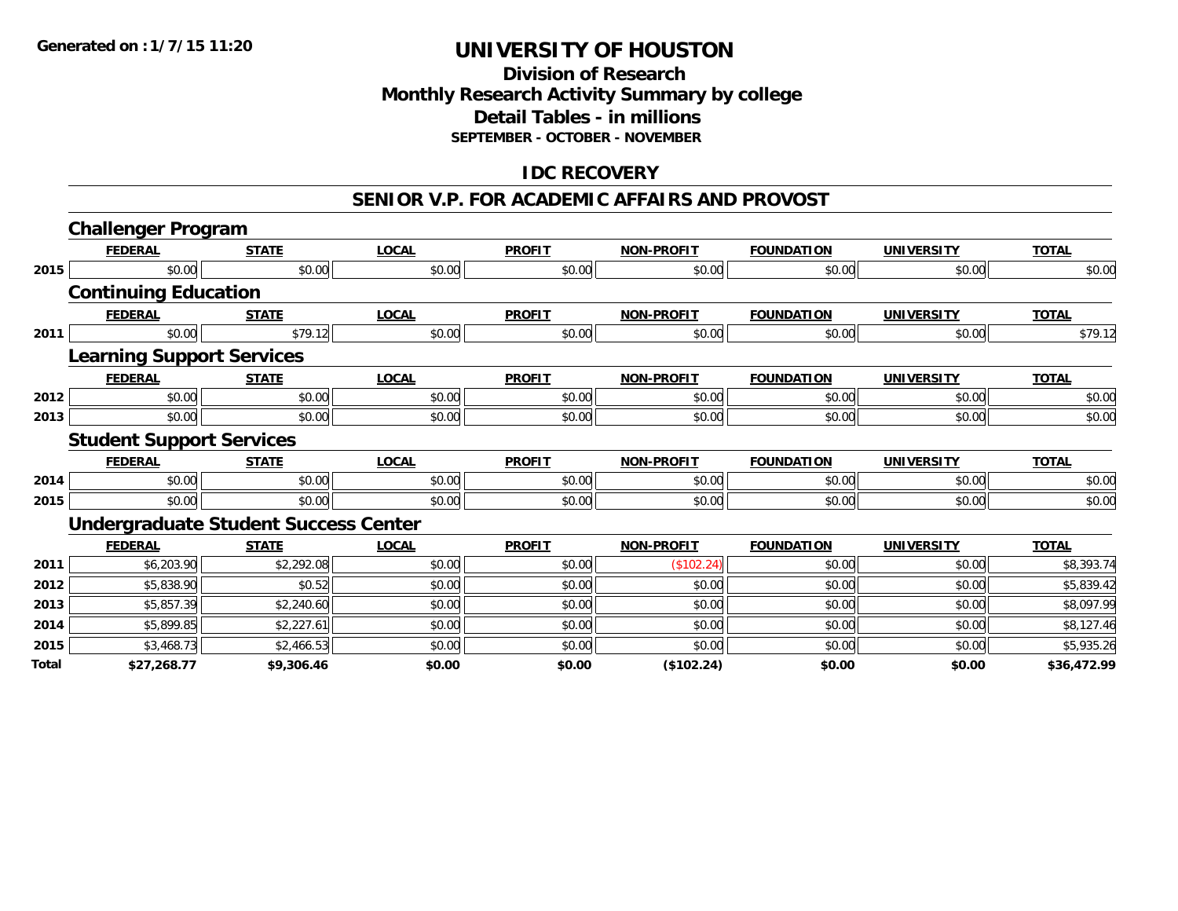Generated on :1/7/15 11:20

# UNIVERSITY OF HOUSTON

## Division of Research
## Monthly Research Activity Summary by college
## Detail Tables - in millions
### SEPTEMBER - OCTOBER - NOVEMBER

### IDC RECOVERY

### SENIOR V.P. FOR ACADEMIC AFFAIRS AND PROVOST

#### Challenger Program

| | FEDERAL | STATE | LOCAL | PROFIT | NON-PROFIT | FOUNDATION | UNIVERSITY | TOTAL |
|---|---|---|---|---|---|---|---|---|
| 2015 | $0.00 | $0.00 | $0.00 | $0.00 | $0.00 | $0.00 | $0.00 | $0.00 |

#### Continuing Education

| | FEDERAL | STATE | LOCAL | PROFIT | NON-PROFIT | FOUNDATION | UNIVERSITY | TOTAL |
|---|---|---|---|---|---|---|---|---|
| 2011 | $0.00 | $79.12 | $0.00 | $0.00 | $0.00 | $0.00 | $0.00 | $79.12 |

#### Learning Support Services

| | FEDERAL | STATE | LOCAL | PROFIT | NON-PROFIT | FOUNDATION | UNIVERSITY | TOTAL |
|---|---|---|---|---|---|---|---|---|
| 2012 | $0.00 | $0.00 | $0.00 | $0.00 | $0.00 | $0.00 | $0.00 | $0.00 |
| 2013 | $0.00 | $0.00 | $0.00 | $0.00 | $0.00 | $0.00 | $0.00 | $0.00 |

#### Student Support Services

| | FEDERAL | STATE | LOCAL | PROFIT | NON-PROFIT | FOUNDATION | UNIVERSITY | TOTAL |
|---|---|---|---|---|---|---|---|---|
| 2014 | $0.00 | $0.00 | $0.00 | $0.00 | $0.00 | $0.00 | $0.00 | $0.00 |
| 2015 | $0.00 | $0.00 | $0.00 | $0.00 | $0.00 | $0.00 | $0.00 | $0.00 |

#### Undergraduate Student Success Center

| | FEDERAL | STATE | LOCAL | PROFIT | NON-PROFIT | FOUNDATION | UNIVERSITY | TOTAL |
|---|---|---|---|---|---|---|---|---|
| 2011 | $6,203.90 | $2,292.08 | $0.00 | $0.00 | ($102.24) | $0.00 | $0.00 | $8,393.74 |
| 2012 | $5,838.90 | $0.52 | $0.00 | $0.00 | $0.00 | $0.00 | $0.00 | $5,839.42 |
| 2013 | $5,857.39 | $2,240.60 | $0.00 | $0.00 | $0.00 | $0.00 | $0.00 | $8,097.99 |
| 2014 | $5,899.85 | $2,227.61 | $0.00 | $0.00 | $0.00 | $0.00 | $0.00 | $8,127.46 |
| 2015 | $3,468.73 | $2,466.53 | $0.00 | $0.00 | $0.00 | $0.00 | $0.00 | $5,935.26 |
| **Total** | **$27,268.77** | **$9,306.46** | **$0.00** | **$0.00** | **($102.24)** | **$0.00** | **$0.00** | **$36,472.99** |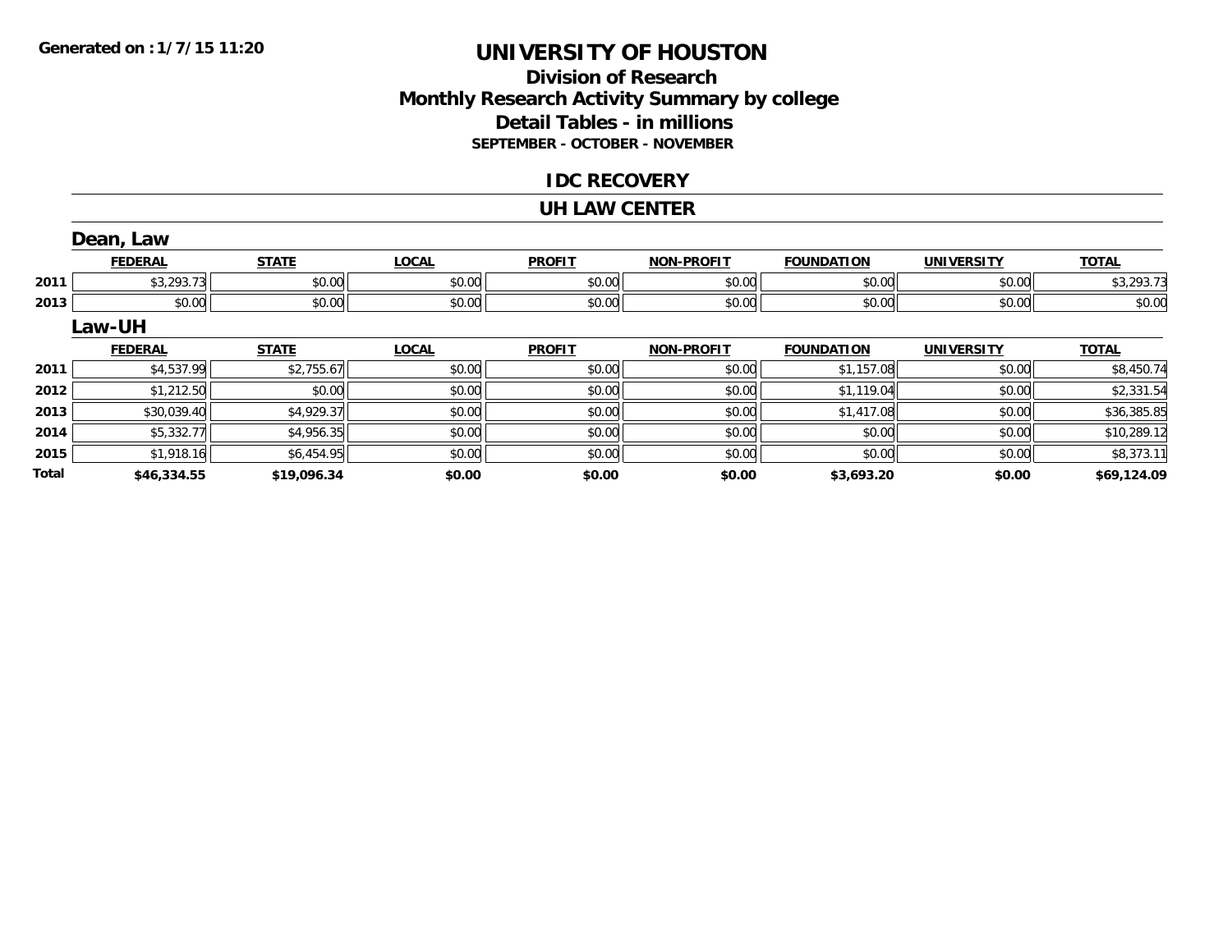**Generated on :1/7/15 11:20**

# UNIVERSITY OF HOUSTON

## Division of Research
## Monthly Research Activity Summary by college
## Detail Tables - in millions
### SEPTEMBER - OCTOBER - NOVEMBER

## IDC RECOVERY

## UH LAW CENTER

### Dean, Law

| | FEDERAL | STATE | LOCAL | PROFIT | NON-PROFIT | FOUNDATION | UNIVERSITY | TOTAL |
|---|---|---|---|---|---|---|---|---|
| 2011 | $3,293.73 | $0.00 | $0.00 | $0.00 | $0.00 | $0.00 | $0.00 | $3,293.73 |
| 2013 | $0.00 | $0.00 | $0.00 | $0.00 | $0.00 | $0.00 | $0.00 | $0.00 |

### Law-UH

| | FEDERAL | STATE | LOCAL | PROFIT | NON-PROFIT | FOUNDATION | UNIVERSITY | TOTAL |
|---|---|---|---|---|---|---|---|---|
| 2011 | $4,537.99 | $2,755.67 | $0.00 | $0.00 | $0.00 | $1,157.08 | $0.00 | $8,450.74 |
| 2012 | $1,212.50 | $0.00 | $0.00 | $0.00 | $0.00 | $1,119.04 | $0.00 | $2,331.54 |
| 2013 | $30,039.40 | $4,929.37 | $0.00 | $0.00 | $0.00 | $1,417.08 | $0.00 | $36,385.85 |
| 2014 | $5,332.77 | $4,956.35 | $0.00 | $0.00 | $0.00 | $0.00 | $0.00 | $10,289.12 |
| 2015 | $1,918.16 | $6,454.95 | $0.00 | $0.00 | $0.00 | $0.00 | $0.00 | $8,373.11 |
| **Total** | **$46,334.55** | **$19,096.34** | **$0.00** | **$0.00** | **$0.00** | **$3,693.20** | **$0.00** | **$69,124.09** |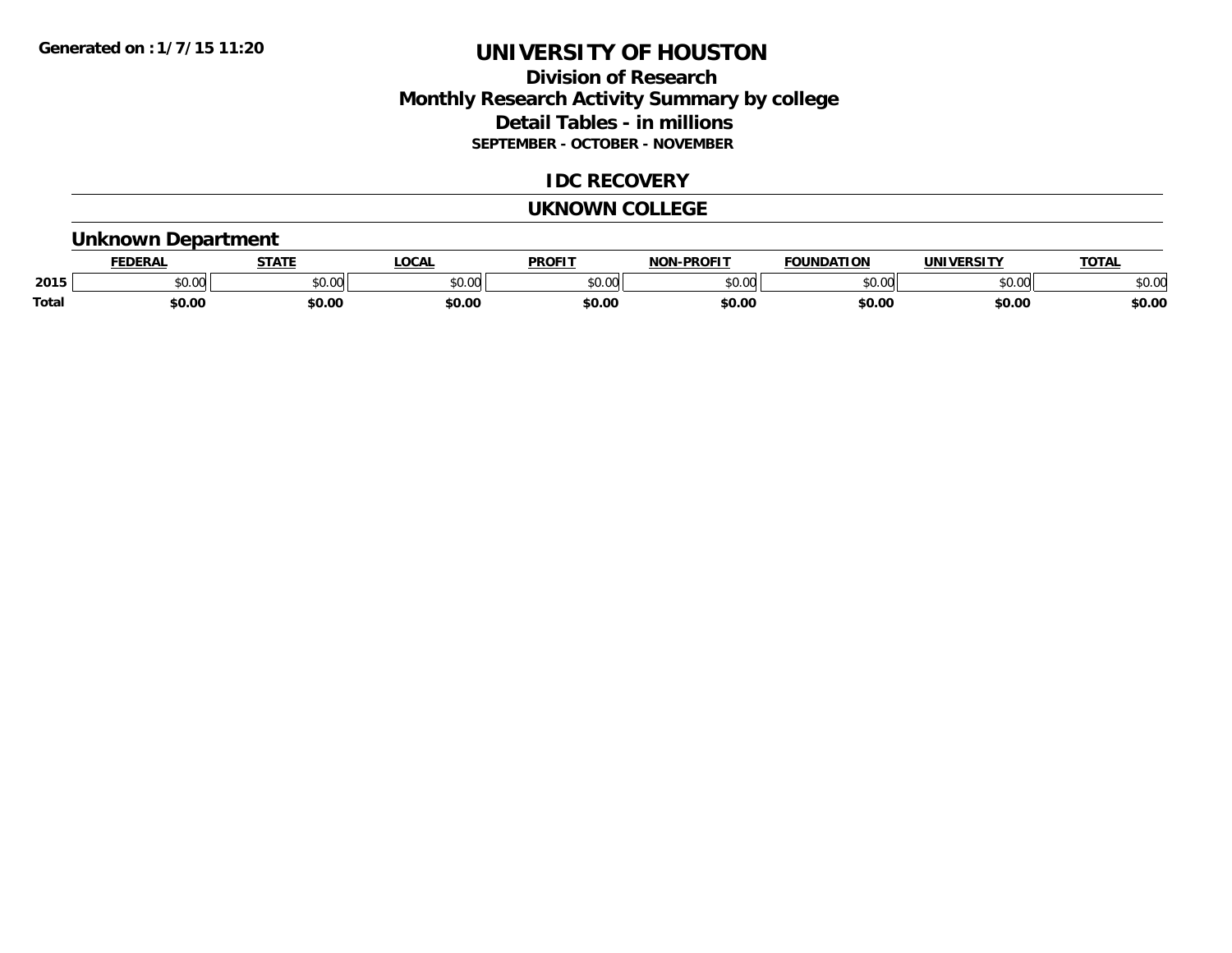Generated on :1/7/15 11:20

# UNIVERSITY OF HOUSTON

## Division of Research
## Monthly Research Activity Summary by college
## Detail Tables - in millions
### SEPTEMBER - OCTOBER - NOVEMBER

## IDC RECOVERY

## UKNOWN COLLEGE

### Unknown Department

| | FEDERAL | STATE | LOCAL | PROFIT | NON-PROFIT | FOUNDATION | UNIVERSITY | TOTAL |
|---|---|---|---|---|---|---|---|---|
| 2015 | $0.00 | $0.00 | $0.00 | $0.00 | $0.00 | $0.00 | $0.00 | $0.00 |
| **Total** | **$0.00** | **$0.00** | **$0.00** | **$0.00** | **$0.00** | **$0.00** | **$0.00** | **$0.00** |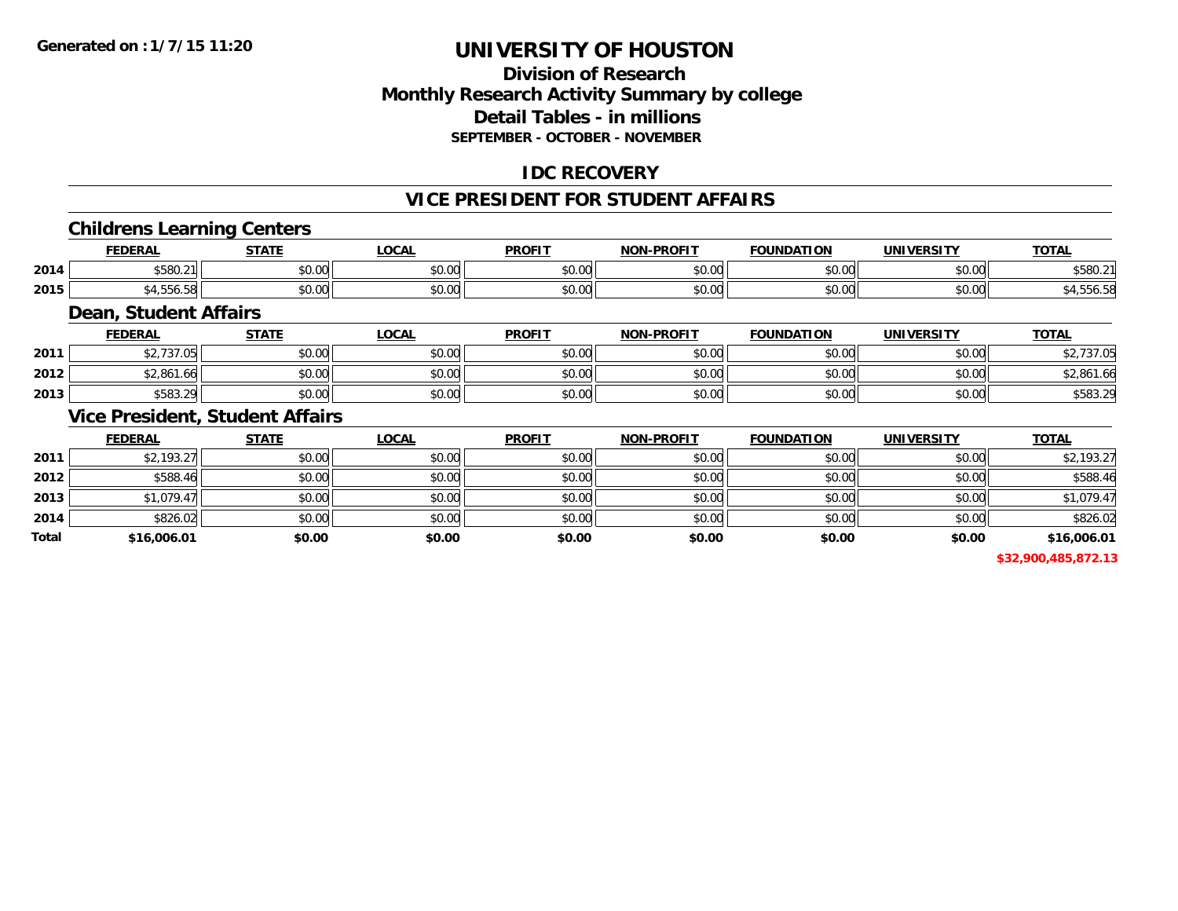**Generated on :1/7/15 11:20**

# UNIVERSITY OF HOUSTON

## Division of Research
## Monthly Research Activity Summary by college
## Detail Tables - in millions

**SEPTEMBER - OCTOBER - NOVEMBER**

## IDC RECOVERY

## VICE PRESIDENT FOR STUDENT AFFAIRS

### Childrens Learning Centers

| | FEDERAL | STATE | LOCAL | PROFIT | NON-PROFIT | FOUNDATION | UNIVERSITY | TOTAL |
|---|---|---|---|---|---|---|---|---|
| 2014 | $580.21 | $0.00 | $0.00 | $0.00 | $0.00 | $0.00 | $0.00 | $580.21 |
| 2015 | $4,556.58 | $0.00 | $0.00 | $0.00 | $0.00 | $0.00 | $0.00 | $4,556.58 |

### Dean, Student Affairs

| | FEDERAL | STATE | LOCAL | PROFIT | NON-PROFIT | FOUNDATION | UNIVERSITY | TOTAL |
|---|---|---|---|---|---|---|---|---|
| 2011 | $2,737.05 | $0.00 | $0.00 | $0.00 | $0.00 | $0.00 | $0.00 | $2,737.05 |
| 2012 | $2,861.66 | $0.00 | $0.00 | $0.00 | $0.00 | $0.00 | $0.00 | $2,861.66 |
| 2013 | $583.29 | $0.00 | $0.00 | $0.00 | $0.00 | $0.00 | $0.00 | $583.29 |

### Vice President, Student Affairs

| | FEDERAL | STATE | LOCAL | PROFIT | NON-PROFIT | FOUNDATION | UNIVERSITY | TOTAL |
|---|---|---|---|---|---|---|---|---|
| 2011 | $2,193.27 | $0.00 | $0.00 | $0.00 | $0.00 | $0.00 | $0.00 | $2,193.27 |
| 2012 | $588.46 | $0.00 | $0.00 | $0.00 | $0.00 | $0.00 | $0.00 | $588.46 |
| 2013 | $1,079.47 | $0.00 | $0.00 | $0.00 | $0.00 | $0.00 | $0.00 | $1,079.47 |
| 2014 | $826.02 | $0.00 | $0.00 | $0.00 | $0.00 | $0.00 | $0.00 | $826.02 |
| **Total** | **$16,006.01** | **$0.00** | **$0.00** | **$0.00** | **$0.00** | **$0.00** | **$0.00** | **$16,006.01** |

**$32,900,485,872.13**